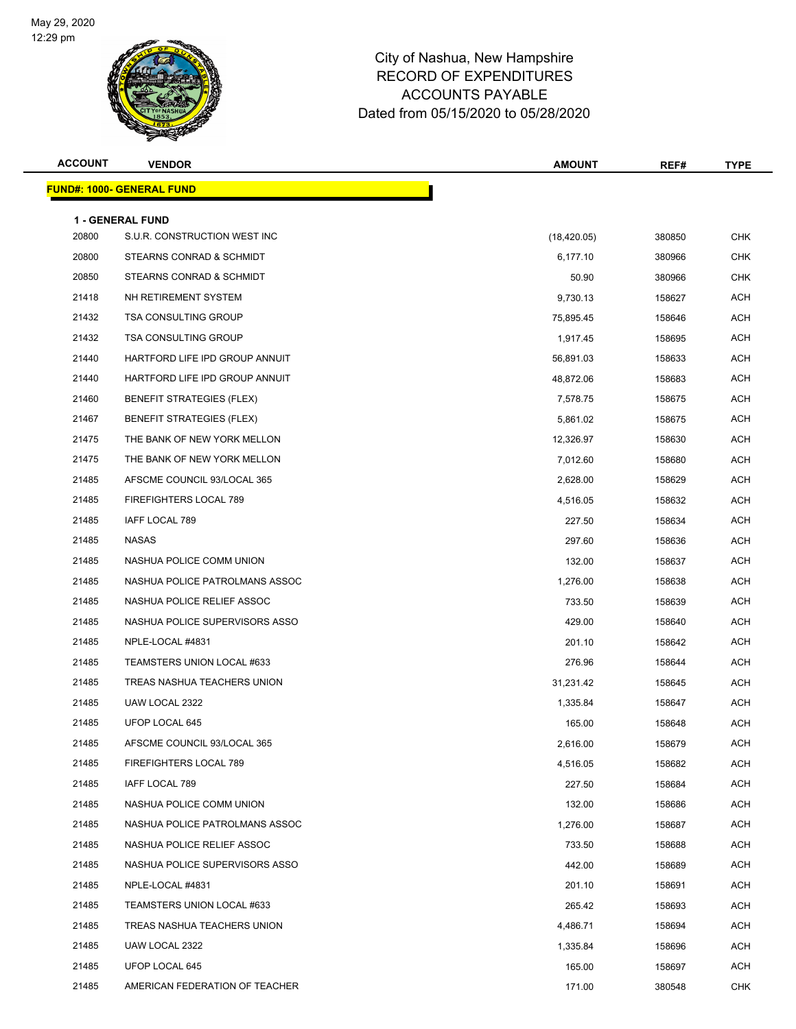May 29, 2020
12:29 pm

# City of Nashua, New Hampshire
# RECORD OF EXPENDITURES
# ACCOUNTS PAYABLE
# Dated from 05/15/2020 to 05/28/2020

| ACCOUNT | VENDOR | AMOUNT | REF# | TYPE |
|---|---|---|---|---|
| **FUND#: 1000- GENERAL FUND** | | | | |
| **1 - GENERAL FUND** | | | | |
| 20800 | S.U.R. CONSTRUCTION WEST INC | (18,420.05) | 380850 | CHK |
| 20800 | STEARNS CONRAD & SCHMIDT | 6,177.10 | 380966 | CHK |
| 20850 | STEARNS CONRAD & SCHMIDT | 50.90 | 380966 | CHK |
| 21418 | NH RETIREMENT SYSTEM | 9,730.13 | 158627 | ACH |
| 21432 | TSA CONSULTING GROUP | 75,895.45 | 158646 | ACH |
| 21432 | TSA CONSULTING GROUP | 1,917.45 | 158695 | ACH |
| 21440 | HARTFORD LIFE IPD GROUP ANNUIT | 56,891.03 | 158633 | ACH |
| 21440 | HARTFORD LIFE IPD GROUP ANNUIT | 48,872.06 | 158683 | ACH |
| 21460 | BENEFIT STRATEGIES (FLEX) | 7,578.75 | 158675 | ACH |
| 21467 | BENEFIT STRATEGIES (FLEX) | 5,861.02 | 158675 | ACH |
| 21475 | THE BANK OF NEW YORK MELLON | 12,326.97 | 158630 | ACH |
| 21475 | THE BANK OF NEW YORK MELLON | 7,012.60 | 158680 | ACH |
| 21485 | AFSCME COUNCIL 93/LOCAL 365 | 2,628.00 | 158629 | ACH |
| 21485 | FIREFIGHTERS LOCAL 789 | 4,516.05 | 158632 | ACH |
| 21485 | IAFF LOCAL 789 | 227.50 | 158634 | ACH |
| 21485 | NASAS | 297.60 | 158636 | ACH |
| 21485 | NASHUA POLICE COMM UNION | 132.00 | 158637 | ACH |
| 21485 | NASHUA POLICE PATROLMANS ASSOC | 1,276.00 | 158638 | ACH |
| 21485 | NASHUA POLICE RELIEF ASSOC | 733.50 | 158639 | ACH |
| 21485 | NASHUA POLICE SUPERVISORS ASSO | 429.00 | 158640 | ACH |
| 21485 | NPLE-LOCAL #4831 | 201.10 | 158642 | ACH |
| 21485 | TEAMSTERS UNION LOCAL #633 | 276.96 | 158644 | ACH |
| 21485 | TREAS NASHUA TEACHERS UNION | 31,231.42 | 158645 | ACH |
| 21485 | UAW LOCAL 2322 | 1,335.84 | 158647 | ACH |
| 21485 | UFOP LOCAL 645 | 165.00 | 158648 | ACH |
| 21485 | AFSCME COUNCIL 93/LOCAL 365 | 2,616.00 | 158679 | ACH |
| 21485 | FIREFIGHTERS LOCAL 789 | 4,516.05 | 158682 | ACH |
| 21485 | IAFF LOCAL 789 | 227.50 | 158684 | ACH |
| 21485 | NASHUA POLICE COMM UNION | 132.00 | 158686 | ACH |
| 21485 | NASHUA POLICE PATROLMANS ASSOC | 1,276.00 | 158687 | ACH |
| 21485 | NASHUA POLICE RELIEF ASSOC | 733.50 | 158688 | ACH |
| 21485 | NASHUA POLICE SUPERVISORS ASSO | 442.00 | 158689 | ACH |
| 21485 | NPLE-LOCAL #4831 | 201.10 | 158691 | ACH |
| 21485 | TEAMSTERS UNION LOCAL #633 | 265.42 | 158693 | ACH |
| 21485 | TREAS NASHUA TEACHERS UNION | 4,486.71 | 158694 | ACH |
| 21485 | UAW LOCAL 2322 | 1,335.84 | 158696 | ACH |
| 21485 | UFOP LOCAL 645 | 165.00 | 158697 | ACH |
| 21485 | AMERICAN FEDERATION OF TEACHER | 171.00 | 380548 | CHK |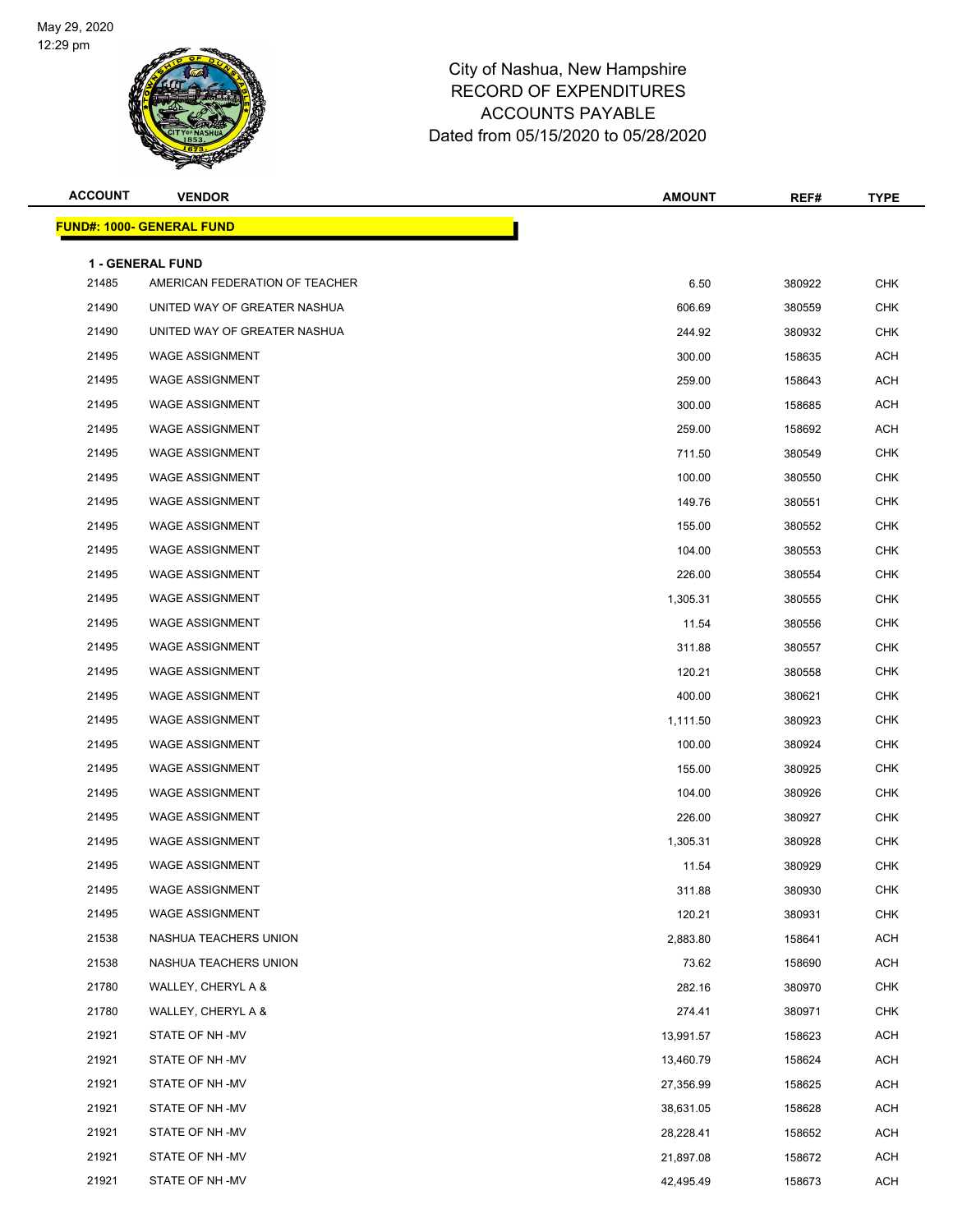City of Nashua, New Hampshire
RECORD OF EXPENDITURES
ACCOUNTS PAYABLE
Dated from 05/15/2020 to 05/28/2020

| ACCOUNT | VENDOR | AMOUNT | REF# | TYPE |
|---|---|---|---|---|

**FUND#: 1000- GENERAL FUND**

**1 - GENERAL FUND**

| ACCOUNT | VENDOR | AMOUNT | REF# | TYPE |
|---|---|---|---|---|
| 21485 | AMERICAN FEDERATION OF TEACHER | 6.50 | 380922 | CHK |
| 21490 | UNITED WAY OF GREATER NASHUA | 606.69 | 380559 | CHK |
| 21490 | UNITED WAY OF GREATER NASHUA | 244.92 | 380932 | CHK |
| 21495 | WAGE ASSIGNMENT | 300.00 | 158635 | ACH |
| 21495 | WAGE ASSIGNMENT | 259.00 | 158643 | ACH |
| 21495 | WAGE ASSIGNMENT | 300.00 | 158685 | ACH |
| 21495 | WAGE ASSIGNMENT | 259.00 | 158692 | ACH |
| 21495 | WAGE ASSIGNMENT | 711.50 | 380549 | CHK |
| 21495 | WAGE ASSIGNMENT | 100.00 | 380550 | CHK |
| 21495 | WAGE ASSIGNMENT | 149.76 | 380551 | CHK |
| 21495 | WAGE ASSIGNMENT | 155.00 | 380552 | CHK |
| 21495 | WAGE ASSIGNMENT | 104.00 | 380553 | CHK |
| 21495 | WAGE ASSIGNMENT | 226.00 | 380554 | CHK |
| 21495 | WAGE ASSIGNMENT | 1,305.31 | 380555 | CHK |
| 21495 | WAGE ASSIGNMENT | 11.54 | 380556 | CHK |
| 21495 | WAGE ASSIGNMENT | 311.88 | 380557 | CHK |
| 21495 | WAGE ASSIGNMENT | 120.21 | 380558 | CHK |
| 21495 | WAGE ASSIGNMENT | 400.00 | 380621 | CHK |
| 21495 | WAGE ASSIGNMENT | 1,111.50 | 380923 | CHK |
| 21495 | WAGE ASSIGNMENT | 100.00 | 380924 | CHK |
| 21495 | WAGE ASSIGNMENT | 155.00 | 380925 | CHK |
| 21495 | WAGE ASSIGNMENT | 104.00 | 380926 | CHK |
| 21495 | WAGE ASSIGNMENT | 226.00 | 380927 | CHK |
| 21495 | WAGE ASSIGNMENT | 1,305.31 | 380928 | CHK |
| 21495 | WAGE ASSIGNMENT | 11.54 | 380929 | CHK |
| 21495 | WAGE ASSIGNMENT | 311.88 | 380930 | CHK |
| 21495 | WAGE ASSIGNMENT | 120.21 | 380931 | CHK |
| 21538 | NASHUA TEACHERS UNION | 2,883.80 | 158641 | ACH |
| 21538 | NASHUA TEACHERS UNION | 73.62 | 158690 | ACH |
| 21780 | WALLEY, CHERYL A & | 282.16 | 380970 | CHK |
| 21780 | WALLEY, CHERYL A & | 274.41 | 380971 | CHK |
| 21921 | STATE OF NH -MV | 13,991.57 | 158623 | ACH |
| 21921 | STATE OF NH -MV | 13,460.79 | 158624 | ACH |
| 21921 | STATE OF NH -MV | 27,356.99 | 158625 | ACH |
| 21921 | STATE OF NH -MV | 38,631.05 | 158628 | ACH |
| 21921 | STATE OF NH -MV | 28,228.41 | 158652 | ACH |
| 21921 | STATE OF NH -MV | 21,897.08 | 158672 | ACH |
| 21921 | STATE OF NH -MV | 42,495.49 | 158673 | ACH |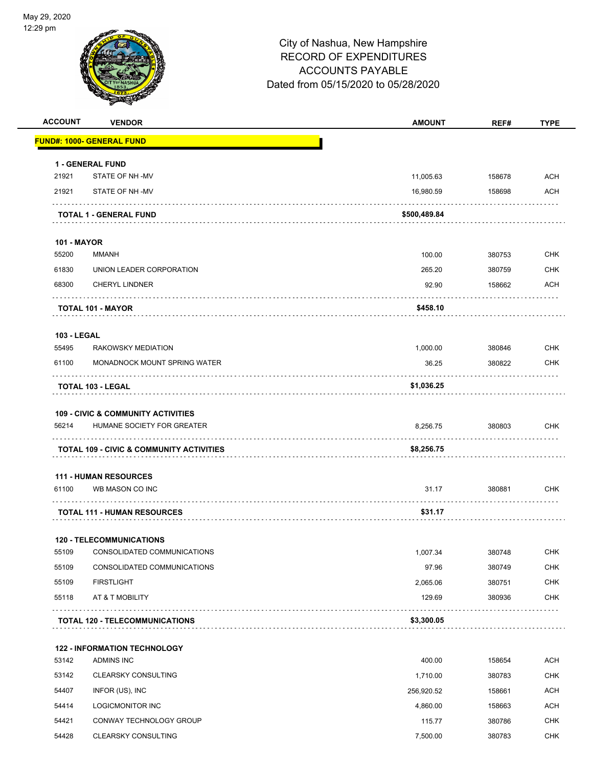May 29, 2020
12:29 pm

City of Nashua, New Hampshire
RECORD OF EXPENDITURES
ACCOUNTS PAYABLE
Dated from 05/15/2020 to 05/28/2020

| ACCOUNT | VENDOR | AMOUNT | REF# | TYPE |
|---|---|---|---|---|
| **FUND#: 1000- GENERAL FUND** | | | | |
| **1 - GENERAL FUND** | | | | |
| 21921 | STATE OF NH -MV | 11,005.63 | 158678 | ACH |
| 21921 | STATE OF NH -MV | 16,980.59 | 158698 | ACH |
| | **TOTAL 1 - GENERAL FUND** | **$500,489.84** | | |
| **101 - MAYOR** | | | | |
| 55200 | MMANH | 100.00 | 380753 | CHK |
| 61830 | UNION LEADER CORPORATION | 265.20 | 380759 | CHK |
| 68300 | CHERYL LINDNER | 92.90 | 158662 | ACH |
| | **TOTAL 101 - MAYOR** | **$458.10** | | |
| **103 - LEGAL** | | | | |
| 55495 | RAKOWSKY MEDIATION | 1,000.00 | 380846 | CHK |
| 61100 | MONADNOCK MOUNT SPRING WATER | 36.25 | 380822 | CHK |
| | **TOTAL 103 - LEGAL** | **$1,036.25** | | |
| **109 - CIVIC & COMMUNITY ACTIVITIES** | | | | |
| 56214 | HUMANE SOCIETY FOR GREATER | 8,256.75 | 380803 | CHK |
| | **TOTAL 109 - CIVIC & COMMUNITY ACTIVITIES** | **$8,256.75** | | |
| **111 - HUMAN RESOURCES** | | | | |
| 61100 | WB MASON CO INC | 31.17 | 380881 | CHK |
| | **TOTAL 111 - HUMAN RESOURCES** | **$31.17** | | |
| **120 - TELECOMMUNICATIONS** | | | | |
| 55109 | CONSOLIDATED COMMUNICATIONS | 1,007.34 | 380748 | CHK |
| 55109 | CONSOLIDATED COMMUNICATIONS | 97.96 | 380749 | CHK |
| 55109 | FIRSTLIGHT | 2,065.06 | 380751 | CHK |
| 55118 | AT & T MOBILITY | 129.69 | 380936 | CHK |
| | **TOTAL 120 - TELECOMMUNICATIONS** | **$3,300.05** | | |
| **122 - INFORMATION TECHNOLOGY** | | | | |
| 53142 | ADMINS INC | 400.00 | 158654 | ACH |
| 53142 | CLEARSKY CONSULTING | 1,710.00 | 380783 | CHK |
| 54407 | INFOR (US), INC | 256,920.52 | 158661 | ACH |
| 54414 | LOGICMONITOR INC | 4,860.00 | 158663 | ACH |
| 54421 | CONWAY TECHNOLOGY GROUP | 115.77 | 380786 | CHK |
| 54428 | CLEARSKY CONSULTING | 7,500.00 | 380783 | CHK |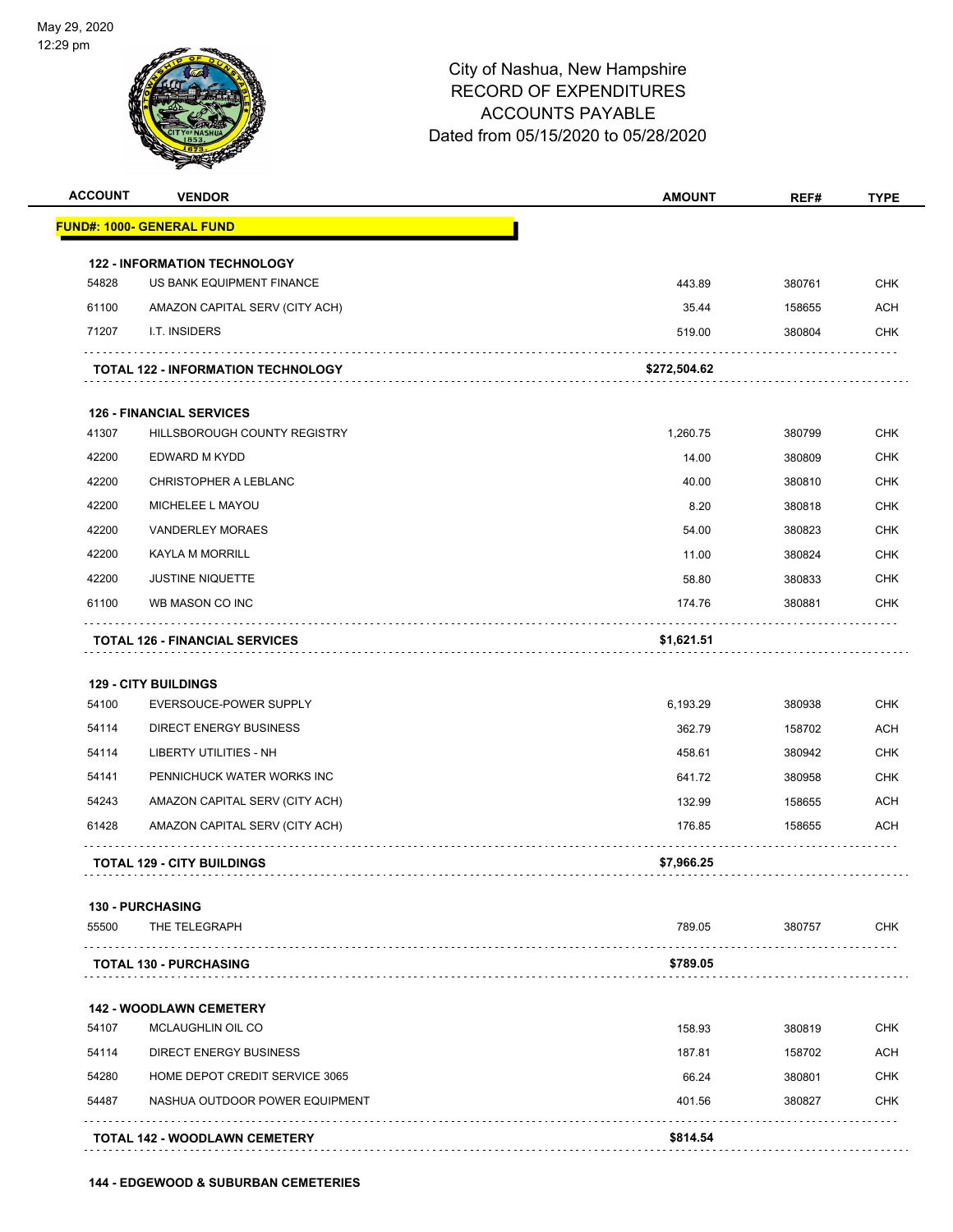City of Nashua, New Hampshire
RECORD OF EXPENDITURES
ACCOUNTS PAYABLE
Dated from 05/15/2020 to 05/28/2020

| ACCOUNT | VENDOR | AMOUNT | REF# | TYPE |
|---|---|---|---|---|
| **FUND#: 1000- GENERAL FUND** | | | | |
| **122 - INFORMATION TECHNOLOGY** | | | | |
| 54828 | US BANK EQUIPMENT FINANCE | 443.89 | 380761 | CHK |
| 61100 | AMAZON CAPITAL SERV (CITY ACH) | 35.44 | 158655 | ACH |
| 71207 | I.T. INSIDERS | 519.00 | 380804 | CHK |
| | **TOTAL 122 - INFORMATION TECHNOLOGY** | **$272,504.62** | | |
| **126 - FINANCIAL SERVICES** | | | | |
| 41307 | HILLSBOROUGH COUNTY REGISTRY | 1,260.75 | 380799 | CHK |
| 42200 | EDWARD M KYDD | 14.00 | 380809 | CHK |
| 42200 | CHRISTOPHER A LEBLANC | 40.00 | 380810 | CHK |
| 42200 | MICHELEE L MAYOU | 8.20 | 380818 | CHK |
| 42200 | VANDERLEY MORAES | 54.00 | 380823 | CHK |
| 42200 | KAYLA M MORRILL | 11.00 | 380824 | CHK |
| 42200 | JUSTINE NIQUETTE | 58.80 | 380833 | CHK |
| 61100 | WB MASON CO INC | 174.76 | 380881 | CHK |
| | **TOTAL 126 - FINANCIAL SERVICES** | **$1,621.51** | | |
| **129 - CITY BUILDINGS** | | | | |
| 54100 | EVERSOUCE-POWER SUPPLY | 6,193.29 | 380938 | CHK |
| 54114 | DIRECT ENERGY BUSINESS | 362.79 | 158702 | ACH |
| 54114 | LIBERTY UTILITIES - NH | 458.61 | 380942 | CHK |
| 54141 | PENNICHUCK WATER WORKS INC | 641.72 | 380958 | CHK |
| 54243 | AMAZON CAPITAL SERV (CITY ACH) | 132.99 | 158655 | ACH |
| 61428 | AMAZON CAPITAL SERV (CITY ACH) | 176.85 | 158655 | ACH |
| | **TOTAL 129 - CITY BUILDINGS** | **$7,966.25** | | |
| **130 - PURCHASING** | | | | |
| 55500 | THE TELEGRAPH | 789.05 | 380757 | CHK |
| | **TOTAL 130 - PURCHASING** | **$789.05** | | |
| **142 - WOODLAWN CEMETERY** | | | | |
| 54107 | MCLAUGHLIN OIL CO | 158.93 | 380819 | CHK |
| 54114 | DIRECT ENERGY BUSINESS | 187.81 | 158702 | ACH |
| 54280 | HOME DEPOT CREDIT SERVICE 3065 | 66.24 | 380801 | CHK |
| 54487 | NASHUA OUTDOOR POWER EQUIPMENT | 401.56 | 380827 | CHK |
| | **TOTAL 142 - WOODLAWN CEMETERY** | **$814.54** | | |
| **144 - EDGEWOOD & SUBURBAN CEMETERIES** | | | | |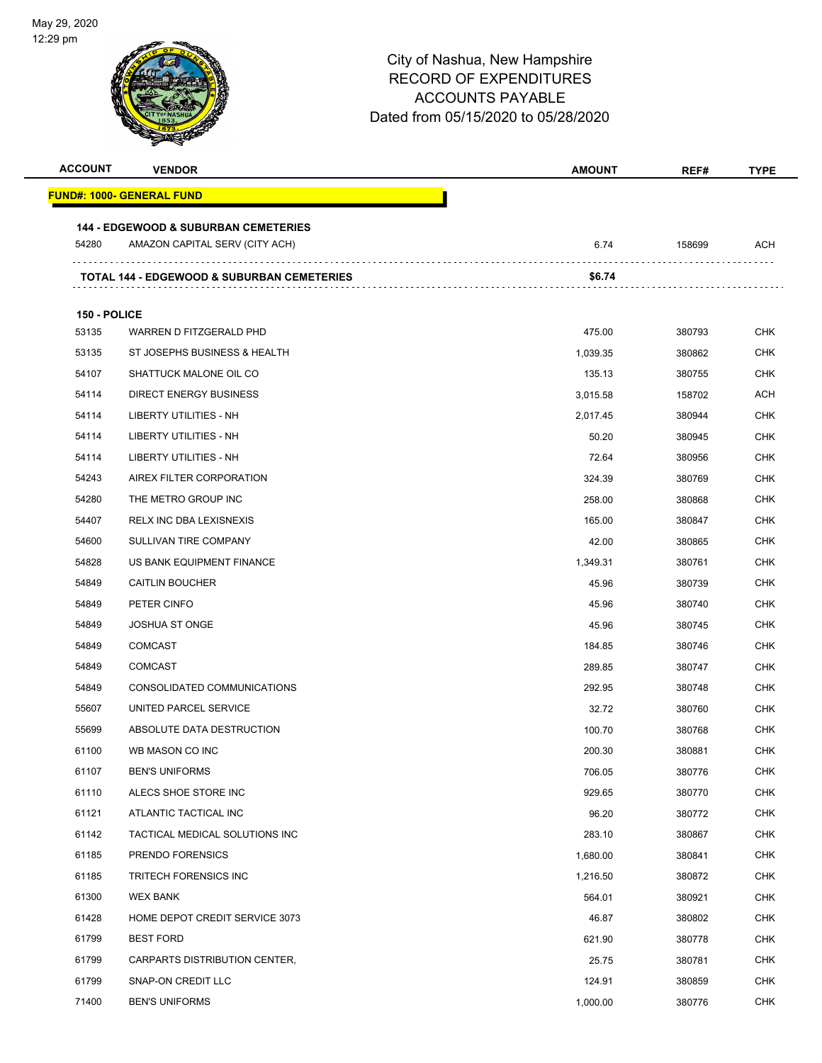City of Nashua, New Hampshire
RECORD OF EXPENDITURES
ACCOUNTS PAYABLE
Dated from 05/15/2020 to 05/28/2020

| ACCOUNT | VENDOR | AMOUNT | REF# | TYPE |
|---|---|---|---|---|
| **FUND#: 1000- GENERAL FUND** | | | | |
| **144 - EDGEWOOD & SUBURBAN CEMETERIES** | | | | |
| 54280 | AMAZON CAPITAL SERV (CITY ACH) | 6.74 | 158699 | ACH |
| **TOTAL 144 - EDGEWOOD & SUBURBAN CEMETERIES** | | **$6.74** | | |
| **150 - POLICE** | | | | |
| 53135 | WARREN D FITZGERALD PHD | 475.00 | 380793 | CHK |
| 53135 | ST JOSEPHS BUSINESS & HEALTH | 1,039.35 | 380862 | CHK |
| 54107 | SHATTUCK MALONE OIL CO | 135.13 | 380755 | CHK |
| 54114 | DIRECT ENERGY BUSINESS | 3,015.58 | 158702 | ACH |
| 54114 | LIBERTY UTILITIES - NH | 2,017.45 | 380944 | CHK |
| 54114 | LIBERTY UTILITIES - NH | 50.20 | 380945 | CHK |
| 54114 | LIBERTY UTILITIES - NH | 72.64 | 380956 | CHK |
| 54243 | AIREX FILTER CORPORATION | 324.39 | 380769 | CHK |
| 54280 | THE METRO GROUP INC | 258.00 | 380868 | CHK |
| 54407 | RELX INC DBA LEXISNEXIS | 165.00 | 380847 | CHK |
| 54600 | SULLIVAN TIRE COMPANY | 42.00 | 380865 | CHK |
| 54828 | US BANK EQUIPMENT FINANCE | 1,349.31 | 380761 | CHK |
| 54849 | CAITLIN BOUCHER | 45.96 | 380739 | CHK |
| 54849 | PETER CINFO | 45.96 | 380740 | CHK |
| 54849 | JOSHUA ST ONGE | 45.96 | 380745 | CHK |
| 54849 | COMCAST | 184.85 | 380746 | CHK |
| 54849 | COMCAST | 289.85 | 380747 | CHK |
| 54849 | CONSOLIDATED COMMUNICATIONS | 292.95 | 380748 | CHK |
| 55607 | UNITED PARCEL SERVICE | 32.72 | 380760 | CHK |
| 55699 | ABSOLUTE DATA DESTRUCTION | 100.70 | 380768 | CHK |
| 61100 | WB MASON CO INC | 200.30 | 380881 | CHK |
| 61107 | BEN'S UNIFORMS | 706.05 | 380776 | CHK |
| 61110 | ALECS SHOE STORE INC | 929.65 | 380770 | CHK |
| 61121 | ATLANTIC TACTICAL INC | 96.20 | 380772 | CHK |
| 61142 | TACTICAL MEDICAL SOLUTIONS INC | 283.10 | 380867 | CHK |
| 61185 | PRENDO FORENSICS | 1,680.00 | 380841 | CHK |
| 61185 | TRITECH FORENSICS INC | 1,216.50 | 380872 | CHK |
| 61300 | WEX BANK | 564.01 | 380921 | CHK |
| 61428 | HOME DEPOT CREDIT SERVICE 3073 | 46.87 | 380802 | CHK |
| 61799 | BEST FORD | 621.90 | 380778 | CHK |
| 61799 | CARPARTS DISTRIBUTION CENTER, | 25.75 | 380781 | CHK |
| 61799 | SNAP-ON CREDIT LLC | 124.91 | 380859 | CHK |
| 71400 | BEN'S UNIFORMS | 1,000.00 | 380776 | CHK |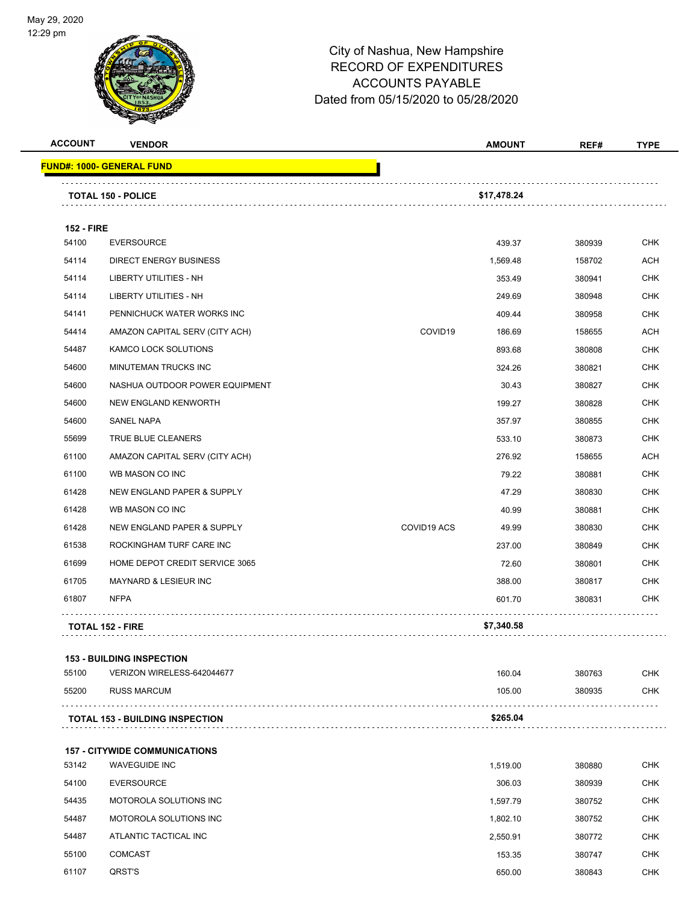City of Nashua, New Hampshire
RECORD OF EXPENDITURES
ACCOUNTS PAYABLE
Dated from 05/15/2020 to 05/28/2020

| ACCOUNT | VENDOR | | AMOUNT | REF# | TYPE |
|---|---|---|---|---|---|
| **FUND#: 1000- GENERAL FUND** | | | | | |
| | **TOTAL 150 - POLICE** | | **$17,478.24** | | |
| **152 - FIRE** | | | | | |
| 54100 | EVERSOURCE | | 439.37 | 380939 | CHK |
| 54114 | DIRECT ENERGY BUSINESS | | 1,569.48 | 158702 | ACH |
| 54114 | LIBERTY UTILITIES - NH | | 353.49 | 380941 | CHK |
| 54114 | LIBERTY UTILITIES - NH | | 249.69 | 380948 | CHK |
| 54141 | PENNICHUCK WATER WORKS INC | | 409.44 | 380958 | CHK |
| 54414 | AMAZON CAPITAL SERV (CITY ACH) | COVID19 | 186.69 | 158655 | ACH |
| 54487 | KAMCO LOCK SOLUTIONS | | 893.68 | 380808 | CHK |
| 54600 | MINUTEMAN TRUCKS INC | | 324.26 | 380821 | CHK |
| 54600 | NASHUA OUTDOOR POWER EQUIPMENT | | 30.43 | 380827 | CHK |
| 54600 | NEW ENGLAND KENWORTH | | 199.27 | 380828 | CHK |
| 54600 | SANEL NAPA | | 357.97 | 380855 | CHK |
| 55699 | TRUE BLUE CLEANERS | | 533.10 | 380873 | CHK |
| 61100 | AMAZON CAPITAL SERV (CITY ACH) | | 276.92 | 158655 | ACH |
| 61100 | WB MASON CO INC | | 79.22 | 380881 | CHK |
| 61428 | NEW ENGLAND PAPER & SUPPLY | | 47.29 | 380830 | CHK |
| 61428 | WB MASON CO INC | | 40.99 | 380881 | CHK |
| 61428 | NEW ENGLAND PAPER & SUPPLY | COVID19 ACS | 49.99 | 380830 | CHK |
| 61538 | ROCKINGHAM TURF CARE INC | | 237.00 | 380849 | CHK |
| 61699 | HOME DEPOT CREDIT SERVICE 3065 | | 72.60 | 380801 | CHK |
| 61705 | MAYNARD & LESIEUR INC | | 388.00 | 380817 | CHK |
| 61807 | NFPA | | 601.70 | 380831 | CHK |
| | **TOTAL 152 - FIRE** | | **$7,340.58** | | |
| **153 - BUILDING INSPECTION** | | | | | |
| 55100 | VERIZON WIRELESS-642044677 | | 160.04 | 380763 | CHK |
| 55200 | RUSS MARCUM | | 105.00 | 380935 | CHK |
| | **TOTAL 153 - BUILDING INSPECTION** | | **$265.04** | | |
| **157 - CITYWIDE COMMUNICATIONS** | | | | | |
| 53142 | WAVEGUIDE INC | | 1,519.00 | 380880 | CHK |
| 54100 | EVERSOURCE | | 306.03 | 380939 | CHK |
| 54435 | MOTOROLA SOLUTIONS INC | | 1,597.79 | 380752 | CHK |
| 54487 | MOTOROLA SOLUTIONS INC | | 1,802.10 | 380752 | CHK |
| 54487 | ATLANTIC TACTICAL INC | | 2,550.91 | 380772 | CHK |
| 55100 | COMCAST | | 153.35 | 380747 | CHK |
| 61107 | QRST'S | | 650.00 | 380843 | CHK |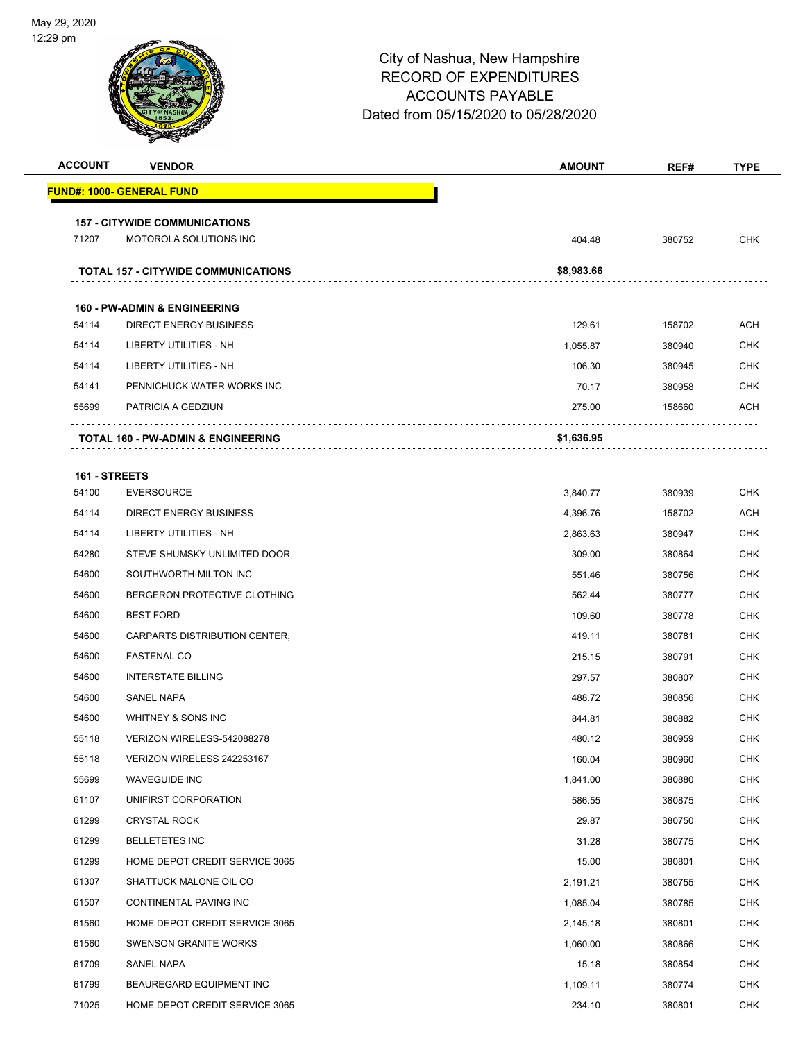City of Nashua, New Hampshire
RECORD OF EXPENDITURES
ACCOUNTS PAYABLE
Dated from 05/15/2020 to 05/28/2020

| ACCOUNT | VENDOR | AMOUNT | REF# | TYPE |
|---|---|---|---|---|
| **FUND#: 1000- GENERAL FUND** | | | | |
| **157 - CITYWIDE COMMUNICATIONS** | | | | |
| 71207 | MOTOROLA SOLUTIONS INC | 404.48 | 380752 | CHK |
| | **TOTAL 157 - CITYWIDE COMMUNICATIONS** | **$8,983.66** | | |
| **160 - PW-ADMIN & ENGINEERING** | | | | |
| 54114 | DIRECT ENERGY BUSINESS | 129.61 | 158702 | ACH |
| 54114 | LIBERTY UTILITIES - NH | 1,055.87 | 380940 | CHK |
| 54114 | LIBERTY UTILITIES - NH | 106.30 | 380945 | CHK |
| 54141 | PENNICHUCK WATER WORKS INC | 70.17 | 380958 | CHK |
| 55699 | PATRICIA A GEDZIUN | 275.00 | 158660 | ACH |
| | **TOTAL 160 - PW-ADMIN & ENGINEERING** | **$1,636.95** | | |
| **161 - STREETS** | | | | |
| 54100 | EVERSOURCE | 3,840.77 | 380939 | CHK |
| 54114 | DIRECT ENERGY BUSINESS | 4,396.76 | 158702 | ACH |
| 54114 | LIBERTY UTILITIES - NH | 2,863.63 | 380947 | CHK |
| 54280 | STEVE SHUMSKY UNLIMITED DOOR | 309.00 | 380864 | CHK |
| 54600 | SOUTHWORTH-MILTON INC | 551.46 | 380756 | CHK |
| 54600 | BERGERON PROTECTIVE CLOTHING | 562.44 | 380777 | CHK |
| 54600 | BEST FORD | 109.60 | 380778 | CHK |
| 54600 | CARPARTS DISTRIBUTION CENTER, | 419.11 | 380781 | CHK |
| 54600 | FASTENAL CO | 215.15 | 380791 | CHK |
| 54600 | INTERSTATE BILLING | 297.57 | 380807 | CHK |
| 54600 | SANEL NAPA | 488.72 | 380856 | CHK |
| 54600 | WHITNEY & SONS INC | 844.81 | 380882 | CHK |
| 55118 | VERIZON WIRELESS-542088278 | 480.12 | 380959 | CHK |
| 55118 | VERIZON WIRELESS 242253167 | 160.04 | 380960 | CHK |
| 55699 | WAVEGUIDE INC | 1,841.00 | 380880 | CHK |
| 61107 | UNIFIRST CORPORATION | 586.55 | 380875 | CHK |
| 61299 | CRYSTAL ROCK | 29.87 | 380750 | CHK |
| 61299 | BELLETETES INC | 31.28 | 380775 | CHK |
| 61299 | HOME DEPOT CREDIT SERVICE 3065 | 15.00 | 380801 | CHK |
| 61307 | SHATTUCK MALONE OIL CO | 2,191.21 | 380755 | CHK |
| 61507 | CONTINENTAL PAVING INC | 1,085.04 | 380785 | CHK |
| 61560 | HOME DEPOT CREDIT SERVICE 3065 | 2,145.18 | 380801 | CHK |
| 61560 | SWENSON GRANITE WORKS | 1,060.00 | 380866 | CHK |
| 61709 | SANEL NAPA | 15.18 | 380854 | CHK |
| 61799 | BEAUREGARD EQUIPMENT INC | 1,109.11 | 380774 | CHK |
| 71025 | HOME DEPOT CREDIT SERVICE 3065 | 234.10 | 380801 | CHK |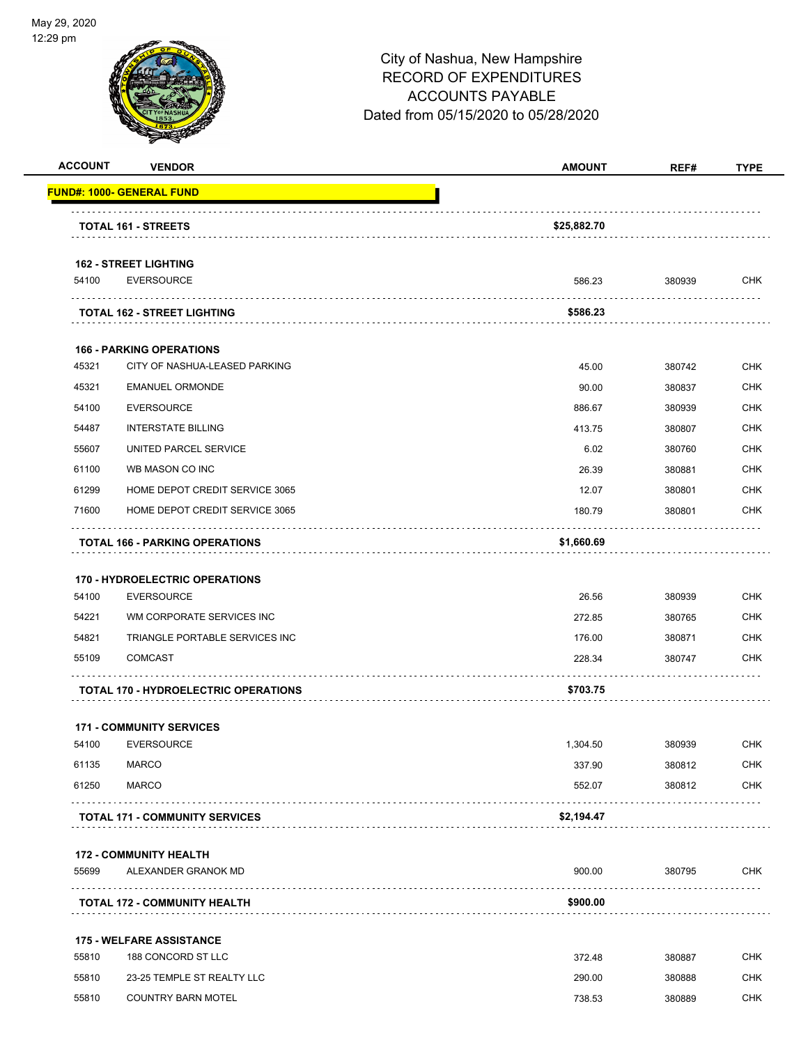May 29, 2020
12:29 pm

# City of Nashua, New Hampshire
## RECORD OF EXPENDITURES
## ACCOUNTS PAYABLE
Dated from 05/15/2020 to 05/28/2020

| ACCOUNT | VENDOR | AMOUNT | REF# | TYPE |
|---|---|---|---|---|
| **FUND#: 1000- GENERAL FUND** | | | | |
| | **TOTAL 161 - STREETS** | **$25,882.70** | | |
| **162 - STREET LIGHTING** | | | | |
| 54100 | EVERSOURCE | 586.23 | 380939 | CHK |
| | **TOTAL 162 - STREET LIGHTING** | **$586.23** | | |
| **166 - PARKING OPERATIONS** | | | | |
| 45321 | CITY OF NASHUA-LEASED PARKING | 45.00 | 380742 | CHK |
| 45321 | EMANUEL ORMONDE | 90.00 | 380837 | CHK |
| 54100 | EVERSOURCE | 886.67 | 380939 | CHK |
| 54487 | INTERSTATE BILLING | 413.75 | 380807 | CHK |
| 55607 | UNITED PARCEL SERVICE | 6.02 | 380760 | CHK |
| 61100 | WB MASON CO INC | 26.39 | 380881 | CHK |
| 61299 | HOME DEPOT CREDIT SERVICE 3065 | 12.07 | 380801 | CHK |
| 71600 | HOME DEPOT CREDIT SERVICE 3065 | 180.79 | 380801 | CHK |
| | **TOTAL 166 - PARKING OPERATIONS** | **$1,660.69** | | |
| **170 - HYDROELECTRIC OPERATIONS** | | | | |
| 54100 | EVERSOURCE | 26.56 | 380939 | CHK |
| 54221 | WM CORPORATE SERVICES INC | 272.85 | 380765 | CHK |
| 54821 | TRIANGLE PORTABLE SERVICES INC | 176.00 | 380871 | CHK |
| 55109 | COMCAST | 228.34 | 380747 | CHK |
| | **TOTAL 170 - HYDROELECTRIC OPERATIONS** | **$703.75** | | |
| **171 - COMMUNITY SERVICES** | | | | |
| 54100 | EVERSOURCE | 1,304.50 | 380939 | CHK |
| 61135 | MARCO | 337.90 | 380812 | CHK |
| 61250 | MARCO | 552.07 | 380812 | CHK |
| | **TOTAL 171 - COMMUNITY SERVICES** | **$2,194.47** | | |
| **172 - COMMUNITY HEALTH** | | | | |
| 55699 | ALEXANDER GRANOK MD | 900.00 | 380795 | CHK |
| | **TOTAL 172 - COMMUNITY HEALTH** | **$900.00** | | |
| **175 - WELFARE ASSISTANCE** | | | | |
| 55810 | 188 CONCORD ST LLC | 372.48 | 380887 | CHK |
| 55810 | 23-25 TEMPLE ST REALTY LLC | 290.00 | 380888 | CHK |
| 55810 | COUNTRY BARN MOTEL | 738.53 | 380889 | CHK |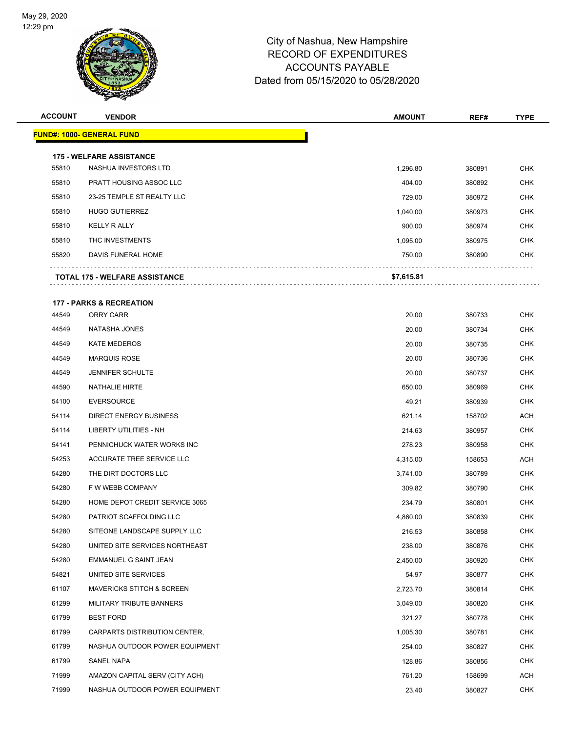May 29, 2020
12:29 pm

# City of Nashua, New Hampshire
# RECORD OF EXPENDITURES
# ACCOUNTS PAYABLE
# Dated from 05/15/2020 to 05/28/2020

| ACCOUNT | VENDOR | AMOUNT | REF# | TYPE |
|---|---|---|---|---|
| **FUND#: 1000- GENERAL FUND** | | | | |
| **175 - WELFARE ASSISTANCE** | | | | |
| 55810 | NASHUA INVESTORS LTD | 1,296.80 | 380891 | CHK |
| 55810 | PRATT HOUSING ASSOC LLC | 404.00 | 380892 | CHK |
| 55810 | 23-25 TEMPLE ST REALTY LLC | 729.00 | 380972 | CHK |
| 55810 | HUGO GUTIERREZ | 1,040.00 | 380973 | CHK |
| 55810 | KELLY R ALLY | 900.00 | 380974 | CHK |
| 55810 | THC INVESTMENTS | 1,095.00 | 380975 | CHK |
| 55820 | DAVIS FUNERAL HOME | 750.00 | 380890 | CHK |
| | **TOTAL 175 - WELFARE ASSISTANCE** | **$7,615.81** | | |
| **177 - PARKS & RECREATION** | | | | |
| 44549 | ORRY CARR | 20.00 | 380733 | CHK |
| 44549 | NATASHA JONES | 20.00 | 380734 | CHK |
| 44549 | KATE MEDEROS | 20.00 | 380735 | CHK |
| 44549 | MARQUIS ROSE | 20.00 | 380736 | CHK |
| 44549 | JENNIFER SCHULTE | 20.00 | 380737 | CHK |
| 44590 | NATHALIE HIRTE | 650.00 | 380969 | CHK |
| 54100 | EVERSOURCE | 49.21 | 380939 | CHK |
| 54114 | DIRECT ENERGY BUSINESS | 621.14 | 158702 | ACH |
| 54114 | LIBERTY UTILITIES - NH | 214.63 | 380957 | CHK |
| 54141 | PENNICHUCK WATER WORKS INC | 278.23 | 380958 | CHK |
| 54253 | ACCURATE TREE SERVICE LLC | 4,315.00 | 158653 | ACH |
| 54280 | THE DIRT DOCTORS LLC | 3,741.00 | 380789 | CHK |
| 54280 | F W WEBB COMPANY | 309.82 | 380790 | CHK |
| 54280 | HOME DEPOT CREDIT SERVICE 3065 | 234.79 | 380801 | CHK |
| 54280 | PATRIOT SCAFFOLDING LLC | 4,860.00 | 380839 | CHK |
| 54280 | SITEONE LANDSCAPE SUPPLY LLC | 216.53 | 380858 | CHK |
| 54280 | UNITED SITE SERVICES NORTHEAST | 238.00 | 380876 | CHK |
| 54280 | EMMANUEL G SAINT JEAN | 2,450.00 | 380920 | CHK |
| 54821 | UNITED SITE SERVICES | 54.97 | 380877 | CHK |
| 61107 | MAVERICKS STITCH & SCREEN | 2,723.70 | 380814 | CHK |
| 61299 | MILITARY TRIBUTE BANNERS | 3,049.00 | 380820 | CHK |
| 61799 | BEST FORD | 321.27 | 380778 | CHK |
| 61799 | CARPARTS DISTRIBUTION CENTER, | 1,005.30 | 380781 | CHK |
| 61799 | NASHUA OUTDOOR POWER EQUIPMENT | 254.00 | 380827 | CHK |
| 61799 | SANEL NAPA | 128.86 | 380856 | CHK |
| 71999 | AMAZON CAPITAL SERV (CITY ACH) | 761.20 | 158699 | ACH |
| 71999 | NASHUA OUTDOOR POWER EQUIPMENT | 23.40 | 380827 | CHK |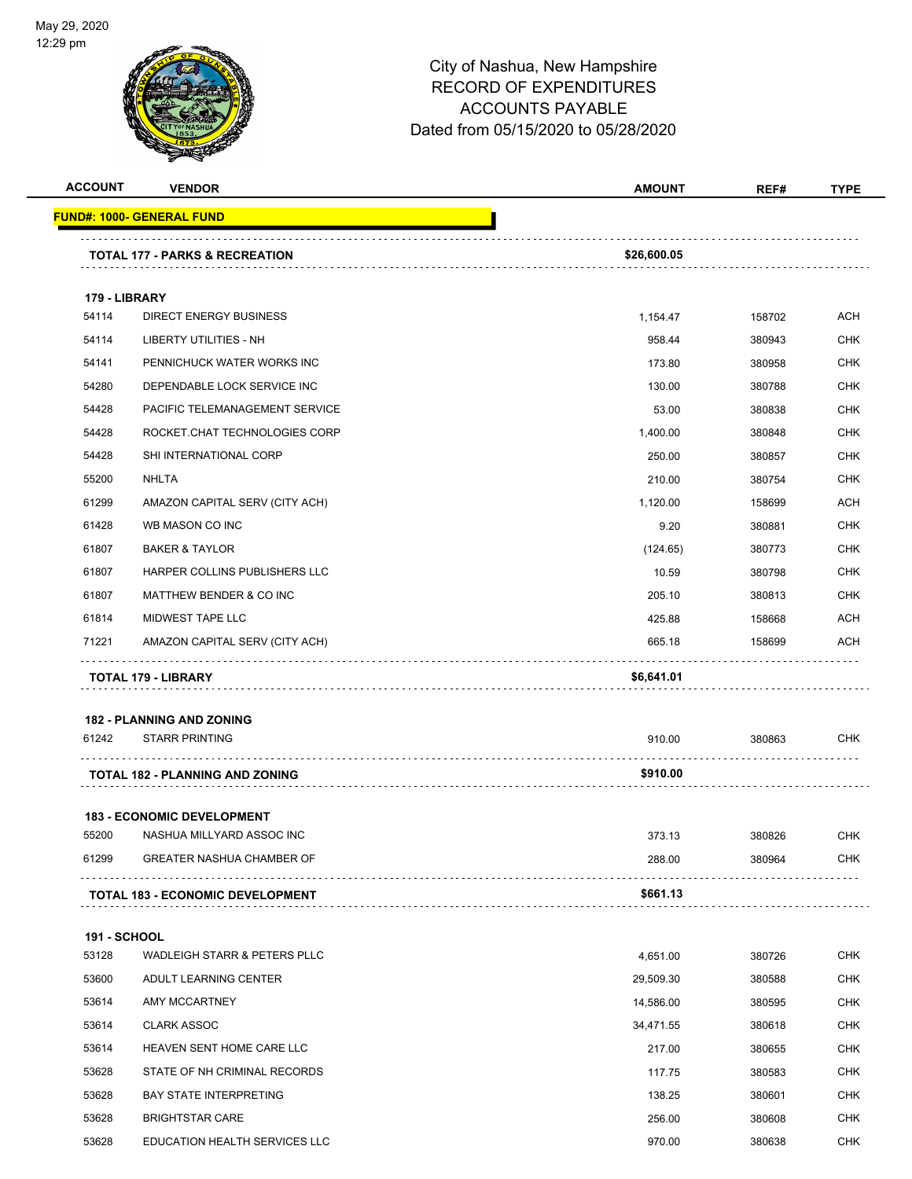City of Nashua, New Hampshire
RECORD OF EXPENDITURES
ACCOUNTS PAYABLE
Dated from 05/15/2020 to 05/28/2020

| ACCOUNT | VENDOR | AMOUNT | REF# | TYPE |
|---|---|---|---|---|
| **FUND#: 1000- GENERAL FUND** | | | | |
| | **TOTAL 177 - PARKS & RECREATION** | **$26,600.05** | | |
| **179 - LIBRARY** | | | | |
| 54114 | DIRECT ENERGY BUSINESS | 1,154.47 | 158702 | ACH |
| 54114 | LIBERTY UTILITIES - NH | 958.44 | 380943 | CHK |
| 54141 | PENNICHUCK WATER WORKS INC | 173.80 | 380958 | CHK |
| 54280 | DEPENDABLE LOCK SERVICE INC | 130.00 | 380788 | CHK |
| 54428 | PACIFIC TELEMANAGEMENT SERVICE | 53.00 | 380838 | CHK |
| 54428 | ROCKET.CHAT TECHNOLOGIES CORP | 1,400.00 | 380848 | CHK |
| 54428 | SHI INTERNATIONAL CORP | 250.00 | 380857 | CHK |
| 55200 | NHLTA | 210.00 | 380754 | CHK |
| 61299 | AMAZON CAPITAL SERV (CITY ACH) | 1,120.00 | 158699 | ACH |
| 61428 | WB MASON CO INC | 9.20 | 380881 | CHK |
| 61807 | BAKER & TAYLOR | (124.65) | 380773 | CHK |
| 61807 | HARPER COLLINS PUBLISHERS LLC | 10.59 | 380798 | CHK |
| 61807 | MATTHEW BENDER & CO INC | 205.10 | 380813 | CHK |
| 61814 | MIDWEST TAPE LLC | 425.88 | 158668 | ACH |
| 71221 | AMAZON CAPITAL SERV (CITY ACH) | 665.18 | 158699 | ACH |
| | **TOTAL 179 - LIBRARY** | **$6,641.01** | | |
| **182 - PLANNING AND ZONING** | | | | |
| 61242 | STARR PRINTING | 910.00 | 380863 | CHK |
| | **TOTAL 182 - PLANNING AND ZONING** | **$910.00** | | |
| **183 - ECONOMIC DEVELOPMENT** | | | | |
| 55200 | NASHUA MILLYARD ASSOC INC | 373.13 | 380826 | CHK |
| 61299 | GREATER NASHUA CHAMBER OF | 288.00 | 380964 | CHK |
| | **TOTAL 183 - ECONOMIC DEVELOPMENT** | **$661.13** | | |
| **191 - SCHOOL** | | | | |
| 53128 | WADLEIGH STARR & PETERS PLLC | 4,651.00 | 380726 | CHK |
| 53600 | ADULT LEARNING CENTER | 29,509.30 | 380588 | CHK |
| 53614 | AMY MCCARTNEY | 14,586.00 | 380595 | CHK |
| 53614 | CLARK ASSOC | 34,471.55 | 380618 | CHK |
| 53614 | HEAVEN SENT HOME CARE LLC | 217.00 | 380655 | CHK |
| 53628 | STATE OF NH CRIMINAL RECORDS | 117.75 | 380583 | CHK |
| 53628 | BAY STATE INTERPRETING | 138.25 | 380601 | CHK |
| 53628 | BRIGHTSTAR CARE | 256.00 | 380608 | CHK |
| 53628 | EDUCATION HEALTH SERVICES LLC | 970.00 | 380638 | CHK |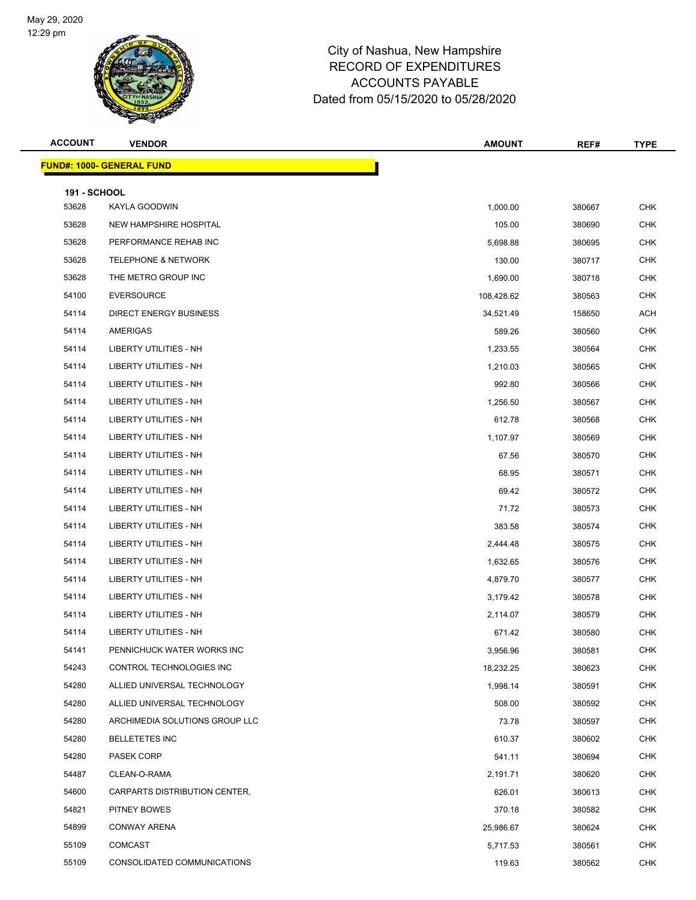City of Nashua, New Hampshire
RECORD OF EXPENDITURES
ACCOUNTS PAYABLE
Dated from 05/15/2020 to 05/28/2020

| ACCOUNT | VENDOR | AMOUNT | REF# | TYPE |
|---|---|---|---|---|
| **FUND#: 1000- GENERAL FUND** | | | | |
| **191 - SCHOOL** | | | | |
| 53628 | KAYLA GOODWIN | 1,000.00 | 380667 | CHK |
| 53628 | NEW HAMPSHIRE HOSPITAL | 105.00 | 380690 | CHK |
| 53628 | PERFORMANCE REHAB INC | 5,698.88 | 380695 | CHK |
| 53628 | TELEPHONE & NETWORK | 130.00 | 380717 | CHK |
| 53628 | THE METRO GROUP INC | 1,690.00 | 380718 | CHK |
| 54100 | EVERSOURCE | 108,428.62 | 380563 | CHK |
| 54114 | DIRECT ENERGY BUSINESS | 34,521.49 | 158650 | ACH |
| 54114 | AMERIGAS | 589.26 | 380560 | CHK |
| 54114 | LIBERTY UTILITIES - NH | 1,233.55 | 380564 | CHK |
| 54114 | LIBERTY UTILITIES - NH | 1,210.03 | 380565 | CHK |
| 54114 | LIBERTY UTILITIES - NH | 992.80 | 380566 | CHK |
| 54114 | LIBERTY UTILITIES - NH | 1,256.50 | 380567 | CHK |
| 54114 | LIBERTY UTILITIES - NH | 612.78 | 380568 | CHK |
| 54114 | LIBERTY UTILITIES - NH | 1,107.97 | 380569 | CHK |
| 54114 | LIBERTY UTILITIES - NH | 67.56 | 380570 | CHK |
| 54114 | LIBERTY UTILITIES - NH | 68.95 | 380571 | CHK |
| 54114 | LIBERTY UTILITIES - NH | 69.42 | 380572 | CHK |
| 54114 | LIBERTY UTILITIES - NH | 71.72 | 380573 | CHK |
| 54114 | LIBERTY UTILITIES - NH | 383.58 | 380574 | CHK |
| 54114 | LIBERTY UTILITIES - NH | 2,444.48 | 380575 | CHK |
| 54114 | LIBERTY UTILITIES - NH | 1,632.65 | 380576 | CHK |
| 54114 | LIBERTY UTILITIES - NH | 4,879.70 | 380577 | CHK |
| 54114 | LIBERTY UTILITIES - NH | 3,179.42 | 380578 | CHK |
| 54114 | LIBERTY UTILITIES - NH | 2,114.07 | 380579 | CHK |
| 54114 | LIBERTY UTILITIES - NH | 671.42 | 380580 | CHK |
| 54141 | PENNICHUCK WATER WORKS INC | 3,956.96 | 380581 | CHK |
| 54243 | CONTROL TECHNOLOGIES INC | 18,232.25 | 380623 | CHK |
| 54280 | ALLIED UNIVERSAL TECHNOLOGY | 1,998.14 | 380591 | CHK |
| 54280 | ALLIED UNIVERSAL TECHNOLOGY | 508.00 | 380592 | CHK |
| 54280 | ARCHIMEDIA SOLUTIONS GROUP LLC | 73.78 | 380597 | CHK |
| 54280 | BELLETETES INC | 610.37 | 380602 | CHK |
| 54280 | PASEK CORP | 541.11 | 380694 | CHK |
| 54487 | CLEAN-O-RAMA | 2,191.71 | 380620 | CHK |
| 54600 | CARPARTS DISTRIBUTION CENTER, | 626.01 | 380613 | CHK |
| 54821 | PITNEY BOWES | 370.18 | 380582 | CHK |
| 54899 | CONWAY ARENA | 25,986.67 | 380624 | CHK |
| 55109 | COMCAST | 5,717.53 | 380561 | CHK |
| 55109 | CONSOLIDATED COMMUNICATIONS | 119.63 | 380562 | CHK |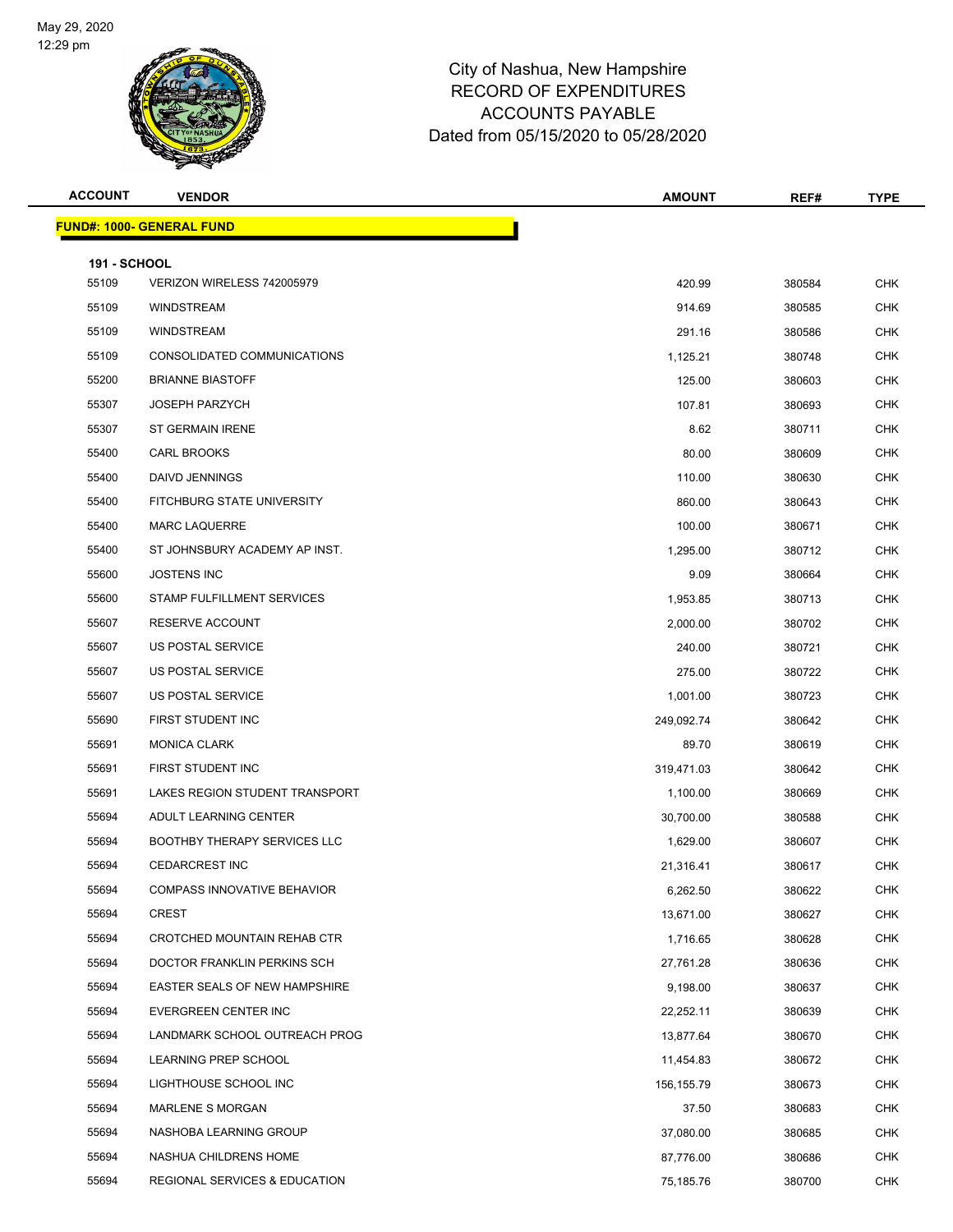City of Nashua, New Hampshire
RECORD OF EXPENDITURES
ACCOUNTS PAYABLE
Dated from 05/15/2020 to 05/28/2020

| ACCOUNT | VENDOR | AMOUNT | REF# | TYPE |
|---|---|---|---|---|

**FUND#: 1000- GENERAL FUND**

**191 - SCHOOL**

| ACCOUNT | VENDOR | AMOUNT | REF# | TYPE |
|---|---|---|---|---|
| 55109 | VERIZON WIRELESS 742005979 | 420.99 | 380584 | CHK |
| 55109 | WINDSTREAM | 914.69 | 380585 | CHK |
| 55109 | WINDSTREAM | 291.16 | 380586 | CHK |
| 55109 | CONSOLIDATED COMMUNICATIONS | 1,125.21 | 380748 | CHK |
| 55200 | BRIANNE BIASTOFF | 125.00 | 380603 | CHK |
| 55307 | JOSEPH PARZYCH | 107.81 | 380693 | CHK |
| 55307 | ST GERMAIN IRENE | 8.62 | 380711 | CHK |
| 55400 | CARL BROOKS | 80.00 | 380609 | CHK |
| 55400 | DAIVD JENNINGS | 110.00 | 380630 | CHK |
| 55400 | FITCHBURG STATE UNIVERSITY | 860.00 | 380643 | CHK |
| 55400 | MARC LAQUERRE | 100.00 | 380671 | CHK |
| 55400 | ST JOHNSBURY ACADEMY AP INST. | 1,295.00 | 380712 | CHK |
| 55600 | JOSTENS INC | 9.09 | 380664 | CHK |
| 55600 | STAMP FULFILLMENT SERVICES | 1,953.85 | 380713 | CHK |
| 55607 | RESERVE ACCOUNT | 2,000.00 | 380702 | CHK |
| 55607 | US POSTAL SERVICE | 240.00 | 380721 | CHK |
| 55607 | US POSTAL SERVICE | 275.00 | 380722 | CHK |
| 55607 | US POSTAL SERVICE | 1,001.00 | 380723 | CHK |
| 55690 | FIRST STUDENT INC | 249,092.74 | 380642 | CHK |
| 55691 | MONICA CLARK | 89.70 | 380619 | CHK |
| 55691 | FIRST STUDENT INC | 319,471.03 | 380642 | CHK |
| 55691 | LAKES REGION STUDENT TRANSPORT | 1,100.00 | 380669 | CHK |
| 55694 | ADULT LEARNING CENTER | 30,700.00 | 380588 | CHK |
| 55694 | BOOTHBY THERAPY SERVICES LLC | 1,629.00 | 380607 | CHK |
| 55694 | CEDARCREST INC | 21,316.41 | 380617 | CHK |
| 55694 | COMPASS INNOVATIVE BEHAVIOR | 6,262.50 | 380622 | CHK |
| 55694 | CREST | 13,671.00 | 380627 | CHK |
| 55694 | CROTCHED MOUNTAIN REHAB CTR | 1,716.65 | 380628 | CHK |
| 55694 | DOCTOR FRANKLIN PERKINS SCH | 27,761.28 | 380636 | CHK |
| 55694 | EASTER SEALS OF NEW HAMPSHIRE | 9,198.00 | 380637 | CHK |
| 55694 | EVERGREEN CENTER INC | 22,252.11 | 380639 | CHK |
| 55694 | LANDMARK SCHOOL OUTREACH PROG | 13,877.64 | 380670 | CHK |
| 55694 | LEARNING PREP SCHOOL | 11,454.83 | 380672 | CHK |
| 55694 | LIGHTHOUSE SCHOOL INC | 156,155.79 | 380673 | CHK |
| 55694 | MARLENE S MORGAN | 37.50 | 380683 | CHK |
| 55694 | NASHOBA LEARNING GROUP | 37,080.00 | 380685 | CHK |
| 55694 | NASHUA CHILDRENS HOME | 87,776.00 | 380686 | CHK |
| 55694 | REGIONAL SERVICES & EDUCATION | 75,185.76 | 380700 | CHK |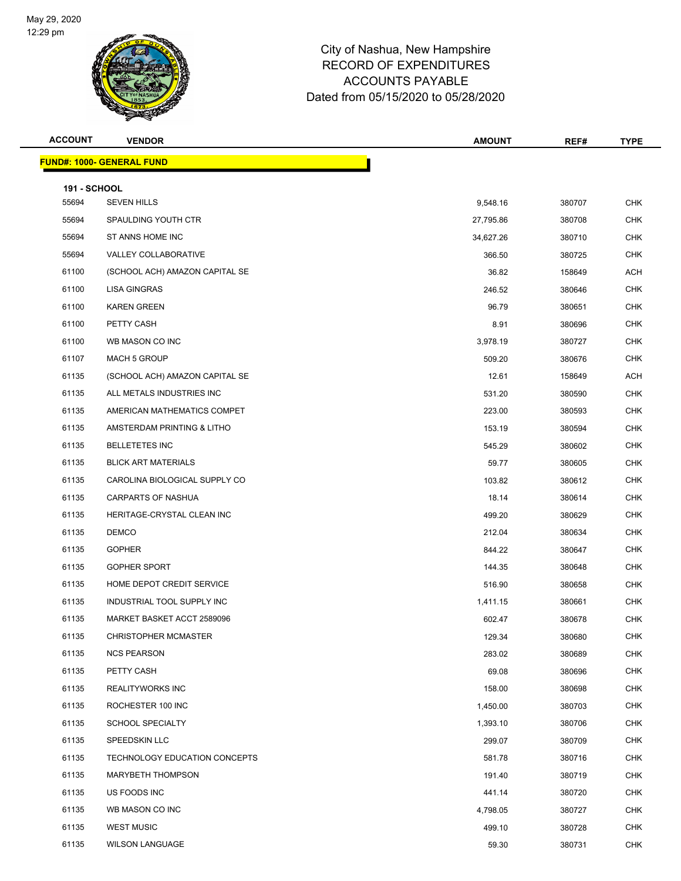May 29, 2020
12:29 pm

# City of Nashua, New Hampshire
## RECORD OF EXPENDITURES
## ACCOUNTS PAYABLE
## Dated from 05/15/2020 to 05/28/2020

| ACCOUNT | VENDOR | AMOUNT | REF# | TYPE |
|---|---|---|---|---|
| **FUND#: 1000- GENERAL FUND** | | | | |
| **191 - SCHOOL** | | | | |
| 55694 | SEVEN HILLS | 9,548.16 | 380707 | CHK |
| 55694 | SPAULDING YOUTH CTR | 27,795.86 | 380708 | CHK |
| 55694 | ST ANNS HOME INC | 34,627.26 | 380710 | CHK |
| 55694 | VALLEY COLLABORATIVE | 366.50 | 380725 | CHK |
| 61100 | (SCHOOL ACH) AMAZON CAPITAL SE | 36.82 | 158649 | ACH |
| 61100 | LISA GINGRAS | 246.52 | 380646 | CHK |
| 61100 | KAREN GREEN | 96.79 | 380651 | CHK |
| 61100 | PETTY CASH | 8.91 | 380696 | CHK |
| 61100 | WB MASON CO INC | 3,978.19 | 380727 | CHK |
| 61107 | MACH 5 GROUP | 509.20 | 380676 | CHK |
| 61135 | (SCHOOL ACH) AMAZON CAPITAL SE | 12.61 | 158649 | ACH |
| 61135 | ALL METALS INDUSTRIES INC | 531.20 | 380590 | CHK |
| 61135 | AMERICAN MATHEMATICS COMPET | 223.00 | 380593 | CHK |
| 61135 | AMSTERDAM PRINTING & LITHO | 153.19 | 380594 | CHK |
| 61135 | BELLETETES INC | 545.29 | 380602 | CHK |
| 61135 | BLICK ART MATERIALS | 59.77 | 380605 | CHK |
| 61135 | CAROLINA BIOLOGICAL SUPPLY CO | 103.82 | 380612 | CHK |
| 61135 | CARPARTS OF NASHUA | 18.14 | 380614 | CHK |
| 61135 | HERITAGE-CRYSTAL CLEAN INC | 499.20 | 380629 | CHK |
| 61135 | DEMCO | 212.04 | 380634 | CHK |
| 61135 | GOPHER | 844.22 | 380647 | CHK |
| 61135 | GOPHER SPORT | 144.35 | 380648 | CHK |
| 61135 | HOME DEPOT CREDIT SERVICE | 516.90 | 380658 | CHK |
| 61135 | INDUSTRIAL TOOL SUPPLY INC | 1,411.15 | 380661 | CHK |
| 61135 | MARKET BASKET ACCT 2589096 | 602.47 | 380678 | CHK |
| 61135 | CHRISTOPHER MCMASTER | 129.34 | 380680 | CHK |
| 61135 | NCS PEARSON | 283.02 | 380689 | CHK |
| 61135 | PETTY CASH | 69.08 | 380696 | CHK |
| 61135 | REALITYWORKS INC | 158.00 | 380698 | CHK |
| 61135 | ROCHESTER 100 INC | 1,450.00 | 380703 | CHK |
| 61135 | SCHOOL SPECIALTY | 1,393.10 | 380706 | CHK |
| 61135 | SPEEDSKIN LLC | 299.07 | 380709 | CHK |
| 61135 | TECHNOLOGY EDUCATION CONCEPTS | 581.78 | 380716 | CHK |
| 61135 | MARYBETH THOMPSON | 191.40 | 380719 | CHK |
| 61135 | US FOODS INC | 441.14 | 380720 | CHK |
| 61135 | WB MASON CO INC | 4,798.05 | 380727 | CHK |
| 61135 | WEST MUSIC | 499.10 | 380728 | CHK |
| 61135 | WILSON LANGUAGE | 59.30 | 380731 | CHK |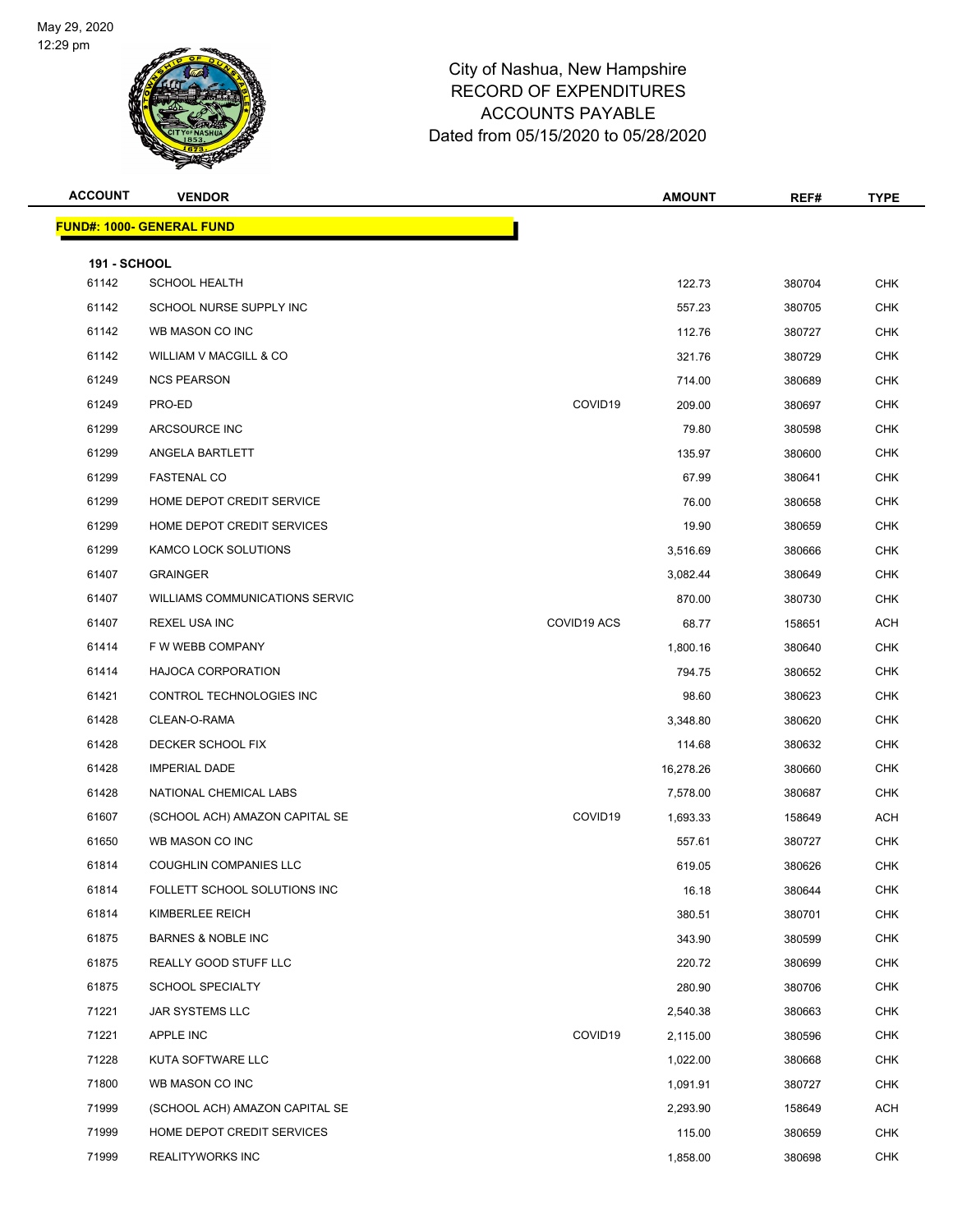City of Nashua, New Hampshire
RECORD OF EXPENDITURES
ACCOUNTS PAYABLE
Dated from 05/15/2020 to 05/28/2020

| ACCOUNT | VENDOR | | AMOUNT | REF# | TYPE |
|---|---|---|---|---|---|
| **FUND#: 1000- GENERAL FUND** | | | | | |
| **191 - SCHOOL** | | | | | |
| 61142 | SCHOOL HEALTH | | 122.73 | 380704 | CHK |
| 61142 | SCHOOL NURSE SUPPLY INC | | 557.23 | 380705 | CHK |
| 61142 | WB MASON CO INC | | 112.76 | 380727 | CHK |
| 61142 | WILLIAM V MACGILL & CO | | 321.76 | 380729 | CHK |
| 61249 | NCS PEARSON | | 714.00 | 380689 | CHK |
| 61249 | PRO-ED | COVID19 | 209.00 | 380697 | CHK |
| 61299 | ARCSOURCE INC | | 79.80 | 380598 | CHK |
| 61299 | ANGELA BARTLETT | | 135.97 | 380600 | CHK |
| 61299 | FASTENAL CO | | 67.99 | 380641 | CHK |
| 61299 | HOME DEPOT CREDIT SERVICE | | 76.00 | 380658 | CHK |
| 61299 | HOME DEPOT CREDIT SERVICES | | 19.90 | 380659 | CHK |
| 61299 | KAMCO LOCK SOLUTIONS | | 3,516.69 | 380666 | CHK |
| 61407 | GRAINGER | | 3,082.44 | 380649 | CHK |
| 61407 | WILLIAMS COMMUNICATIONS SERVIC | | 870.00 | 380730 | CHK |
| 61407 | REXEL USA INC | COVID19 ACS | 68.77 | 158651 | ACH |
| 61414 | F W WEBB COMPANY | | 1,800.16 | 380640 | CHK |
| 61414 | HAJOCA CORPORATION | | 794.75 | 380652 | CHK |
| 61421 | CONTROL TECHNOLOGIES INC | | 98.60 | 380623 | CHK |
| 61428 | CLEAN-O-RAMA | | 3,348.80 | 380620 | CHK |
| 61428 | DECKER SCHOOL FIX | | 114.68 | 380632 | CHK |
| 61428 | IMPERIAL DADE | | 16,278.26 | 380660 | CHK |
| 61428 | NATIONAL CHEMICAL LABS | | 7,578.00 | 380687 | CHK |
| 61607 | (SCHOOL ACH) AMAZON CAPITAL SE | COVID19 | 1,693.33 | 158649 | ACH |
| 61650 | WB MASON CO INC | | 557.61 | 380727 | CHK |
| 61814 | COUGHLIN COMPANIES LLC | | 619.05 | 380626 | CHK |
| 61814 | FOLLETT SCHOOL SOLUTIONS INC | | 16.18 | 380644 | CHK |
| 61814 | KIMBERLEE REICH | | 380.51 | 380701 | CHK |
| 61875 | BARNES & NOBLE INC | | 343.90 | 380599 | CHK |
| 61875 | REALLY GOOD STUFF LLC | | 220.72 | 380699 | CHK |
| 61875 | SCHOOL SPECIALTY | | 280.90 | 380706 | CHK |
| 71221 | JAR SYSTEMS LLC | | 2,540.38 | 380663 | CHK |
| 71221 | APPLE INC | COVID19 | 2,115.00 | 380596 | CHK |
| 71228 | KUTA SOFTWARE LLC | | 1,022.00 | 380668 | CHK |
| 71800 | WB MASON CO INC | | 1,091.91 | 380727 | CHK |
| 71999 | (SCHOOL ACH) AMAZON CAPITAL SE | | 2,293.90 | 158649 | ACH |
| 71999 | HOME DEPOT CREDIT SERVICES | | 115.00 | 380659 | CHK |
| 71999 | REALITYWORKS INC | | 1,858.00 | 380698 | CHK |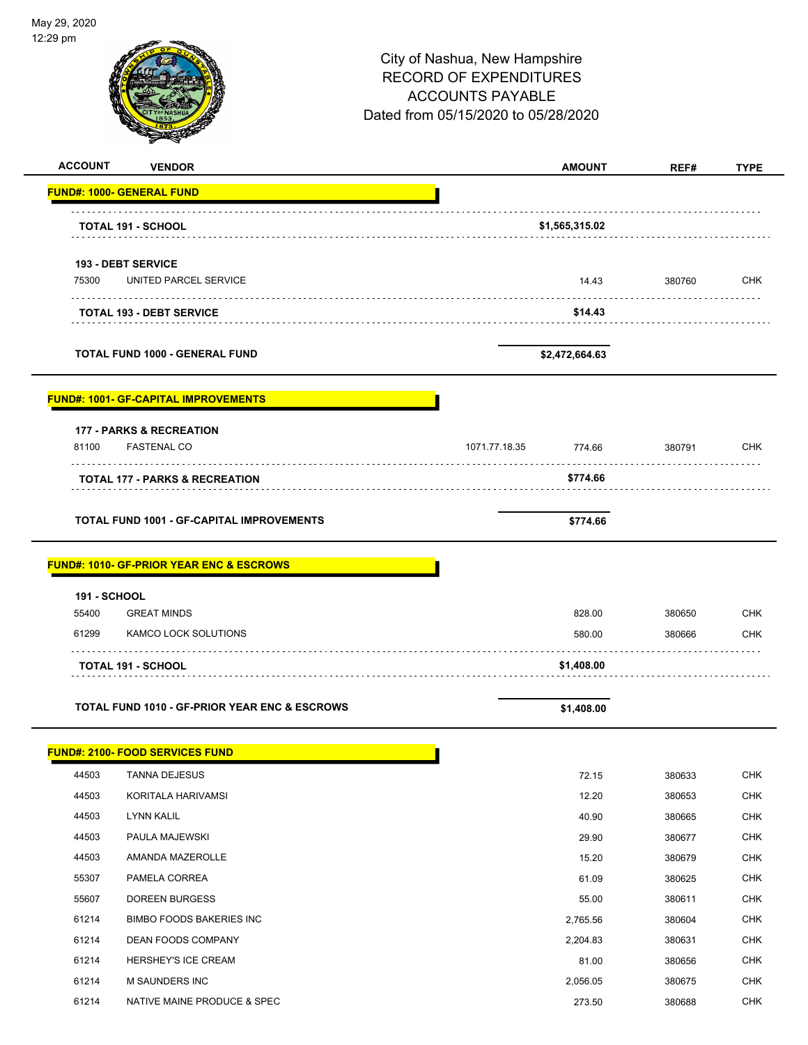May 29, 2020
12:29 pm

City of Nashua, New Hampshire
RECORD OF EXPENDITURES
ACCOUNTS PAYABLE
Dated from 05/15/2020 to 05/28/2020

| ACCOUNT | VENDOR | | AMOUNT | REF# | TYPE |
|---|---|---|---|---|---|
| **FUND#: 1000- GENERAL FUND** | | | | | |
| | **TOTAL 191 - SCHOOL** | | **$1,565,315.02** | | |
| **193 - DEBT SERVICE** | | | | | |
| 75300 | UNITED PARCEL SERVICE | | 14.43 | 380760 | CHK |
| | **TOTAL 193 - DEBT SERVICE** | | **$14.43** | | |
| | **TOTAL FUND 1000 - GENERAL FUND** | | **$2,472,664.63** | | |
| **FUND#: 1001- GF-CAPITAL IMPROVEMENTS** | | | | | |
| **177 - PARKS & RECREATION** | | | | | |
| 81100 | FASTENAL CO | 1071.77.18.35 | 774.66 | 380791 | CHK |
| | **TOTAL 177 - PARKS & RECREATION** | | **$774.66** | | |
| | **TOTAL FUND 1001 - GF-CAPITAL IMPROVEMENTS** | | **$774.66** | | |
| **FUND#: 1010- GF-PRIOR YEAR ENC & ESCROWS** | | | | | |
| **191 - SCHOOL** | | | | | |
| 55400 | GREAT MINDS | | 828.00 | 380650 | CHK |
| 61299 | KAMCO LOCK SOLUTIONS | | 580.00 | 380666 | CHK |
| | **TOTAL 191 - SCHOOL** | | **$1,408.00** | | |
| | **TOTAL FUND 1010 - GF-PRIOR YEAR ENC & ESCROWS** | | **$1,408.00** | | |
| **FUND#: 2100- FOOD SERVICES FUND** | | | | | |
| 44503 | TANNA DEJESUS | | 72.15 | 380633 | CHK |
| 44503 | KORITALA HARIVAMSI | | 12.20 | 380653 | CHK |
| 44503 | LYNN KALIL | | 40.90 | 380665 | CHK |
| 44503 | PAULA MAJEWSKI | | 29.90 | 380677 | CHK |
| 44503 | AMANDA MAZEROLLE | | 15.20 | 380679 | CHK |
| 55307 | PAMELA CORREA | | 61.09 | 380625 | CHK |
| 55607 | DOREEN BURGESS | | 55.00 | 380611 | CHK |
| 61214 | BIMBO FOODS BAKERIES INC | | 2,765.56 | 380604 | CHK |
| 61214 | DEAN FOODS COMPANY | | 2,204.83 | 380631 | CHK |
| 61214 | HERSHEY'S ICE CREAM | | 81.00 | 380656 | CHK |
| 61214 | M SAUNDERS INC | | 2,056.05 | 380675 | CHK |
| 61214 | NATIVE MAINE PRODUCE & SPEC | | 273.50 | 380688 | CHK |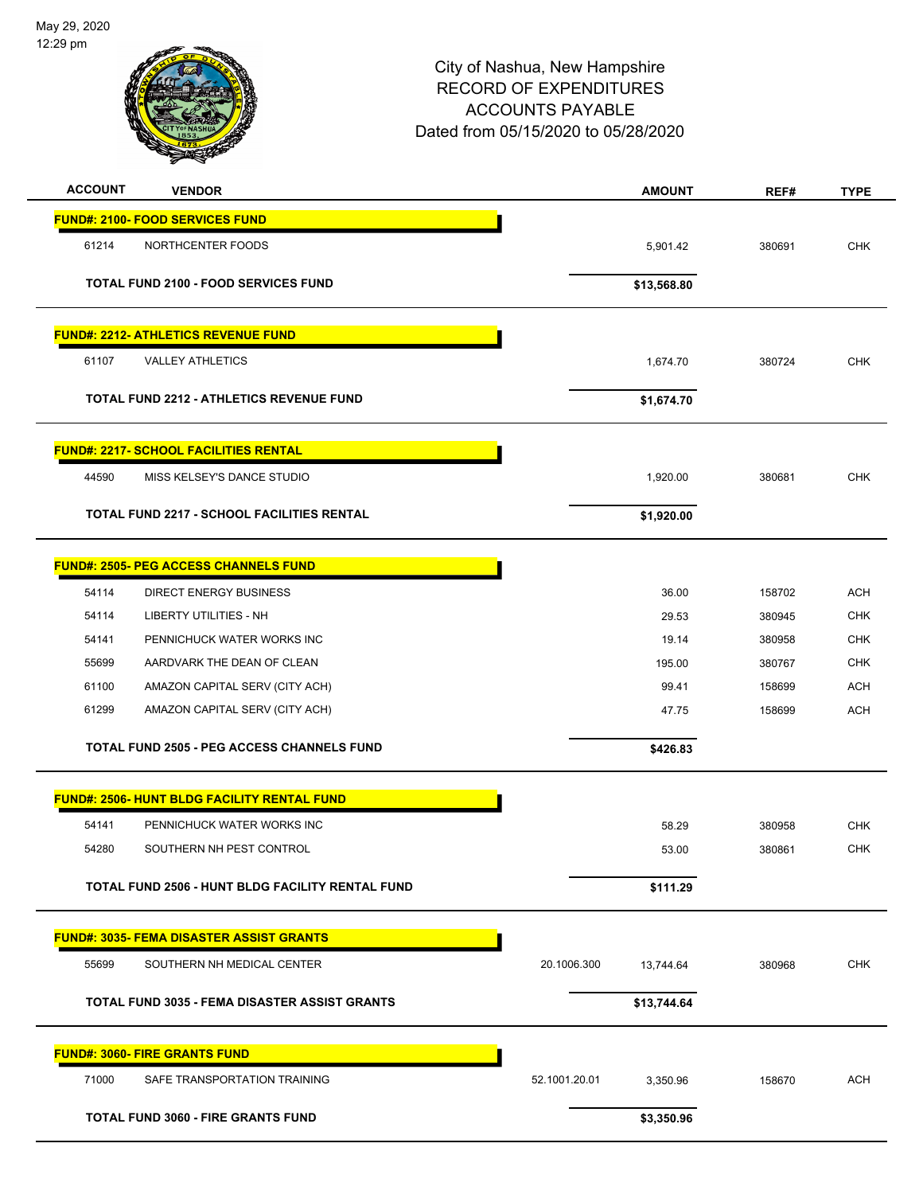City of Nashua, New Hampshire
RECORD OF EXPENDITURES
ACCOUNTS PAYABLE
Dated from 05/15/2020 to 05/28/2020

| ACCOUNT | VENDOR | | AMOUNT | REF# | TYPE |
|---|---|---|---|---|---|
| **FUND#: 2100- FOOD SERVICES FUND** | | | | | |
| 61214 | NORTHCENTER FOODS | | 5,901.42 | 380691 | CHK |
| | **TOTAL FUND 2100 - FOOD SERVICES FUND** | | **$13,568.80** | | |
| **FUND#: 2212- ATHLETICS REVENUE FUND** | | | | | |
| 61107 | VALLEY ATHLETICS | | 1,674.70 | 380724 | CHK |
| | **TOTAL FUND 2212 - ATHLETICS REVENUE FUND** | | **$1,674.70** | | |
| **FUND#: 2217- SCHOOL FACILITIES RENTAL** | | | | | |
| 44590 | MISS KELSEY'S DANCE STUDIO | | 1,920.00 | 380681 | CHK |
| | **TOTAL FUND 2217 - SCHOOL FACILITIES RENTAL** | | **$1,920.00** | | |
| **FUND#: 2505- PEG ACCESS CHANNELS FUND** | | | | | |
| 54114 | DIRECT ENERGY BUSINESS | | 36.00 | 158702 | ACH |
| 54114 | LIBERTY UTILITIES - NH | | 29.53 | 380945 | CHK |
| 54141 | PENNICHUCK WATER WORKS INC | | 19.14 | 380958 | CHK |
| 55699 | AARDVARK THE DEAN OF CLEAN | | 195.00 | 380767 | CHK |
| 61100 | AMAZON CAPITAL SERV (CITY ACH) | | 99.41 | 158699 | ACH |
| 61299 | AMAZON CAPITAL SERV (CITY ACH) | | 47.75 | 158699 | ACH |
| | **TOTAL FUND 2505 - PEG ACCESS CHANNELS FUND** | | **$426.83** | | |
| **FUND#: 2506- HUNT BLDG FACILITY RENTAL FUND** | | | | | |
| 54141 | PENNICHUCK WATER WORKS INC | | 58.29 | 380958 | CHK |
| 54280 | SOUTHERN NH PEST CONTROL | | 53.00 | 380861 | CHK |
| | **TOTAL FUND 2506 - HUNT BLDG FACILITY RENTAL FUND** | | **$111.29** | | |
| **FUND#: 3035- FEMA DISASTER ASSIST GRANTS** | | | | | |
| 55699 | SOUTHERN NH MEDICAL CENTER | 20.1006.300 | 13,744.64 | 380968 | CHK |
| | **TOTAL FUND 3035 - FEMA DISASTER ASSIST GRANTS** | | **$13,744.64** | | |
| **FUND#: 3060- FIRE GRANTS FUND** | | | | | |
| 71000 | SAFE TRANSPORTATION TRAINING | 52.1001.20.01 | 3,350.96 | 158670 | ACH |
| | **TOTAL FUND 3060 - FIRE GRANTS FUND** | | **$3,350.96** | | |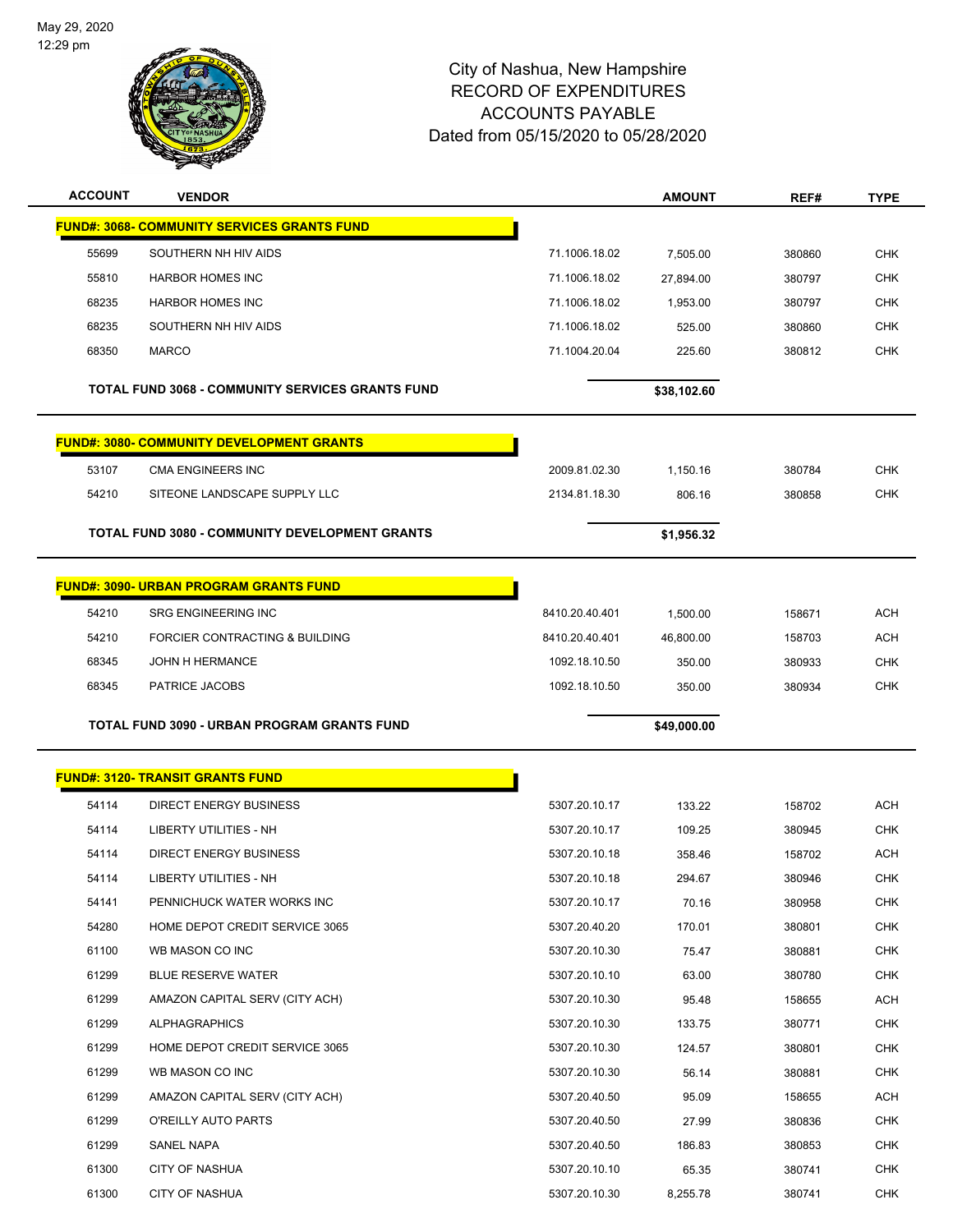City of Nashua, New Hampshire
RECORD OF EXPENDITURES
ACCOUNTS PAYABLE
Dated from 05/15/2020 to 05/28/2020

May 29, 2020
12:29 pm

| ACCOUNT | VENDOR | | AMOUNT | REF# | TYPE |
|---|---|---|---|---|---|
| **FUND#: 3068- COMMUNITY SERVICES GRANTS FUND** | | | | | |
| 55699 | SOUTHERN NH HIV AIDS | 71.1006.18.02 | 7,505.00 | 380860 | CHK |
| 55810 | HARBOR HOMES INC | 71.1006.18.02 | 27,894.00 | 380797 | CHK |
| 68235 | HARBOR HOMES INC | 71.1006.18.02 | 1,953.00 | 380797 | CHK |
| 68235 | SOUTHERN NH HIV AIDS | 71.1006.18.02 | 525.00 | 380860 | CHK |
| 68350 | MARCO | 71.1004.20.04 | 225.60 | 380812 | CHK |
| **TOTAL FUND 3068 - COMMUNITY SERVICES GRANTS FUND** | | | **$38,102.60** | | |
| **FUND#: 3080- COMMUNITY DEVELOPMENT GRANTS** | | | | | |
| 53107 | CMA ENGINEERS INC | 2009.81.02.30 | 1,150.16 | 380784 | CHK |
| 54210 | SITEONE LANDSCAPE SUPPLY LLC | 2134.81.18.30 | 806.16 | 380858 | CHK |
| **TOTAL FUND 3080 - COMMUNITY DEVELOPMENT GRANTS** | | | **$1,956.32** | | |
| **FUND#: 3090- URBAN PROGRAM GRANTS FUND** | | | | | |
| 54210 | SRG ENGINEERING INC | 8410.20.40.401 | 1,500.00 | 158671 | ACH |
| 54210 | FORCIER CONTRACTING & BUILDING | 8410.20.40.401 | 46,800.00 | 158703 | ACH |
| 68345 | JOHN H HERMANCE | 1092.18.10.50 | 350.00 | 380933 | CHK |
| 68345 | PATRICE JACOBS | 1092.18.10.50 | 350.00 | 380934 | CHK |
| **TOTAL FUND 3090 - URBAN PROGRAM GRANTS FUND** | | | **$49,000.00** | | |
| **FUND#: 3120- TRANSIT GRANTS FUND** | | | | | |
| 54114 | DIRECT ENERGY BUSINESS | 5307.20.10.17 | 133.22 | 158702 | ACH |
| 54114 | LIBERTY UTILITIES - NH | 5307.20.10.17 | 109.25 | 380945 | CHK |
| 54114 | DIRECT ENERGY BUSINESS | 5307.20.10.18 | 358.46 | 158702 | ACH |
| 54114 | LIBERTY UTILITIES - NH | 5307.20.10.18 | 294.67 | 380946 | CHK |
| 54141 | PENNICHUCK WATER WORKS INC | 5307.20.10.17 | 70.16 | 380958 | CHK |
| 54280 | HOME DEPOT CREDIT SERVICE 3065 | 5307.20.40.20 | 170.01 | 380801 | CHK |
| 61100 | WB MASON CO INC | 5307.20.10.30 | 75.47 | 380881 | CHK |
| 61299 | BLUE RESERVE WATER | 5307.20.10.10 | 63.00 | 380780 | CHK |
| 61299 | AMAZON CAPITAL SERV (CITY ACH) | 5307.20.10.30 | 95.48 | 158655 | ACH |
| 61299 | ALPHAGRAPHICS | 5307.20.10.30 | 133.75 | 380771 | CHK |
| 61299 | HOME DEPOT CREDIT SERVICE 3065 | 5307.20.10.30 | 124.57 | 380801 | CHK |
| 61299 | WB MASON CO INC | 5307.20.10.30 | 56.14 | 380881 | CHK |
| 61299 | AMAZON CAPITAL SERV (CITY ACH) | 5307.20.40.50 | 95.09 | 158655 | ACH |
| 61299 | O'REILLY AUTO PARTS | 5307.20.40.50 | 27.99 | 380836 | CHK |
| 61299 | SANEL NAPA | 5307.20.40.50 | 186.83 | 380853 | CHK |
| 61300 | CITY OF NASHUA | 5307.20.10.10 | 65.35 | 380741 | CHK |
| 61300 | CITY OF NASHUA | 5307.20.10.30 | 8,255.78 | 380741 | CHK |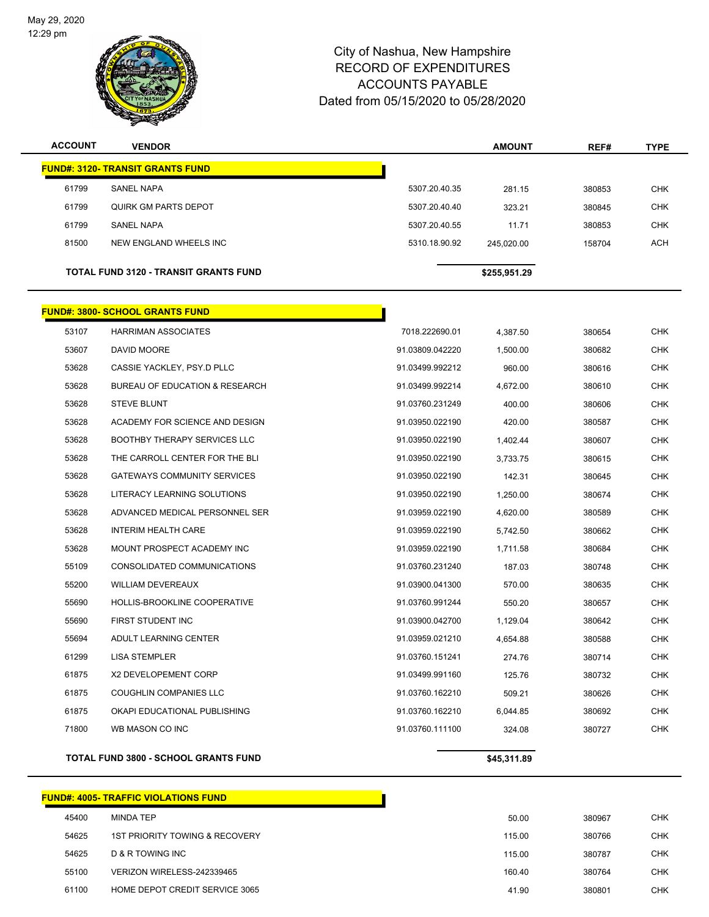# City of Nashua, New Hampshire
## RECORD OF EXPENDITURES
## ACCOUNTS PAYABLE
### Dated from 05/15/2020 to 05/28/2020

| ACCOUNT | VENDOR | | AMOUNT | REF# | TYPE |
|---|---|---|---|---|---|
| **FUND#: 3120- TRANSIT GRANTS FUND** | | | | | |
| 61799 | SANEL NAPA | 5307.20.40.35 | 281.15 | 380853 | CHK |
| 61799 | QUIRK GM PARTS DEPOT | 5307.20.40.40 | 323.21 | 380845 | CHK |
| 61799 | SANEL NAPA | 5307.20.40.55 | 11.71 | 380853 | CHK |
| 81500 | NEW ENGLAND WHEELS INC | 5310.18.90.92 | 245,020.00 | 158704 | ACH |
| **TOTAL FUND 3120 - TRANSIT GRANTS FUND** | | | **$255,951.29** | | |
| **FUND#: 3800- SCHOOL GRANTS FUND** | | | | | |
| 53107 | HARRIMAN ASSOCIATES | 7018.222690.01 | 4,387.50 | 380654 | CHK |
| 53607 | DAVID MOORE | 91.03809.042220 | 1,500.00 | 380682 | CHK |
| 53628 | CASSIE YACKLEY, PSY.D PLLC | 91.03499.992212 | 960.00 | 380616 | CHK |
| 53628 | BUREAU OF EDUCATION & RESEARCH | 91.03499.992214 | 4,672.00 | 380610 | CHK |
| 53628 | STEVE BLUNT | 91.03760.231249 | 400.00 | 380606 | CHK |
| 53628 | ACADEMY FOR SCIENCE AND DESIGN | 91.03950.022190 | 420.00 | 380587 | CHK |
| 53628 | BOOTHBY THERAPY SERVICES LLC | 91.03950.022190 | 1,402.44 | 380607 | CHK |
| 53628 | THE CARROLL CENTER FOR THE BLI | 91.03950.022190 | 3,733.75 | 380615 | CHK |
| 53628 | GATEWAYS COMMUNITY SERVICES | 91.03950.022190 | 142.31 | 380645 | CHK |
| 53628 | LITERACY LEARNING SOLUTIONS | 91.03950.022190 | 1,250.00 | 380674 | CHK |
| 53628 | ADVANCED MEDICAL PERSONNEL SER | 91.03959.022190 | 4,620.00 | 380589 | CHK |
| 53628 | INTERIM HEALTH CARE | 91.03959.022190 | 5,742.50 | 380662 | CHK |
| 53628 | MOUNT PROSPECT ACADEMY INC | 91.03959.022190 | 1,711.58 | 380684 | CHK |
| 55109 | CONSOLIDATED COMMUNICATIONS | 91.03760.231240 | 187.03 | 380748 | CHK |
| 55200 | WILLIAM DEVEREAUX | 91.03900.041300 | 570.00 | 380635 | CHK |
| 55690 | HOLLIS-BROOKLINE COOPERATIVE | 91.03760.991244 | 550.20 | 380657 | CHK |
| 55690 | FIRST STUDENT INC | 91.03900.042700 | 1,129.04 | 380642 | CHK |
| 55694 | ADULT LEARNING CENTER | 91.03959.021210 | 4,654.88 | 380588 | CHK |
| 61299 | LISA STEMPLER | 91.03760.151241 | 274.76 | 380714 | CHK |
| 61875 | X2 DEVELOPEMENT CORP | 91.03499.991160 | 125.76 | 380732 | CHK |
| 61875 | COUGHLIN COMPANIES LLC | 91.03760.162210 | 509.21 | 380626 | CHK |
| 61875 | OKAPI EDUCATIONAL PUBLISHING | 91.03760.162210 | 6,044.85 | 380692 | CHK |
| 71800 | WB MASON CO INC | 91.03760.111100 | 324.08 | 380727 | CHK |
| **TOTAL FUND 3800 - SCHOOL GRANTS FUND** | | | **$45,311.89** | | |
| **FUND#: 4005- TRAFFIC VIOLATIONS FUND** | | | | | |
| 45400 | MINDA TEP | | 50.00 | 380967 | CHK |
| 54625 | 1ST PRIORITY TOWING & RECOVERY | | 115.00 | 380766 | CHK |
| 54625 | D & R TOWING INC | | 115.00 | 380787 | CHK |
| 55100 | VERIZON WIRELESS-242339465 | | 160.40 | 380764 | CHK |
| 61100 | HOME DEPOT CREDIT SERVICE 3065 | | 41.90 | 380801 | CHK |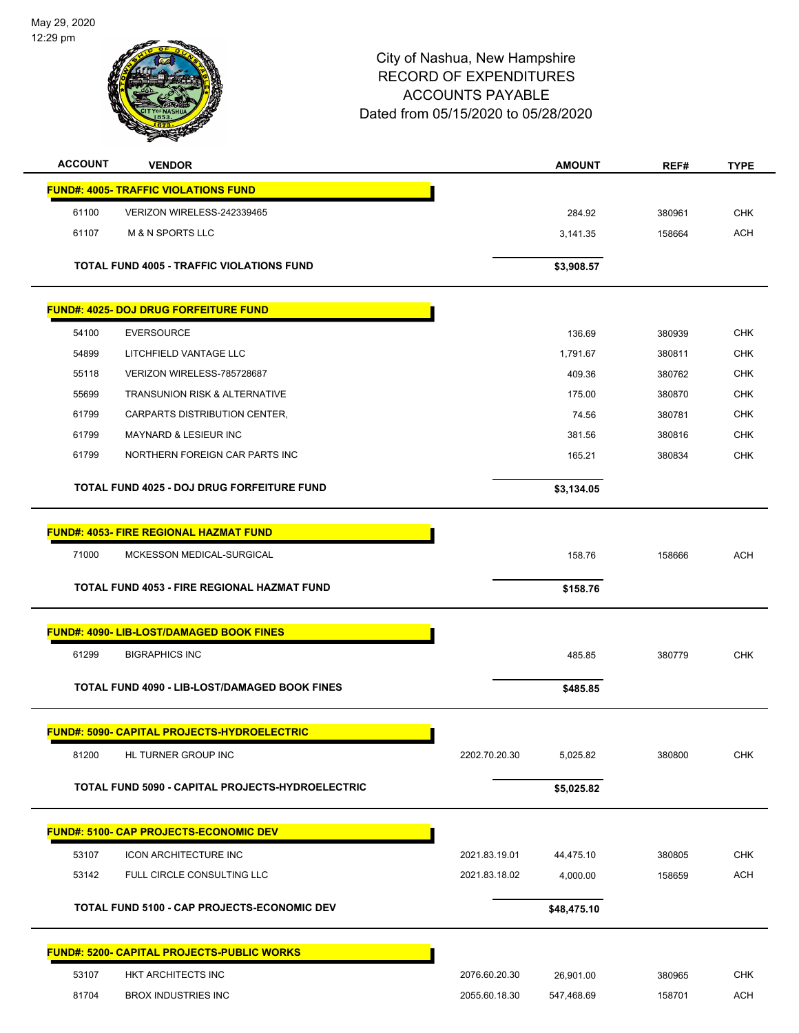May 29, 2020
12:29 pm

# City of Nashua, New Hampshire
## RECORD OF EXPENDITURES
## ACCOUNTS PAYABLE
## Dated from 05/15/2020 to 05/28/2020

| ACCOUNT | VENDOR | | AMOUNT | REF# | TYPE |
|---|---|---|---|---|---|
| **FUND#: 4005- TRAFFIC VIOLATIONS FUND** | | | | | |
| 61100 | VERIZON WIRELESS-242339465 | | 284.92 | 380961 | CHK |
| 61107 | M & N SPORTS LLC | | 3,141.35 | 158664 | ACH |
| **TOTAL FUND 4005 - TRAFFIC VIOLATIONS FUND** | | | **$3,908.57** | | |
| **FUND#: 4025- DOJ DRUG FORFEITURE FUND** | | | | | |
| 54100 | EVERSOURCE | | 136.69 | 380939 | CHK |
| 54899 | LITCHFIELD VANTAGE LLC | | 1,791.67 | 380811 | CHK |
| 55118 | VERIZON WIRELESS-785728687 | | 409.36 | 380762 | CHK |
| 55699 | TRANSUNION RISK & ALTERNATIVE | | 175.00 | 380870 | CHK |
| 61799 | CARPARTS DISTRIBUTION CENTER, | | 74.56 | 380781 | CHK |
| 61799 | MAYNARD & LESIEUR INC | | 381.56 | 380816 | CHK |
| 61799 | NORTHERN FOREIGN CAR PARTS INC | | 165.21 | 380834 | CHK |
| **TOTAL FUND 4025 - DOJ DRUG FORFEITURE FUND** | | | **$3,134.05** | | |
| **FUND#: 4053- FIRE REGIONAL HAZMAT FUND** | | | | | |
| 71000 | MCKESSON MEDICAL-SURGICAL | | 158.76 | 158666 | ACH |
| **TOTAL FUND 4053 - FIRE REGIONAL HAZMAT FUND** | | | **$158.76** | | |
| **FUND#: 4090- LIB-LOST/DAMAGED BOOK FINES** | | | | | |
| 61299 | BIGRAPHICS INC | | 485.85 | 380779 | CHK |
| **TOTAL FUND 4090 - LIB-LOST/DAMAGED BOOK FINES** | | | **$485.85** | | |
| **FUND#: 5090- CAPITAL PROJECTS-HYDROELECTRIC** | | | | | |
| 81200 | HL TURNER GROUP INC | 2202.70.20.30 | 5,025.82 | 380800 | CHK |
| **TOTAL FUND 5090 - CAPITAL PROJECTS-HYDROELECTRIC** | | | **$5,025.82** | | |
| **FUND#: 5100- CAP PROJECTS-ECONOMIC DEV** | | | | | |
| 53107 | ICON ARCHITECTURE INC | 2021.83.19.01 | 44,475.10 | 380805 | CHK |
| 53142 | FULL CIRCLE CONSULTING LLC | 2021.83.18.02 | 4,000.00 | 158659 | ACH |
| **TOTAL FUND 5100 - CAP PROJECTS-ECONOMIC DEV** | | | **$48,475.10** | | |
| **FUND#: 5200- CAPITAL PROJECTS-PUBLIC WORKS** | | | | | |
| 53107 | HKT ARCHITECTS INC | 2076.60.20.30 | 26,901.00 | 380965 | CHK |
| 81704 | BROX INDUSTRIES INC | 2055.60.18.30 | 547,468.69 | 158701 | ACH |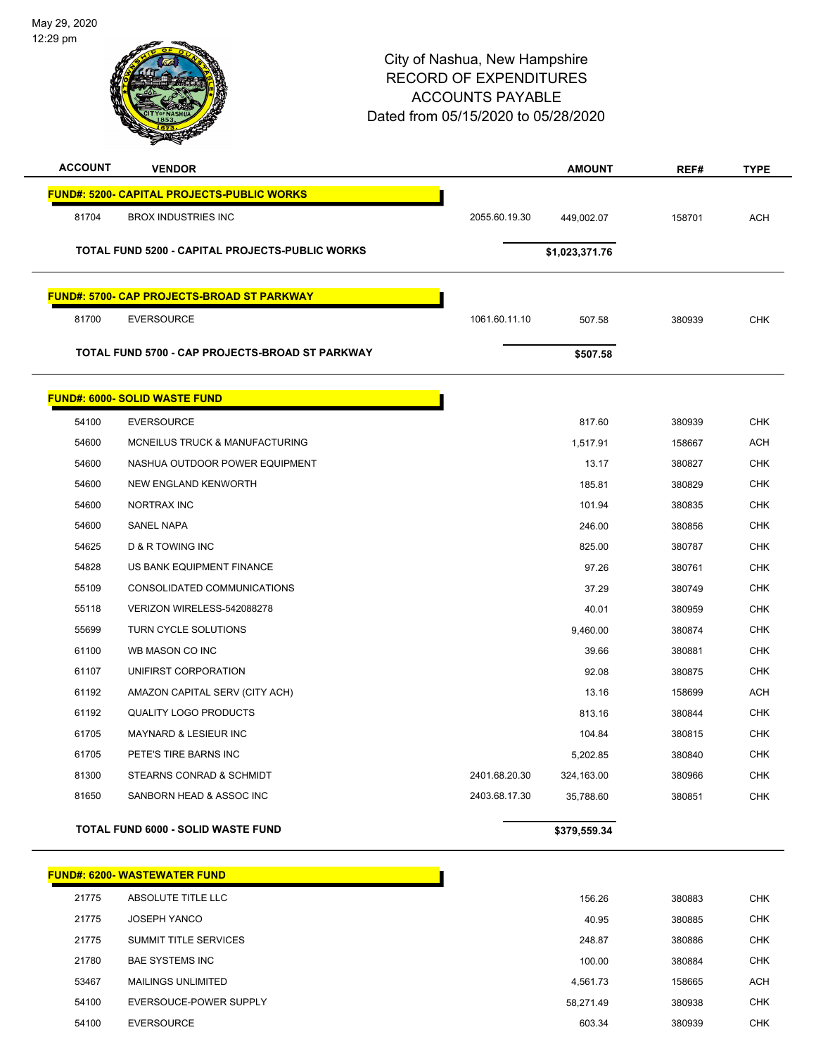City of Nashua, New Hampshire
RECORD OF EXPENDITURES
ACCOUNTS PAYABLE
Dated from 05/15/2020 to 05/28/2020

| ACCOUNT | VENDOR | | AMOUNT | REF# | TYPE |
|---|---|---|---|---|---|
| **FUND#: 5200- CAPITAL PROJECTS-PUBLIC WORKS** | | | | | |
| 81704 | BROX INDUSTRIES INC | 2055.60.19.30 | 449,002.07 | 158701 | ACH |
| | **TOTAL FUND 5200 - CAPITAL PROJECTS-PUBLIC WORKS** | | **$1,023,371.76** | | |
| **FUND#: 5700- CAP PROJECTS-BROAD ST PARKWAY** | | | | | |
| 81700 | EVERSOURCE | 1061.60.11.10 | 507.58 | 380939 | CHK |
| | **TOTAL FUND 5700 - CAP PROJECTS-BROAD ST PARKWAY** | | **$507.58** | | |
| **FUND#: 6000- SOLID WASTE FUND** | | | | | |
| 54100 | EVERSOURCE | | 817.60 | 380939 | CHK |
| 54600 | MCNEILUS TRUCK & MANUFACTURING | | 1,517.91 | 158667 | ACH |
| 54600 | NASHUA OUTDOOR POWER EQUIPMENT | | 13.17 | 380827 | CHK |
| 54600 | NEW ENGLAND KENWORTH | | 185.81 | 380829 | CHK |
| 54600 | NORTRAX INC | | 101.94 | 380835 | CHK |
| 54600 | SANEL NAPA | | 246.00 | 380856 | CHK |
| 54625 | D & R TOWING INC | | 825.00 | 380787 | CHK |
| 54828 | US BANK EQUIPMENT FINANCE | | 97.26 | 380761 | CHK |
| 55109 | CONSOLIDATED COMMUNICATIONS | | 37.29 | 380749 | CHK |
| 55118 | VERIZON WIRELESS-542088278 | | 40.01 | 380959 | CHK |
| 55699 | TURN CYCLE SOLUTIONS | | 9,460.00 | 380874 | CHK |
| 61100 | WB MASON CO INC | | 39.66 | 380881 | CHK |
| 61107 | UNIFIRST CORPORATION | | 92.08 | 380875 | CHK |
| 61192 | AMAZON CAPITAL SERV (CITY ACH) | | 13.16 | 158699 | ACH |
| 61192 | QUALITY LOGO PRODUCTS | | 813.16 | 380844 | CHK |
| 61705 | MAYNARD & LESIEUR INC | | 104.84 | 380815 | CHK |
| 61705 | PETE'S TIRE BARNS INC | | 5,202.85 | 380840 | CHK |
| 81300 | STEARNS CONRAD & SCHMIDT | 2401.68.20.30 | 324,163.00 | 380966 | CHK |
| 81650 | SANBORN HEAD & ASSOC INC | 2403.68.17.30 | 35,788.60 | 380851 | CHK |
| | **TOTAL FUND 6000 - SOLID WASTE FUND** | | **$379,559.34** | | |
| **FUND#: 6200- WASTEWATER FUND** | | | | | |
| 21775 | ABSOLUTE TITLE LLC | | 156.26 | 380883 | CHK |
| 21775 | JOSEPH YANCO | | 40.95 | 380885 | CHK |
| 21775 | SUMMIT TITLE SERVICES | | 248.87 | 380886 | CHK |
| 21780 | BAE SYSTEMS INC | | 100.00 | 380884 | CHK |
| 53467 | MAILINGS UNLIMITED | | 4,561.73 | 158665 | ACH |
| 54100 | EVERSOUCE-POWER SUPPLY | | 58,271.49 | 380938 | CHK |
| 54100 | EVERSOURCE | | 603.34 | 380939 | CHK |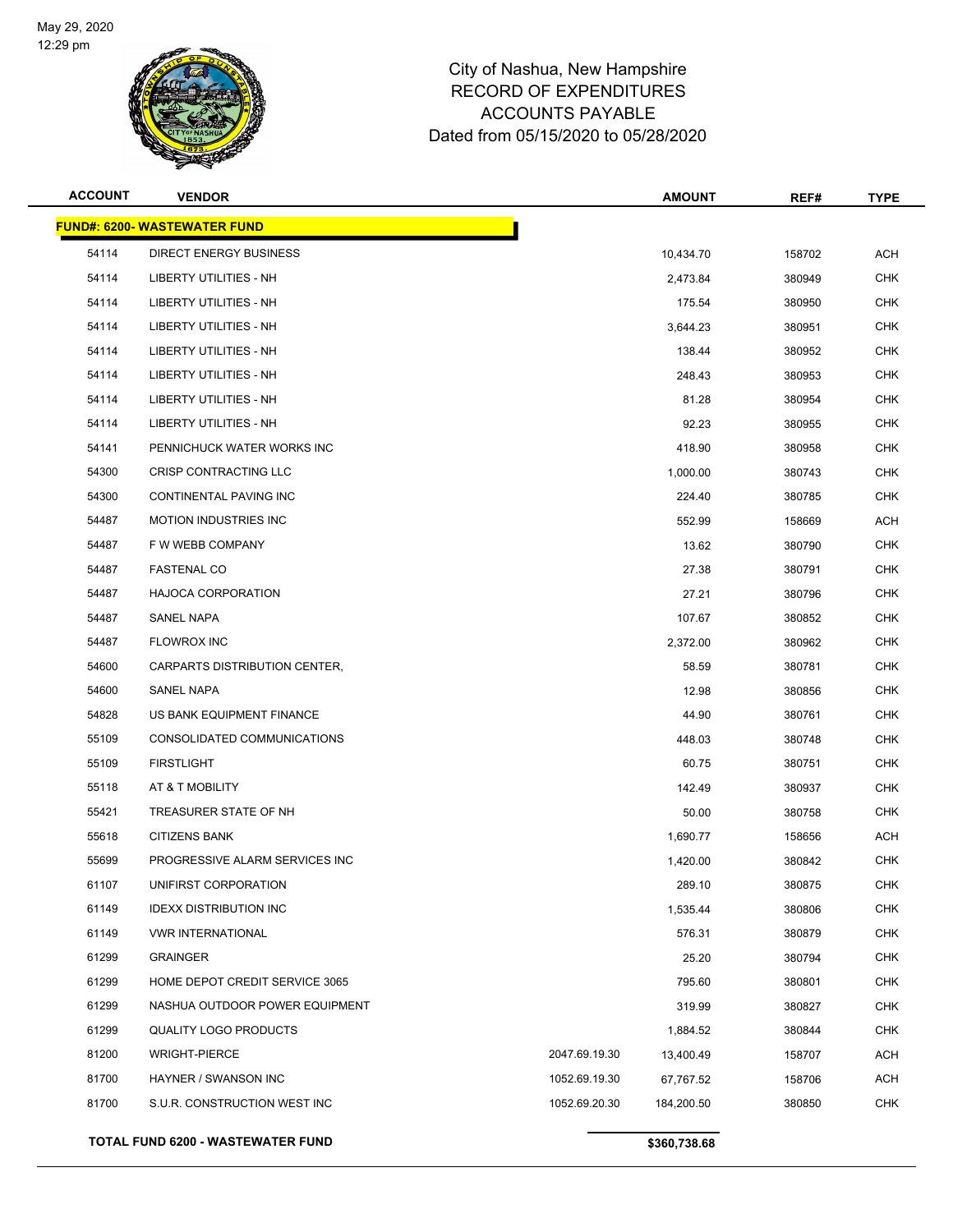City of Nashua, New Hampshire
RECORD OF EXPENDITURES
ACCOUNTS PAYABLE
Dated from 05/15/2020 to 05/28/2020

May 29, 2020
12:29 pm

| ACCOUNT | VENDOR | | AMOUNT | REF# | TYPE |
|---|---|---|---|---|---|
| **FUND#: 6200- WASTEWATER FUND** | | | | | |
| 54114 | DIRECT ENERGY BUSINESS | | 10,434.70 | 158702 | ACH |
| 54114 | LIBERTY UTILITIES - NH | | 2,473.84 | 380949 | CHK |
| 54114 | LIBERTY UTILITIES - NH | | 175.54 | 380950 | CHK |
| 54114 | LIBERTY UTILITIES - NH | | 3,644.23 | 380951 | CHK |
| 54114 | LIBERTY UTILITIES - NH | | 138.44 | 380952 | CHK |
| 54114 | LIBERTY UTILITIES - NH | | 248.43 | 380953 | CHK |
| 54114 | LIBERTY UTILITIES - NH | | 81.28 | 380954 | CHK |
| 54114 | LIBERTY UTILITIES - NH | | 92.23 | 380955 | CHK |
| 54141 | PENNICHUCK WATER WORKS INC | | 418.90 | 380958 | CHK |
| 54300 | CRISP CONTRACTING LLC | | 1,000.00 | 380743 | CHK |
| 54300 | CONTINENTAL PAVING INC | | 224.40 | 380785 | CHK |
| 54487 | MOTION INDUSTRIES INC | | 552.99 | 158669 | ACH |
| 54487 | F W WEBB COMPANY | | 13.62 | 380790 | CHK |
| 54487 | FASTENAL CO | | 27.38 | 380791 | CHK |
| 54487 | HAJOCA CORPORATION | | 27.21 | 380796 | CHK |
| 54487 | SANEL NAPA | | 107.67 | 380852 | CHK |
| 54487 | FLOWROX INC | | 2,372.00 | 380962 | CHK |
| 54600 | CARPARTS DISTRIBUTION CENTER, | | 58.59 | 380781 | CHK |
| 54600 | SANEL NAPA | | 12.98 | 380856 | CHK |
| 54828 | US BANK EQUIPMENT FINANCE | | 44.90 | 380761 | CHK |
| 55109 | CONSOLIDATED COMMUNICATIONS | | 448.03 | 380748 | CHK |
| 55109 | FIRSTLIGHT | | 60.75 | 380751 | CHK |
| 55118 | AT & T MOBILITY | | 142.49 | 380937 | CHK |
| 55421 | TREASURER STATE OF NH | | 50.00 | 380758 | CHK |
| 55618 | CITIZENS BANK | | 1,690.77 | 158656 | ACH |
| 55699 | PROGRESSIVE ALARM SERVICES INC | | 1,420.00 | 380842 | CHK |
| 61107 | UNIFIRST CORPORATION | | 289.10 | 380875 | CHK |
| 61149 | IDEXX DISTRIBUTION INC | | 1,535.44 | 380806 | CHK |
| 61149 | VWR INTERNATIONAL | | 576.31 | 380879 | CHK |
| 61299 | GRAINGER | | 25.20 | 380794 | CHK |
| 61299 | HOME DEPOT CREDIT SERVICE 3065 | | 795.60 | 380801 | CHK |
| 61299 | NASHUA OUTDOOR POWER EQUIPMENT | | 319.99 | 380827 | CHK |
| 61299 | QUALITY LOGO PRODUCTS | | 1,884.52 | 380844 | CHK |
| 81200 | WRIGHT-PIERCE | 2047.69.19.30 | 13,400.49 | 158707 | ACH |
| 81700 | HAYNER / SWANSON INC | 1052.69.19.30 | 67,767.52 | 158706 | ACH |
| 81700 | S.U.R. CONSTRUCTION WEST INC | 1052.69.20.30 | 184,200.50 | 380850 | CHK |
| **TOTAL FUND 6200 - WASTEWATER FUND** | | | **$360,738.68** | | |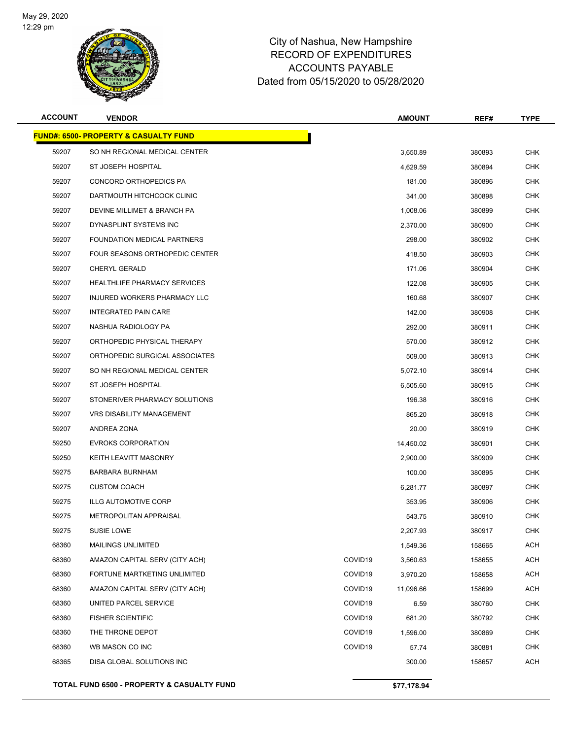# City of Nashua, New Hampshire
## RECORD OF EXPENDITURES
## ACCOUNTS PAYABLE
## Dated from 05/15/2020 to 05/28/2020

| ACCOUNT | VENDOR | | AMOUNT | REF# | TYPE |
|---|---|---|---|---|---|
| **FUND#: 6500- PROPERTY & CASUALTY FUND** | | | | | |
| 59207 | SO NH REGIONAL MEDICAL CENTER | | 3,650.89 | 380893 | CHK |
| 59207 | ST JOSEPH HOSPITAL | | 4,629.59 | 380894 | CHK |
| 59207 | CONCORD ORTHOPEDICS PA | | 181.00 | 380896 | CHK |
| 59207 | DARTMOUTH HITCHCOCK CLINIC | | 341.00 | 380898 | CHK |
| 59207 | DEVINE MILLIMET & BRANCH PA | | 1,008.06 | 380899 | CHK |
| 59207 | DYNASPLINT SYSTEMS INC | | 2,370.00 | 380900 | CHK |
| 59207 | FOUNDATION MEDICAL PARTNERS | | 298.00 | 380902 | CHK |
| 59207 | FOUR SEASONS ORTHOPEDIC CENTER | | 418.50 | 380903 | CHK |
| 59207 | CHERYL GERALD | | 171.06 | 380904 | CHK |
| 59207 | HEALTHLIFE PHARMACY SERVICES | | 122.08 | 380905 | CHK |
| 59207 | INJURED WORKERS PHARMACY LLC | | 160.68 | 380907 | CHK |
| 59207 | INTEGRATED PAIN CARE | | 142.00 | 380908 | CHK |
| 59207 | NASHUA RADIOLOGY PA | | 292.00 | 380911 | CHK |
| 59207 | ORTHOPEDIC PHYSICAL THERAPY | | 570.00 | 380912 | CHK |
| 59207 | ORTHOPEDIC SURGICAL ASSOCIATES | | 509.00 | 380913 | CHK |
| 59207 | SO NH REGIONAL MEDICAL CENTER | | 5,072.10 | 380914 | CHK |
| 59207 | ST JOSEPH HOSPITAL | | 6,505.60 | 380915 | CHK |
| 59207 | STONERIVER PHARMACY SOLUTIONS | | 196.38 | 380916 | CHK |
| 59207 | VRS DISABILITY MANAGEMENT | | 865.20 | 380918 | CHK |
| 59207 | ANDREA ZONA | | 20.00 | 380919 | CHK |
| 59250 | EVROKS CORPORATION | | 14,450.02 | 380901 | CHK |
| 59250 | KEITH LEAVITT MASONRY | | 2,900.00 | 380909 | CHK |
| 59275 | BARBARA BURNHAM | | 100.00 | 380895 | CHK |
| 59275 | CUSTOM COACH | | 6,281.77 | 380897 | CHK |
| 59275 | ILLG AUTOMOTIVE CORP | | 353.95 | 380906 | CHK |
| 59275 | METROPOLITAN APPRAISAL | | 543.75 | 380910 | CHK |
| 59275 | SUSIE LOWE | | 2,207.93 | 380917 | CHK |
| 68360 | MAILINGS UNLIMITED | | 1,549.36 | 158665 | ACH |
| 68360 | AMAZON CAPITAL SERV (CITY ACH) | COVID19 | 3,560.63 | 158655 | ACH |
| 68360 | FORTUNE MARTKETING UNLIMITED | COVID19 | 3,970.20 | 158658 | ACH |
| 68360 | AMAZON CAPITAL SERV (CITY ACH) | COVID19 | 11,096.66 | 158699 | ACH |
| 68360 | UNITED PARCEL SERVICE | COVID19 | 6.59 | 380760 | CHK |
| 68360 | FISHER SCIENTIFIC | COVID19 | 681.20 | 380792 | CHK |
| 68360 | THE THRONE DEPOT | COVID19 | 1,596.00 | 380869 | CHK |
| 68360 | WB MASON CO INC | COVID19 | 57.74 | 380881 | CHK |
| 68365 | DISA GLOBAL SOLUTIONS INC | | 300.00 | 158657 | ACH |
| **TOTAL FUND 6500 - PROPERTY & CASUALTY FUND** | | | **$77,178.94** | | |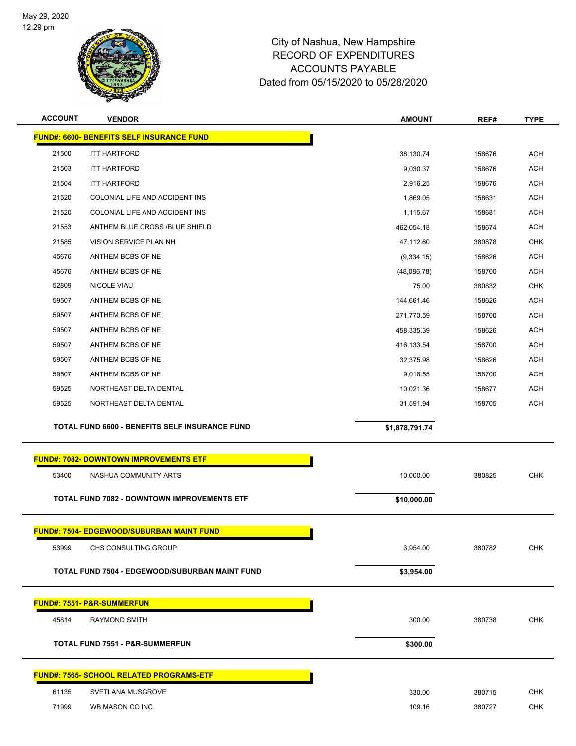City of Nashua, New Hampshire
RECORD OF EXPENDITURES
ACCOUNTS PAYABLE
Dated from 05/15/2020 to 05/28/2020

| ACCOUNT | VENDOR | AMOUNT | REF# | TYPE |
|---|---|---|---|---|
| **FUND#: 6600- BENEFITS SELF INSURANCE FUND** | | | | |
| 21500 | ITT HARTFORD | 38,130.74 | 158676 | ACH |
| 21503 | ITT HARTFORD | 9,030.37 | 158676 | ACH |
| 21504 | ITT HARTFORD | 2,916.25 | 158676 | ACH |
| 21520 | COLONIAL LIFE AND ACCIDENT INS | 1,869.05 | 158631 | ACH |
| 21520 | COLONIAL LIFE AND ACCIDENT INS | 1,115.67 | 158681 | ACH |
| 21553 | ANTHEM BLUE CROSS /BLUE SHIELD | 462,054.18 | 158674 | ACH |
| 21585 | VISION SERVICE PLAN NH | 47,112.60 | 380878 | CHK |
| 45676 | ANTHEM BCBS OF NE | (9,334.15) | 158626 | ACH |
| 45676 | ANTHEM BCBS OF NE | (48,086.78) | 158700 | ACH |
| 52809 | NICOLE VIAU | 75.00 | 380832 | CHK |
| 59507 | ANTHEM BCBS OF NE | 144,661.46 | 158626 | ACH |
| 59507 | ANTHEM BCBS OF NE | 271,770.59 | 158700 | ACH |
| 59507 | ANTHEM BCBS OF NE | 458,335.39 | 158626 | ACH |
| 59507 | ANTHEM BCBS OF NE | 416,133.54 | 158700 | ACH |
| 59507 | ANTHEM BCBS OF NE | 32,375.98 | 158626 | ACH |
| 59507 | ANTHEM BCBS OF NE | 9,018.55 | 158700 | ACH |
| 59525 | NORTHEAST DELTA DENTAL | 10,021.36 | 158677 | ACH |
| 59525 | NORTHEAST DELTA DENTAL | 31,591.94 | 158705 | ACH |
| | **TOTAL FUND 6600 - BENEFITS SELF INSURANCE FUND** | **$1,878,791.74** | | |
| **FUND#: 7082- DOWNTOWN IMPROVEMENTS ETF** | | | | |
| 53400 | NASHUA COMMUNITY ARTS | 10,000.00 | 380825 | CHK |
| | **TOTAL FUND 7082 - DOWNTOWN IMPROVEMENTS ETF** | **$10,000.00** | | |
| **FUND#: 7504- EDGEWOOD/SUBURBAN MAINT FUND** | | | | |
| 53999 | CHS CONSULTING GROUP | 3,954.00 | 380782 | CHK |
| | **TOTAL FUND 7504 - EDGEWOOD/SUBURBAN MAINT FUND** | **$3,954.00** | | |
| **FUND#: 7551- P&R-SUMMERFUN** | | | | |
| 45814 | RAYMOND SMITH | 300.00 | 380738 | CHK |
| | **TOTAL FUND 7551 - P&R-SUMMERFUN** | **$300.00** | | |
| **FUND#: 7565- SCHOOL RELATED PROGRAMS-ETF** | | | | |
| 61135 | SVETLANA MUSGROVE | 330.00 | 380715 | CHK |
| 71999 | WB MASON CO INC | 109.16 | 380727 | CHK |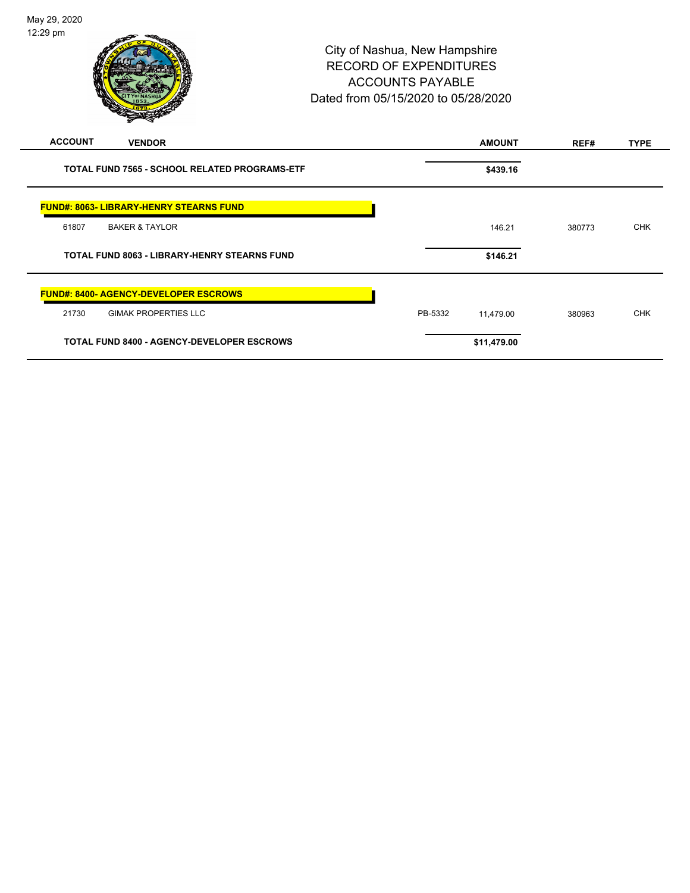City of Nashua, New Hampshire
RECORD OF EXPENDITURES
ACCOUNTS PAYABLE
Dated from 05/15/2020 to 05/28/2020

| ACCOUNT | VENDOR | | AMOUNT | REF# | TYPE |
|---|---|---|---|---|---|
| | **TOTAL FUND 7565 - SCHOOL RELATED PROGRAMS-ETF** | | **$439.16** | | |
| | **FUND#: 8063- LIBRARY-HENRY STEARNS FUND** | | | | |
| 61807 | BAKER & TAYLOR | | 146.21 | 380773 | CHK |
| | **TOTAL FUND 8063 - LIBRARY-HENRY STEARNS FUND** | | **$146.21** | | |
| | **FUND#: 8400- AGENCY-DEVELOPER ESCROWS** | | | | |
| 21730 | GIMAK PROPERTIES LLC | PB-5332 | 11,479.00 | 380963 | CHK |
| | **TOTAL FUND 8400 - AGENCY-DEVELOPER ESCROWS** | | **$11,479.00** | | |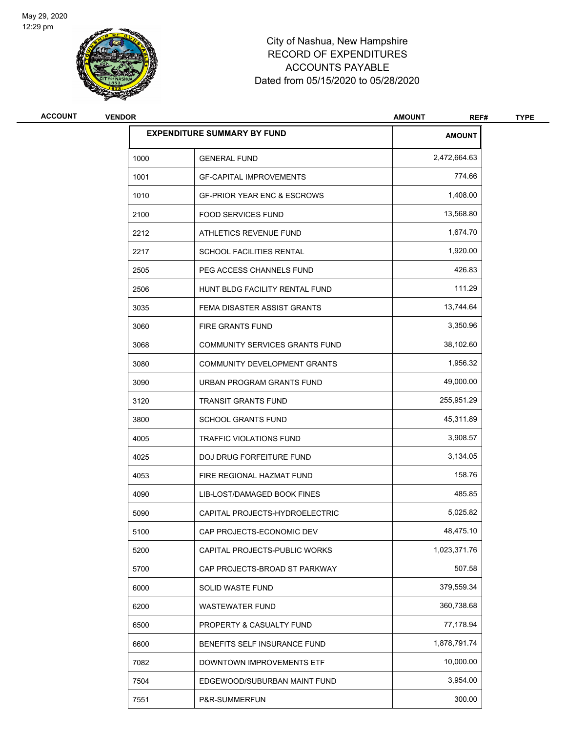May 29, 2020
12:29 pm

City of Nashua, New Hampshire
RECORD OF EXPENDITURES
ACCOUNTS PAYABLE
Dated from 05/15/2020 to 05/28/2020

| ACCOUNT | VENDOR | AMOUNT | REF# | TYPE |
|---|---|---|---|---|

| EXPENDITURE SUMMARY BY FUND | | AMOUNT |
|---|---|---|
| 1000 | GENERAL FUND | 2,472,664.63 |
| 1001 | GF-CAPITAL IMPROVEMENTS | 774.66 |
| 1010 | GF-PRIOR YEAR ENC & ESCROWS | 1,408.00 |
| 2100 | FOOD SERVICES FUND | 13,568.80 |
| 2212 | ATHLETICS REVENUE FUND | 1,674.70 |
| 2217 | SCHOOL FACILITIES RENTAL | 1,920.00 |
| 2505 | PEG ACCESS CHANNELS FUND | 426.83 |
| 2506 | HUNT BLDG FACILITY RENTAL FUND | 111.29 |
| 3035 | FEMA DISASTER ASSIST GRANTS | 13,744.64 |
| 3060 | FIRE GRANTS FUND | 3,350.96 |
| 3068 | COMMUNITY SERVICES GRANTS FUND | 38,102.60 |
| 3080 | COMMUNITY DEVELOPMENT GRANTS | 1,956.32 |
| 3090 | URBAN PROGRAM GRANTS FUND | 49,000.00 |
| 3120 | TRANSIT GRANTS FUND | 255,951.29 |
| 3800 | SCHOOL GRANTS FUND | 45,311.89 |
| 4005 | TRAFFIC VIOLATIONS FUND | 3,908.57 |
| 4025 | DOJ DRUG FORFEITURE FUND | 3,134.05 |
| 4053 | FIRE REGIONAL HAZMAT FUND | 158.76 |
| 4090 | LIB-LOST/DAMAGED BOOK FINES | 485.85 |
| 5090 | CAPITAL PROJECTS-HYDROELECTRIC | 5,025.82 |
| 5100 | CAP PROJECTS-ECONOMIC DEV | 48,475.10 |
| 5200 | CAPITAL PROJECTS-PUBLIC WORKS | 1,023,371.76 |
| 5700 | CAP PROJECTS-BROAD ST PARKWAY | 507.58 |
| 6000 | SOLID WASTE FUND | 379,559.34 |
| 6200 | WASTEWATER FUND | 360,738.68 |
| 6500 | PROPERTY & CASUALTY FUND | 77,178.94 |
| 6600 | BENEFITS SELF INSURANCE FUND | 1,878,791.74 |
| 7082 | DOWNTOWN IMPROVEMENTS ETF | 10,000.00 |
| 7504 | EDGEWOOD/SUBURBAN MAINT FUND | 3,954.00 |
| 7551 | P&R-SUMMERFUN | 300.00 |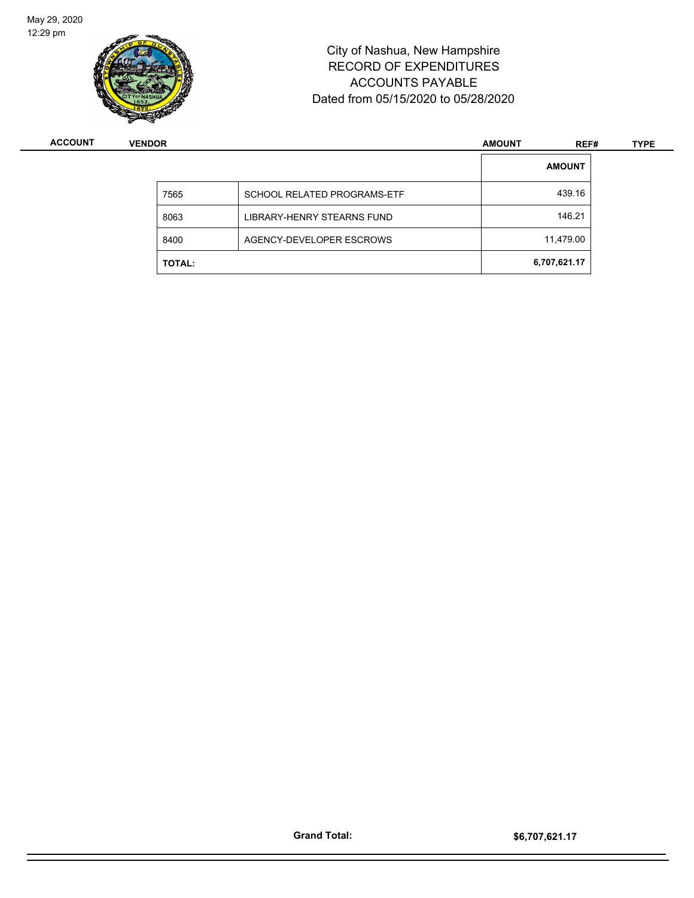City of Nashua, New Hampshire
RECORD OF EXPENDITURES
ACCOUNTS PAYABLE
Dated from 05/15/2020 to 05/28/2020

| ACCOUNT | VENDOR | AMOUNT | REF# | TYPE |
|---|---|---|---|---|

| | | AMOUNT |
|---|---|---|
| 7565 | SCHOOL RELATED PROGRAMS-ETF | 439.16 |
| 8063 | LIBRARY-HENRY STEARNS FUND | 146.21 |
| 8400 | AGENCY-DEVELOPER ESCROWS | 11,479.00 |
| **TOTAL:** | | **6,707,621.17** |

**Grand Total:** **$6,707,621.17**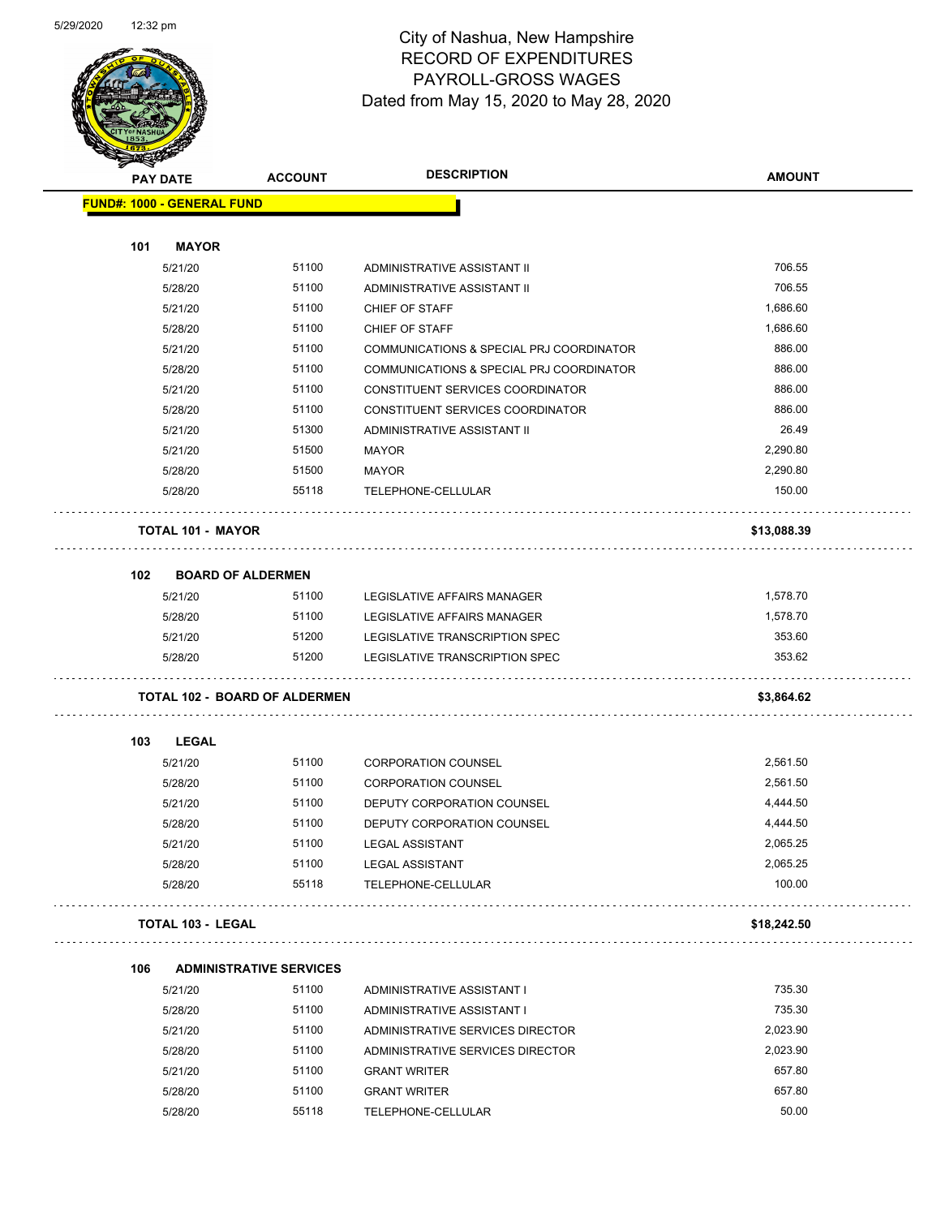# City of Nashua, New Hampshire
## RECORD OF EXPENDITURES
## PAYROLL-GROSS WAGES
## Dated from May 15, 2020 to May 28, 2020

| PAY DATE | ACCOUNT | DESCRIPTION | AMOUNT |
|---|---|---|---|
| **FUND#: 1000 - GENERAL FUND** | | | |
| **101 MAYOR** | | | |
| 5/21/20 | 51100 | ADMINISTRATIVE ASSISTANT II | 706.55 |
| 5/28/20 | 51100 | ADMINISTRATIVE ASSISTANT II | 706.55 |
| 5/21/20 | 51100 | CHIEF OF STAFF | 1,686.60 |
| 5/28/20 | 51100 | CHIEF OF STAFF | 1,686.60 |
| 5/21/20 | 51100 | COMMUNICATIONS & SPECIAL PRJ COORDINATOR | 886.00 |
| 5/28/20 | 51100 | COMMUNICATIONS & SPECIAL PRJ COORDINATOR | 886.00 |
| 5/21/20 | 51100 | CONSTITUENT SERVICES COORDINATOR | 886.00 |
| 5/28/20 | 51100 | CONSTITUENT SERVICES COORDINATOR | 886.00 |
| 5/21/20 | 51300 | ADMINISTRATIVE ASSISTANT II | 26.49 |
| 5/21/20 | 51500 | MAYOR | 2,290.80 |
| 5/28/20 | 51500 | MAYOR | 2,290.80 |
| 5/28/20 | 55118 | TELEPHONE-CELLULAR | 150.00 |
| **TOTAL 101 - MAYOR** | | | **$13,088.39** |
| **102 BOARD OF ALDERMEN** | | | |
| 5/21/20 | 51100 | LEGISLATIVE AFFAIRS MANAGER | 1,578.70 |
| 5/28/20 | 51100 | LEGISLATIVE AFFAIRS MANAGER | 1,578.70 |
| 5/21/20 | 51200 | LEGISLATIVE TRANSCRIPTION SPEC | 353.60 |
| 5/28/20 | 51200 | LEGISLATIVE TRANSCRIPTION SPEC | 353.62 |
| **TOTAL 102 - BOARD OF ALDERMEN** | | | **$3,864.62** |
| **103 LEGAL** | | | |
| 5/21/20 | 51100 | CORPORATION COUNSEL | 2,561.50 |
| 5/28/20 | 51100 | CORPORATION COUNSEL | 2,561.50 |
| 5/21/20 | 51100 | DEPUTY CORPORATION COUNSEL | 4,444.50 |
| 5/28/20 | 51100 | DEPUTY CORPORATION COUNSEL | 4,444.50 |
| 5/21/20 | 51100 | LEGAL ASSISTANT | 2,065.25 |
| 5/28/20 | 51100 | LEGAL ASSISTANT | 2,065.25 |
| 5/28/20 | 55118 | TELEPHONE-CELLULAR | 100.00 |
| **TOTAL 103 - LEGAL** | | | **$18,242.50** |
| **106 ADMINISTRATIVE SERVICES** | | | |
| 5/21/20 | 51100 | ADMINISTRATIVE ASSISTANT I | 735.30 |
| 5/28/20 | 51100 | ADMINISTRATIVE ASSISTANT I | 735.30 |
| 5/21/20 | 51100 | ADMINISTRATIVE SERVICES DIRECTOR | 2,023.90 |
| 5/28/20 | 51100 | ADMINISTRATIVE SERVICES DIRECTOR | 2,023.90 |
| 5/21/20 | 51100 | GRANT WRITER | 657.80 |
| 5/28/20 | 51100 | GRANT WRITER | 657.80 |
| 5/28/20 | 55118 | TELEPHONE-CELLULAR | 50.00 |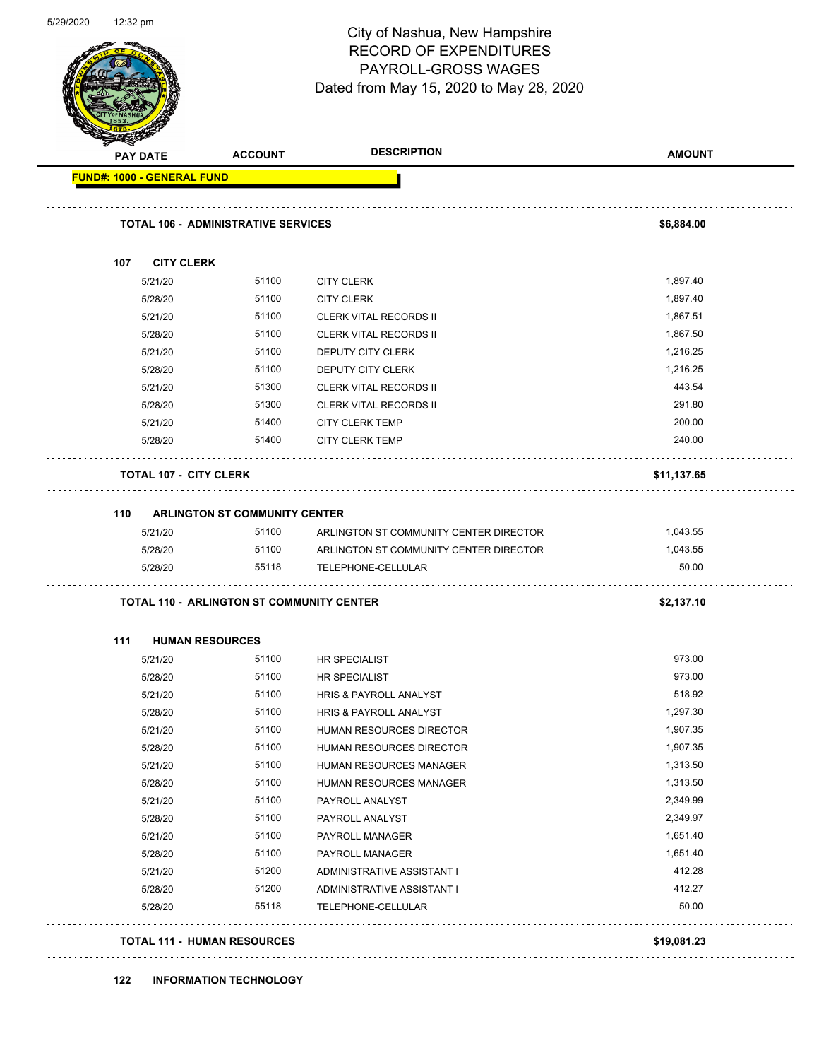# City of Nashua, New Hampshire
## RECORD OF EXPENDITURES
## PAYROLL-GROSS WAGES
## Dated from May 15, 2020 to May 28, 2020

| PAY DATE | ACCOUNT | DESCRIPTION | AMOUNT |
|---|---|---|---|
| **FUND#: 1000 - GENERAL FUND** | | | |
| **TOTAL 106 - ADMINISTRATIVE SERVICES** | | | **$6,884.00** |
| **107 CITY CLERK** | | | |
| 5/21/20 | 51100 | CITY CLERK | 1,897.40 |
| 5/28/20 | 51100 | CITY CLERK | 1,897.40 |
| 5/21/20 | 51100 | CLERK VITAL RECORDS II | 1,867.51 |
| 5/28/20 | 51100 | CLERK VITAL RECORDS II | 1,867.50 |
| 5/21/20 | 51100 | DEPUTY CITY CLERK | 1,216.25 |
| 5/28/20 | 51100 | DEPUTY CITY CLERK | 1,216.25 |
| 5/21/20 | 51300 | CLERK VITAL RECORDS II | 443.54 |
| 5/28/20 | 51300 | CLERK VITAL RECORDS II | 291.80 |
| 5/21/20 | 51400 | CITY CLERK TEMP | 200.00 |
| 5/28/20 | 51400 | CITY CLERK TEMP | 240.00 |
| **TOTAL 107 - CITY CLERK** | | | **$11,137.65** |
| **110 ARLINGTON ST COMMUNITY CENTER** | | | |
| 5/21/20 | 51100 | ARLINGTON ST COMMUNITY CENTER DIRECTOR | 1,043.55 |
| 5/28/20 | 51100 | ARLINGTON ST COMMUNITY CENTER DIRECTOR | 1,043.55 |
| 5/28/20 | 55118 | TELEPHONE-CELLULAR | 50.00 |
| **TOTAL 110 - ARLINGTON ST COMMUNITY CENTER** | | | **$2,137.10** |
| **111 HUMAN RESOURCES** | | | |
| 5/21/20 | 51100 | HR SPECIALIST | 973.00 |
| 5/28/20 | 51100 | HR SPECIALIST | 973.00 |
| 5/21/20 | 51100 | HRIS & PAYROLL ANALYST | 518.92 |
| 5/28/20 | 51100 | HRIS & PAYROLL ANALYST | 1,297.30 |
| 5/21/20 | 51100 | HUMAN RESOURCES DIRECTOR | 1,907.35 |
| 5/28/20 | 51100 | HUMAN RESOURCES DIRECTOR | 1,907.35 |
| 5/21/20 | 51100 | HUMAN RESOURCES MANAGER | 1,313.50 |
| 5/28/20 | 51100 | HUMAN RESOURCES MANAGER | 1,313.50 |
| 5/21/20 | 51100 | PAYROLL ANALYST | 2,349.99 |
| 5/28/20 | 51100 | PAYROLL ANALYST | 2,349.97 |
| 5/21/20 | 51100 | PAYROLL MANAGER | 1,651.40 |
| 5/28/20 | 51100 | PAYROLL MANAGER | 1,651.40 |
| 5/21/20 | 51200 | ADMINISTRATIVE ASSISTANT I | 412.28 |
| 5/28/20 | 51200 | ADMINISTRATIVE ASSISTANT I | 412.27 |
| 5/28/20 | 55118 | TELEPHONE-CELLULAR | 50.00 |
| **TOTAL 111 - HUMAN RESOURCES** | | | **$19,081.23** |
| **122 INFORMATION TECHNOLOGY** | | | |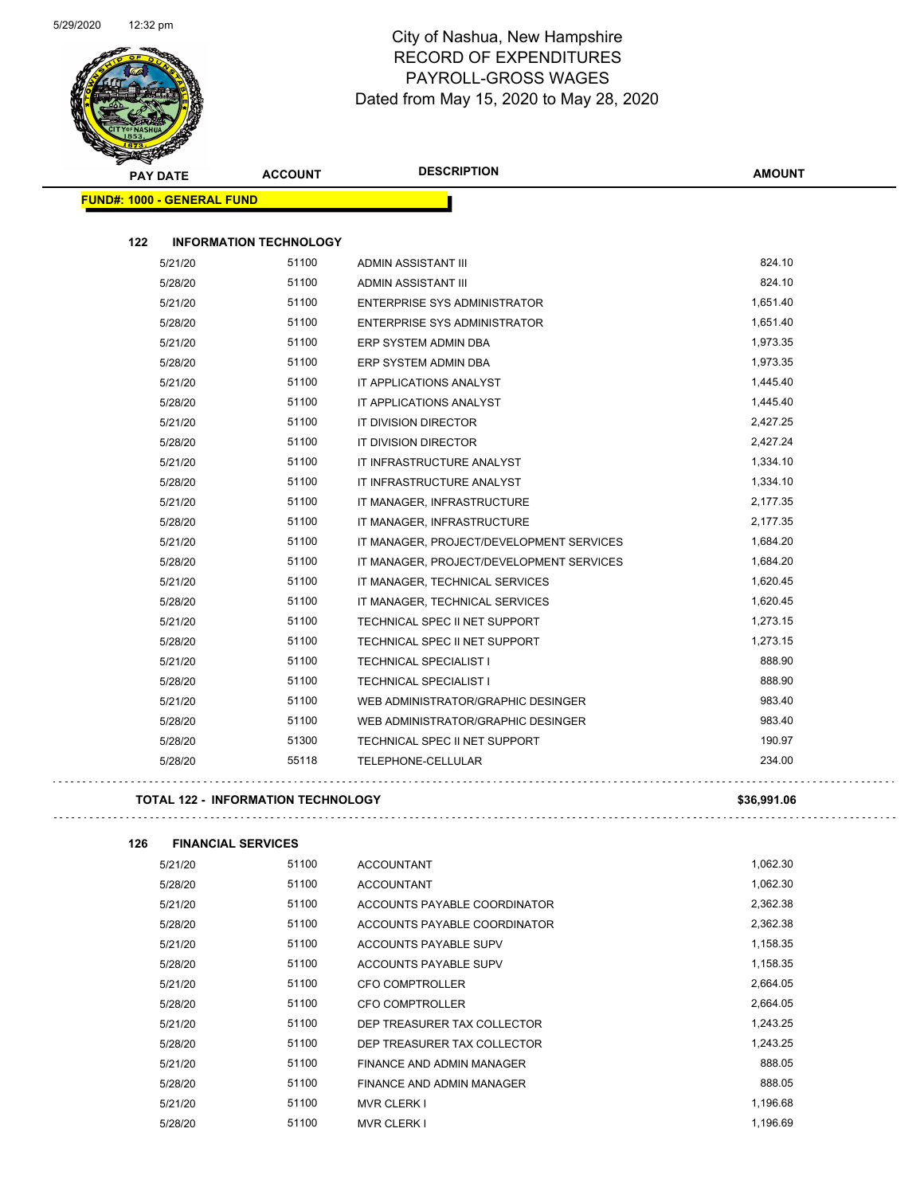# City of Nashua, New Hampshire
## RECORD OF EXPENDITURES
## PAYROLL-GROSS WAGES
## Dated from May 15, 2020 to May 28, 2020

| PAY DATE | ACCOUNT | DESCRIPTION | AMOUNT |
|---|---|---|---|
| **FUND#: 1000 - GENERAL FUND** | | | |
| **122 INFORMATION TECHNOLOGY** | | | |
| 5/21/20 | 51100 | ADMIN ASSISTANT III | 824.10 |
| 5/28/20 | 51100 | ADMIN ASSISTANT III | 824.10 |
| 5/21/20 | 51100 | ENTERPRISE SYS ADMINISTRATOR | 1,651.40 |
| 5/28/20 | 51100 | ENTERPRISE SYS ADMINISTRATOR | 1,651.40 |
| 5/21/20 | 51100 | ERP SYSTEM ADMIN DBA | 1,973.35 |
| 5/28/20 | 51100 | ERP SYSTEM ADMIN DBA | 1,973.35 |
| 5/21/20 | 51100 | IT APPLICATIONS ANALYST | 1,445.40 |
| 5/28/20 | 51100 | IT APPLICATIONS ANALYST | 1,445.40 |
| 5/21/20 | 51100 | IT DIVISION DIRECTOR | 2,427.25 |
| 5/28/20 | 51100 | IT DIVISION DIRECTOR | 2,427.24 |
| 5/21/20 | 51100 | IT INFRASTRUCTURE ANALYST | 1,334.10 |
| 5/28/20 | 51100 | IT INFRASTRUCTURE ANALYST | 1,334.10 |
| 5/21/20 | 51100 | IT MANAGER, INFRASTRUCTURE | 2,177.35 |
| 5/28/20 | 51100 | IT MANAGER, INFRASTRUCTURE | 2,177.35 |
| 5/21/20 | 51100 | IT MANAGER, PROJECT/DEVELOPMENT SERVICES | 1,684.20 |
| 5/28/20 | 51100 | IT MANAGER, PROJECT/DEVELOPMENT SERVICES | 1,684.20 |
| 5/21/20 | 51100 | IT MANAGER, TECHNICAL SERVICES | 1,620.45 |
| 5/28/20 | 51100 | IT MANAGER, TECHNICAL SERVICES | 1,620.45 |
| 5/21/20 | 51100 | TECHNICAL SPEC II NET SUPPORT | 1,273.15 |
| 5/28/20 | 51100 | TECHNICAL SPEC II NET SUPPORT | 1,273.15 |
| 5/21/20 | 51100 | TECHNICAL SPECIALIST I | 888.90 |
| 5/28/20 | 51100 | TECHNICAL SPECIALIST I | 888.90 |
| 5/21/20 | 51100 | WEB ADMINISTRATOR/GRAPHIC DESINGER | 983.40 |
| 5/28/20 | 51100 | WEB ADMINISTRATOR/GRAPHIC DESINGER | 983.40 |
| 5/28/20 | 51300 | TECHNICAL SPEC II NET SUPPORT | 190.97 |
| 5/28/20 | 55118 | TELEPHONE-CELLULAR | 234.00 |
| **TOTAL 122 - INFORMATION TECHNOLOGY** | | | **$36,991.06** |
| **126 FINANCIAL SERVICES** | | | |
| 5/21/20 | 51100 | ACCOUNTANT | 1,062.30 |
| 5/28/20 | 51100 | ACCOUNTANT | 1,062.30 |
| 5/21/20 | 51100 | ACCOUNTS PAYABLE COORDINATOR | 2,362.38 |
| 5/28/20 | 51100 | ACCOUNTS PAYABLE COORDINATOR | 2,362.38 |
| 5/21/20 | 51100 | ACCOUNTS PAYABLE SUPV | 1,158.35 |
| 5/28/20 | 51100 | ACCOUNTS PAYABLE SUPV | 1,158.35 |
| 5/21/20 | 51100 | CFO COMPTROLLER | 2,664.05 |
| 5/28/20 | 51100 | CFO COMPTROLLER | 2,664.05 |
| 5/21/20 | 51100 | DEP TREASURER TAX COLLECTOR | 1,243.25 |
| 5/28/20 | 51100 | DEP TREASURER TAX COLLECTOR | 1,243.25 |
| 5/21/20 | 51100 | FINANCE AND ADMIN MANAGER | 888.05 |
| 5/28/20 | 51100 | FINANCE AND ADMIN MANAGER | 888.05 |
| 5/21/20 | 51100 | MVR CLERK I | 1,196.68 |
| 5/28/20 | 51100 | MVR CLERK I | 1,196.69 |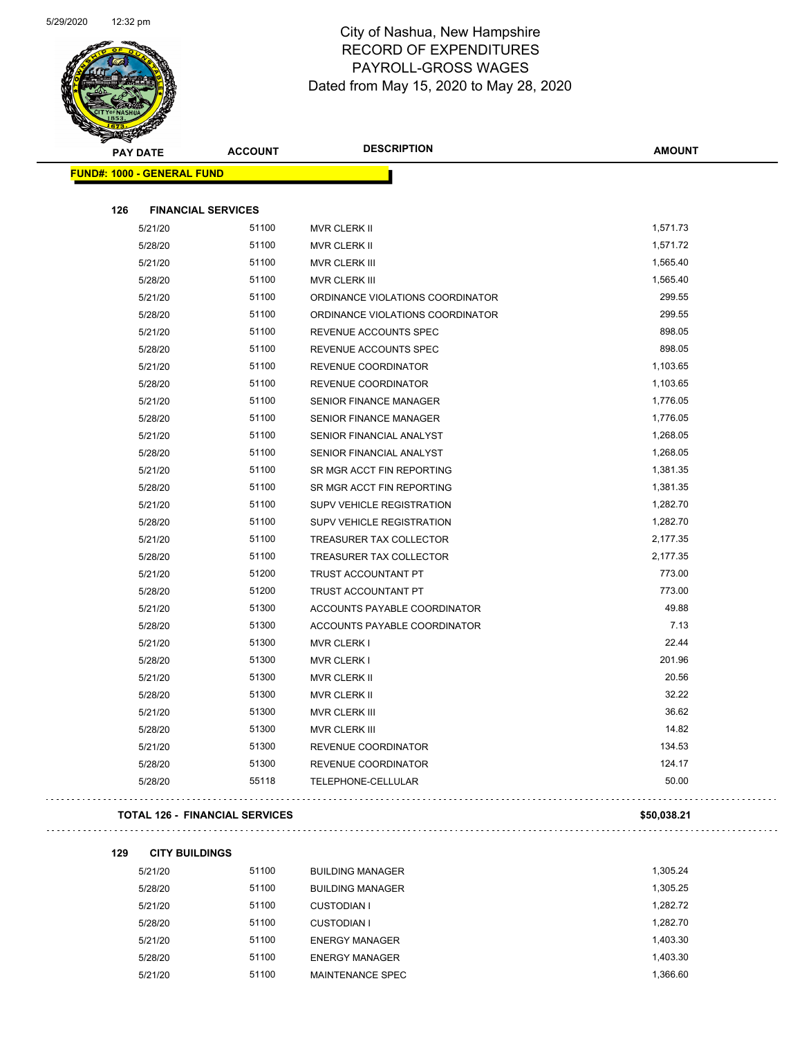# City of Nashua, New Hampshire
## RECORD OF EXPENDITURES
## PAYROLL-GROSS WAGES
## Dated from May 15, 2020 to May 28, 2020

| PAY DATE | ACCOUNT | DESCRIPTION | AMOUNT |
|---|---|---|---|
| **FUND#: 1000 - GENERAL FUND** | | | |
| **126 FINANCIAL SERVICES** | | | |
| 5/21/20 | 51100 | MVR CLERK II | 1,571.73 |
| 5/28/20 | 51100 | MVR CLERK II | 1,571.72 |
| 5/21/20 | 51100 | MVR CLERK III | 1,565.40 |
| 5/28/20 | 51100 | MVR CLERK III | 1,565.40 |
| 5/21/20 | 51100 | ORDINANCE VIOLATIONS COORDINATOR | 299.55 |
| 5/28/20 | 51100 | ORDINANCE VIOLATIONS COORDINATOR | 299.55 |
| 5/21/20 | 51100 | REVENUE ACCOUNTS SPEC | 898.05 |
| 5/28/20 | 51100 | REVENUE ACCOUNTS SPEC | 898.05 |
| 5/21/20 | 51100 | REVENUE COORDINATOR | 1,103.65 |
| 5/28/20 | 51100 | REVENUE COORDINATOR | 1,103.65 |
| 5/21/20 | 51100 | SENIOR FINANCE MANAGER | 1,776.05 |
| 5/28/20 | 51100 | SENIOR FINANCE MANAGER | 1,776.05 |
| 5/21/20 | 51100 | SENIOR FINANCIAL ANALYST | 1,268.05 |
| 5/28/20 | 51100 | SENIOR FINANCIAL ANALYST | 1,268.05 |
| 5/21/20 | 51100 | SR MGR ACCT FIN REPORTING | 1,381.35 |
| 5/28/20 | 51100 | SR MGR ACCT FIN REPORTING | 1,381.35 |
| 5/21/20 | 51100 | SUPV VEHICLE REGISTRATION | 1,282.70 |
| 5/28/20 | 51100 | SUPV VEHICLE REGISTRATION | 1,282.70 |
| 5/21/20 | 51100 | TREASURER TAX COLLECTOR | 2,177.35 |
| 5/28/20 | 51100 | TREASURER TAX COLLECTOR | 2,177.35 |
| 5/21/20 | 51200 | TRUST ACCOUNTANT PT | 773.00 |
| 5/28/20 | 51200 | TRUST ACCOUNTANT PT | 773.00 |
| 5/21/20 | 51300 | ACCOUNTS PAYABLE COORDINATOR | 49.88 |
| 5/28/20 | 51300 | ACCOUNTS PAYABLE COORDINATOR | 7.13 |
| 5/21/20 | 51300 | MVR CLERK I | 22.44 |
| 5/28/20 | 51300 | MVR CLERK I | 201.96 |
| 5/21/20 | 51300 | MVR CLERK II | 20.56 |
| 5/28/20 | 51300 | MVR CLERK II | 32.22 |
| 5/21/20 | 51300 | MVR CLERK III | 36.62 |
| 5/28/20 | 51300 | MVR CLERK III | 14.82 |
| 5/21/20 | 51300 | REVENUE COORDINATOR | 134.53 |
| 5/28/20 | 51300 | REVENUE COORDINATOR | 124.17 |
| 5/28/20 | 55118 | TELEPHONE-CELLULAR | 50.00 |
| **TOTAL 126 - FINANCIAL SERVICES** | | | **$50,038.21** |
| **129 CITY BUILDINGS** | | | |
| 5/21/20 | 51100 | BUILDING MANAGER | 1,305.24 |
| 5/28/20 | 51100 | BUILDING MANAGER | 1,305.25 |
| 5/21/20 | 51100 | CUSTODIAN I | 1,282.72 |
| 5/28/20 | 51100 | CUSTODIAN I | 1,282.70 |
| 5/21/20 | 51100 | ENERGY MANAGER | 1,403.30 |
| 5/28/20 | 51100 | ENERGY MANAGER | 1,403.30 |
| 5/21/20 | 51100 | MAINTENANCE SPEC | 1,366.60 |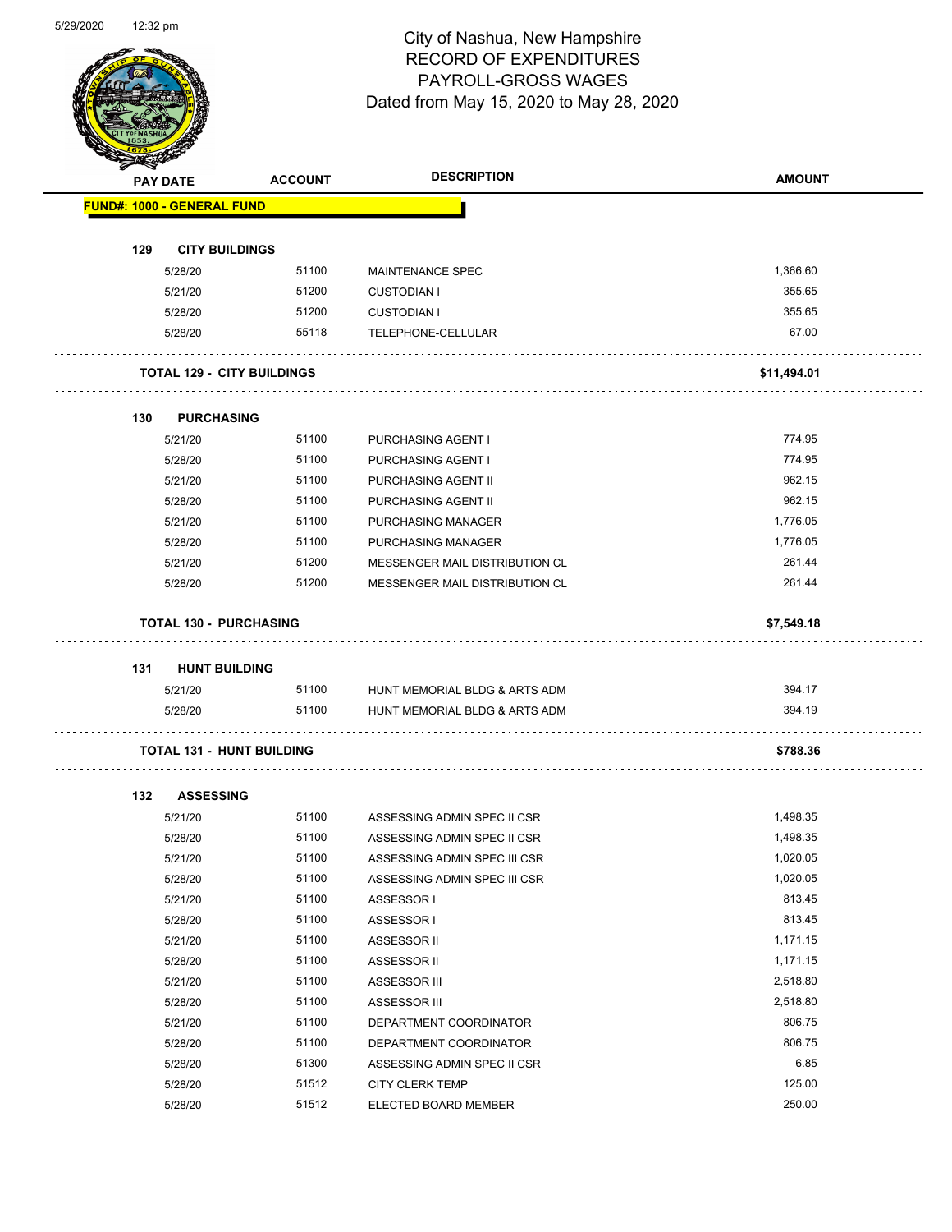# City of Nashua, New Hampshire
## RECORD OF EXPENDITURES
## PAYROLL-GROSS WAGES
### Dated from May 15, 2020 to May 28, 2020

**FUND#: 1000 - GENERAL FUND**

| PAY DATE | ACCOUNT | DESCRIPTION | AMOUNT |
|---|---|---|---|
| **129 CITY BUILDINGS** | | | |
| 5/28/20 | 51100 | MAINTENANCE SPEC | 1,366.60 |
| 5/21/20 | 51200 | CUSTODIAN I | 355.65 |
| 5/28/20 | 51200 | CUSTODIAN I | 355.65 |
| 5/28/20 | 55118 | TELEPHONE-CELLULAR | 67.00 |
| **TOTAL 129 - CITY BUILDINGS** | | | **$11,494.01** |
| **130 PURCHASING** | | | |
| 5/21/20 | 51100 | PURCHASING AGENT I | 774.95 |
| 5/28/20 | 51100 | PURCHASING AGENT I | 774.95 |
| 5/21/20 | 51100 | PURCHASING AGENT II | 962.15 |
| 5/28/20 | 51100 | PURCHASING AGENT II | 962.15 |
| 5/21/20 | 51100 | PURCHASING MANAGER | 1,776.05 |
| 5/28/20 | 51100 | PURCHASING MANAGER | 1,776.05 |
| 5/21/20 | 51200 | MESSENGER MAIL DISTRIBUTION CL | 261.44 |
| 5/28/20 | 51200 | MESSENGER MAIL DISTRIBUTION CL | 261.44 |
| **TOTAL 130 - PURCHASING** | | | **$7,549.18** |
| **131 HUNT BUILDING** | | | |
| 5/21/20 | 51100 | HUNT MEMORIAL BLDG & ARTS ADM | 394.17 |
| 5/28/20 | 51100 | HUNT MEMORIAL BLDG & ARTS ADM | 394.19 |
| **TOTAL 131 - HUNT BUILDING** | | | **$788.36** |
| **132 ASSESSING** | | | |
| 5/21/20 | 51100 | ASSESSING ADMIN SPEC II CSR | 1,498.35 |
| 5/28/20 | 51100 | ASSESSING ADMIN SPEC II CSR | 1,498.35 |
| 5/21/20 | 51100 | ASSESSING ADMIN SPEC III CSR | 1,020.05 |
| 5/28/20 | 51100 | ASSESSING ADMIN SPEC III CSR | 1,020.05 |
| 5/21/20 | 51100 | ASSESSOR I | 813.45 |
| 5/28/20 | 51100 | ASSESSOR I | 813.45 |
| 5/21/20 | 51100 | ASSESSOR II | 1,171.15 |
| 5/28/20 | 51100 | ASSESSOR II | 1,171.15 |
| 5/21/20 | 51100 | ASSESSOR III | 2,518.80 |
| 5/28/20 | 51100 | ASSESSOR III | 2,518.80 |
| 5/21/20 | 51100 | DEPARTMENT COORDINATOR | 806.75 |
| 5/28/20 | 51100 | DEPARTMENT COORDINATOR | 806.75 |
| 5/28/20 | 51300 | ASSESSING ADMIN SPEC II CSR | 6.85 |
| 5/28/20 | 51512 | CITY CLERK TEMP | 125.00 |
| 5/28/20 | 51512 | ELECTED BOARD MEMBER | 250.00 |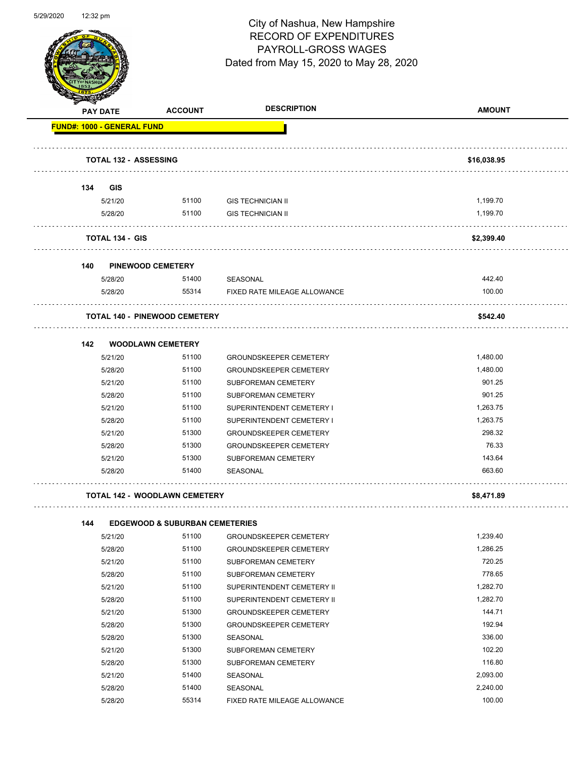# City of Nashua, New Hampshire
## RECORD OF EXPENDITURES
## PAYROLL-GROSS WAGES
Dated from May 15, 2020 to May 28, 2020

| PAY DATE | ACCOUNT | DESCRIPTION | AMOUNT |
|---|---|---|---|
| **FUND#: 1000 - GENERAL FUND** | | | |
| **TOTAL 132 - ASSESSING** | | | **$16,038.95** |
| **134 GIS** | | | |
| 5/21/20 | 51100 | GIS TECHNICIAN II | 1,199.70 |
| 5/28/20 | 51100 | GIS TECHNICIAN II | 1,199.70 |
| **TOTAL 134 - GIS** | | | **$2,399.40** |
| **140 PINEWOOD CEMETERY** | | | |
| 5/28/20 | 51400 | SEASONAL | 442.40 |
| 5/28/20 | 55314 | FIXED RATE MILEAGE ALLOWANCE | 100.00 |
| **TOTAL 140 - PINEWOOD CEMETERY** | | | **$542.40** |
| **142 WOODLAWN CEMETERY** | | | |
| 5/21/20 | 51100 | GROUNDSKEEPER CEMETERY | 1,480.00 |
| 5/28/20 | 51100 | GROUNDSKEEPER CEMETERY | 1,480.00 |
| 5/21/20 | 51100 | SUBFOREMAN CEMETERY | 901.25 |
| 5/28/20 | 51100 | SUBFOREMAN CEMETERY | 901.25 |
| 5/21/20 | 51100 | SUPERINTENDENT CEMETERY I | 1,263.75 |
| 5/28/20 | 51100 | SUPERINTENDENT CEMETERY I | 1,263.75 |
| 5/21/20 | 51300 | GROUNDSKEEPER CEMETERY | 298.32 |
| 5/28/20 | 51300 | GROUNDSKEEPER CEMETERY | 76.33 |
| 5/21/20 | 51300 | SUBFOREMAN CEMETERY | 143.64 |
| 5/28/20 | 51400 | SEASONAL | 663.60 |
| **TOTAL 142 - WOODLAWN CEMETERY** | | | **$8,471.89** |
| **144 EDGEWOOD & SUBURBAN CEMETERIES** | | | |
| 5/21/20 | 51100 | GROUNDSKEEPER CEMETERY | 1,239.40 |
| 5/28/20 | 51100 | GROUNDSKEEPER CEMETERY | 1,286.25 |
| 5/21/20 | 51100 | SUBFOREMAN CEMETERY | 720.25 |
| 5/28/20 | 51100 | SUBFOREMAN CEMETERY | 778.65 |
| 5/21/20 | 51100 | SUPERINTENDENT CEMETERY II | 1,282.70 |
| 5/28/20 | 51100 | SUPERINTENDENT CEMETERY II | 1,282.70 |
| 5/21/20 | 51300 | GROUNDSKEEPER CEMETERY | 144.71 |
| 5/28/20 | 51300 | GROUNDSKEEPER CEMETERY | 192.94 |
| 5/28/20 | 51300 | SEASONAL | 336.00 |
| 5/21/20 | 51300 | SUBFOREMAN CEMETERY | 102.20 |
| 5/28/20 | 51300 | SUBFOREMAN CEMETERY | 116.80 |
| 5/21/20 | 51400 | SEASONAL | 2,093.00 |
| 5/28/20 | 51400 | SEASONAL | 2,240.00 |
| 5/28/20 | 55314 | FIXED RATE MILEAGE ALLOWANCE | 100.00 |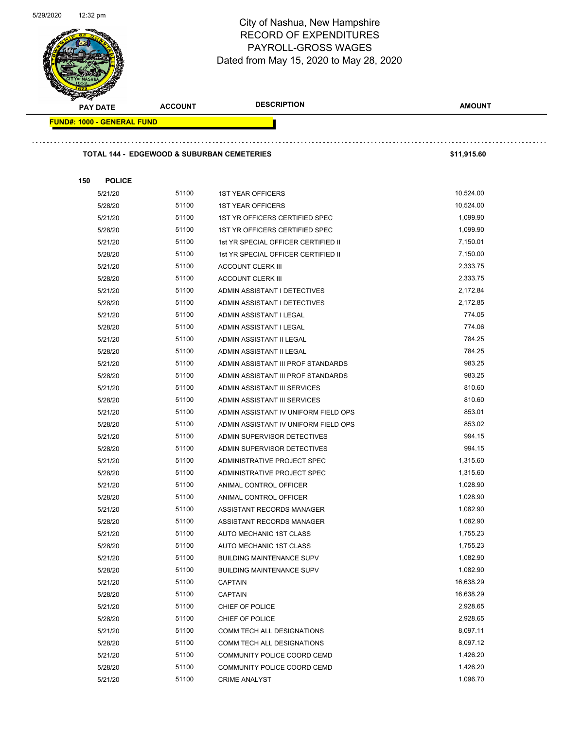City of Nashua, New Hampshire
RECORD OF EXPENDITURES
PAYROLL-GROSS WAGES
Dated from May 15, 2020 to May 28, 2020

| PAY DATE | ACCOUNT | DESCRIPTION | AMOUNT |
|---|---|---|---|

**FUND#: 1000 - GENERAL FUND**

**TOTAL 144 - EDGEWOOD & SUBURBAN CEMETERIES** **$11,915.60**

**150 POLICE**

| PAY DATE | ACCOUNT | DESCRIPTION | AMOUNT |
|---|---|---|---|
| 5/21/20 | 51100 | 1ST YEAR OFFICERS | 10,524.00 |
| 5/28/20 | 51100 | 1ST YEAR OFFICERS | 10,524.00 |
| 5/21/20 | 51100 | 1ST YR OFFICERS CERTIFIED SPEC | 1,099.90 |
| 5/28/20 | 51100 | 1ST YR OFFICERS CERTIFIED SPEC | 1,099.90 |
| 5/21/20 | 51100 | 1st YR SPECIAL OFFICER CERTIFIED II | 7,150.01 |
| 5/28/20 | 51100 | 1st YR SPECIAL OFFICER CERTIFIED II | 7,150.00 |
| 5/21/20 | 51100 | ACCOUNT CLERK III | 2,333.75 |
| 5/28/20 | 51100 | ACCOUNT CLERK III | 2,333.75 |
| 5/21/20 | 51100 | ADMIN ASSISTANT I DETECTIVES | 2,172.84 |
| 5/28/20 | 51100 | ADMIN ASSISTANT I DETECTIVES | 2,172.85 |
| 5/21/20 | 51100 | ADMIN ASSISTANT I LEGAL | 774.05 |
| 5/28/20 | 51100 | ADMIN ASSISTANT I LEGAL | 774.06 |
| 5/21/20 | 51100 | ADMIN ASSISTANT II LEGAL | 784.25 |
| 5/28/20 | 51100 | ADMIN ASSISTANT II LEGAL | 784.25 |
| 5/21/20 | 51100 | ADMIN ASSISTANT III PROF STANDARDS | 983.25 |
| 5/28/20 | 51100 | ADMIN ASSISTANT III PROF STANDARDS | 983.25 |
| 5/21/20 | 51100 | ADMIN ASSISTANT III SERVICES | 810.60 |
| 5/28/20 | 51100 | ADMIN ASSISTANT III SERVICES | 810.60 |
| 5/21/20 | 51100 | ADMIN ASSISTANT IV UNIFORM FIELD OPS | 853.01 |
| 5/28/20 | 51100 | ADMIN ASSISTANT IV UNIFORM FIELD OPS | 853.02 |
| 5/21/20 | 51100 | ADMIN SUPERVISOR DETECTIVES | 994.15 |
| 5/28/20 | 51100 | ADMIN SUPERVISOR DETECTIVES | 994.15 |
| 5/21/20 | 51100 | ADMINISTRATIVE PROJECT SPEC | 1,315.60 |
| 5/28/20 | 51100 | ADMINISTRATIVE PROJECT SPEC | 1,315.60 |
| 5/21/20 | 51100 | ANIMAL CONTROL OFFICER | 1,028.90 |
| 5/28/20 | 51100 | ANIMAL CONTROL OFFICER | 1,028.90 |
| 5/21/20 | 51100 | ASSISTANT RECORDS MANAGER | 1,082.90 |
| 5/28/20 | 51100 | ASSISTANT RECORDS MANAGER | 1,082.90 |
| 5/21/20 | 51100 | AUTO MECHANIC 1ST CLASS | 1,755.23 |
| 5/28/20 | 51100 | AUTO MECHANIC 1ST CLASS | 1,755.23 |
| 5/21/20 | 51100 | BUILDING MAINTENANCE SUPV | 1,082.90 |
| 5/28/20 | 51100 | BUILDING MAINTENANCE SUPV | 1,082.90 |
| 5/21/20 | 51100 | CAPTAIN | 16,638.29 |
| 5/28/20 | 51100 | CAPTAIN | 16,638.29 |
| 5/21/20 | 51100 | CHIEF OF POLICE | 2,928.65 |
| 5/28/20 | 51100 | CHIEF OF POLICE | 2,928.65 |
| 5/21/20 | 51100 | COMM TECH ALL DESIGNATIONS | 8,097.11 |
| 5/28/20 | 51100 | COMM TECH ALL DESIGNATIONS | 8,097.12 |
| 5/21/20 | 51100 | COMMUNITY POLICE COORD CEMD | 1,426.20 |
| 5/28/20 | 51100 | COMMUNITY POLICE COORD CEMD | 1,426.20 |
| 5/21/20 | 51100 | CRIME ANALYST | 1,096.70 |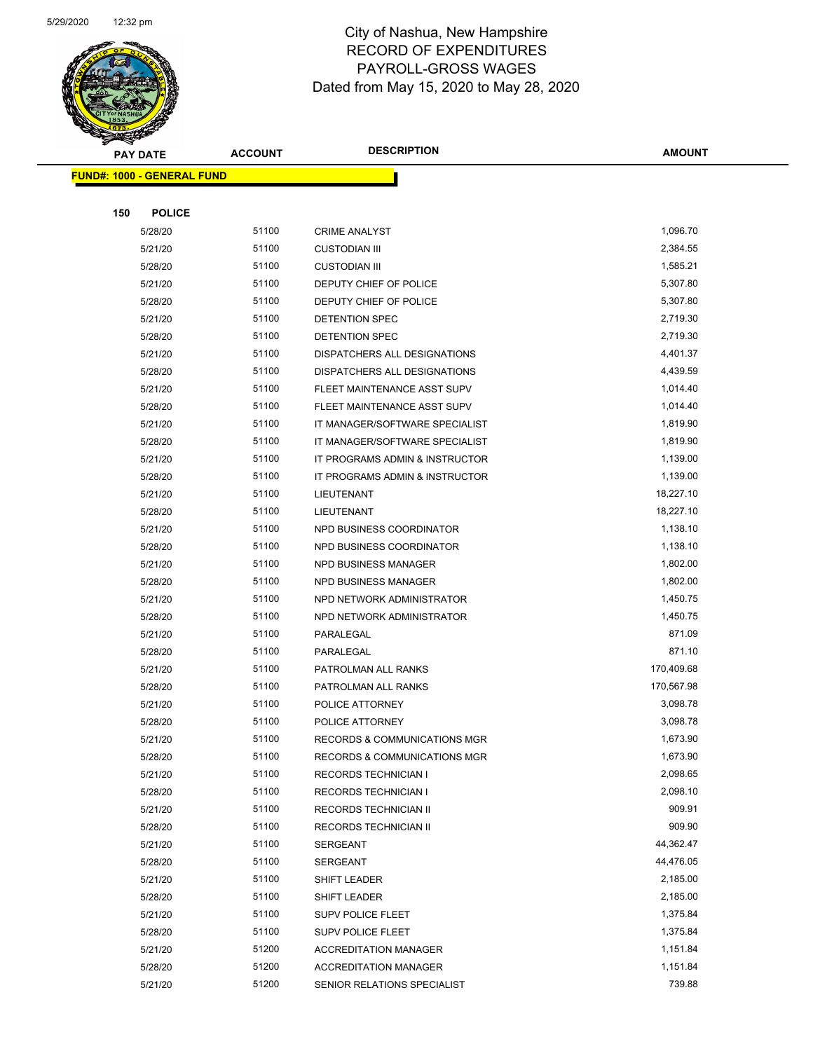# City of Nashua, New Hampshire
# RECORD OF EXPENDITURES
# PAYROLL-GROSS WAGES
Dated from May 15, 2020 to May 28, 2020

**FUND#: 1000 - GENERAL FUND**

**150 POLICE**

| PAY DATE | ACCOUNT | DESCRIPTION | AMOUNT |
|---|---|---|---|
| 5/28/20 | 51100 | CRIME ANALYST | 1,096.70 |
| 5/21/20 | 51100 | CUSTODIAN III | 2,384.55 |
| 5/28/20 | 51100 | CUSTODIAN III | 1,585.21 |
| 5/21/20 | 51100 | DEPUTY CHIEF OF POLICE | 5,307.80 |
| 5/28/20 | 51100 | DEPUTY CHIEF OF POLICE | 5,307.80 |
| 5/21/20 | 51100 | DETENTION SPEC | 2,719.30 |
| 5/28/20 | 51100 | DETENTION SPEC | 2,719.30 |
| 5/21/20 | 51100 | DISPATCHERS ALL DESIGNATIONS | 4,401.37 |
| 5/28/20 | 51100 | DISPATCHERS ALL DESIGNATIONS | 4,439.59 |
| 5/21/20 | 51100 | FLEET MAINTENANCE ASST SUPV | 1,014.40 |
| 5/28/20 | 51100 | FLEET MAINTENANCE ASST SUPV | 1,014.40 |
| 5/21/20 | 51100 | IT MANAGER/SOFTWARE SPECIALIST | 1,819.90 |
| 5/28/20 | 51100 | IT MANAGER/SOFTWARE SPECIALIST | 1,819.90 |
| 5/21/20 | 51100 | IT PROGRAMS ADMIN & INSTRUCTOR | 1,139.00 |
| 5/28/20 | 51100 | IT PROGRAMS ADMIN & INSTRUCTOR | 1,139.00 |
| 5/21/20 | 51100 | LIEUTENANT | 18,227.10 |
| 5/28/20 | 51100 | LIEUTENANT | 18,227.10 |
| 5/21/20 | 51100 | NPD BUSINESS COORDINATOR | 1,138.10 |
| 5/28/20 | 51100 | NPD BUSINESS COORDINATOR | 1,138.10 |
| 5/21/20 | 51100 | NPD BUSINESS MANAGER | 1,802.00 |
| 5/28/20 | 51100 | NPD BUSINESS MANAGER | 1,802.00 |
| 5/21/20 | 51100 | NPD NETWORK ADMINISTRATOR | 1,450.75 |
| 5/28/20 | 51100 | NPD NETWORK ADMINISTRATOR | 1,450.75 |
| 5/21/20 | 51100 | PARALEGAL | 871.09 |
| 5/28/20 | 51100 | PARALEGAL | 871.10 |
| 5/21/20 | 51100 | PATROLMAN ALL RANKS | 170,409.68 |
| 5/28/20 | 51100 | PATROLMAN ALL RANKS | 170,567.98 |
| 5/21/20 | 51100 | POLICE ATTORNEY | 3,098.78 |
| 5/28/20 | 51100 | POLICE ATTORNEY | 3,098.78 |
| 5/21/20 | 51100 | RECORDS & COMMUNICATIONS MGR | 1,673.90 |
| 5/28/20 | 51100 | RECORDS & COMMUNICATIONS MGR | 1,673.90 |
| 5/21/20 | 51100 | RECORDS TECHNICIAN I | 2,098.65 |
| 5/28/20 | 51100 | RECORDS TECHNICIAN I | 2,098.10 |
| 5/21/20 | 51100 | RECORDS TECHNICIAN II | 909.91 |
| 5/28/20 | 51100 | RECORDS TECHNICIAN II | 909.90 |
| 5/21/20 | 51100 | SERGEANT | 44,362.47 |
| 5/28/20 | 51100 | SERGEANT | 44,476.05 |
| 5/21/20 | 51100 | SHIFT LEADER | 2,185.00 |
| 5/28/20 | 51100 | SHIFT LEADER | 2,185.00 |
| 5/21/20 | 51100 | SUPV POLICE FLEET | 1,375.84 |
| 5/28/20 | 51100 | SUPV POLICE FLEET | 1,375.84 |
| 5/21/20 | 51200 | ACCREDITATION MANAGER | 1,151.84 |
| 5/28/20 | 51200 | ACCREDITATION MANAGER | 1,151.84 |
| 5/21/20 | 51200 | SENIOR RELATIONS SPECIALIST | 739.88 |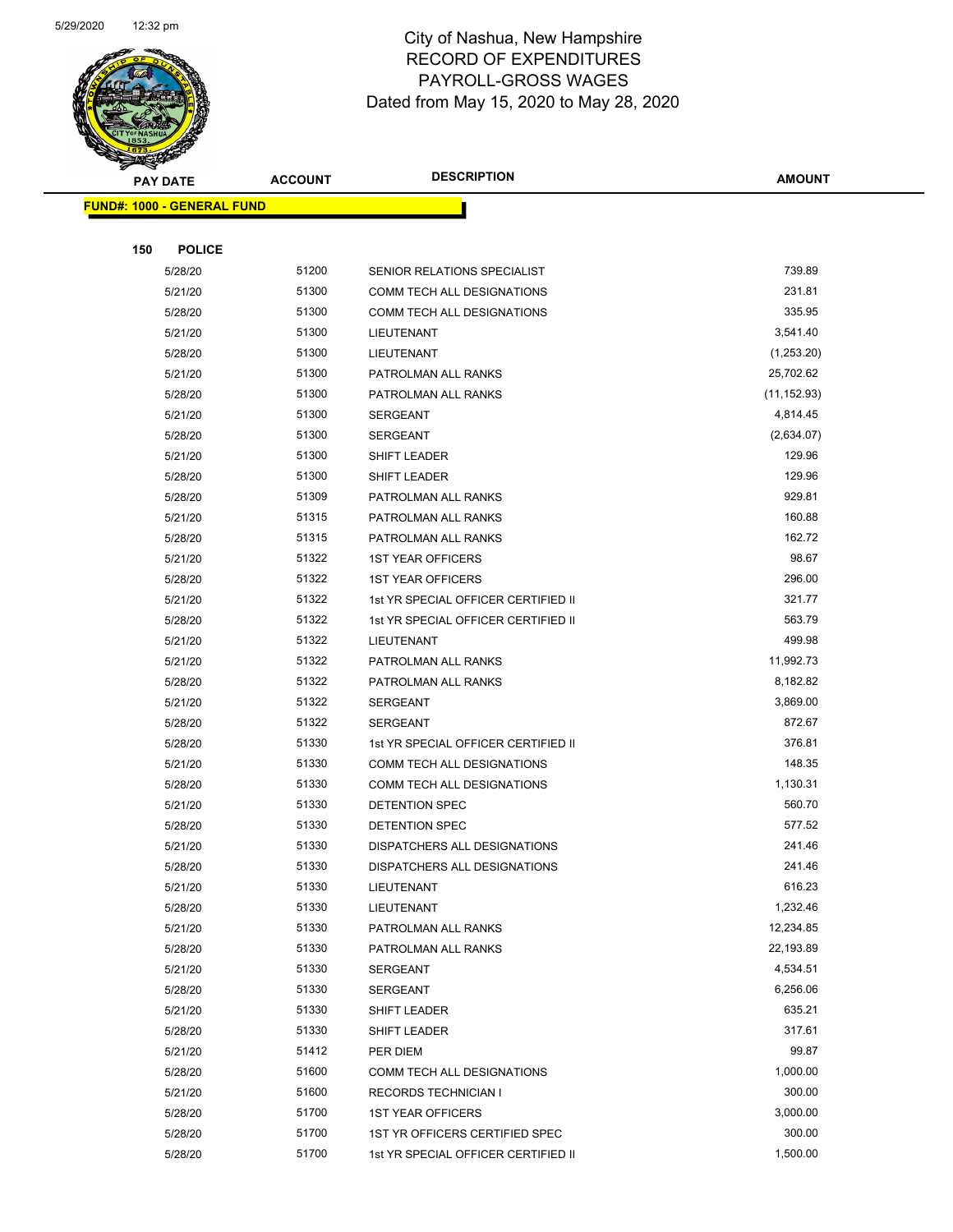# City of Nashua, New Hampshire
## RECORD OF EXPENDITURES
## PAYROLL-GROSS WAGES
## Dated from May 15, 2020 to May 28, 2020

| PAY DATE | ACCOUNT | DESCRIPTION | AMOUNT |
|---|---|---|---|

**FUND#: 1000 - GENERAL FUND**

**150 POLICE**

| PAY DATE | ACCOUNT | DESCRIPTION | AMOUNT |
|---|---|---|---|
| 5/28/20 | 51200 | SENIOR RELATIONS SPECIALIST | 739.89 |
| 5/21/20 | 51300 | COMM TECH ALL DESIGNATIONS | 231.81 |
| 5/28/20 | 51300 | COMM TECH ALL DESIGNATIONS | 335.95 |
| 5/21/20 | 51300 | LIEUTENANT | 3,541.40 |
| 5/28/20 | 51300 | LIEUTENANT | (1,253.20) |
| 5/21/20 | 51300 | PATROLMAN ALL RANKS | 25,702.62 |
| 5/28/20 | 51300 | PATROLMAN ALL RANKS | (11,152.93) |
| 5/21/20 | 51300 | SERGEANT | 4,814.45 |
| 5/28/20 | 51300 | SERGEANT | (2,634.07) |
| 5/21/20 | 51300 | SHIFT LEADER | 129.96 |
| 5/28/20 | 51300 | SHIFT LEADER | 129.96 |
| 5/28/20 | 51309 | PATROLMAN ALL RANKS | 929.81 |
| 5/21/20 | 51315 | PATROLMAN ALL RANKS | 160.88 |
| 5/28/20 | 51315 | PATROLMAN ALL RANKS | 162.72 |
| 5/21/20 | 51322 | 1ST YEAR OFFICERS | 98.67 |
| 5/28/20 | 51322 | 1ST YEAR OFFICERS | 296.00 |
| 5/21/20 | 51322 | 1st YR SPECIAL OFFICER CERTIFIED II | 321.77 |
| 5/28/20 | 51322 | 1st YR SPECIAL OFFICER CERTIFIED II | 563.79 |
| 5/21/20 | 51322 | LIEUTENANT | 499.98 |
| 5/21/20 | 51322 | PATROLMAN ALL RANKS | 11,992.73 |
| 5/28/20 | 51322 | PATROLMAN ALL RANKS | 8,182.82 |
| 5/21/20 | 51322 | SERGEANT | 3,869.00 |
| 5/28/20 | 51322 | SERGEANT | 872.67 |
| 5/28/20 | 51330 | 1st YR SPECIAL OFFICER CERTIFIED II | 376.81 |
| 5/21/20 | 51330 | COMM TECH ALL DESIGNATIONS | 148.35 |
| 5/28/20 | 51330 | COMM TECH ALL DESIGNATIONS | 1,130.31 |
| 5/21/20 | 51330 | DETENTION SPEC | 560.70 |
| 5/28/20 | 51330 | DETENTION SPEC | 577.52 |
| 5/21/20 | 51330 | DISPATCHERS ALL DESIGNATIONS | 241.46 |
| 5/28/20 | 51330 | DISPATCHERS ALL DESIGNATIONS | 241.46 |
| 5/21/20 | 51330 | LIEUTENANT | 616.23 |
| 5/28/20 | 51330 | LIEUTENANT | 1,232.46 |
| 5/21/20 | 51330 | PATROLMAN ALL RANKS | 12,234.85 |
| 5/28/20 | 51330 | PATROLMAN ALL RANKS | 22,193.89 |
| 5/21/20 | 51330 | SERGEANT | 4,534.51 |
| 5/28/20 | 51330 | SERGEANT | 6,256.06 |
| 5/21/20 | 51330 | SHIFT LEADER | 635.21 |
| 5/28/20 | 51330 | SHIFT LEADER | 317.61 |
| 5/21/20 | 51412 | PER DIEM | 99.87 |
| 5/28/20 | 51600 | COMM TECH ALL DESIGNATIONS | 1,000.00 |
| 5/21/20 | 51600 | RECORDS TECHNICIAN I | 300.00 |
| 5/28/20 | 51700 | 1ST YEAR OFFICERS | 3,000.00 |
| 5/28/20 | 51700 | 1ST YR OFFICERS CERTIFIED SPEC | 300.00 |
| 5/28/20 | 51700 | 1st YR SPECIAL OFFICER CERTIFIED II | 1,500.00 |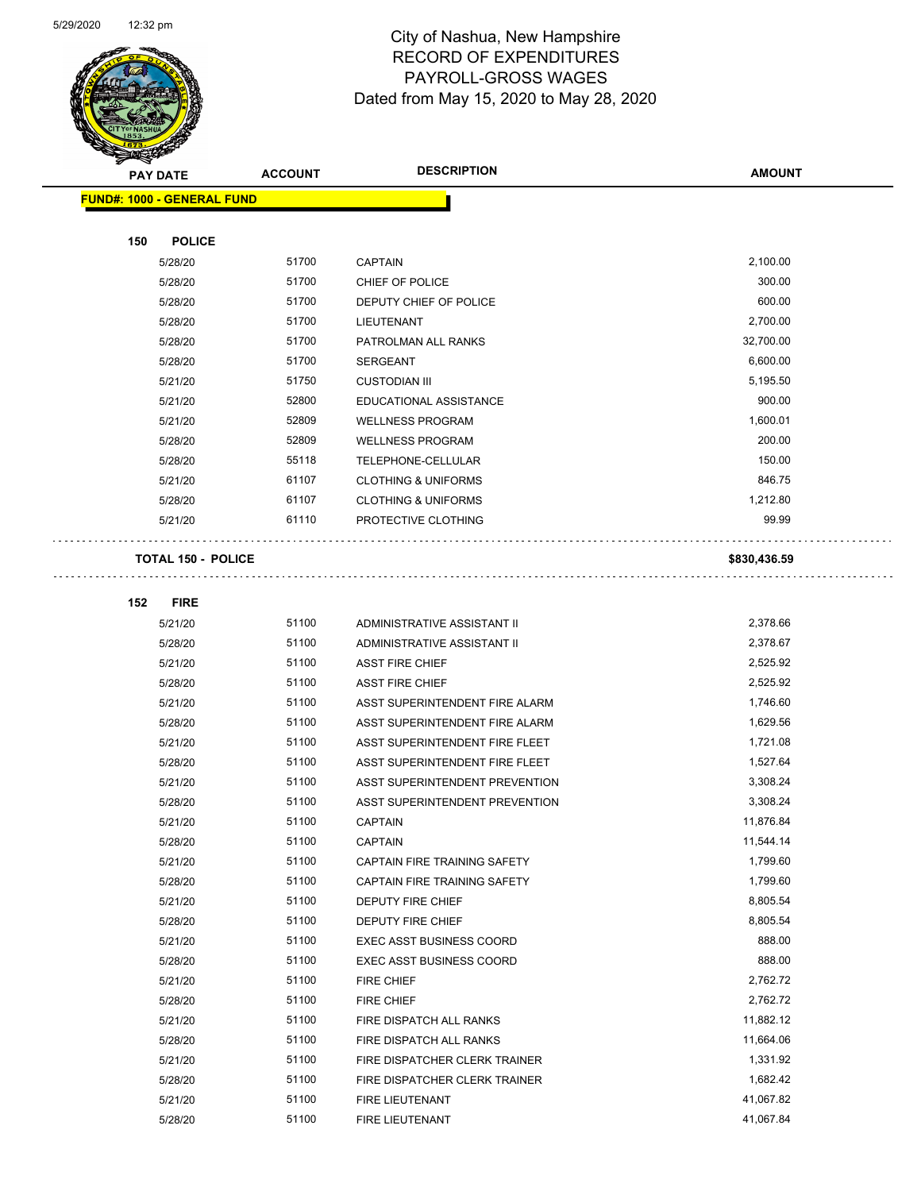# City of Nashua, New Hampshire
## RECORD OF EXPENDITURES
## PAYROLL-GROSS WAGES
### Dated from May 15, 2020 to May 28, 2020

| PAY DATE | ACCOUNT | DESCRIPTION | AMOUNT |
|---|---|---|---|
| **FUND#: 1000 - GENERAL FUND** | | | |
| **150 POLICE** | | | |
| 5/28/20 | 51700 | CAPTAIN | 2,100.00 |
| 5/28/20 | 51700 | CHIEF OF POLICE | 300.00 |
| 5/28/20 | 51700 | DEPUTY CHIEF OF POLICE | 600.00 |
| 5/28/20 | 51700 | LIEUTENANT | 2,700.00 |
| 5/28/20 | 51700 | PATROLMAN ALL RANKS | 32,700.00 |
| 5/28/20 | 51700 | SERGEANT | 6,600.00 |
| 5/21/20 | 51750 | CUSTODIAN III | 5,195.50 |
| 5/21/20 | 52800 | EDUCATIONAL ASSISTANCE | 900.00 |
| 5/21/20 | 52809 | WELLNESS PROGRAM | 1,600.01 |
| 5/28/20 | 52809 | WELLNESS PROGRAM | 200.00 |
| 5/28/20 | 55118 | TELEPHONE-CELLULAR | 150.00 |
| 5/21/20 | 61107 | CLOTHING & UNIFORMS | 846.75 |
| 5/28/20 | 61107 | CLOTHING & UNIFORMS | 1,212.80 |
| 5/21/20 | 61110 | PROTECTIVE CLOTHING | 99.99 |
| **TOTAL 150 - POLICE** | | | **$830,436.59** |
| **152 FIRE** | | | |
| 5/21/20 | 51100 | ADMINISTRATIVE ASSISTANT II | 2,378.66 |
| 5/28/20 | 51100 | ADMINISTRATIVE ASSISTANT II | 2,378.67 |
| 5/21/20 | 51100 | ASST FIRE CHIEF | 2,525.92 |
| 5/28/20 | 51100 | ASST FIRE CHIEF | 2,525.92 |
| 5/21/20 | 51100 | ASST SUPERINTENDENT FIRE ALARM | 1,746.60 |
| 5/28/20 | 51100 | ASST SUPERINTENDENT FIRE ALARM | 1,629.56 |
| 5/21/20 | 51100 | ASST SUPERINTENDENT FIRE FLEET | 1,721.08 |
| 5/28/20 | 51100 | ASST SUPERINTENDENT FIRE FLEET | 1,527.64 |
| 5/21/20 | 51100 | ASST SUPERINTENDENT PREVENTION | 3,308.24 |
| 5/28/20 | 51100 | ASST SUPERINTENDENT PREVENTION | 3,308.24 |
| 5/21/20 | 51100 | CAPTAIN | 11,876.84 |
| 5/28/20 | 51100 | CAPTAIN | 11,544.14 |
| 5/21/20 | 51100 | CAPTAIN FIRE TRAINING SAFETY | 1,799.60 |
| 5/28/20 | 51100 | CAPTAIN FIRE TRAINING SAFETY | 1,799.60 |
| 5/21/20 | 51100 | DEPUTY FIRE CHIEF | 8,805.54 |
| 5/28/20 | 51100 | DEPUTY FIRE CHIEF | 8,805.54 |
| 5/21/20 | 51100 | EXEC ASST BUSINESS COORD | 888.00 |
| 5/28/20 | 51100 | EXEC ASST BUSINESS COORD | 888.00 |
| 5/21/20 | 51100 | FIRE CHIEF | 2,762.72 |
| 5/28/20 | 51100 | FIRE CHIEF | 2,762.72 |
| 5/21/20 | 51100 | FIRE DISPATCH ALL RANKS | 11,882.12 |
| 5/28/20 | 51100 | FIRE DISPATCH ALL RANKS | 11,664.06 |
| 5/21/20 | 51100 | FIRE DISPATCHER CLERK TRAINER | 1,331.92 |
| 5/28/20 | 51100 | FIRE DISPATCHER CLERK TRAINER | 1,682.42 |
| 5/21/20 | 51100 | FIRE LIEUTENANT | 41,067.82 |
| 5/28/20 | 51100 | FIRE LIEUTENANT | 41,067.84 |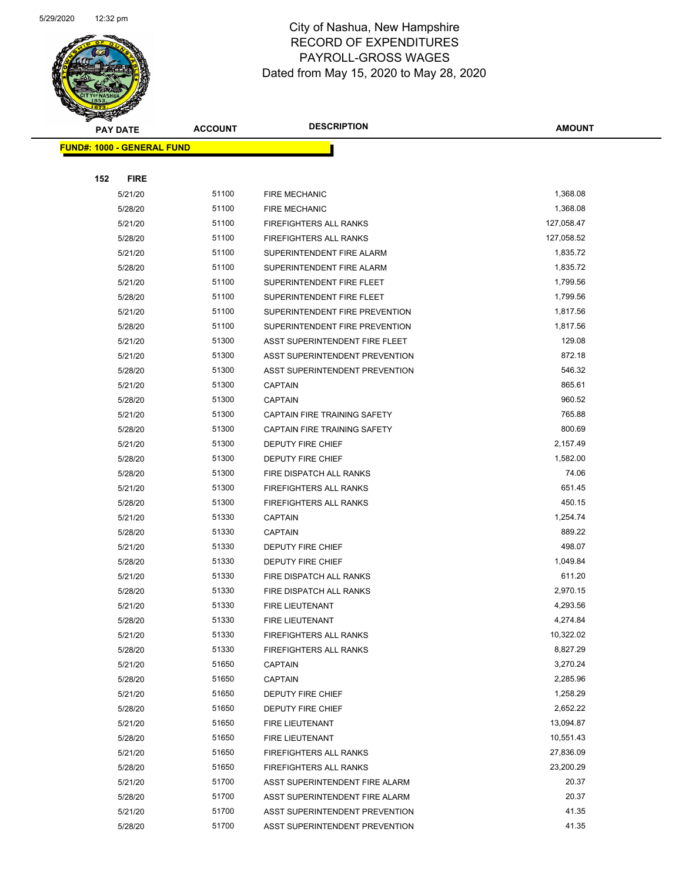# City of Nashua, New Hampshire
## RECORD OF EXPENDITURES
## PAYROLL-GROSS WAGES
## Dated from May 15, 2020 to May 28, 2020

| PAY DATE | ACCOUNT | DESCRIPTION | AMOUNT |
|---|---|---|---|

**FUND#: 1000 - GENERAL FUND**

**152 FIRE**

| PAY DATE | ACCOUNT | DESCRIPTION | AMOUNT |
|---|---|---|---|
| 5/21/20 | 51100 | FIRE MECHANIC | 1,368.08 |
| 5/28/20 | 51100 | FIRE MECHANIC | 1,368.08 |
| 5/21/20 | 51100 | FIREFIGHTERS ALL RANKS | 127,058.47 |
| 5/28/20 | 51100 | FIREFIGHTERS ALL RANKS | 127,058.52 |
| 5/21/20 | 51100 | SUPERINTENDENT FIRE ALARM | 1,835.72 |
| 5/28/20 | 51100 | SUPERINTENDENT FIRE ALARM | 1,835.72 |
| 5/21/20 | 51100 | SUPERINTENDENT FIRE FLEET | 1,799.56 |
| 5/28/20 | 51100 | SUPERINTENDENT FIRE FLEET | 1,799.56 |
| 5/21/20 | 51100 | SUPERINTENDENT FIRE PREVENTION | 1,817.56 |
| 5/28/20 | 51100 | SUPERINTENDENT FIRE PREVENTION | 1,817.56 |
| 5/21/20 | 51300 | ASST SUPERINTENDENT FIRE FLEET | 129.08 |
| 5/21/20 | 51300 | ASST SUPERINTENDENT PREVENTION | 872.18 |
| 5/28/20 | 51300 | ASST SUPERINTENDENT PREVENTION | 546.32 |
| 5/21/20 | 51300 | CAPTAIN | 865.61 |
| 5/28/20 | 51300 | CAPTAIN | 960.52 |
| 5/21/20 | 51300 | CAPTAIN FIRE TRAINING SAFETY | 765.88 |
| 5/28/20 | 51300 | CAPTAIN FIRE TRAINING SAFETY | 800.69 |
| 5/21/20 | 51300 | DEPUTY FIRE CHIEF | 2,157.49 |
| 5/28/20 | 51300 | DEPUTY FIRE CHIEF | 1,582.00 |
| 5/28/20 | 51300 | FIRE DISPATCH ALL RANKS | 74.06 |
| 5/21/20 | 51300 | FIREFIGHTERS ALL RANKS | 651.45 |
| 5/28/20 | 51300 | FIREFIGHTERS ALL RANKS | 450.15 |
| 5/21/20 | 51330 | CAPTAIN | 1,254.74 |
| 5/28/20 | 51330 | CAPTAIN | 889.22 |
| 5/21/20 | 51330 | DEPUTY FIRE CHIEF | 498.07 |
| 5/28/20 | 51330 | DEPUTY FIRE CHIEF | 1,049.84 |
| 5/21/20 | 51330 | FIRE DISPATCH ALL RANKS | 611.20 |
| 5/28/20 | 51330 | FIRE DISPATCH ALL RANKS | 2,970.15 |
| 5/21/20 | 51330 | FIRE LIEUTENANT | 4,293.56 |
| 5/28/20 | 51330 | FIRE LIEUTENANT | 4,274.84 |
| 5/21/20 | 51330 | FIREFIGHTERS ALL RANKS | 10,322.02 |
| 5/28/20 | 51330 | FIREFIGHTERS ALL RANKS | 8,827.29 |
| 5/21/20 | 51650 | CAPTAIN | 3,270.24 |
| 5/28/20 | 51650 | CAPTAIN | 2,285.96 |
| 5/21/20 | 51650 | DEPUTY FIRE CHIEF | 1,258.29 |
| 5/28/20 | 51650 | DEPUTY FIRE CHIEF | 2,652.22 |
| 5/21/20 | 51650 | FIRE LIEUTENANT | 13,094.87 |
| 5/28/20 | 51650 | FIRE LIEUTENANT | 10,551.43 |
| 5/21/20 | 51650 | FIREFIGHTERS ALL RANKS | 27,836.09 |
| 5/28/20 | 51650 | FIREFIGHTERS ALL RANKS | 23,200.29 |
| 5/21/20 | 51700 | ASST SUPERINTENDENT FIRE ALARM | 20.37 |
| 5/28/20 | 51700 | ASST SUPERINTENDENT FIRE ALARM | 20.37 |
| 5/21/20 | 51700 | ASST SUPERINTENDENT PREVENTION | 41.35 |
| 5/28/20 | 51700 | ASST SUPERINTENDENT PREVENTION | 41.35 |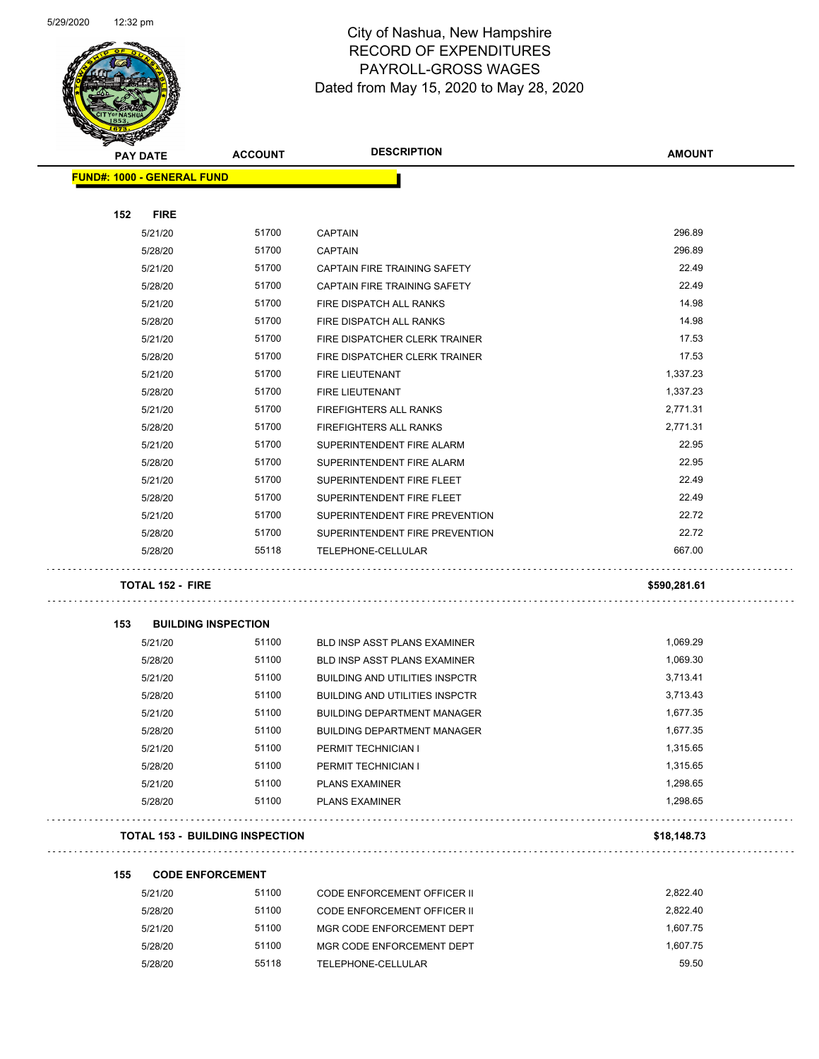# City of Nashua, New Hampshire
## RECORD OF EXPENDITURES
## PAYROLL-GROSS WAGES
### Dated from May 15, 2020 to May 28, 2020

| PAY DATE | ACCOUNT | DESCRIPTION | AMOUNT |
|---|---|---|---|
| **FUND#: 1000 - GENERAL FUND** | | | |
| **152 FIRE** | | | |
| 5/21/20 | 51700 | CAPTAIN | 296.89 |
| 5/28/20 | 51700 | CAPTAIN | 296.89 |
| 5/21/20 | 51700 | CAPTAIN FIRE TRAINING SAFETY | 22.49 |
| 5/28/20 | 51700 | CAPTAIN FIRE TRAINING SAFETY | 22.49 |
| 5/21/20 | 51700 | FIRE DISPATCH ALL RANKS | 14.98 |
| 5/28/20 | 51700 | FIRE DISPATCH ALL RANKS | 14.98 |
| 5/21/20 | 51700 | FIRE DISPATCHER CLERK TRAINER | 17.53 |
| 5/28/20 | 51700 | FIRE DISPATCHER CLERK TRAINER | 17.53 |
| 5/21/20 | 51700 | FIRE LIEUTENANT | 1,337.23 |
| 5/28/20 | 51700 | FIRE LIEUTENANT | 1,337.23 |
| 5/21/20 | 51700 | FIREFIGHTERS ALL RANKS | 2,771.31 |
| 5/28/20 | 51700 | FIREFIGHTERS ALL RANKS | 2,771.31 |
| 5/21/20 | 51700 | SUPERINTENDENT FIRE ALARM | 22.95 |
| 5/28/20 | 51700 | SUPERINTENDENT FIRE ALARM | 22.95 |
| 5/21/20 | 51700 | SUPERINTENDENT FIRE FLEET | 22.49 |
| 5/28/20 | 51700 | SUPERINTENDENT FIRE FLEET | 22.49 |
| 5/21/20 | 51700 | SUPERINTENDENT FIRE PREVENTION | 22.72 |
| 5/28/20 | 51700 | SUPERINTENDENT FIRE PREVENTION | 22.72 |
| 5/28/20 | 55118 | TELEPHONE-CELLULAR | 667.00 |
| **TOTAL 152 - FIRE** | | | **$590,281.61** |
| **153 BUILDING INSPECTION** | | | |
| 5/21/20 | 51100 | BLD INSP ASST PLANS EXAMINER | 1,069.29 |
| 5/28/20 | 51100 | BLD INSP ASST PLANS EXAMINER | 1,069.30 |
| 5/21/20 | 51100 | BUILDING AND UTILITIES INSPCTR | 3,713.41 |
| 5/28/20 | 51100 | BUILDING AND UTILITIES INSPCTR | 3,713.43 |
| 5/21/20 | 51100 | BUILDING DEPARTMENT MANAGER | 1,677.35 |
| 5/28/20 | 51100 | BUILDING DEPARTMENT MANAGER | 1,677.35 |
| 5/21/20 | 51100 | PERMIT TECHNICIAN I | 1,315.65 |
| 5/28/20 | 51100 | PERMIT TECHNICIAN I | 1,315.65 |
| 5/21/20 | 51100 | PLANS EXAMINER | 1,298.65 |
| 5/28/20 | 51100 | PLANS EXAMINER | 1,298.65 |
| **TOTAL 153 - BUILDING INSPECTION** | | | **$18,148.73** |
| **155 CODE ENFORCEMENT** | | | |
| 5/21/20 | 51100 | CODE ENFORCEMENT OFFICER II | 2,822.40 |
| 5/28/20 | 51100 | CODE ENFORCEMENT OFFICER II | 2,822.40 |
| 5/21/20 | 51100 | MGR CODE ENFORCEMENT DEPT | 1,607.75 |
| 5/28/20 | 51100 | MGR CODE ENFORCEMENT DEPT | 1,607.75 |
| 5/28/20 | 55118 | TELEPHONE-CELLULAR | 59.50 |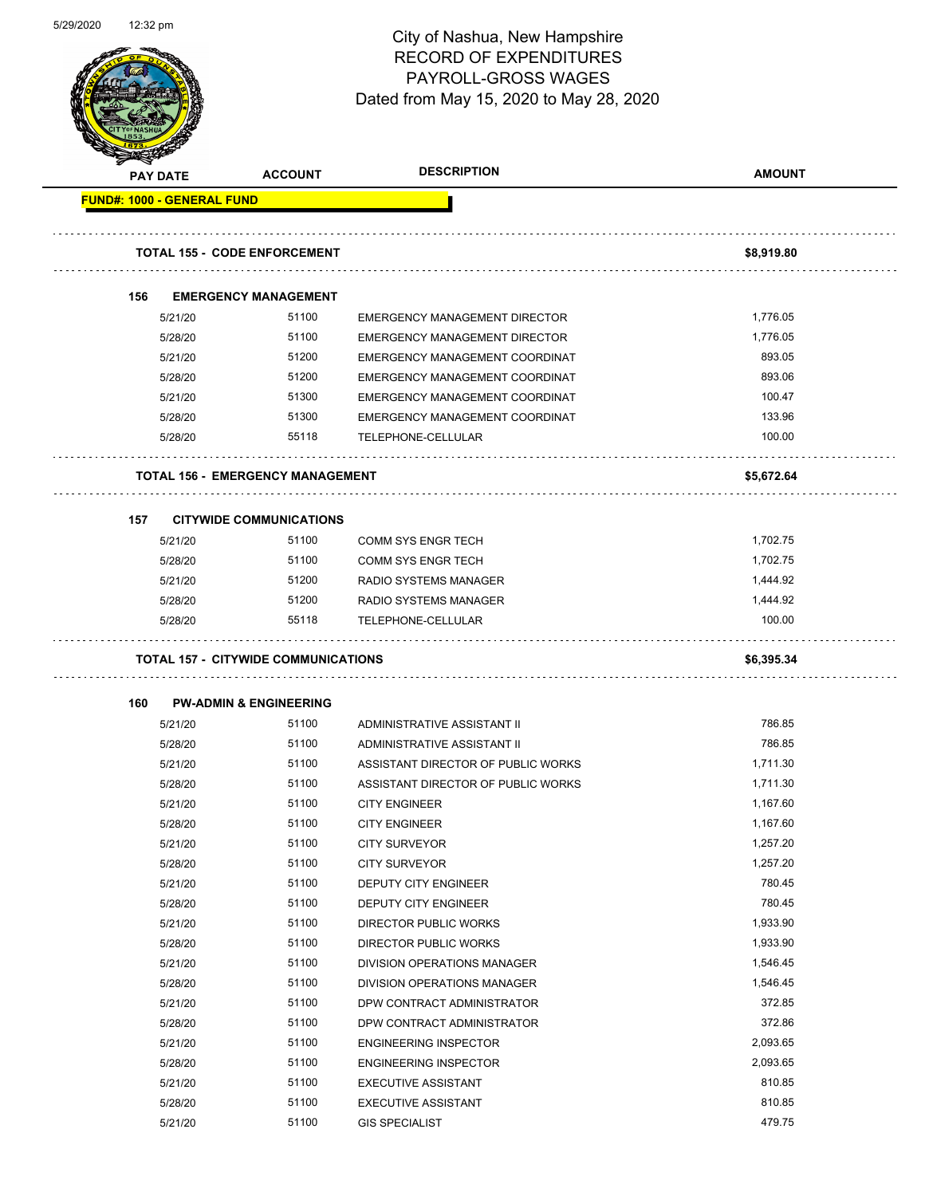City of Nashua, New Hampshire
RECORD OF EXPENDITURES
PAYROLL-GROSS WAGES
Dated from May 15, 2020 to May 28, 2020

| PAY DATE | ACCOUNT | DESCRIPTION | AMOUNT |
|---|---|---|---|
| **FUND#: 1000 - GENERAL FUND** | | | |
| **TOTAL 155 - CODE ENFORCEMENT** | | | **$8,919.80** |
| **156 EMERGENCY MANAGEMENT** | | | |
| 5/21/20 | 51100 | EMERGENCY MANAGEMENT DIRECTOR | 1,776.05 |
| 5/28/20 | 51100 | EMERGENCY MANAGEMENT DIRECTOR | 1,776.05 |
| 5/21/20 | 51200 | EMERGENCY MANAGEMENT COORDINAT | 893.05 |
| 5/28/20 | 51200 | EMERGENCY MANAGEMENT COORDINAT | 893.06 |
| 5/21/20 | 51300 | EMERGENCY MANAGEMENT COORDINAT | 100.47 |
| 5/28/20 | 51300 | EMERGENCY MANAGEMENT COORDINAT | 133.96 |
| 5/28/20 | 55118 | TELEPHONE-CELLULAR | 100.00 |
| **TOTAL 156 - EMERGENCY MANAGEMENT** | | | **$5,672.64** |
| **157 CITYWIDE COMMUNICATIONS** | | | |
| 5/21/20 | 51100 | COMM SYS ENGR TECH | 1,702.75 |
| 5/28/20 | 51100 | COMM SYS ENGR TECH | 1,702.75 |
| 5/21/20 | 51200 | RADIO SYSTEMS MANAGER | 1,444.92 |
| 5/28/20 | 51200 | RADIO SYSTEMS MANAGER | 1,444.92 |
| 5/28/20 | 55118 | TELEPHONE-CELLULAR | 100.00 |
| **TOTAL 157 - CITYWIDE COMMUNICATIONS** | | | **$6,395.34** |
| **160 PW-ADMIN & ENGINEERING** | | | |
| 5/21/20 | 51100 | ADMINISTRATIVE ASSISTANT II | 786.85 |
| 5/28/20 | 51100 | ADMINISTRATIVE ASSISTANT II | 786.85 |
| 5/21/20 | 51100 | ASSISTANT DIRECTOR OF PUBLIC WORKS | 1,711.30 |
| 5/28/20 | 51100 | ASSISTANT DIRECTOR OF PUBLIC WORKS | 1,711.30 |
| 5/21/20 | 51100 | CITY ENGINEER | 1,167.60 |
| 5/28/20 | 51100 | CITY ENGINEER | 1,167.60 |
| 5/21/20 | 51100 | CITY SURVEYOR | 1,257.20 |
| 5/28/20 | 51100 | CITY SURVEYOR | 1,257.20 |
| 5/21/20 | 51100 | DEPUTY CITY ENGINEER | 780.45 |
| 5/28/20 | 51100 | DEPUTY CITY ENGINEER | 780.45 |
| 5/21/20 | 51100 | DIRECTOR PUBLIC WORKS | 1,933.90 |
| 5/28/20 | 51100 | DIRECTOR PUBLIC WORKS | 1,933.90 |
| 5/21/20 | 51100 | DIVISION OPERATIONS MANAGER | 1,546.45 |
| 5/28/20 | 51100 | DIVISION OPERATIONS MANAGER | 1,546.45 |
| 5/21/20 | 51100 | DPW CONTRACT ADMINISTRATOR | 372.85 |
| 5/28/20 | 51100 | DPW CONTRACT ADMINISTRATOR | 372.86 |
| 5/21/20 | 51100 | ENGINEERING INSPECTOR | 2,093.65 |
| 5/28/20 | 51100 | ENGINEERING INSPECTOR | 2,093.65 |
| 5/21/20 | 51100 | EXECUTIVE ASSISTANT | 810.85 |
| 5/28/20 | 51100 | EXECUTIVE ASSISTANT | 810.85 |
| 5/21/20 | 51100 | GIS SPECIALIST | 479.75 |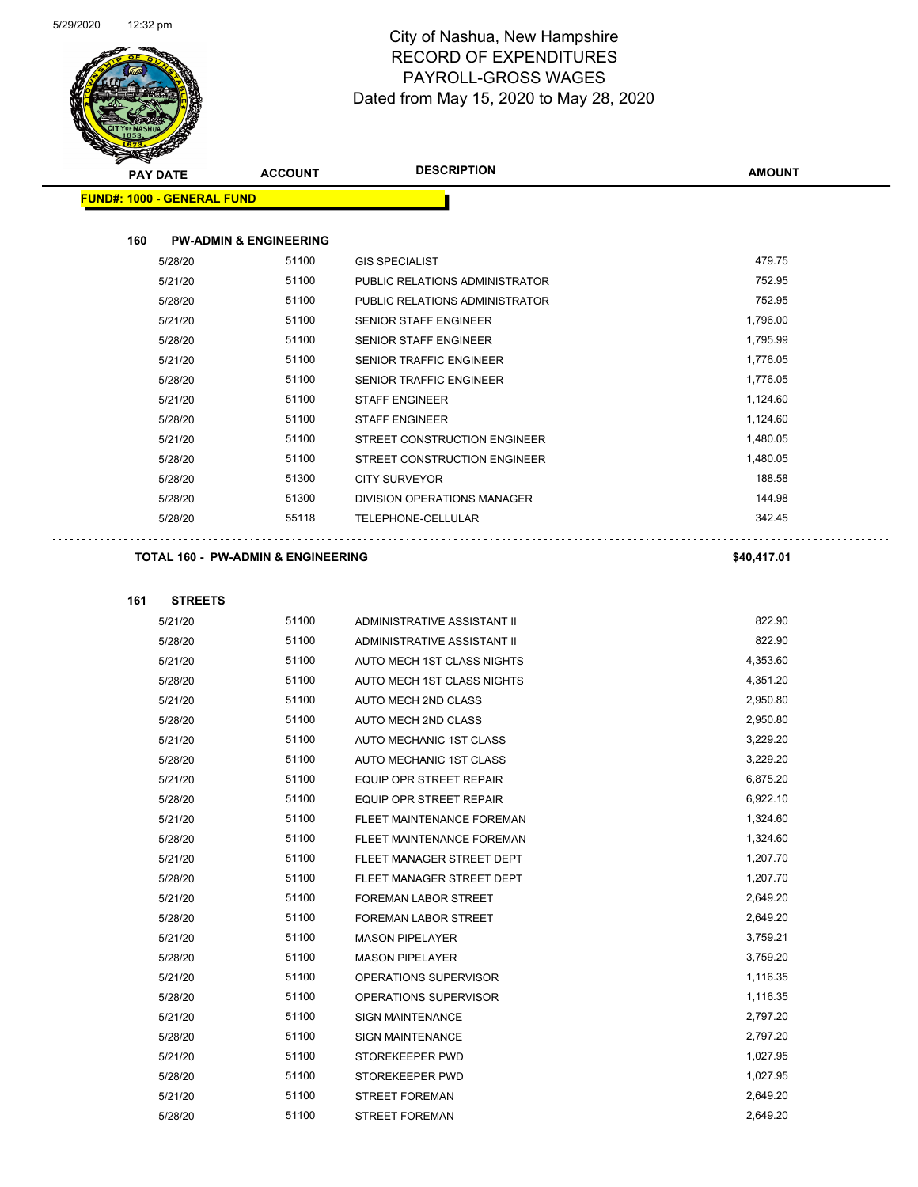# City of Nashua, New Hampshire
## RECORD OF EXPENDITURES
## PAYROLL-GROSS WAGES
### Dated from May 15, 2020 to May 28, 2020

| PAY DATE | ACCOUNT | DESCRIPTION | AMOUNT |
|---|---|---|---|
| **FUND#: 1000 - GENERAL FUND** | | | |
| **160 PW-ADMIN & ENGINEERING** | | | |
| 5/28/20 | 51100 | GIS SPECIALIST | 479.75 |
| 5/21/20 | 51100 | PUBLIC RELATIONS ADMINISTRATOR | 752.95 |
| 5/28/20 | 51100 | PUBLIC RELATIONS ADMINISTRATOR | 752.95 |
| 5/21/20 | 51100 | SENIOR STAFF ENGINEER | 1,796.00 |
| 5/28/20 | 51100 | SENIOR STAFF ENGINEER | 1,795.99 |
| 5/21/20 | 51100 | SENIOR TRAFFIC ENGINEER | 1,776.05 |
| 5/28/20 | 51100 | SENIOR TRAFFIC ENGINEER | 1,776.05 |
| 5/21/20 | 51100 | STAFF ENGINEER | 1,124.60 |
| 5/28/20 | 51100 | STAFF ENGINEER | 1,124.60 |
| 5/21/20 | 51100 | STREET CONSTRUCTION ENGINEER | 1,480.05 |
| 5/28/20 | 51100 | STREET CONSTRUCTION ENGINEER | 1,480.05 |
| 5/28/20 | 51300 | CITY SURVEYOR | 188.58 |
| 5/28/20 | 51300 | DIVISION OPERATIONS MANAGER | 144.98 |
| 5/28/20 | 55118 | TELEPHONE-CELLULAR | 342.45 |
| **TOTAL 160 - PW-ADMIN & ENGINEERING** | | | **$40,417.01** |
| **161 STREETS** | | | |
| 5/21/20 | 51100 | ADMINISTRATIVE ASSISTANT II | 822.90 |
| 5/28/20 | 51100 | ADMINISTRATIVE ASSISTANT II | 822.90 |
| 5/21/20 | 51100 | AUTO MECH 1ST CLASS NIGHTS | 4,353.60 |
| 5/28/20 | 51100 | AUTO MECH 1ST CLASS NIGHTS | 4,351.20 |
| 5/21/20 | 51100 | AUTO MECH 2ND CLASS | 2,950.80 |
| 5/28/20 | 51100 | AUTO MECH 2ND CLASS | 2,950.80 |
| 5/21/20 | 51100 | AUTO MECHANIC 1ST CLASS | 3,229.20 |
| 5/28/20 | 51100 | AUTO MECHANIC 1ST CLASS | 3,229.20 |
| 5/21/20 | 51100 | EQUIP OPR STREET REPAIR | 6,875.20 |
| 5/28/20 | 51100 | EQUIP OPR STREET REPAIR | 6,922.10 |
| 5/21/20 | 51100 | FLEET MAINTENANCE FOREMAN | 1,324.60 |
| 5/28/20 | 51100 | FLEET MAINTENANCE FOREMAN | 1,324.60 |
| 5/21/20 | 51100 | FLEET MANAGER STREET DEPT | 1,207.70 |
| 5/28/20 | 51100 | FLEET MANAGER STREET DEPT | 1,207.70 |
| 5/21/20 | 51100 | FOREMAN LABOR STREET | 2,649.20 |
| 5/28/20 | 51100 | FOREMAN LABOR STREET | 2,649.20 |
| 5/21/20 | 51100 | MASON PIPELAYER | 3,759.21 |
| 5/28/20 | 51100 | MASON PIPELAYER | 3,759.20 |
| 5/21/20 | 51100 | OPERATIONS SUPERVISOR | 1,116.35 |
| 5/28/20 | 51100 | OPERATIONS SUPERVISOR | 1,116.35 |
| 5/21/20 | 51100 | SIGN MAINTENANCE | 2,797.20 |
| 5/28/20 | 51100 | SIGN MAINTENANCE | 2,797.20 |
| 5/21/20 | 51100 | STOREKEEPER PWD | 1,027.95 |
| 5/28/20 | 51100 | STOREKEEPER PWD | 1,027.95 |
| 5/21/20 | 51100 | STREET FOREMAN | 2,649.20 |
| 5/28/20 | 51100 | STREET FOREMAN | 2,649.20 |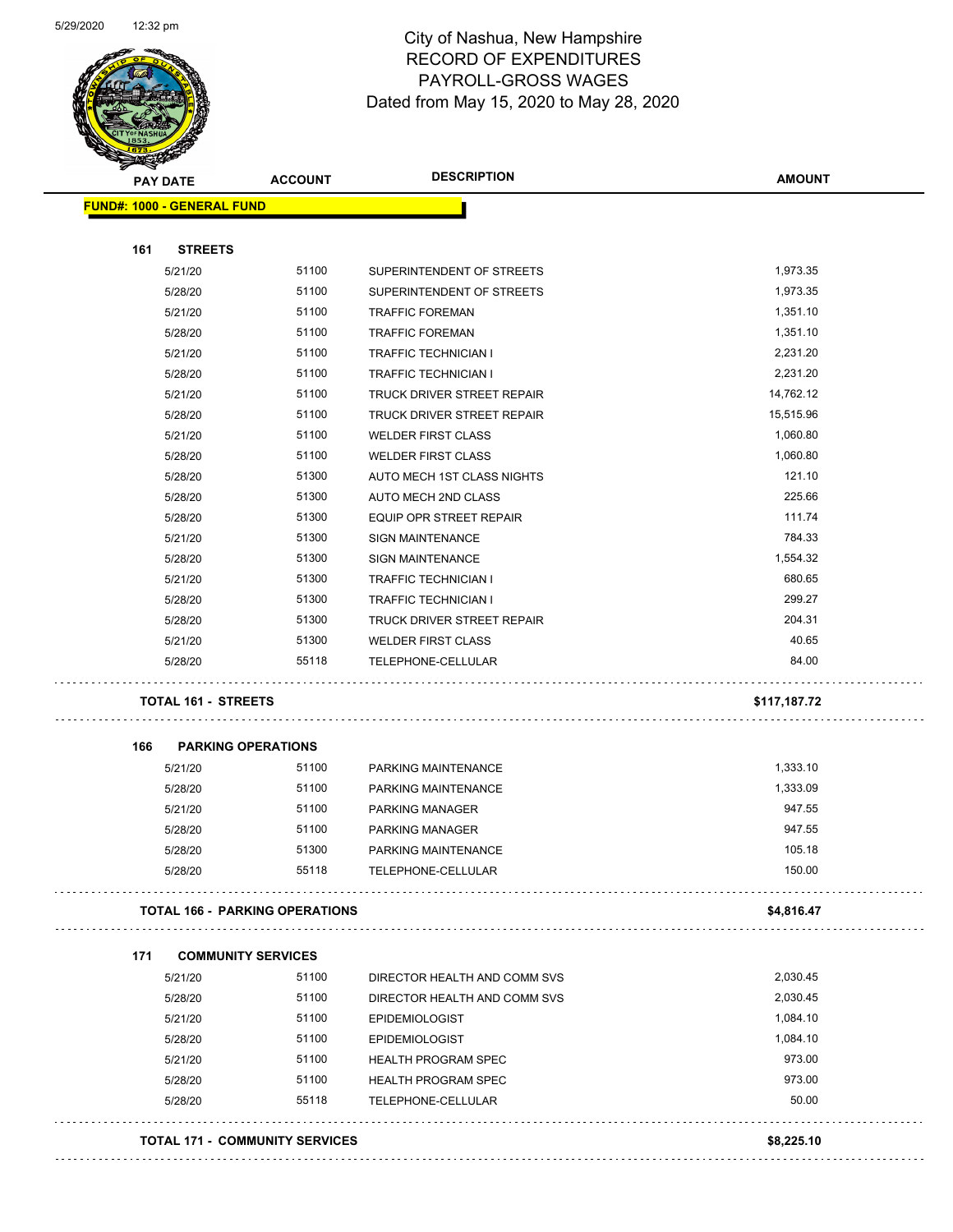# City of Nashua, New Hampshire
## RECORD OF EXPENDITURES
## PAYROLL-GROSS WAGES
### Dated from May 15, 2020 to May 28, 2020

| PAY DATE | ACCOUNT | DESCRIPTION | AMOUNT |
|---|---|---|---|
| **FUND#: 1000 - GENERAL FUND** | | | |
| **161 STREETS** | | | |
| 5/21/20 | 51100 | SUPERINTENDENT OF STREETS | 1,973.35 |
| 5/28/20 | 51100 | SUPERINTENDENT OF STREETS | 1,973.35 |
| 5/21/20 | 51100 | TRAFFIC FOREMAN | 1,351.10 |
| 5/28/20 | 51100 | TRAFFIC FOREMAN | 1,351.10 |
| 5/21/20 | 51100 | TRAFFIC TECHNICIAN I | 2,231.20 |
| 5/28/20 | 51100 | TRAFFIC TECHNICIAN I | 2,231.20 |
| 5/21/20 | 51100 | TRUCK DRIVER STREET REPAIR | 14,762.12 |
| 5/28/20 | 51100 | TRUCK DRIVER STREET REPAIR | 15,515.96 |
| 5/21/20 | 51100 | WELDER FIRST CLASS | 1,060.80 |
| 5/28/20 | 51100 | WELDER FIRST CLASS | 1,060.80 |
| 5/28/20 | 51300 | AUTO MECH 1ST CLASS NIGHTS | 121.10 |
| 5/28/20 | 51300 | AUTO MECH 2ND CLASS | 225.66 |
| 5/28/20 | 51300 | EQUIP OPR STREET REPAIR | 111.74 |
| 5/21/20 | 51300 | SIGN MAINTENANCE | 784.33 |
| 5/28/20 | 51300 | SIGN MAINTENANCE | 1,554.32 |
| 5/21/20 | 51300 | TRAFFIC TECHNICIAN I | 680.65 |
| 5/28/20 | 51300 | TRAFFIC TECHNICIAN I | 299.27 |
| 5/28/20 | 51300 | TRUCK DRIVER STREET REPAIR | 204.31 |
| 5/21/20 | 51300 | WELDER FIRST CLASS | 40.65 |
| 5/28/20 | 55118 | TELEPHONE-CELLULAR | 84.00 |
| **TOTAL 161 - STREETS** | | | **$117,187.72** |
| **166 PARKING OPERATIONS** | | | |
| 5/21/20 | 51100 | PARKING MAINTENANCE | 1,333.10 |
| 5/28/20 | 51100 | PARKING MAINTENANCE | 1,333.09 |
| 5/21/20 | 51100 | PARKING MANAGER | 947.55 |
| 5/28/20 | 51100 | PARKING MANAGER | 947.55 |
| 5/28/20 | 51300 | PARKING MAINTENANCE | 105.18 |
| 5/28/20 | 55118 | TELEPHONE-CELLULAR | 150.00 |
| **TOTAL 166 - PARKING OPERATIONS** | | | **$4,816.47** |
| **171 COMMUNITY SERVICES** | | | |
| 5/21/20 | 51100 | DIRECTOR HEALTH AND COMM SVS | 2,030.45 |
| 5/28/20 | 51100 | DIRECTOR HEALTH AND COMM SVS | 2,030.45 |
| 5/21/20 | 51100 | EPIDEMIOLOGIST | 1,084.10 |
| 5/28/20 | 51100 | EPIDEMIOLOGIST | 1,084.10 |
| 5/21/20 | 51100 | HEALTH PROGRAM SPEC | 973.00 |
| 5/28/20 | 51100 | HEALTH PROGRAM SPEC | 973.00 |
| 5/28/20 | 55118 | TELEPHONE-CELLULAR | 50.00 |
| **TOTAL 171 - COMMUNITY SERVICES** | | | **$8,225.10** |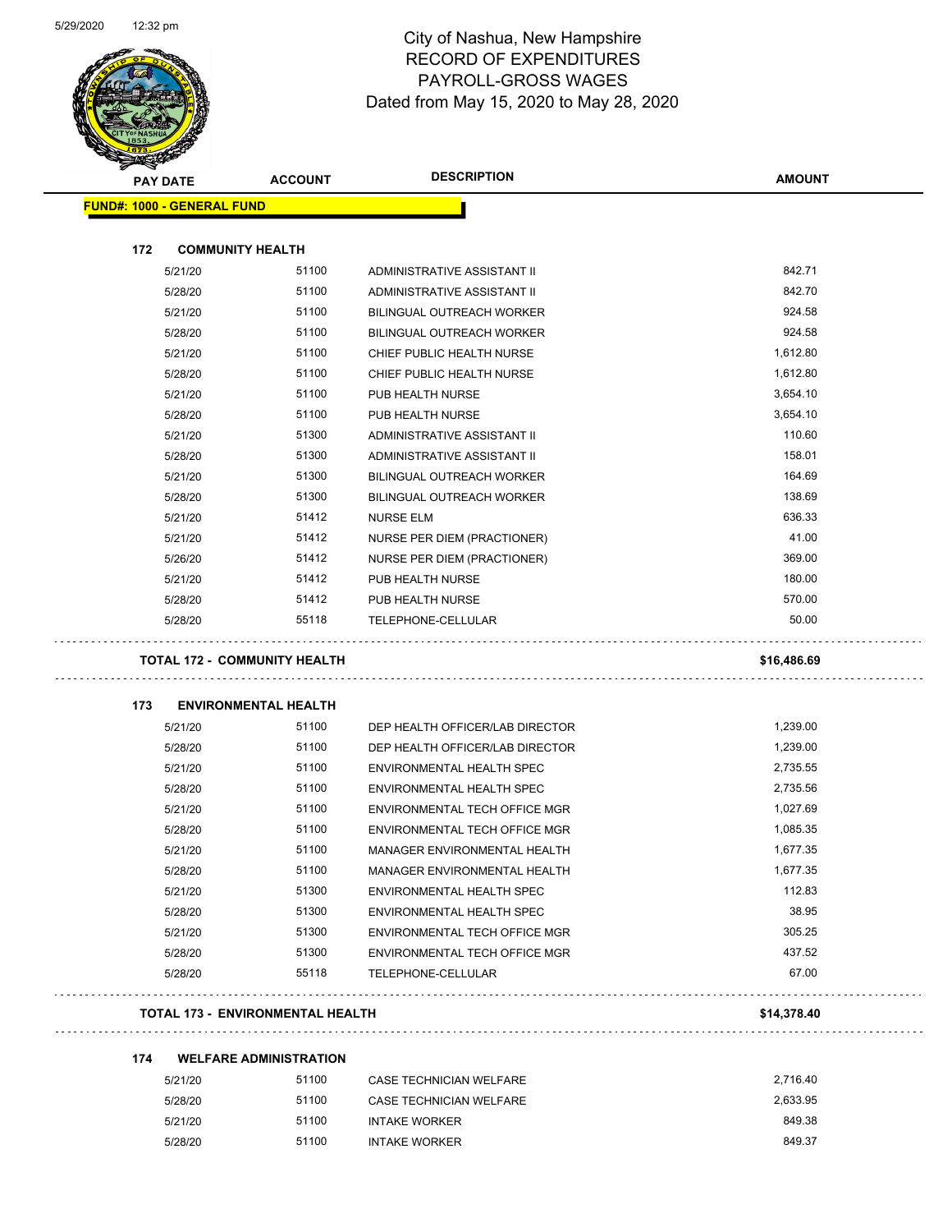City of Nashua, New Hampshire
RECORD OF EXPENDITURES
PAYROLL-GROSS WAGES
Dated from May 15, 2020 to May 28, 2020

| PAY DATE | ACCOUNT | DESCRIPTION | AMOUNT |
|---|---|---|---|
| **FUND#: 1000 - GENERAL FUND** | | | |
| **172 COMMUNITY HEALTH** | | | |
| 5/21/20 | 51100 | ADMINISTRATIVE ASSISTANT II | 842.71 |
| 5/28/20 | 51100 | ADMINISTRATIVE ASSISTANT II | 842.70 |
| 5/21/20 | 51100 | BILINGUAL OUTREACH WORKER | 924.58 |
| 5/28/20 | 51100 | BILINGUAL OUTREACH WORKER | 924.58 |
| 5/21/20 | 51100 | CHIEF PUBLIC HEALTH NURSE | 1,612.80 |
| 5/28/20 | 51100 | CHIEF PUBLIC HEALTH NURSE | 1,612.80 |
| 5/21/20 | 51100 | PUB HEALTH NURSE | 3,654.10 |
| 5/28/20 | 51100 | PUB HEALTH NURSE | 3,654.10 |
| 5/21/20 | 51300 | ADMINISTRATIVE ASSISTANT II | 110.60 |
| 5/28/20 | 51300 | ADMINISTRATIVE ASSISTANT II | 158.01 |
| 5/21/20 | 51300 | BILINGUAL OUTREACH WORKER | 164.69 |
| 5/28/20 | 51300 | BILINGUAL OUTREACH WORKER | 138.69 |
| 5/21/20 | 51412 | NURSE ELM | 636.33 |
| 5/21/20 | 51412 | NURSE PER DIEM (PRACTIONER) | 41.00 |
| 5/26/20 | 51412 | NURSE PER DIEM (PRACTIONER) | 369.00 |
| 5/21/20 | 51412 | PUB HEALTH NURSE | 180.00 |
| 5/28/20 | 51412 | PUB HEALTH NURSE | 570.00 |
| 5/28/20 | 55118 | TELEPHONE-CELLULAR | 50.00 |
| **TOTAL 172 - COMMUNITY HEALTH** | | | **$16,486.69** |
| **173 ENVIRONMENTAL HEALTH** | | | |
| 5/21/20 | 51100 | DEP HEALTH OFFICER/LAB DIRECTOR | 1,239.00 |
| 5/28/20 | 51100 | DEP HEALTH OFFICER/LAB DIRECTOR | 1,239.00 |
| 5/21/20 | 51100 | ENVIRONMENTAL HEALTH SPEC | 2,735.55 |
| 5/28/20 | 51100 | ENVIRONMENTAL HEALTH SPEC | 2,735.56 |
| 5/21/20 | 51100 | ENVIRONMENTAL TECH OFFICE MGR | 1,027.69 |
| 5/28/20 | 51100 | ENVIRONMENTAL TECH OFFICE MGR | 1,085.35 |
| 5/21/20 | 51100 | MANAGER ENVIRONMENTAL HEALTH | 1,677.35 |
| 5/28/20 | 51100 | MANAGER ENVIRONMENTAL HEALTH | 1,677.35 |
| 5/21/20 | 51300 | ENVIRONMENTAL HEALTH SPEC | 112.83 |
| 5/28/20 | 51300 | ENVIRONMENTAL HEALTH SPEC | 38.95 |
| 5/21/20 | 51300 | ENVIRONMENTAL TECH OFFICE MGR | 305.25 |
| 5/28/20 | 51300 | ENVIRONMENTAL TECH OFFICE MGR | 437.52 |
| 5/28/20 | 55118 | TELEPHONE-CELLULAR | 67.00 |
| **TOTAL 173 - ENVIRONMENTAL HEALTH** | | | **$14,378.40** |
| **174 WELFARE ADMINISTRATION** | | | |
| 5/21/20 | 51100 | CASE TECHNICIAN WELFARE | 2,716.40 |
| 5/28/20 | 51100 | CASE TECHNICIAN WELFARE | 2,633.95 |
| 5/21/20 | 51100 | INTAKE WORKER | 849.38 |
| 5/28/20 | 51100 | INTAKE WORKER | 849.37 |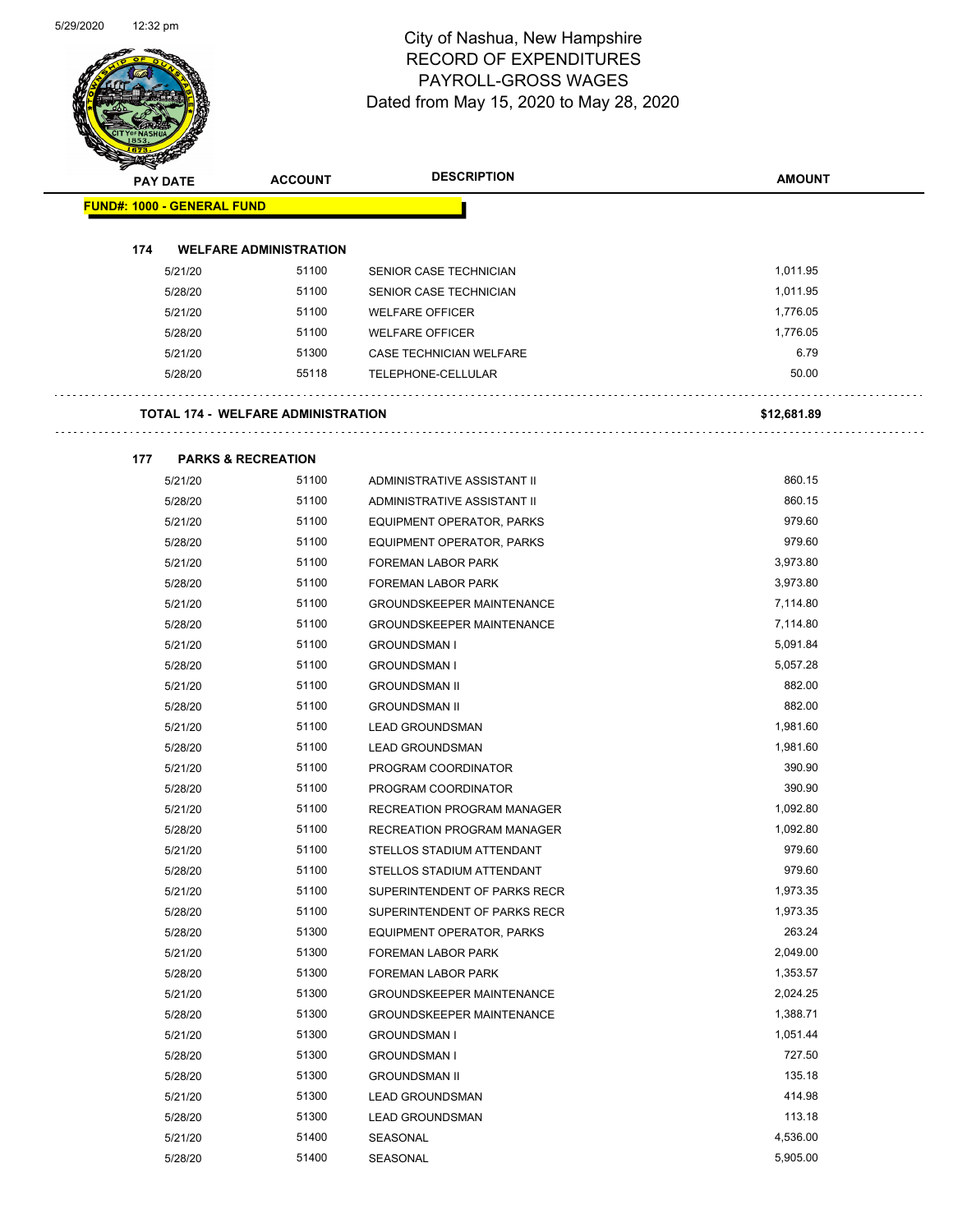# City of Nashua, New Hampshire
## RECORD OF EXPENDITURES
## PAYROLL-GROSS WAGES
### Dated from May 15, 2020 to May 28, 2020

| PAY DATE | ACCOUNT | DESCRIPTION | AMOUNT |
|---|---|---|---|
| **FUND#: 1000 - GENERAL FUND** | | | |
| **174 WELFARE ADMINISTRATION** | | | |
| 5/21/20 | 51100 | SENIOR CASE TECHNICIAN | 1,011.95 |
| 5/28/20 | 51100 | SENIOR CASE TECHNICIAN | 1,011.95 |
| 5/21/20 | 51100 | WELFARE OFFICER | 1,776.05 |
| 5/28/20 | 51100 | WELFARE OFFICER | 1,776.05 |
| 5/21/20 | 51300 | CASE TECHNICIAN WELFARE | 6.79 |
| 5/28/20 | 55118 | TELEPHONE-CELLULAR | 50.00 |
| **TOTAL 174 - WELFARE ADMINISTRATION** | | | **$12,681.89** |
| **177 PARKS & RECREATION** | | | |
| 5/21/20 | 51100 | ADMINISTRATIVE ASSISTANT II | 860.15 |
| 5/28/20 | 51100 | ADMINISTRATIVE ASSISTANT II | 860.15 |
| 5/21/20 | 51100 | EQUIPMENT OPERATOR, PARKS | 979.60 |
| 5/28/20 | 51100 | EQUIPMENT OPERATOR, PARKS | 979.60 |
| 5/21/20 | 51100 | FOREMAN LABOR PARK | 3,973.80 |
| 5/28/20 | 51100 | FOREMAN LABOR PARK | 3,973.80 |
| 5/21/20 | 51100 | GROUNDSKEEPER MAINTENANCE | 7,114.80 |
| 5/28/20 | 51100 | GROUNDSKEEPER MAINTENANCE | 7,114.80 |
| 5/21/20 | 51100 | GROUNDSMAN I | 5,091.84 |
| 5/28/20 | 51100 | GROUNDSMAN I | 5,057.28 |
| 5/21/20 | 51100 | GROUNDSMAN II | 882.00 |
| 5/28/20 | 51100 | GROUNDSMAN II | 882.00 |
| 5/21/20 | 51100 | LEAD GROUNDSMAN | 1,981.60 |
| 5/28/20 | 51100 | LEAD GROUNDSMAN | 1,981.60 |
| 5/21/20 | 51100 | PROGRAM COORDINATOR | 390.90 |
| 5/28/20 | 51100 | PROGRAM COORDINATOR | 390.90 |
| 5/21/20 | 51100 | RECREATION PROGRAM MANAGER | 1,092.80 |
| 5/28/20 | 51100 | RECREATION PROGRAM MANAGER | 1,092.80 |
| 5/21/20 | 51100 | STELLOS STADIUM ATTENDANT | 979.60 |
| 5/28/20 | 51100 | STELLOS STADIUM ATTENDANT | 979.60 |
| 5/21/20 | 51100 | SUPERINTENDENT OF PARKS RECR | 1,973.35 |
| 5/28/20 | 51100 | SUPERINTENDENT OF PARKS RECR | 1,973.35 |
| 5/28/20 | 51300 | EQUIPMENT OPERATOR, PARKS | 263.24 |
| 5/21/20 | 51300 | FOREMAN LABOR PARK | 2,049.00 |
| 5/28/20 | 51300 | FOREMAN LABOR PARK | 1,353.57 |
| 5/21/20 | 51300 | GROUNDSKEEPER MAINTENANCE | 2,024.25 |
| 5/28/20 | 51300 | GROUNDSKEEPER MAINTENANCE | 1,388.71 |
| 5/21/20 | 51300 | GROUNDSMAN I | 1,051.44 |
| 5/28/20 | 51300 | GROUNDSMAN I | 727.50 |
| 5/28/20 | 51300 | GROUNDSMAN II | 135.18 |
| 5/21/20 | 51300 | LEAD GROUNDSMAN | 414.98 |
| 5/28/20 | 51300 | LEAD GROUNDSMAN | 113.18 |
| 5/21/20 | 51400 | SEASONAL | 4,536.00 |
| 5/28/20 | 51400 | SEASONAL | 5,905.00 |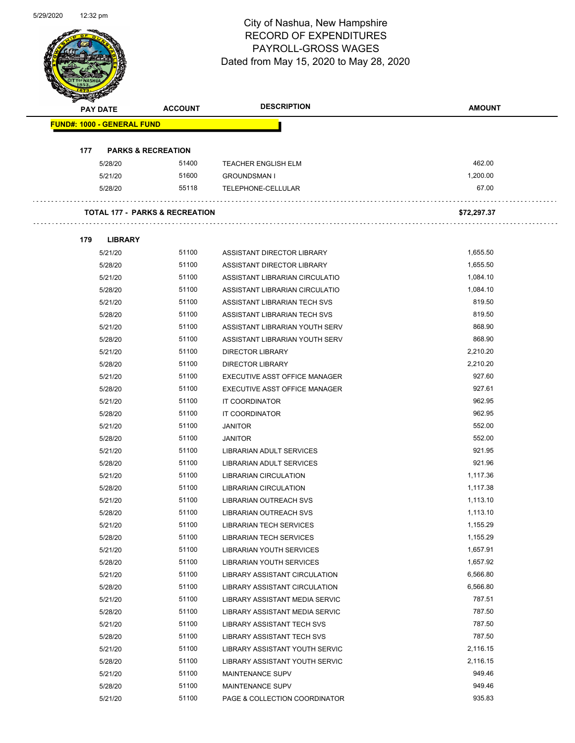# City of Nashua, New Hampshire
## RECORD OF EXPENDITURES
## PAYROLL-GROSS WAGES
### Dated from May 15, 2020 to May 28, 2020

| PAY DATE | ACCOUNT | DESCRIPTION | AMOUNT |
|---|---|---|---|
| **FUND#: 1000 - GENERAL FUND** | | | |
| **177 PARKS & RECREATION** | | | |
| 5/28/20 | 51400 | TEACHER ENGLISH ELM | 462.00 |
| 5/21/20 | 51600 | GROUNDSMAN I | 1,200.00 |
| 5/28/20 | 55118 | TELEPHONE-CELLULAR | 67.00 |
| **TOTAL 177 - PARKS & RECREATION** | | | **$72,297.37** |
| **179 LIBRARY** | | | |
| 5/21/20 | 51100 | ASSISTANT DIRECTOR LIBRARY | 1,655.50 |
| 5/28/20 | 51100 | ASSISTANT DIRECTOR LIBRARY | 1,655.50 |
| 5/21/20 | 51100 | ASSISTANT LIBRARIAN CIRCULATIO | 1,084.10 |
| 5/28/20 | 51100 | ASSISTANT LIBRARIAN CIRCULATIO | 1,084.10 |
| 5/21/20 | 51100 | ASSISTANT LIBRARIAN TECH SVS | 819.50 |
| 5/28/20 | 51100 | ASSISTANT LIBRARIAN TECH SVS | 819.50 |
| 5/21/20 | 51100 | ASSISTANT LIBRARIAN YOUTH SERV | 868.90 |
| 5/28/20 | 51100 | ASSISTANT LIBRARIAN YOUTH SERV | 868.90 |
| 5/21/20 | 51100 | DIRECTOR LIBRARY | 2,210.20 |
| 5/28/20 | 51100 | DIRECTOR LIBRARY | 2,210.20 |
| 5/21/20 | 51100 | EXECUTIVE ASST OFFICE MANAGER | 927.60 |
| 5/28/20 | 51100 | EXECUTIVE ASST OFFICE MANAGER | 927.61 |
| 5/21/20 | 51100 | IT COORDINATOR | 962.95 |
| 5/28/20 | 51100 | IT COORDINATOR | 962.95 |
| 5/21/20 | 51100 | JANITOR | 552.00 |
| 5/28/20 | 51100 | JANITOR | 552.00 |
| 5/21/20 | 51100 | LIBRARIAN ADULT SERVICES | 921.95 |
| 5/28/20 | 51100 | LIBRARIAN ADULT SERVICES | 921.96 |
| 5/21/20 | 51100 | LIBRARIAN CIRCULATION | 1,117.36 |
| 5/28/20 | 51100 | LIBRARIAN CIRCULATION | 1,117.38 |
| 5/21/20 | 51100 | LIBRARIAN OUTREACH SVS | 1,113.10 |
| 5/28/20 | 51100 | LIBRARIAN OUTREACH SVS | 1,113.10 |
| 5/21/20 | 51100 | LIBRARIAN TECH SERVICES | 1,155.29 |
| 5/28/20 | 51100 | LIBRARIAN TECH SERVICES | 1,155.29 |
| 5/21/20 | 51100 | LIBRARIAN YOUTH SERVICES | 1,657.91 |
| 5/28/20 | 51100 | LIBRARIAN YOUTH SERVICES | 1,657.92 |
| 5/21/20 | 51100 | LIBRARY ASSISTANT CIRCULATION | 6,566.80 |
| 5/28/20 | 51100 | LIBRARY ASSISTANT CIRCULATION | 6,566.80 |
| 5/21/20 | 51100 | LIBRARY ASSISTANT MEDIA SERVIC | 787.51 |
| 5/28/20 | 51100 | LIBRARY ASSISTANT MEDIA SERVIC | 787.50 |
| 5/21/20 | 51100 | LIBRARY ASSISTANT TECH SVS | 787.50 |
| 5/28/20 | 51100 | LIBRARY ASSISTANT TECH SVS | 787.50 |
| 5/21/20 | 51100 | LIBRARY ASSISTANT YOUTH SERVIC | 2,116.15 |
| 5/28/20 | 51100 | LIBRARY ASSISTANT YOUTH SERVIC | 2,116.15 |
| 5/21/20 | 51100 | MAINTENANCE SUPV | 949.46 |
| 5/28/20 | 51100 | MAINTENANCE SUPV | 949.46 |
| 5/21/20 | 51100 | PAGE & COLLECTION COORDINATOR | 935.83 |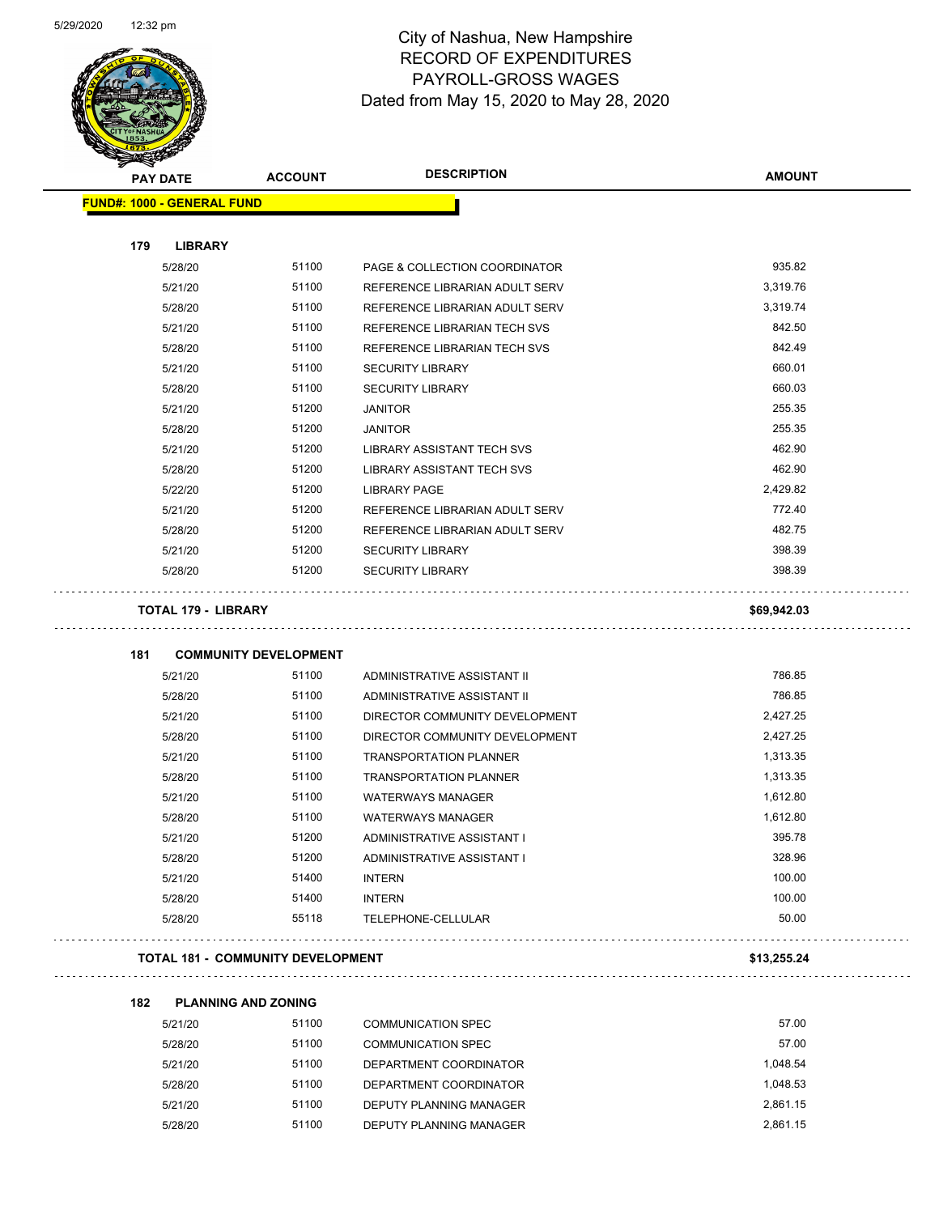# City of Nashua, New Hampshire
## RECORD OF EXPENDITURES
## PAYROLL-GROSS WAGES
## Dated from May 15, 2020 to May 28, 2020

| PAY DATE | ACCOUNT | DESCRIPTION | AMOUNT |
|---|---|---|---|
| **FUND#: 1000 - GENERAL FUND** | | | |
| **179 LIBRARY** | | | |
| 5/28/20 | 51100 | PAGE & COLLECTION COORDINATOR | 935.82 |
| 5/21/20 | 51100 | REFERENCE LIBRARIAN ADULT SERV | 3,319.76 |
| 5/28/20 | 51100 | REFERENCE LIBRARIAN ADULT SERV | 3,319.74 |
| 5/21/20 | 51100 | REFERENCE LIBRARIAN TECH SVS | 842.50 |
| 5/28/20 | 51100 | REFERENCE LIBRARIAN TECH SVS | 842.49 |
| 5/21/20 | 51100 | SECURITY LIBRARY | 660.01 |
| 5/28/20 | 51100 | SECURITY LIBRARY | 660.03 |
| 5/21/20 | 51200 | JANITOR | 255.35 |
| 5/28/20 | 51200 | JANITOR | 255.35 |
| 5/21/20 | 51200 | LIBRARY ASSISTANT TECH SVS | 462.90 |
| 5/28/20 | 51200 | LIBRARY ASSISTANT TECH SVS | 462.90 |
| 5/22/20 | 51200 | LIBRARY PAGE | 2,429.82 |
| 5/21/20 | 51200 | REFERENCE LIBRARIAN ADULT SERV | 772.40 |
| 5/28/20 | 51200 | REFERENCE LIBRARIAN ADULT SERV | 482.75 |
| 5/21/20 | 51200 | SECURITY LIBRARY | 398.39 |
| 5/28/20 | 51200 | SECURITY LIBRARY | 398.39 |
| **TOTAL 179 - LIBRARY** | | | **$69,942.03** |
| **181 COMMUNITY DEVELOPMENT** | | | |
| 5/21/20 | 51100 | ADMINISTRATIVE ASSISTANT II | 786.85 |
| 5/28/20 | 51100 | ADMINISTRATIVE ASSISTANT II | 786.85 |
| 5/21/20 | 51100 | DIRECTOR COMMUNITY DEVELOPMENT | 2,427.25 |
| 5/28/20 | 51100 | DIRECTOR COMMUNITY DEVELOPMENT | 2,427.25 |
| 5/21/20 | 51100 | TRANSPORTATION PLANNER | 1,313.35 |
| 5/28/20 | 51100 | TRANSPORTATION PLANNER | 1,313.35 |
| 5/21/20 | 51100 | WATERWAYS MANAGER | 1,612.80 |
| 5/28/20 | 51100 | WATERWAYS MANAGER | 1,612.80 |
| 5/21/20 | 51200 | ADMINISTRATIVE ASSISTANT I | 395.78 |
| 5/28/20 | 51200 | ADMINISTRATIVE ASSISTANT I | 328.96 |
| 5/21/20 | 51400 | INTERN | 100.00 |
| 5/28/20 | 51400 | INTERN | 100.00 |
| 5/28/20 | 55118 | TELEPHONE-CELLULAR | 50.00 |
| **TOTAL 181 - COMMUNITY DEVELOPMENT** | | | **$13,255.24** |
| **182 PLANNING AND ZONING** | | | |
| 5/21/20 | 51100 | COMMUNICATION SPEC | 57.00 |
| 5/28/20 | 51100 | COMMUNICATION SPEC | 57.00 |
| 5/21/20 | 51100 | DEPARTMENT COORDINATOR | 1,048.54 |
| 5/28/20 | 51100 | DEPARTMENT COORDINATOR | 1,048.53 |
| 5/21/20 | 51100 | DEPUTY PLANNING MANAGER | 2,861.15 |
| 5/28/20 | 51100 | DEPUTY PLANNING MANAGER | 2,861.15 |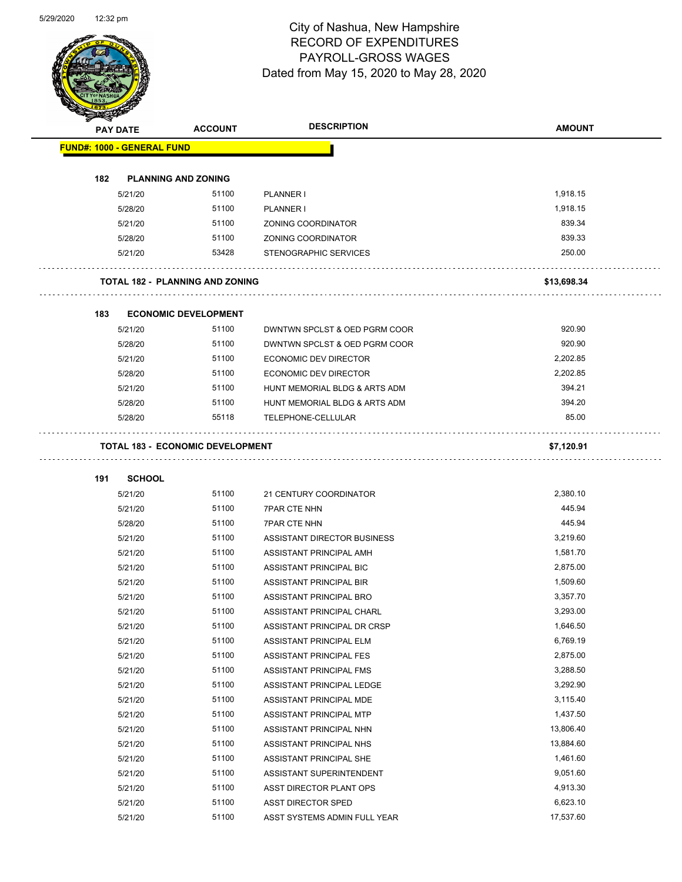# City of Nashua, New Hampshire
## RECORD OF EXPENDITURES
## PAYROLL-GROSS WAGES
### Dated from May 15, 2020 to May 28, 2020

| PAY DATE | ACCOUNT | DESCRIPTION | AMOUNT |
|---|---|---|---|
| **FUND#: 1000 - GENERAL FUND** | | | |
| **182 PLANNING AND ZONING** | | | |
| 5/21/20 | 51100 | PLANNER I | 1,918.15 |
| 5/28/20 | 51100 | PLANNER I | 1,918.15 |
| 5/21/20 | 51100 | ZONING COORDINATOR | 839.34 |
| 5/28/20 | 51100 | ZONING COORDINATOR | 839.33 |
| 5/21/20 | 53428 | STENOGRAPHIC SERVICES | 250.00 |
| **TOTAL 182 - PLANNING AND ZONING** | | | **$13,698.34** |
| **183 ECONOMIC DEVELOPMENT** | | | |
| 5/21/20 | 51100 | DWNTWN SPCLST & OED PGRM COOR | 920.90 |
| 5/28/20 | 51100 | DWNTWN SPCLST & OED PGRM COOR | 920.90 |
| 5/21/20 | 51100 | ECONOMIC DEV DIRECTOR | 2,202.85 |
| 5/28/20 | 51100 | ECONOMIC DEV DIRECTOR | 2,202.85 |
| 5/21/20 | 51100 | HUNT MEMORIAL BLDG & ARTS ADM | 394.21 |
| 5/28/20 | 51100 | HUNT MEMORIAL BLDG & ARTS ADM | 394.20 |
| 5/28/20 | 55118 | TELEPHONE-CELLULAR | 85.00 |
| **TOTAL 183 - ECONOMIC DEVELOPMENT** | | | **$7,120.91** |
| **191 SCHOOL** | | | |
| 5/21/20 | 51100 | 21 CENTURY COORDINATOR | 2,380.10 |
| 5/21/20 | 51100 | 7PAR CTE NHN | 445.94 |
| 5/28/20 | 51100 | 7PAR CTE NHN | 445.94 |
| 5/21/20 | 51100 | ASSISTANT DIRECTOR BUSINESS | 3,219.60 |
| 5/21/20 | 51100 | ASSISTANT PRINCIPAL AMH | 1,581.70 |
| 5/21/20 | 51100 | ASSISTANT PRINCIPAL BIC | 2,875.00 |
| 5/21/20 | 51100 | ASSISTANT PRINCIPAL BIR | 1,509.60 |
| 5/21/20 | 51100 | ASSISTANT PRINCIPAL BRO | 3,357.70 |
| 5/21/20 | 51100 | ASSISTANT PRINCIPAL CHARL | 3,293.00 |
| 5/21/20 | 51100 | ASSISTANT PRINCIPAL DR CRSP | 1,646.50 |
| 5/21/20 | 51100 | ASSISTANT PRINCIPAL ELM | 6,769.19 |
| 5/21/20 | 51100 | ASSISTANT PRINCIPAL FES | 2,875.00 |
| 5/21/20 | 51100 | ASSISTANT PRINCIPAL FMS | 3,288.50 |
| 5/21/20 | 51100 | ASSISTANT PRINCIPAL LEDGE | 3,292.90 |
| 5/21/20 | 51100 | ASSISTANT PRINCIPAL MDE | 3,115.40 |
| 5/21/20 | 51100 | ASSISTANT PRINCIPAL MTP | 1,437.50 |
| 5/21/20 | 51100 | ASSISTANT PRINCIPAL NHN | 13,806.40 |
| 5/21/20 | 51100 | ASSISTANT PRINCIPAL NHS | 13,884.60 |
| 5/21/20 | 51100 | ASSISTANT PRINCIPAL SHE | 1,461.60 |
| 5/21/20 | 51100 | ASSISTANT SUPERINTENDENT | 9,051.60 |
| 5/21/20 | 51100 | ASST DIRECTOR PLANT OPS | 4,913.30 |
| 5/21/20 | 51100 | ASST DIRECTOR SPED | 6,623.10 |
| 5/21/20 | 51100 | ASST SYSTEMS ADMIN FULL YEAR | 17,537.60 |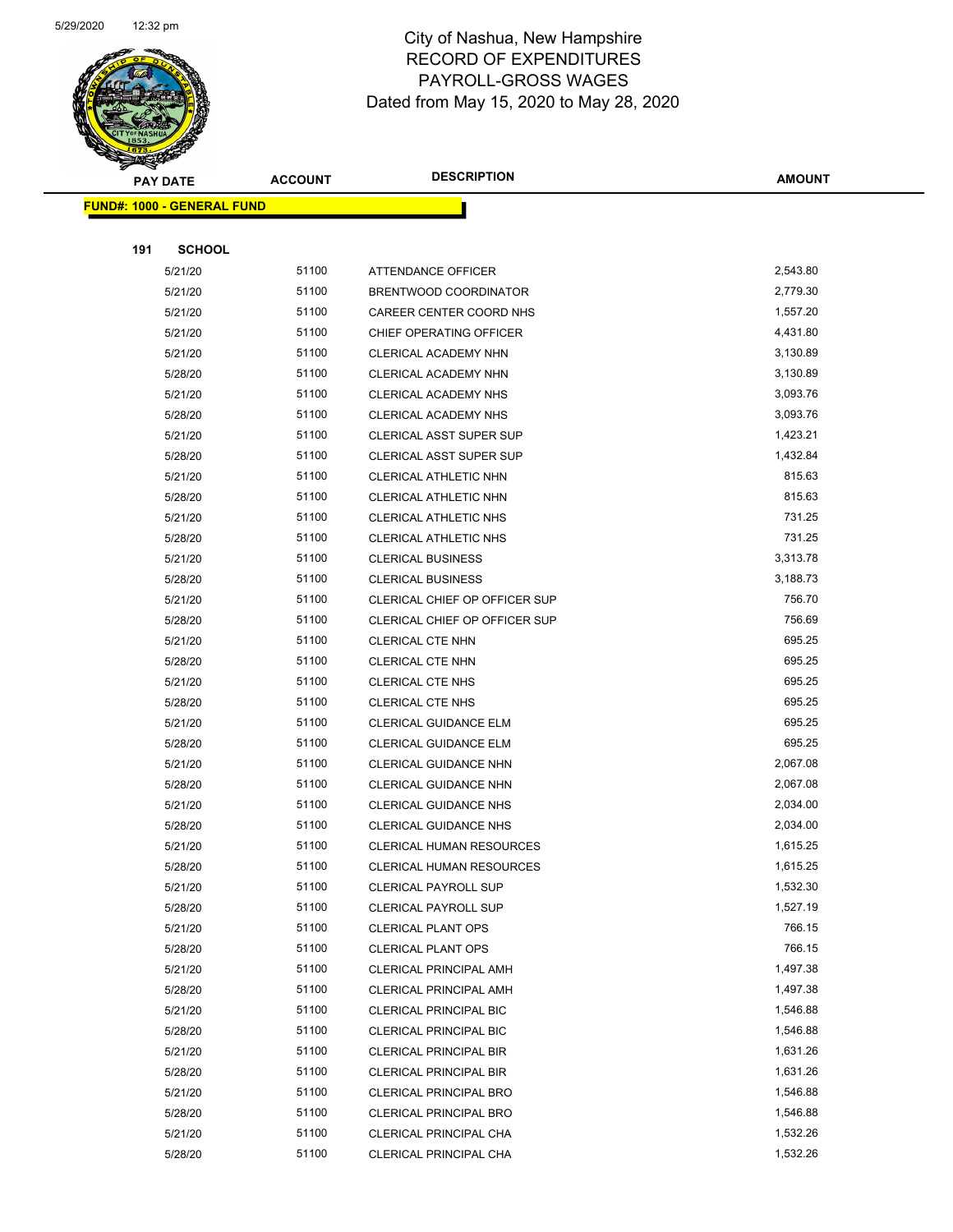# City of Nashua, New Hampshire
## RECORD OF EXPENDITURES
## PAYROLL-GROSS WAGES
### Dated from May 15, 2020 to May 28, 2020

| PAY DATE | ACCOUNT | DESCRIPTION | AMOUNT |
|---|---|---|---|
| **FUND#: 1000 - GENERAL FUND** | | | |
| **191 SCHOOL** | | | |
| 5/21/20 | 51100 | ATTENDANCE OFFICER | 2,543.80 |
| 5/21/20 | 51100 | BRENTWOOD COORDINATOR | 2,779.30 |
| 5/21/20 | 51100 | CAREER CENTER COORD NHS | 1,557.20 |
| 5/21/20 | 51100 | CHIEF OPERATING OFFICER | 4,431.80 |
| 5/21/20 | 51100 | CLERICAL ACADEMY NHN | 3,130.89 |
| 5/28/20 | 51100 | CLERICAL ACADEMY NHN | 3,130.89 |
| 5/21/20 | 51100 | CLERICAL ACADEMY NHS | 3,093.76 |
| 5/28/20 | 51100 | CLERICAL ACADEMY NHS | 3,093.76 |
| 5/21/20 | 51100 | CLERICAL ASST SUPER SUP | 1,423.21 |
| 5/28/20 | 51100 | CLERICAL ASST SUPER SUP | 1,432.84 |
| 5/21/20 | 51100 | CLERICAL ATHLETIC NHN | 815.63 |
| 5/28/20 | 51100 | CLERICAL ATHLETIC NHN | 815.63 |
| 5/21/20 | 51100 | CLERICAL ATHLETIC NHS | 731.25 |
| 5/28/20 | 51100 | CLERICAL ATHLETIC NHS | 731.25 |
| 5/21/20 | 51100 | CLERICAL BUSINESS | 3,313.78 |
| 5/28/20 | 51100 | CLERICAL BUSINESS | 3,188.73 |
| 5/21/20 | 51100 | CLERICAL CHIEF OP OFFICER SUP | 756.70 |
| 5/28/20 | 51100 | CLERICAL CHIEF OP OFFICER SUP | 756.69 |
| 5/21/20 | 51100 | CLERICAL CTE NHN | 695.25 |
| 5/28/20 | 51100 | CLERICAL CTE NHN | 695.25 |
| 5/21/20 | 51100 | CLERICAL CTE NHS | 695.25 |
| 5/28/20 | 51100 | CLERICAL CTE NHS | 695.25 |
| 5/21/20 | 51100 | CLERICAL GUIDANCE ELM | 695.25 |
| 5/28/20 | 51100 | CLERICAL GUIDANCE ELM | 695.25 |
| 5/21/20 | 51100 | CLERICAL GUIDANCE NHN | 2,067.08 |
| 5/28/20 | 51100 | CLERICAL GUIDANCE NHN | 2,067.08 |
| 5/21/20 | 51100 | CLERICAL GUIDANCE NHS | 2,034.00 |
| 5/28/20 | 51100 | CLERICAL GUIDANCE NHS | 2,034.00 |
| 5/21/20 | 51100 | CLERICAL HUMAN RESOURCES | 1,615.25 |
| 5/28/20 | 51100 | CLERICAL HUMAN RESOURCES | 1,615.25 |
| 5/21/20 | 51100 | CLERICAL PAYROLL SUP | 1,532.30 |
| 5/28/20 | 51100 | CLERICAL PAYROLL SUP | 1,527.19 |
| 5/21/20 | 51100 | CLERICAL PLANT OPS | 766.15 |
| 5/28/20 | 51100 | CLERICAL PLANT OPS | 766.15 |
| 5/21/20 | 51100 | CLERICAL PRINCIPAL AMH | 1,497.38 |
| 5/28/20 | 51100 | CLERICAL PRINCIPAL AMH | 1,497.38 |
| 5/21/20 | 51100 | CLERICAL PRINCIPAL BIC | 1,546.88 |
| 5/28/20 | 51100 | CLERICAL PRINCIPAL BIC | 1,546.88 |
| 5/21/20 | 51100 | CLERICAL PRINCIPAL BIR | 1,631.26 |
| 5/28/20 | 51100 | CLERICAL PRINCIPAL BIR | 1,631.26 |
| 5/21/20 | 51100 | CLERICAL PRINCIPAL BRO | 1,546.88 |
| 5/28/20 | 51100 | CLERICAL PRINCIPAL BRO | 1,546.88 |
| 5/21/20 | 51100 | CLERICAL PRINCIPAL CHA | 1,532.26 |
| 5/28/20 | 51100 | CLERICAL PRINCIPAL CHA | 1,532.26 |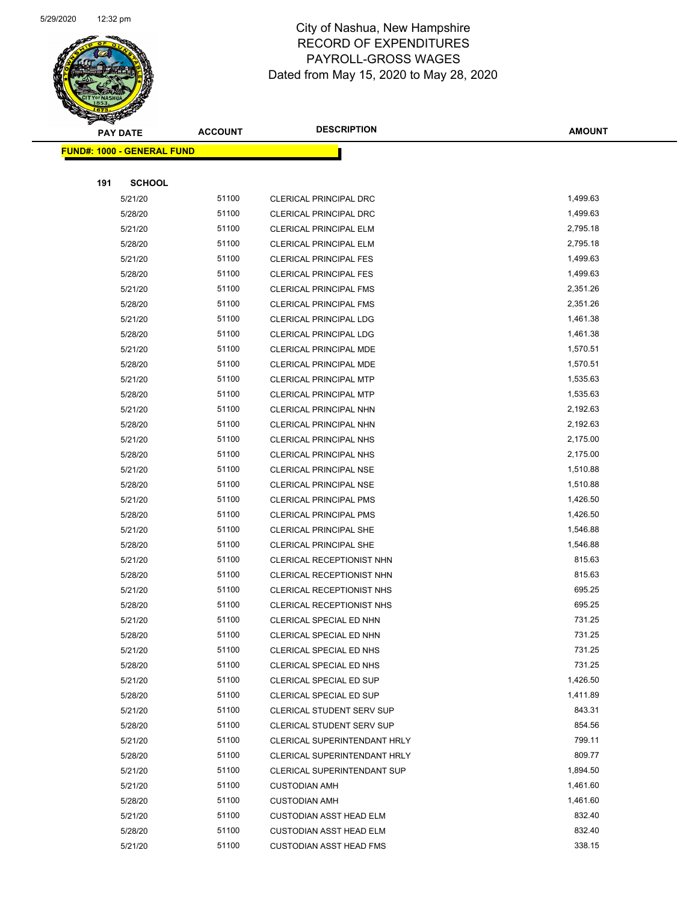# City of Nashua, New Hampshire
## RECORD OF EXPENDITURES
## PAYROLL-GROSS WAGES
## Dated from May 15, 2020 to May 28, 2020

| PAY DATE | ACCOUNT | DESCRIPTION | AMOUNT |
|---|---|---|---|
| **FUND#: 1000 - GENERAL FUND** | | | |
| **191 SCHOOL** | | | |
| 5/21/20 | 51100 | CLERICAL PRINCIPAL DRC | 1,499.63 |
| 5/28/20 | 51100 | CLERICAL PRINCIPAL DRC | 1,499.63 |
| 5/21/20 | 51100 | CLERICAL PRINCIPAL ELM | 2,795.18 |
| 5/28/20 | 51100 | CLERICAL PRINCIPAL ELM | 2,795.18 |
| 5/21/20 | 51100 | CLERICAL PRINCIPAL FES | 1,499.63 |
| 5/28/20 | 51100 | CLERICAL PRINCIPAL FES | 1,499.63 |
| 5/21/20 | 51100 | CLERICAL PRINCIPAL FMS | 2,351.26 |
| 5/28/20 | 51100 | CLERICAL PRINCIPAL FMS | 2,351.26 |
| 5/21/20 | 51100 | CLERICAL PRINCIPAL LDG | 1,461.38 |
| 5/28/20 | 51100 | CLERICAL PRINCIPAL LDG | 1,461.38 |
| 5/21/20 | 51100 | CLERICAL PRINCIPAL MDE | 1,570.51 |
| 5/28/20 | 51100 | CLERICAL PRINCIPAL MDE | 1,570.51 |
| 5/21/20 | 51100 | CLERICAL PRINCIPAL MTP | 1,535.63 |
| 5/28/20 | 51100 | CLERICAL PRINCIPAL MTP | 1,535.63 |
| 5/21/20 | 51100 | CLERICAL PRINCIPAL NHN | 2,192.63 |
| 5/28/20 | 51100 | CLERICAL PRINCIPAL NHN | 2,192.63 |
| 5/21/20 | 51100 | CLERICAL PRINCIPAL NHS | 2,175.00 |
| 5/28/20 | 51100 | CLERICAL PRINCIPAL NHS | 2,175.00 |
| 5/21/20 | 51100 | CLERICAL PRINCIPAL NSE | 1,510.88 |
| 5/28/20 | 51100 | CLERICAL PRINCIPAL NSE | 1,510.88 |
| 5/21/20 | 51100 | CLERICAL PRINCIPAL PMS | 1,426.50 |
| 5/28/20 | 51100 | CLERICAL PRINCIPAL PMS | 1,426.50 |
| 5/21/20 | 51100 | CLERICAL PRINCIPAL SHE | 1,546.88 |
| 5/28/20 | 51100 | CLERICAL PRINCIPAL SHE | 1,546.88 |
| 5/21/20 | 51100 | CLERICAL RECEPTIONIST NHN | 815.63 |
| 5/28/20 | 51100 | CLERICAL RECEPTIONIST NHN | 815.63 |
| 5/21/20 | 51100 | CLERICAL RECEPTIONIST NHS | 695.25 |
| 5/28/20 | 51100 | CLERICAL RECEPTIONIST NHS | 695.25 |
| 5/21/20 | 51100 | CLERICAL SPECIAL ED NHN | 731.25 |
| 5/28/20 | 51100 | CLERICAL SPECIAL ED NHN | 731.25 |
| 5/21/20 | 51100 | CLERICAL SPECIAL ED NHS | 731.25 |
| 5/28/20 | 51100 | CLERICAL SPECIAL ED NHS | 731.25 |
| 5/21/20 | 51100 | CLERICAL SPECIAL ED SUP | 1,426.50 |
| 5/28/20 | 51100 | CLERICAL SPECIAL ED SUP | 1,411.89 |
| 5/21/20 | 51100 | CLERICAL STUDENT SERV SUP | 843.31 |
| 5/28/20 | 51100 | CLERICAL STUDENT SERV SUP | 854.56 |
| 5/21/20 | 51100 | CLERICAL SUPERINTENDANT HRLY | 799.11 |
| 5/28/20 | 51100 | CLERICAL SUPERINTENDANT HRLY | 809.77 |
| 5/21/20 | 51100 | CLERICAL SUPERINTENDANT SUP | 1,894.50 |
| 5/21/20 | 51100 | CUSTODIAN AMH | 1,461.60 |
| 5/28/20 | 51100 | CUSTODIAN AMH | 1,461.60 |
| 5/21/20 | 51100 | CUSTODIAN ASST HEAD ELM | 832.40 |
| 5/28/20 | 51100 | CUSTODIAN ASST HEAD ELM | 832.40 |
| 5/21/20 | 51100 | CUSTODIAN ASST HEAD FMS | 338.15 |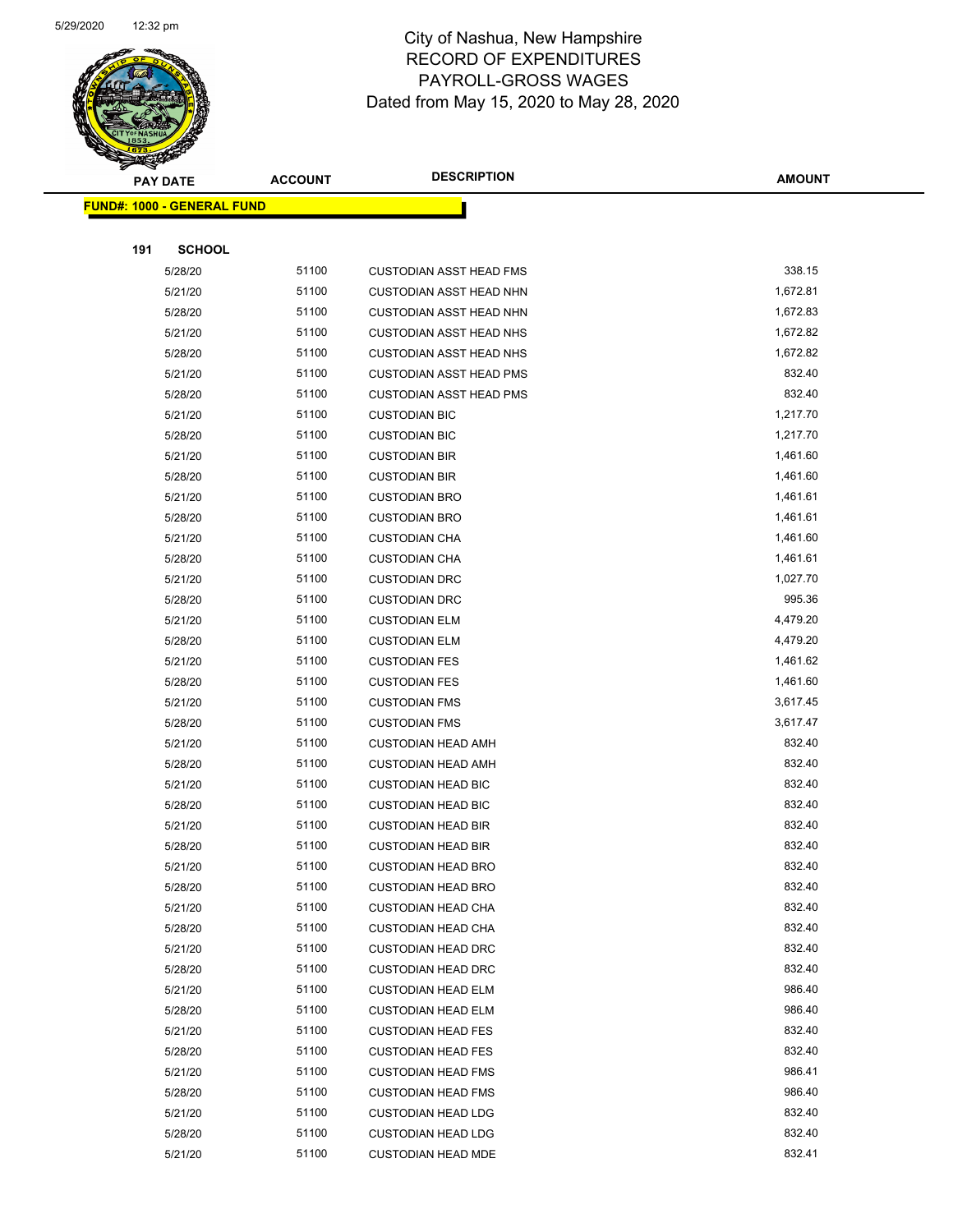# City of Nashua, New Hampshire
## RECORD OF EXPENDITURES
## PAYROLL-GROSS WAGES
Dated from May 15, 2020 to May 28, 2020

**FUND#: 1000 - GENERAL FUND**

**191 SCHOOL**

| PAY DATE | ACCOUNT | DESCRIPTION | AMOUNT |
|---|---|---|---|
| 5/28/20 | 51100 | CUSTODIAN ASST HEAD FMS | 338.15 |
| 5/21/20 | 51100 | CUSTODIAN ASST HEAD NHN | 1,672.81 |
| 5/28/20 | 51100 | CUSTODIAN ASST HEAD NHN | 1,672.83 |
| 5/21/20 | 51100 | CUSTODIAN ASST HEAD NHS | 1,672.82 |
| 5/28/20 | 51100 | CUSTODIAN ASST HEAD NHS | 1,672.82 |
| 5/21/20 | 51100 | CUSTODIAN ASST HEAD PMS | 832.40 |
| 5/28/20 | 51100 | CUSTODIAN ASST HEAD PMS | 832.40 |
| 5/21/20 | 51100 | CUSTODIAN BIC | 1,217.70 |
| 5/28/20 | 51100 | CUSTODIAN BIC | 1,217.70 |
| 5/21/20 | 51100 | CUSTODIAN BIR | 1,461.60 |
| 5/28/20 | 51100 | CUSTODIAN BIR | 1,461.60 |
| 5/21/20 | 51100 | CUSTODIAN BRO | 1,461.61 |
| 5/28/20 | 51100 | CUSTODIAN BRO | 1,461.61 |
| 5/21/20 | 51100 | CUSTODIAN CHA | 1,461.60 |
| 5/28/20 | 51100 | CUSTODIAN CHA | 1,461.61 |
| 5/21/20 | 51100 | CUSTODIAN DRC | 1,027.70 |
| 5/28/20 | 51100 | CUSTODIAN DRC | 995.36 |
| 5/21/20 | 51100 | CUSTODIAN ELM | 4,479.20 |
| 5/28/20 | 51100 | CUSTODIAN ELM | 4,479.20 |
| 5/21/20 | 51100 | CUSTODIAN FES | 1,461.62 |
| 5/28/20 | 51100 | CUSTODIAN FES | 1,461.60 |
| 5/21/20 | 51100 | CUSTODIAN FMS | 3,617.45 |
| 5/28/20 | 51100 | CUSTODIAN FMS | 3,617.47 |
| 5/21/20 | 51100 | CUSTODIAN HEAD AMH | 832.40 |
| 5/28/20 | 51100 | CUSTODIAN HEAD AMH | 832.40 |
| 5/21/20 | 51100 | CUSTODIAN HEAD BIC | 832.40 |
| 5/28/20 | 51100 | CUSTODIAN HEAD BIC | 832.40 |
| 5/21/20 | 51100 | CUSTODIAN HEAD BIR | 832.40 |
| 5/28/20 | 51100 | CUSTODIAN HEAD BIR | 832.40 |
| 5/21/20 | 51100 | CUSTODIAN HEAD BRO | 832.40 |
| 5/28/20 | 51100 | CUSTODIAN HEAD BRO | 832.40 |
| 5/21/20 | 51100 | CUSTODIAN HEAD CHA | 832.40 |
| 5/28/20 | 51100 | CUSTODIAN HEAD CHA | 832.40 |
| 5/21/20 | 51100 | CUSTODIAN HEAD DRC | 832.40 |
| 5/28/20 | 51100 | CUSTODIAN HEAD DRC | 832.40 |
| 5/21/20 | 51100 | CUSTODIAN HEAD ELM | 986.40 |
| 5/28/20 | 51100 | CUSTODIAN HEAD ELM | 986.40 |
| 5/21/20 | 51100 | CUSTODIAN HEAD FES | 832.40 |
| 5/28/20 | 51100 | CUSTODIAN HEAD FES | 832.40 |
| 5/21/20 | 51100 | CUSTODIAN HEAD FMS | 986.41 |
| 5/28/20 | 51100 | CUSTODIAN HEAD FMS | 986.40 |
| 5/21/20 | 51100 | CUSTODIAN HEAD LDG | 832.40 |
| 5/28/20 | 51100 | CUSTODIAN HEAD LDG | 832.40 |
| 5/21/20 | 51100 | CUSTODIAN HEAD MDE | 832.41 |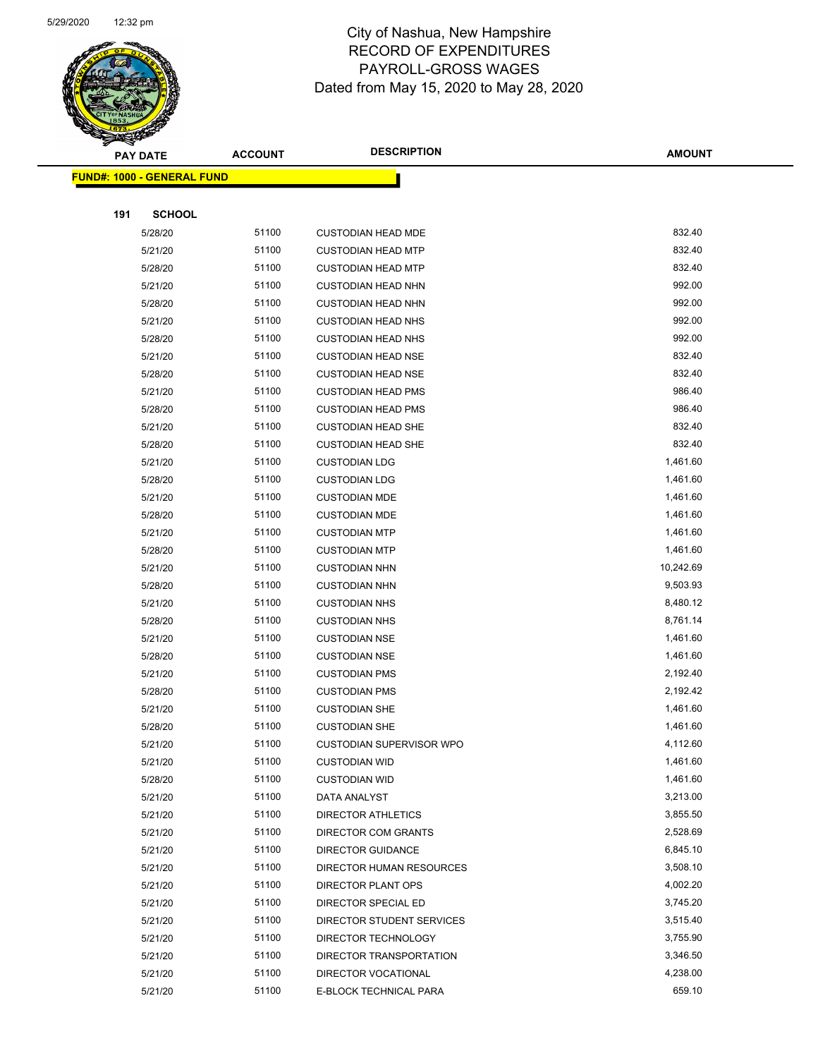# City of Nashua, New Hampshire
## RECORD OF EXPENDITURES
## PAYROLL-GROSS WAGES
### Dated from May 15, 2020 to May 28, 2020

| PAY DATE | ACCOUNT | DESCRIPTION | AMOUNT |
|---|---|---|---|
| **FUND#: 1000 - GENERAL FUND** | | | |
| **191 SCHOOL** | | | |
| 5/28/20 | 51100 | CUSTODIAN HEAD MDE | 832.40 |
| 5/21/20 | 51100 | CUSTODIAN HEAD MTP | 832.40 |
| 5/28/20 | 51100 | CUSTODIAN HEAD MTP | 832.40 |
| 5/21/20 | 51100 | CUSTODIAN HEAD NHN | 992.00 |
| 5/28/20 | 51100 | CUSTODIAN HEAD NHN | 992.00 |
| 5/21/20 | 51100 | CUSTODIAN HEAD NHS | 992.00 |
| 5/28/20 | 51100 | CUSTODIAN HEAD NHS | 992.00 |
| 5/21/20 | 51100 | CUSTODIAN HEAD NSE | 832.40 |
| 5/28/20 | 51100 | CUSTODIAN HEAD NSE | 832.40 |
| 5/21/20 | 51100 | CUSTODIAN HEAD PMS | 986.40 |
| 5/28/20 | 51100 | CUSTODIAN HEAD PMS | 986.40 |
| 5/21/20 | 51100 | CUSTODIAN HEAD SHE | 832.40 |
| 5/28/20 | 51100 | CUSTODIAN HEAD SHE | 832.40 |
| 5/21/20 | 51100 | CUSTODIAN LDG | 1,461.60 |
| 5/28/20 | 51100 | CUSTODIAN LDG | 1,461.60 |
| 5/21/20 | 51100 | CUSTODIAN MDE | 1,461.60 |
| 5/28/20 | 51100 | CUSTODIAN MDE | 1,461.60 |
| 5/21/20 | 51100 | CUSTODIAN MTP | 1,461.60 |
| 5/28/20 | 51100 | CUSTODIAN MTP | 1,461.60 |
| 5/21/20 | 51100 | CUSTODIAN NHN | 10,242.69 |
| 5/28/20 | 51100 | CUSTODIAN NHN | 9,503.93 |
| 5/21/20 | 51100 | CUSTODIAN NHS | 8,480.12 |
| 5/28/20 | 51100 | CUSTODIAN NHS | 8,761.14 |
| 5/21/20 | 51100 | CUSTODIAN NSE | 1,461.60 |
| 5/28/20 | 51100 | CUSTODIAN NSE | 1,461.60 |
| 5/21/20 | 51100 | CUSTODIAN PMS | 2,192.40 |
| 5/28/20 | 51100 | CUSTODIAN PMS | 2,192.42 |
| 5/21/20 | 51100 | CUSTODIAN SHE | 1,461.60 |
| 5/28/20 | 51100 | CUSTODIAN SHE | 1,461.60 |
| 5/21/20 | 51100 | CUSTODIAN SUPERVISOR WPO | 4,112.60 |
| 5/21/20 | 51100 | CUSTODIAN WID | 1,461.60 |
| 5/28/20 | 51100 | CUSTODIAN WID | 1,461.60 |
| 5/21/20 | 51100 | DATA ANALYST | 3,213.00 |
| 5/21/20 | 51100 | DIRECTOR ATHLETICS | 3,855.50 |
| 5/21/20 | 51100 | DIRECTOR COM GRANTS | 2,528.69 |
| 5/21/20 | 51100 | DIRECTOR GUIDANCE | 6,845.10 |
| 5/21/20 | 51100 | DIRECTOR HUMAN RESOURCES | 3,508.10 |
| 5/21/20 | 51100 | DIRECTOR PLANT OPS | 4,002.20 |
| 5/21/20 | 51100 | DIRECTOR SPECIAL ED | 3,745.20 |
| 5/21/20 | 51100 | DIRECTOR STUDENT SERVICES | 3,515.40 |
| 5/21/20 | 51100 | DIRECTOR TECHNOLOGY | 3,755.90 |
| 5/21/20 | 51100 | DIRECTOR TRANSPORTATION | 3,346.50 |
| 5/21/20 | 51100 | DIRECTOR VOCATIONAL | 4,238.00 |
| 5/21/20 | 51100 | E-BLOCK TECHNICAL PARA | 659.10 |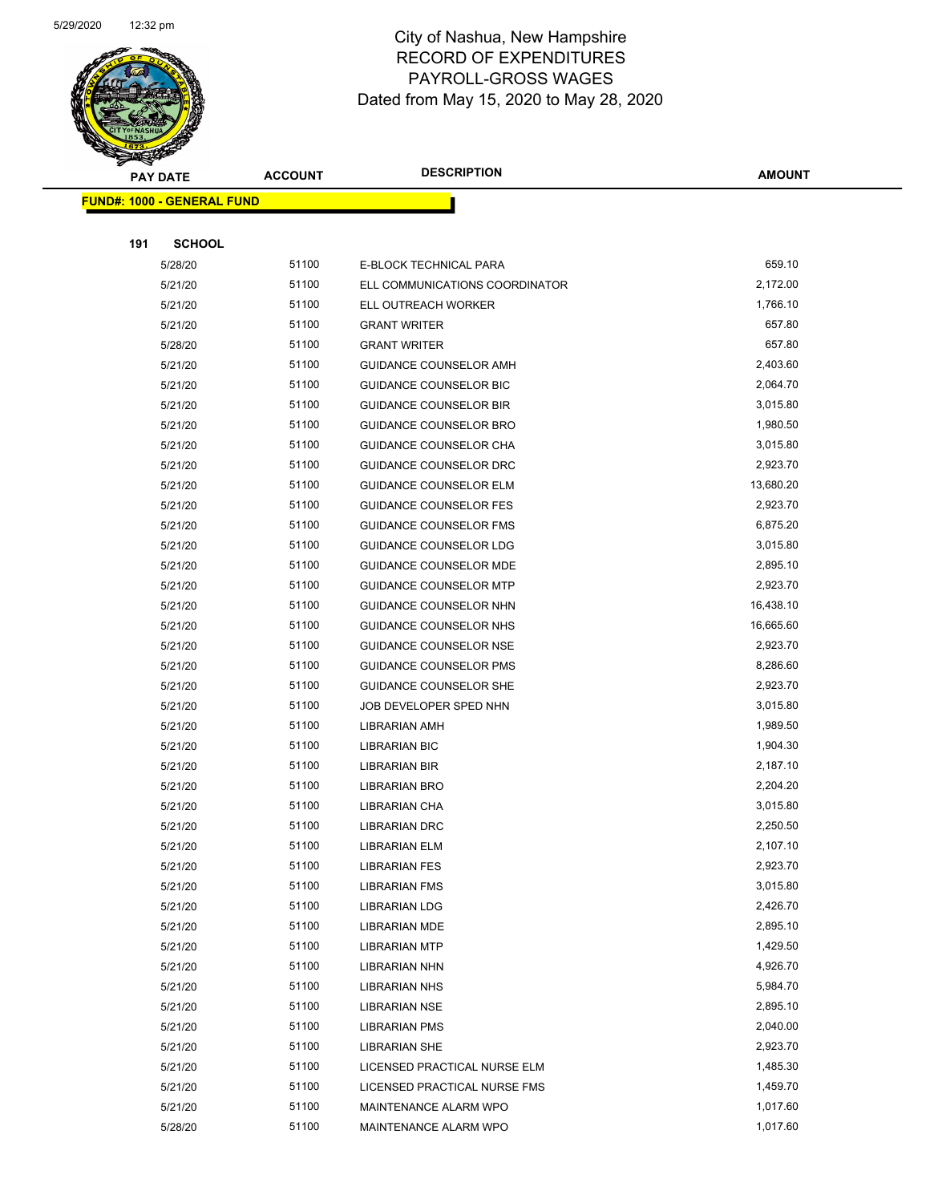City of Nashua, New Hampshire
RECORD OF EXPENDITURES
PAYROLL-GROSS WAGES
Dated from May 15, 2020 to May 28, 2020

| PAY DATE | ACCOUNT | DESCRIPTION | AMOUNT |
|---|---|---|---|
| **FUND#: 1000 - GENERAL FUND** | | | |
| **191 SCHOOL** | | | |
| 5/28/20 | 51100 | E-BLOCK TECHNICAL PARA | 659.10 |
| 5/21/20 | 51100 | ELL COMMUNICATIONS COORDINATOR | 2,172.00 |
| 5/21/20 | 51100 | ELL OUTREACH WORKER | 1,766.10 |
| 5/21/20 | 51100 | GRANT WRITER | 657.80 |
| 5/28/20 | 51100 | GRANT WRITER | 657.80 |
| 5/21/20 | 51100 | GUIDANCE COUNSELOR AMH | 2,403.60 |
| 5/21/20 | 51100 | GUIDANCE COUNSELOR BIC | 2,064.70 |
| 5/21/20 | 51100 | GUIDANCE COUNSELOR BIR | 3,015.80 |
| 5/21/20 | 51100 | GUIDANCE COUNSELOR BRO | 1,980.50 |
| 5/21/20 | 51100 | GUIDANCE COUNSELOR CHA | 3,015.80 |
| 5/21/20 | 51100 | GUIDANCE COUNSELOR DRC | 2,923.70 |
| 5/21/20 | 51100 | GUIDANCE COUNSELOR ELM | 13,680.20 |
| 5/21/20 | 51100 | GUIDANCE COUNSELOR FES | 2,923.70 |
| 5/21/20 | 51100 | GUIDANCE COUNSELOR FMS | 6,875.20 |
| 5/21/20 | 51100 | GUIDANCE COUNSELOR LDG | 3,015.80 |
| 5/21/20 | 51100 | GUIDANCE COUNSELOR MDE | 2,895.10 |
| 5/21/20 | 51100 | GUIDANCE COUNSELOR MTP | 2,923.70 |
| 5/21/20 | 51100 | GUIDANCE COUNSELOR NHN | 16,438.10 |
| 5/21/20 | 51100 | GUIDANCE COUNSELOR NHS | 16,665.60 |
| 5/21/20 | 51100 | GUIDANCE COUNSELOR NSE | 2,923.70 |
| 5/21/20 | 51100 | GUIDANCE COUNSELOR PMS | 8,286.60 |
| 5/21/20 | 51100 | GUIDANCE COUNSELOR SHE | 2,923.70 |
| 5/21/20 | 51100 | JOB DEVELOPER SPED NHN | 3,015.80 |
| 5/21/20 | 51100 | LIBRARIAN AMH | 1,989.50 |
| 5/21/20 | 51100 | LIBRARIAN BIC | 1,904.30 |
| 5/21/20 | 51100 | LIBRARIAN BIR | 2,187.10 |
| 5/21/20 | 51100 | LIBRARIAN BRO | 2,204.20 |
| 5/21/20 | 51100 | LIBRARIAN CHA | 3,015.80 |
| 5/21/20 | 51100 | LIBRARIAN DRC | 2,250.50 |
| 5/21/20 | 51100 | LIBRARIAN ELM | 2,107.10 |
| 5/21/20 | 51100 | LIBRARIAN FES | 2,923.70 |
| 5/21/20 | 51100 | LIBRARIAN FMS | 3,015.80 |
| 5/21/20 | 51100 | LIBRARIAN LDG | 2,426.70 |
| 5/21/20 | 51100 | LIBRARIAN MDE | 2,895.10 |
| 5/21/20 | 51100 | LIBRARIAN MTP | 1,429.50 |
| 5/21/20 | 51100 | LIBRARIAN NHN | 4,926.70 |
| 5/21/20 | 51100 | LIBRARIAN NHS | 5,984.70 |
| 5/21/20 | 51100 | LIBRARIAN NSE | 2,895.10 |
| 5/21/20 | 51100 | LIBRARIAN PMS | 2,040.00 |
| 5/21/20 | 51100 | LIBRARIAN SHE | 2,923.70 |
| 5/21/20 | 51100 | LICENSED PRACTICAL NURSE ELM | 1,485.30 |
| 5/21/20 | 51100 | LICENSED PRACTICAL NURSE FMS | 1,459.70 |
| 5/21/20 | 51100 | MAINTENANCE ALARM WPO | 1,017.60 |
| 5/28/20 | 51100 | MAINTENANCE ALARM WPO | 1,017.60 |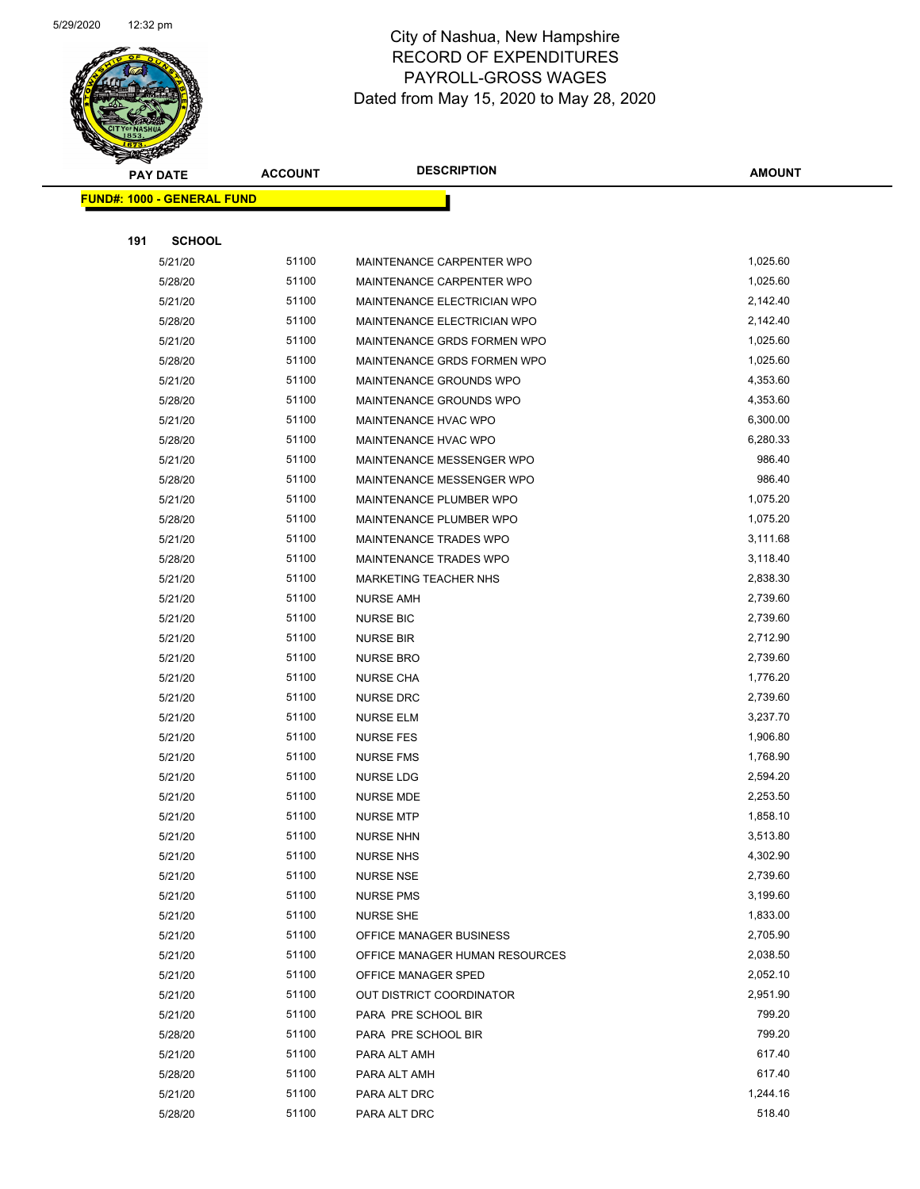# City of Nashua, New Hampshire
## RECORD OF EXPENDITURES
## PAYROLL-GROSS WAGES
### Dated from May 15, 2020 to May 28, 2020

**FUND#: 1000 - GENERAL FUND**

**191 SCHOOL**

| PAY DATE | ACCOUNT | DESCRIPTION | AMOUNT |
|---|---|---|---|
| 5/21/20 | 51100 | MAINTENANCE CARPENTER WPO | 1,025.60 |
| 5/28/20 | 51100 | MAINTENANCE CARPENTER WPO | 1,025.60 |
| 5/21/20 | 51100 | MAINTENANCE ELECTRICIAN WPO | 2,142.40 |
| 5/28/20 | 51100 | MAINTENANCE ELECTRICIAN WPO | 2,142.40 |
| 5/21/20 | 51100 | MAINTENANCE GRDS FORMEN WPO | 1,025.60 |
| 5/28/20 | 51100 | MAINTENANCE GRDS FORMEN WPO | 1,025.60 |
| 5/21/20 | 51100 | MAINTENANCE GROUNDS WPO | 4,353.60 |
| 5/28/20 | 51100 | MAINTENANCE GROUNDS WPO | 4,353.60 |
| 5/21/20 | 51100 | MAINTENANCE HVAC WPO | 6,300.00 |
| 5/28/20 | 51100 | MAINTENANCE HVAC WPO | 6,280.33 |
| 5/21/20 | 51100 | MAINTENANCE MESSENGER WPO | 986.40 |
| 5/28/20 | 51100 | MAINTENANCE MESSENGER WPO | 986.40 |
| 5/21/20 | 51100 | MAINTENANCE PLUMBER WPO | 1,075.20 |
| 5/28/20 | 51100 | MAINTENANCE PLUMBER WPO | 1,075.20 |
| 5/21/20 | 51100 | MAINTENANCE TRADES WPO | 3,111.68 |
| 5/28/20 | 51100 | MAINTENANCE TRADES WPO | 3,118.40 |
| 5/21/20 | 51100 | MARKETING TEACHER NHS | 2,838.30 |
| 5/21/20 | 51100 | NURSE AMH | 2,739.60 |
| 5/21/20 | 51100 | NURSE BIC | 2,739.60 |
| 5/21/20 | 51100 | NURSE BIR | 2,712.90 |
| 5/21/20 | 51100 | NURSE BRO | 2,739.60 |
| 5/21/20 | 51100 | NURSE CHA | 1,776.20 |
| 5/21/20 | 51100 | NURSE DRC | 2,739.60 |
| 5/21/20 | 51100 | NURSE ELM | 3,237.70 |
| 5/21/20 | 51100 | NURSE FES | 1,906.80 |
| 5/21/20 | 51100 | NURSE FMS | 1,768.90 |
| 5/21/20 | 51100 | NURSE LDG | 2,594.20 |
| 5/21/20 | 51100 | NURSE MDE | 2,253.50 |
| 5/21/20 | 51100 | NURSE MTP | 1,858.10 |
| 5/21/20 | 51100 | NURSE NHN | 3,513.80 |
| 5/21/20 | 51100 | NURSE NHS | 4,302.90 |
| 5/21/20 | 51100 | NURSE NSE | 2,739.60 |
| 5/21/20 | 51100 | NURSE PMS | 3,199.60 |
| 5/21/20 | 51100 | NURSE SHE | 1,833.00 |
| 5/21/20 | 51100 | OFFICE MANAGER BUSINESS | 2,705.90 |
| 5/21/20 | 51100 | OFFICE MANAGER HUMAN RESOURCES | 2,038.50 |
| 5/21/20 | 51100 | OFFICE MANAGER SPED | 2,052.10 |
| 5/21/20 | 51100 | OUT DISTRICT COORDINATOR | 2,951.90 |
| 5/21/20 | 51100 | PARA PRE SCHOOL BIR | 799.20 |
| 5/28/20 | 51100 | PARA PRE SCHOOL BIR | 799.20 |
| 5/21/20 | 51100 | PARA ALT AMH | 617.40 |
| 5/28/20 | 51100 | PARA ALT AMH | 617.40 |
| 5/21/20 | 51100 | PARA ALT DRC | 1,244.16 |
| 5/28/20 | 51100 | PARA ALT DRC | 518.40 |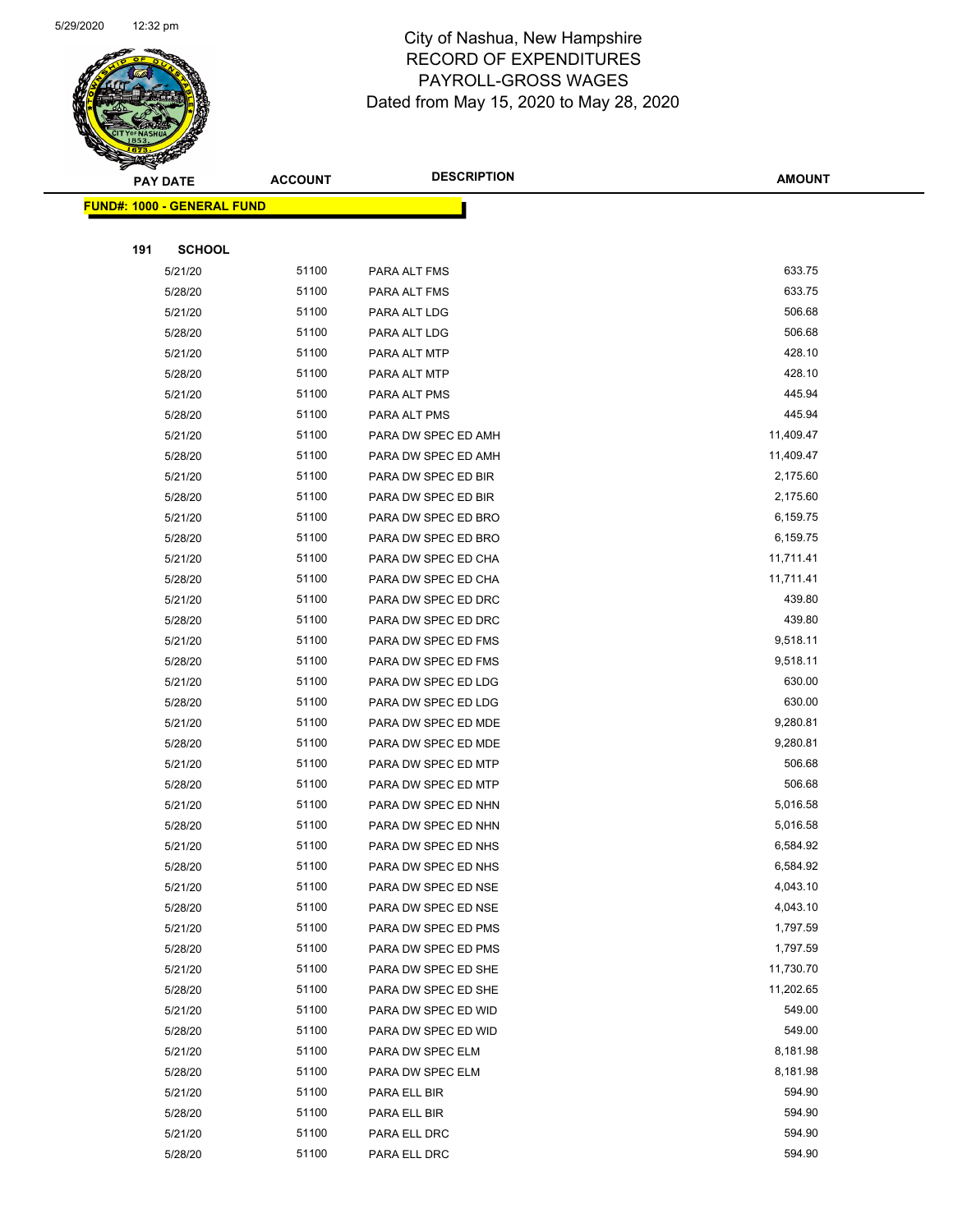# City of Nashua, New Hampshire
## RECORD OF EXPENDITURES
## PAYROLL-GROSS WAGES
## Dated from May 15, 2020 to May 28, 2020

| PAY DATE | ACCOUNT | DESCRIPTION | AMOUNT |
|---|---|---|---|
| **FUND#: 1000 - GENERAL FUND** | | | |
| **191 SCHOOL** | | | |
| 5/21/20 | 51100 | PARA ALT FMS | 633.75 |
| 5/28/20 | 51100 | PARA ALT FMS | 633.75 |
| 5/21/20 | 51100 | PARA ALT LDG | 506.68 |
| 5/28/20 | 51100 | PARA ALT LDG | 506.68 |
| 5/21/20 | 51100 | PARA ALT MTP | 428.10 |
| 5/28/20 | 51100 | PARA ALT MTP | 428.10 |
| 5/21/20 | 51100 | PARA ALT PMS | 445.94 |
| 5/28/20 | 51100 | PARA ALT PMS | 445.94 |
| 5/21/20 | 51100 | PARA DW SPEC ED AMH | 11,409.47 |
| 5/28/20 | 51100 | PARA DW SPEC ED AMH | 11,409.47 |
| 5/21/20 | 51100 | PARA DW SPEC ED BIR | 2,175.60 |
| 5/28/20 | 51100 | PARA DW SPEC ED BIR | 2,175.60 |
| 5/21/20 | 51100 | PARA DW SPEC ED BRO | 6,159.75 |
| 5/28/20 | 51100 | PARA DW SPEC ED BRO | 6,159.75 |
| 5/21/20 | 51100 | PARA DW SPEC ED CHA | 11,711.41 |
| 5/28/20 | 51100 | PARA DW SPEC ED CHA | 11,711.41 |
| 5/21/20 | 51100 | PARA DW SPEC ED DRC | 439.80 |
| 5/28/20 | 51100 | PARA DW SPEC ED DRC | 439.80 |
| 5/21/20 | 51100 | PARA DW SPEC ED FMS | 9,518.11 |
| 5/28/20 | 51100 | PARA DW SPEC ED FMS | 9,518.11 |
| 5/21/20 | 51100 | PARA DW SPEC ED LDG | 630.00 |
| 5/28/20 | 51100 | PARA DW SPEC ED LDG | 630.00 |
| 5/21/20 | 51100 | PARA DW SPEC ED MDE | 9,280.81 |
| 5/28/20 | 51100 | PARA DW SPEC ED MDE | 9,280.81 |
| 5/21/20 | 51100 | PARA DW SPEC ED MTP | 506.68 |
| 5/28/20 | 51100 | PARA DW SPEC ED MTP | 506.68 |
| 5/21/20 | 51100 | PARA DW SPEC ED NHN | 5,016.58 |
| 5/28/20 | 51100 | PARA DW SPEC ED NHN | 5,016.58 |
| 5/21/20 | 51100 | PARA DW SPEC ED NHS | 6,584.92 |
| 5/28/20 | 51100 | PARA DW SPEC ED NHS | 6,584.92 |
| 5/21/20 | 51100 | PARA DW SPEC ED NSE | 4,043.10 |
| 5/28/20 | 51100 | PARA DW SPEC ED NSE | 4,043.10 |
| 5/21/20 | 51100 | PARA DW SPEC ED PMS | 1,797.59 |
| 5/28/20 | 51100 | PARA DW SPEC ED PMS | 1,797.59 |
| 5/21/20 | 51100 | PARA DW SPEC ED SHE | 11,730.70 |
| 5/28/20 | 51100 | PARA DW SPEC ED SHE | 11,202.65 |
| 5/21/20 | 51100 | PARA DW SPEC ED WID | 549.00 |
| 5/28/20 | 51100 | PARA DW SPEC ED WID | 549.00 |
| 5/21/20 | 51100 | PARA DW SPEC ELM | 8,181.98 |
| 5/28/20 | 51100 | PARA DW SPEC ELM | 8,181.98 |
| 5/21/20 | 51100 | PARA ELL BIR | 594.90 |
| 5/28/20 | 51100 | PARA ELL BIR | 594.90 |
| 5/21/20 | 51100 | PARA ELL DRC | 594.90 |
| 5/28/20 | 51100 | PARA ELL DRC | 594.90 |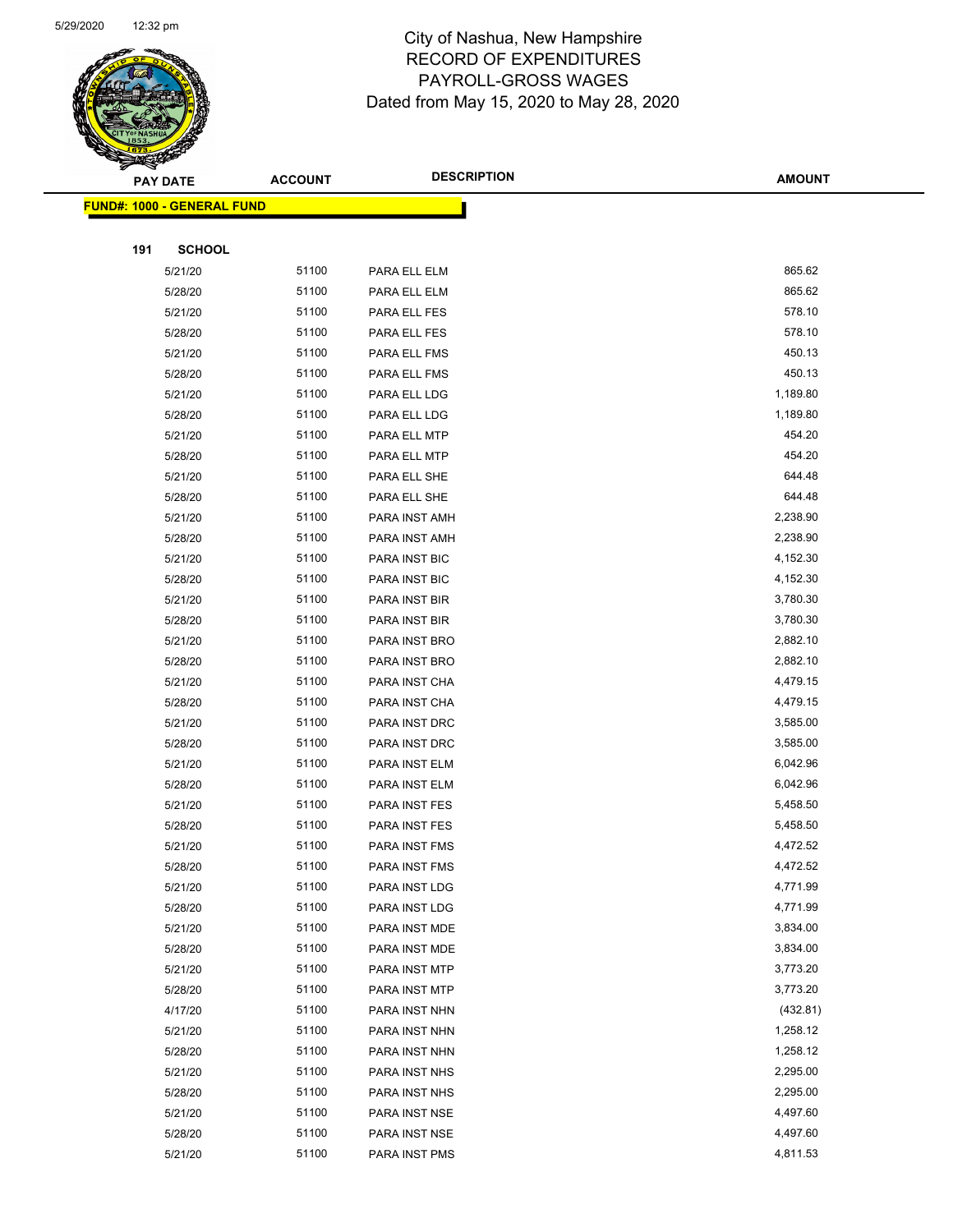City of Nashua, New Hampshire
RECORD OF EXPENDITURES
PAYROLL-GROSS WAGES
Dated from May 15, 2020 to May 28, 2020

| PAY DATE | ACCOUNT | DESCRIPTION | AMOUNT |
|---|---|---|---|
| **FUND#: 1000 - GENERAL FUND** | | | |
| **191 SCHOOL** | | | |
| 5/21/20 | 51100 | PARA ELL ELM | 865.62 |
| 5/28/20 | 51100 | PARA ELL ELM | 865.62 |
| 5/21/20 | 51100 | PARA ELL FES | 578.10 |
| 5/28/20 | 51100 | PARA ELL FES | 578.10 |
| 5/21/20 | 51100 | PARA ELL FMS | 450.13 |
| 5/28/20 | 51100 | PARA ELL FMS | 450.13 |
| 5/21/20 | 51100 | PARA ELL LDG | 1,189.80 |
| 5/28/20 | 51100 | PARA ELL LDG | 1,189.80 |
| 5/21/20 | 51100 | PARA ELL MTP | 454.20 |
| 5/28/20 | 51100 | PARA ELL MTP | 454.20 |
| 5/21/20 | 51100 | PARA ELL SHE | 644.48 |
| 5/28/20 | 51100 | PARA ELL SHE | 644.48 |
| 5/21/20 | 51100 | PARA INST AMH | 2,238.90 |
| 5/28/20 | 51100 | PARA INST AMH | 2,238.90 |
| 5/21/20 | 51100 | PARA INST BIC | 4,152.30 |
| 5/28/20 | 51100 | PARA INST BIC | 4,152.30 |
| 5/21/20 | 51100 | PARA INST BIR | 3,780.30 |
| 5/28/20 | 51100 | PARA INST BIR | 3,780.30 |
| 5/21/20 | 51100 | PARA INST BRO | 2,882.10 |
| 5/28/20 | 51100 | PARA INST BRO | 2,882.10 |
| 5/21/20 | 51100 | PARA INST CHA | 4,479.15 |
| 5/28/20 | 51100 | PARA INST CHA | 4,479.15 |
| 5/21/20 | 51100 | PARA INST DRC | 3,585.00 |
| 5/28/20 | 51100 | PARA INST DRC | 3,585.00 |
| 5/21/20 | 51100 | PARA INST ELM | 6,042.96 |
| 5/28/20 | 51100 | PARA INST ELM | 6,042.96 |
| 5/21/20 | 51100 | PARA INST FES | 5,458.50 |
| 5/28/20 | 51100 | PARA INST FES | 5,458.50 |
| 5/21/20 | 51100 | PARA INST FMS | 4,472.52 |
| 5/28/20 | 51100 | PARA INST FMS | 4,472.52 |
| 5/21/20 | 51100 | PARA INST LDG | 4,771.99 |
| 5/28/20 | 51100 | PARA INST LDG | 4,771.99 |
| 5/21/20 | 51100 | PARA INST MDE | 3,834.00 |
| 5/28/20 | 51100 | PARA INST MDE | 3,834.00 |
| 5/21/20 | 51100 | PARA INST MTP | 3,773.20 |
| 5/28/20 | 51100 | PARA INST MTP | 3,773.20 |
| 4/17/20 | 51100 | PARA INST NHN | (432.81) |
| 5/21/20 | 51100 | PARA INST NHN | 1,258.12 |
| 5/28/20 | 51100 | PARA INST NHN | 1,258.12 |
| 5/21/20 | 51100 | PARA INST NHS | 2,295.00 |
| 5/28/20 | 51100 | PARA INST NHS | 2,295.00 |
| 5/21/20 | 51100 | PARA INST NSE | 4,497.60 |
| 5/28/20 | 51100 | PARA INST NSE | 4,497.60 |
| 5/21/20 | 51100 | PARA INST PMS | 4,811.53 |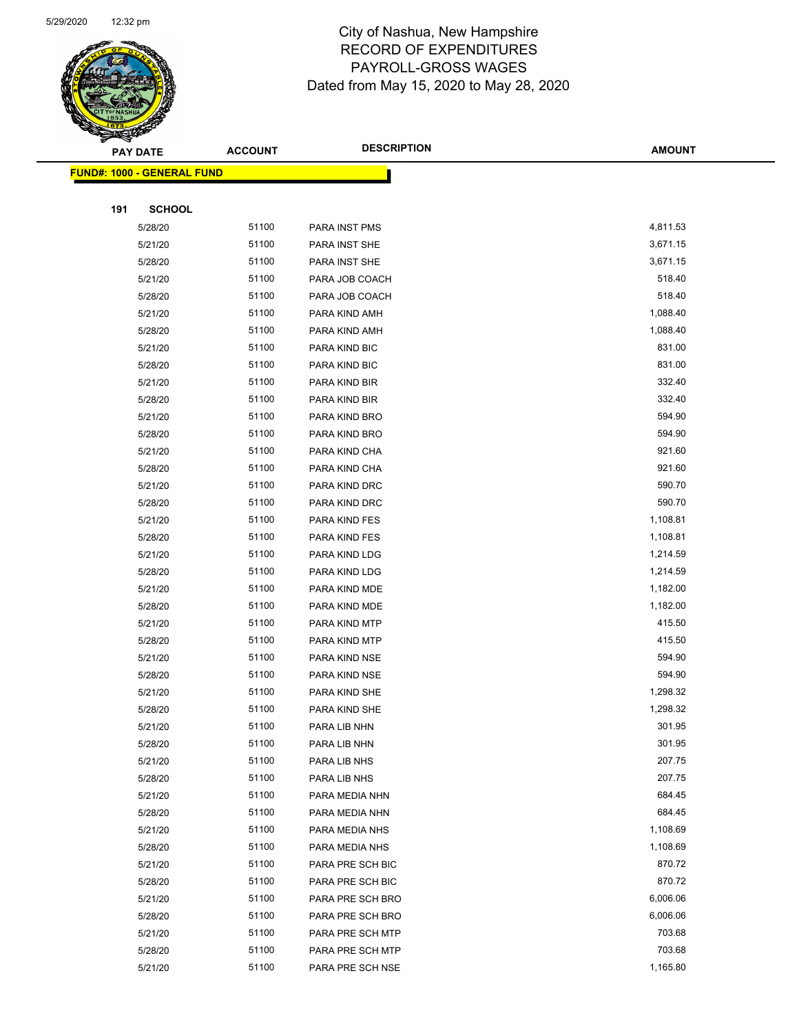City of Nashua, New Hampshire
RECORD OF EXPENDITURES
PAYROLL-GROSS WAGES
Dated from May 15, 2020 to May 28, 2020

| PAY DATE | ACCOUNT | DESCRIPTION | AMOUNT |
|---|---|---|---|

**FUND#: 1000 - GENERAL FUND**

**191 SCHOOL**

| PAY DATE | ACCOUNT | DESCRIPTION | AMOUNT |
|---|---|---|---|
| 5/28/20 | 51100 | PARA INST PMS | 4,811.53 |
| 5/21/20 | 51100 | PARA INST SHE | 3,671.15 |
| 5/28/20 | 51100 | PARA INST SHE | 3,671.15 |
| 5/21/20 | 51100 | PARA JOB COACH | 518.40 |
| 5/28/20 | 51100 | PARA JOB COACH | 518.40 |
| 5/21/20 | 51100 | PARA KIND AMH | 1,088.40 |
| 5/28/20 | 51100 | PARA KIND AMH | 1,088.40 |
| 5/21/20 | 51100 | PARA KIND BIC | 831.00 |
| 5/28/20 | 51100 | PARA KIND BIC | 831.00 |
| 5/21/20 | 51100 | PARA KIND BIR | 332.40 |
| 5/28/20 | 51100 | PARA KIND BIR | 332.40 |
| 5/21/20 | 51100 | PARA KIND BRO | 594.90 |
| 5/28/20 | 51100 | PARA KIND BRO | 594.90 |
| 5/21/20 | 51100 | PARA KIND CHA | 921.60 |
| 5/28/20 | 51100 | PARA KIND CHA | 921.60 |
| 5/21/20 | 51100 | PARA KIND DRC | 590.70 |
| 5/28/20 | 51100 | PARA KIND DRC | 590.70 |
| 5/21/20 | 51100 | PARA KIND FES | 1,108.81 |
| 5/28/20 | 51100 | PARA KIND FES | 1,108.81 |
| 5/21/20 | 51100 | PARA KIND LDG | 1,214.59 |
| 5/28/20 | 51100 | PARA KIND LDG | 1,214.59 |
| 5/21/20 | 51100 | PARA KIND MDE | 1,182.00 |
| 5/28/20 | 51100 | PARA KIND MDE | 1,182.00 |
| 5/21/20 | 51100 | PARA KIND MTP | 415.50 |
| 5/28/20 | 51100 | PARA KIND MTP | 415.50 |
| 5/21/20 | 51100 | PARA KIND NSE | 594.90 |
| 5/28/20 | 51100 | PARA KIND NSE | 594.90 |
| 5/21/20 | 51100 | PARA KIND SHE | 1,298.32 |
| 5/28/20 | 51100 | PARA KIND SHE | 1,298.32 |
| 5/21/20 | 51100 | PARA LIB NHN | 301.95 |
| 5/28/20 | 51100 | PARA LIB NHN | 301.95 |
| 5/21/20 | 51100 | PARA LIB NHS | 207.75 |
| 5/28/20 | 51100 | PARA LIB NHS | 207.75 |
| 5/21/20 | 51100 | PARA MEDIA NHN | 684.45 |
| 5/28/20 | 51100 | PARA MEDIA NHN | 684.45 |
| 5/21/20 | 51100 | PARA MEDIA NHS | 1,108.69 |
| 5/28/20 | 51100 | PARA MEDIA NHS | 1,108.69 |
| 5/21/20 | 51100 | PARA PRE SCH BIC | 870.72 |
| 5/28/20 | 51100 | PARA PRE SCH BIC | 870.72 |
| 5/21/20 | 51100 | PARA PRE SCH BRO | 6,006.06 |
| 5/28/20 | 51100 | PARA PRE SCH BRO | 6,006.06 |
| 5/21/20 | 51100 | PARA PRE SCH MTP | 703.68 |
| 5/28/20 | 51100 | PARA PRE SCH MTP | 703.68 |
| 5/21/20 | 51100 | PARA PRE SCH NSE | 1,165.80 |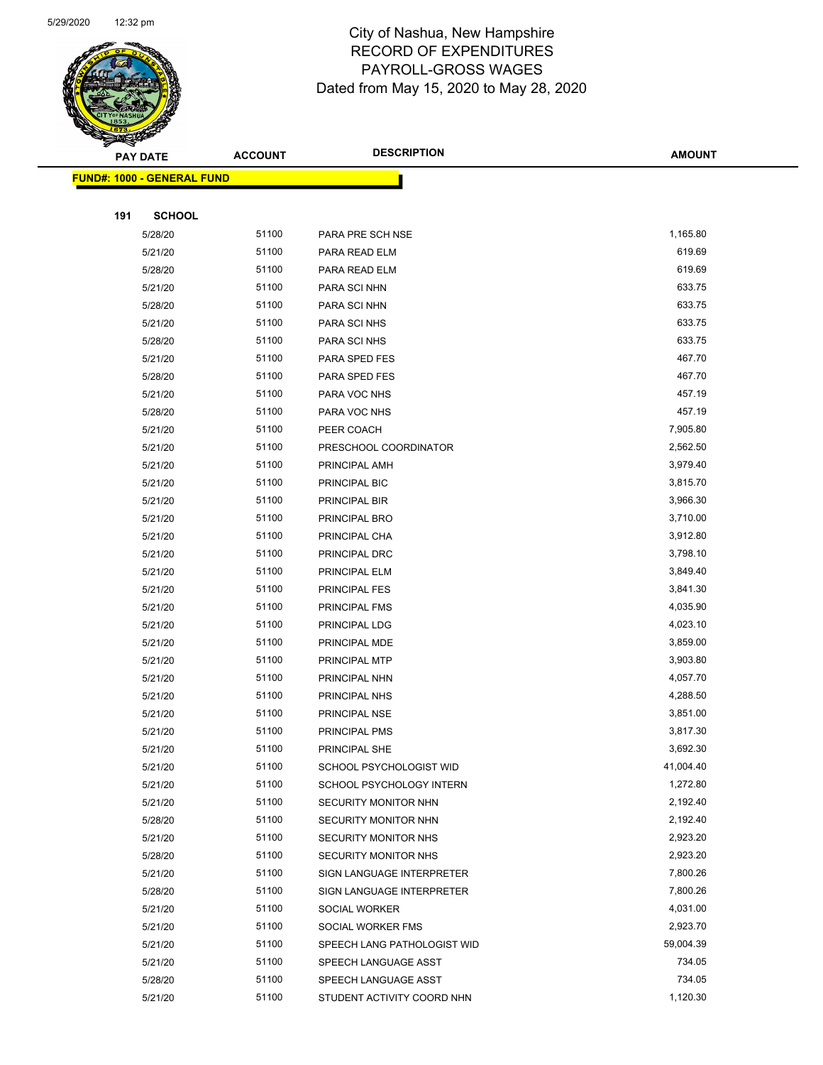City of Nashua, New Hampshire
RECORD OF EXPENDITURES
PAYROLL-GROSS WAGES
Dated from May 15, 2020 to May 28, 2020

| PAY DATE | ACCOUNT | DESCRIPTION | AMOUNT |
|---|---|---|---|
| **FUND#: 1000 - GENERAL FUND** | | | |
| **191 SCHOOL** | | | |
| 5/28/20 | 51100 | PARA PRE SCH NSE | 1,165.80 |
| 5/21/20 | 51100 | PARA READ ELM | 619.69 |
| 5/28/20 | 51100 | PARA READ ELM | 619.69 |
| 5/21/20 | 51100 | PARA SCI NHN | 633.75 |
| 5/28/20 | 51100 | PARA SCI NHN | 633.75 |
| 5/21/20 | 51100 | PARA SCI NHS | 633.75 |
| 5/28/20 | 51100 | PARA SCI NHS | 633.75 |
| 5/21/20 | 51100 | PARA SPED FES | 467.70 |
| 5/28/20 | 51100 | PARA SPED FES | 467.70 |
| 5/21/20 | 51100 | PARA VOC NHS | 457.19 |
| 5/28/20 | 51100 | PARA VOC NHS | 457.19 |
| 5/21/20 | 51100 | PEER COACH | 7,905.80 |
| 5/21/20 | 51100 | PRESCHOOL COORDINATOR | 2,562.50 |
| 5/21/20 | 51100 | PRINCIPAL AMH | 3,979.40 |
| 5/21/20 | 51100 | PRINCIPAL BIC | 3,815.70 |
| 5/21/20 | 51100 | PRINCIPAL BIR | 3,966.30 |
| 5/21/20 | 51100 | PRINCIPAL BRO | 3,710.00 |
| 5/21/20 | 51100 | PRINCIPAL CHA | 3,912.80 |
| 5/21/20 | 51100 | PRINCIPAL DRC | 3,798.10 |
| 5/21/20 | 51100 | PRINCIPAL ELM | 3,849.40 |
| 5/21/20 | 51100 | PRINCIPAL FES | 3,841.30 |
| 5/21/20 | 51100 | PRINCIPAL FMS | 4,035.90 |
| 5/21/20 | 51100 | PRINCIPAL LDG | 4,023.10 |
| 5/21/20 | 51100 | PRINCIPAL MDE | 3,859.00 |
| 5/21/20 | 51100 | PRINCIPAL MTP | 3,903.80 |
| 5/21/20 | 51100 | PRINCIPAL NHN | 4,057.70 |
| 5/21/20 | 51100 | PRINCIPAL NHS | 4,288.50 |
| 5/21/20 | 51100 | PRINCIPAL NSE | 3,851.00 |
| 5/21/20 | 51100 | PRINCIPAL PMS | 3,817.30 |
| 5/21/20 | 51100 | PRINCIPAL SHE | 3,692.30 |
| 5/21/20 | 51100 | SCHOOL PSYCHOLOGIST WID | 41,004.40 |
| 5/21/20 | 51100 | SCHOOL PSYCHOLOGY INTERN | 1,272.80 |
| 5/21/20 | 51100 | SECURITY MONITOR NHN | 2,192.40 |
| 5/28/20 | 51100 | SECURITY MONITOR NHN | 2,192.40 |
| 5/21/20 | 51100 | SECURITY MONITOR NHS | 2,923.20 |
| 5/28/20 | 51100 | SECURITY MONITOR NHS | 2,923.20 |
| 5/21/20 | 51100 | SIGN LANGUAGE INTERPRETER | 7,800.26 |
| 5/28/20 | 51100 | SIGN LANGUAGE INTERPRETER | 7,800.26 |
| 5/21/20 | 51100 | SOCIAL WORKER | 4,031.00 |
| 5/21/20 | 51100 | SOCIAL WORKER FMS | 2,923.70 |
| 5/21/20 | 51100 | SPEECH LANG PATHOLOGIST WID | 59,004.39 |
| 5/21/20 | 51100 | SPEECH LANGUAGE ASST | 734.05 |
| 5/28/20 | 51100 | SPEECH LANGUAGE ASST | 734.05 |
| 5/21/20 | 51100 | STUDENT ACTIVITY COORD NHN | 1,120.30 |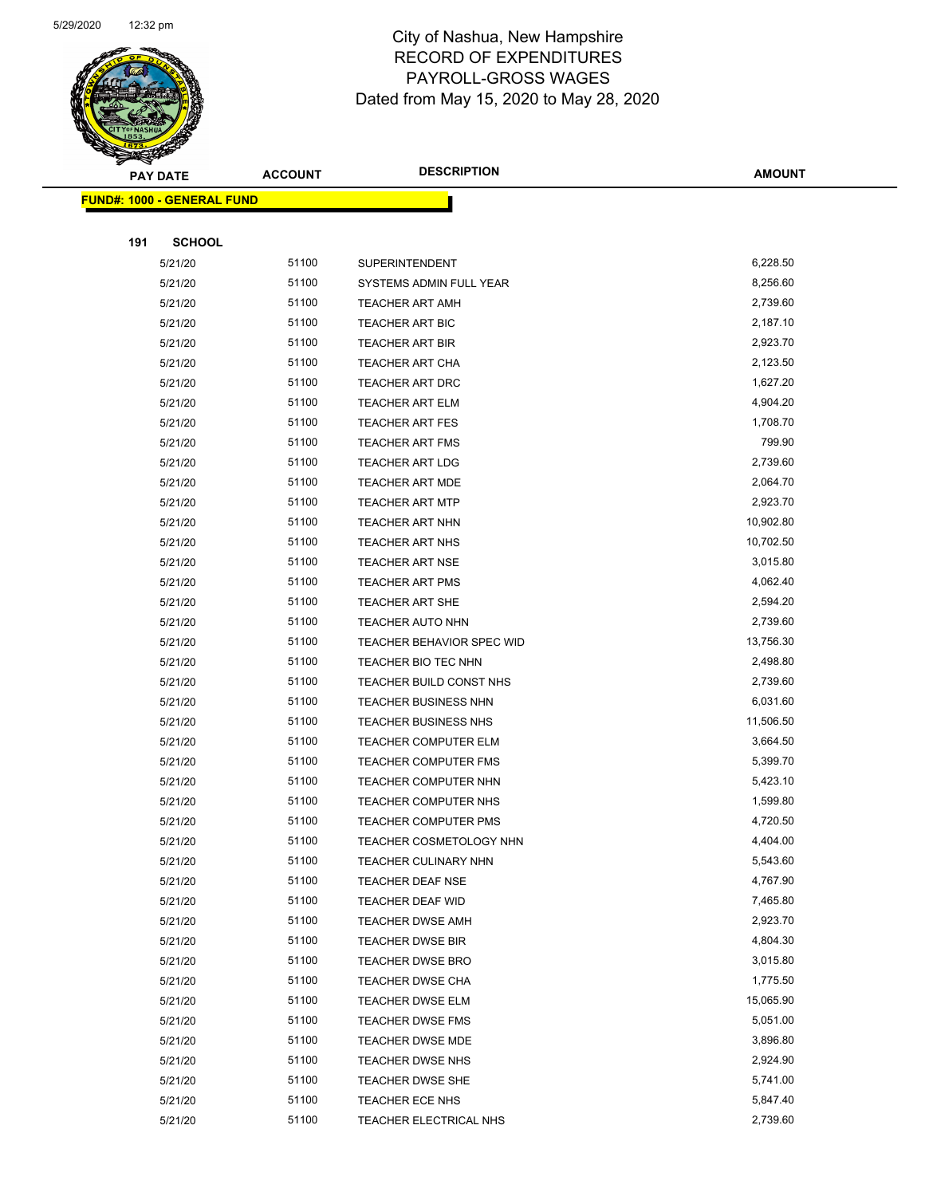City of Nashua, New Hampshire
RECORD OF EXPENDITURES
PAYROLL-GROSS WAGES
Dated from May 15, 2020 to May 28, 2020

| PAY DATE | ACCOUNT | DESCRIPTION | AMOUNT |
|---|---|---|---|

**FUND#: 1000 - GENERAL FUND**

**191 SCHOOL**

| PAY DATE | ACCOUNT | DESCRIPTION | AMOUNT |
|---|---|---|---|
| 5/21/20 | 51100 | SUPERINTENDENT | 6,228.50 |
| 5/21/20 | 51100 | SYSTEMS ADMIN FULL YEAR | 8,256.60 |
| 5/21/20 | 51100 | TEACHER ART AMH | 2,739.60 |
| 5/21/20 | 51100 | TEACHER ART BIC | 2,187.10 |
| 5/21/20 | 51100 | TEACHER ART BIR | 2,923.70 |
| 5/21/20 | 51100 | TEACHER ART CHA | 2,123.50 |
| 5/21/20 | 51100 | TEACHER ART DRC | 1,627.20 |
| 5/21/20 | 51100 | TEACHER ART ELM | 4,904.20 |
| 5/21/20 | 51100 | TEACHER ART FES | 1,708.70 |
| 5/21/20 | 51100 | TEACHER ART FMS | 799.90 |
| 5/21/20 | 51100 | TEACHER ART LDG | 2,739.60 |
| 5/21/20 | 51100 | TEACHER ART MDE | 2,064.70 |
| 5/21/20 | 51100 | TEACHER ART MTP | 2,923.70 |
| 5/21/20 | 51100 | TEACHER ART NHN | 10,902.80 |
| 5/21/20 | 51100 | TEACHER ART NHS | 10,702.50 |
| 5/21/20 | 51100 | TEACHER ART NSE | 3,015.80 |
| 5/21/20 | 51100 | TEACHER ART PMS | 4,062.40 |
| 5/21/20 | 51100 | TEACHER ART SHE | 2,594.20 |
| 5/21/20 | 51100 | TEACHER AUTO NHN | 2,739.60 |
| 5/21/20 | 51100 | TEACHER BEHAVIOR SPEC WID | 13,756.30 |
| 5/21/20 | 51100 | TEACHER BIO TEC NHN | 2,498.80 |
| 5/21/20 | 51100 | TEACHER BUILD CONST NHS | 2,739.60 |
| 5/21/20 | 51100 | TEACHER BUSINESS NHN | 6,031.60 |
| 5/21/20 | 51100 | TEACHER BUSINESS NHS | 11,506.50 |
| 5/21/20 | 51100 | TEACHER COMPUTER ELM | 3,664.50 |
| 5/21/20 | 51100 | TEACHER COMPUTER FMS | 5,399.70 |
| 5/21/20 | 51100 | TEACHER COMPUTER NHN | 5,423.10 |
| 5/21/20 | 51100 | TEACHER COMPUTER NHS | 1,599.80 |
| 5/21/20 | 51100 | TEACHER COMPUTER PMS | 4,720.50 |
| 5/21/20 | 51100 | TEACHER COSMETOLOGY NHN | 4,404.00 |
| 5/21/20 | 51100 | TEACHER CULINARY NHN | 5,543.60 |
| 5/21/20 | 51100 | TEACHER DEAF NSE | 4,767.90 |
| 5/21/20 | 51100 | TEACHER DEAF WID | 7,465.80 |
| 5/21/20 | 51100 | TEACHER DWSE AMH | 2,923.70 |
| 5/21/20 | 51100 | TEACHER DWSE BIR | 4,804.30 |
| 5/21/20 | 51100 | TEACHER DWSE BRO | 3,015.80 |
| 5/21/20 | 51100 | TEACHER DWSE CHA | 1,775.50 |
| 5/21/20 | 51100 | TEACHER DWSE ELM | 15,065.90 |
| 5/21/20 | 51100 | TEACHER DWSE FMS | 5,051.00 |
| 5/21/20 | 51100 | TEACHER DWSE MDE | 3,896.80 |
| 5/21/20 | 51100 | TEACHER DWSE NHS | 2,924.90 |
| 5/21/20 | 51100 | TEACHER DWSE SHE | 5,741.00 |
| 5/21/20 | 51100 | TEACHER ECE NHS | 5,847.40 |
| 5/21/20 | 51100 | TEACHER ELECTRICAL NHS | 2,739.60 |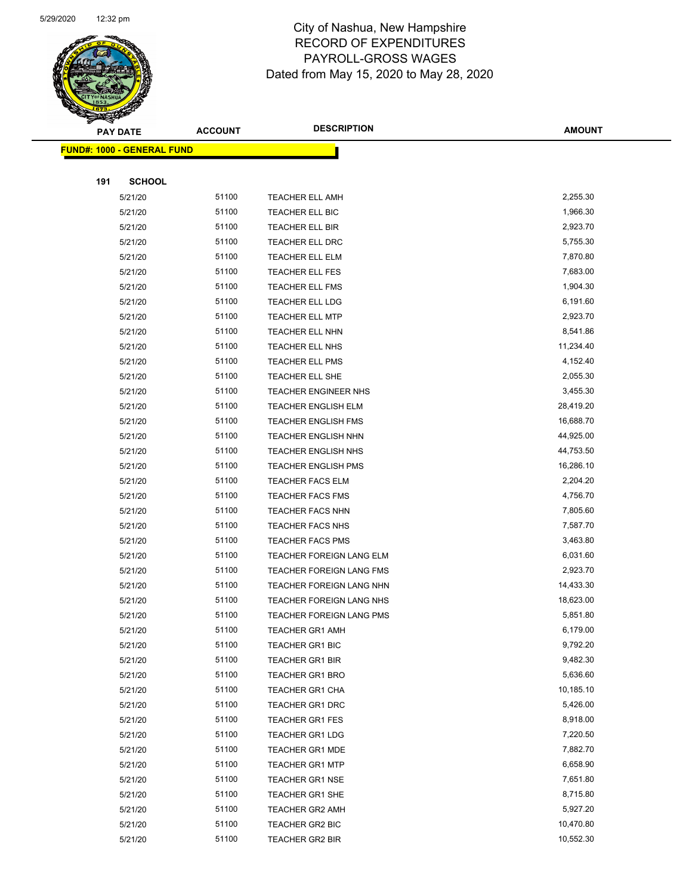# City of Nashua, New Hampshire
## RECORD OF EXPENDITURES
## PAYROLL-GROSS WAGES
### Dated from May 15, 2020 to May 28, 2020

**FUND#: 1000 - GENERAL FUND**

**191 SCHOOL**

| PAY DATE | ACCOUNT | DESCRIPTION | AMOUNT |
|---|---|---|---|
| 5/21/20 | 51100 | TEACHER ELL AMH | 2,255.30 |
| 5/21/20 | 51100 | TEACHER ELL BIC | 1,966.30 |
| 5/21/20 | 51100 | TEACHER ELL BIR | 2,923.70 |
| 5/21/20 | 51100 | TEACHER ELL DRC | 5,755.30 |
| 5/21/20 | 51100 | TEACHER ELL ELM | 7,870.80 |
| 5/21/20 | 51100 | TEACHER ELL FES | 7,683.00 |
| 5/21/20 | 51100 | TEACHER ELL FMS | 1,904.30 |
| 5/21/20 | 51100 | TEACHER ELL LDG | 6,191.60 |
| 5/21/20 | 51100 | TEACHER ELL MTP | 2,923.70 |
| 5/21/20 | 51100 | TEACHER ELL NHN | 8,541.86 |
| 5/21/20 | 51100 | TEACHER ELL NHS | 11,234.40 |
| 5/21/20 | 51100 | TEACHER ELL PMS | 4,152.40 |
| 5/21/20 | 51100 | TEACHER ELL SHE | 2,055.30 |
| 5/21/20 | 51100 | TEACHER ENGINEER NHS | 3,455.30 |
| 5/21/20 | 51100 | TEACHER ENGLISH ELM | 28,419.20 |
| 5/21/20 | 51100 | TEACHER ENGLISH FMS | 16,688.70 |
| 5/21/20 | 51100 | TEACHER ENGLISH NHN | 44,925.00 |
| 5/21/20 | 51100 | TEACHER ENGLISH NHS | 44,753.50 |
| 5/21/20 | 51100 | TEACHER ENGLISH PMS | 16,286.10 |
| 5/21/20 | 51100 | TEACHER FACS ELM | 2,204.20 |
| 5/21/20 | 51100 | TEACHER FACS FMS | 4,756.70 |
| 5/21/20 | 51100 | TEACHER FACS NHN | 7,805.60 |
| 5/21/20 | 51100 | TEACHER FACS NHS | 7,587.70 |
| 5/21/20 | 51100 | TEACHER FACS PMS | 3,463.80 |
| 5/21/20 | 51100 | TEACHER FOREIGN LANG ELM | 6,031.60 |
| 5/21/20 | 51100 | TEACHER FOREIGN LANG FMS | 2,923.70 |
| 5/21/20 | 51100 | TEACHER FOREIGN LANG NHN | 14,433.30 |
| 5/21/20 | 51100 | TEACHER FOREIGN LANG NHS | 18,623.00 |
| 5/21/20 | 51100 | TEACHER FOREIGN LANG PMS | 5,851.80 |
| 5/21/20 | 51100 | TEACHER GR1 AMH | 6,179.00 |
| 5/21/20 | 51100 | TEACHER GR1 BIC | 9,792.20 |
| 5/21/20 | 51100 | TEACHER GR1 BIR | 9,482.30 |
| 5/21/20 | 51100 | TEACHER GR1 BRO | 5,636.60 |
| 5/21/20 | 51100 | TEACHER GR1 CHA | 10,185.10 |
| 5/21/20 | 51100 | TEACHER GR1 DRC | 5,426.00 |
| 5/21/20 | 51100 | TEACHER GR1 FES | 8,918.00 |
| 5/21/20 | 51100 | TEACHER GR1 LDG | 7,220.50 |
| 5/21/20 | 51100 | TEACHER GR1 MDE | 7,882.70 |
| 5/21/20 | 51100 | TEACHER GR1 MTP | 6,658.90 |
| 5/21/20 | 51100 | TEACHER GR1 NSE | 7,651.80 |
| 5/21/20 | 51100 | TEACHER GR1 SHE | 8,715.80 |
| 5/21/20 | 51100 | TEACHER GR2 AMH | 5,927.20 |
| 5/21/20 | 51100 | TEACHER GR2 BIC | 10,470.80 |
| 5/21/20 | 51100 | TEACHER GR2 BIR | 10,552.30 |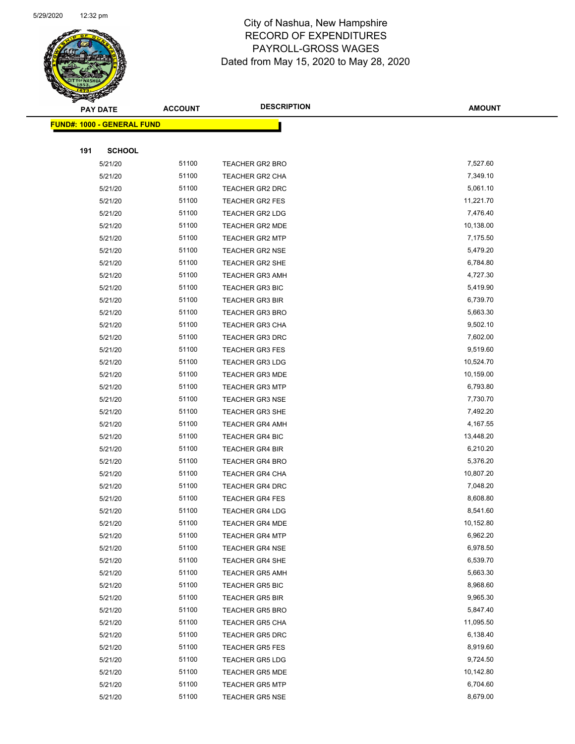City of Nashua, New Hampshire
RECORD OF EXPENDITURES
PAYROLL-GROSS WAGES
Dated from May 15, 2020 to May 28, 2020

| PAY DATE | ACCOUNT | DESCRIPTION | AMOUNT |
|---|---|---|---|
| **FUND#: 1000 - GENERAL FUND** | | | |
| **191 SCHOOL** | | | |
| 5/21/20 | 51100 | TEACHER GR2 BRO | 7,527.60 |
| 5/21/20 | 51100 | TEACHER GR2 CHA | 7,349.10 |
| 5/21/20 | 51100 | TEACHER GR2 DRC | 5,061.10 |
| 5/21/20 | 51100 | TEACHER GR2 FES | 11,221.70 |
| 5/21/20 | 51100 | TEACHER GR2 LDG | 7,476.40 |
| 5/21/20 | 51100 | TEACHER GR2 MDE | 10,138.00 |
| 5/21/20 | 51100 | TEACHER GR2 MTP | 7,175.50 |
| 5/21/20 | 51100 | TEACHER GR2 NSE | 5,479.20 |
| 5/21/20 | 51100 | TEACHER GR2 SHE | 6,784.80 |
| 5/21/20 | 51100 | TEACHER GR3 AMH | 4,727.30 |
| 5/21/20 | 51100 | TEACHER GR3 BIC | 5,419.90 |
| 5/21/20 | 51100 | TEACHER GR3 BIR | 6,739.70 |
| 5/21/20 | 51100 | TEACHER GR3 BRO | 5,663.30 |
| 5/21/20 | 51100 | TEACHER GR3 CHA | 9,502.10 |
| 5/21/20 | 51100 | TEACHER GR3 DRC | 7,602.00 |
| 5/21/20 | 51100 | TEACHER GR3 FES | 9,519.60 |
| 5/21/20 | 51100 | TEACHER GR3 LDG | 10,524.70 |
| 5/21/20 | 51100 | TEACHER GR3 MDE | 10,159.00 |
| 5/21/20 | 51100 | TEACHER GR3 MTP | 6,793.80 |
| 5/21/20 | 51100 | TEACHER GR3 NSE | 7,730.70 |
| 5/21/20 | 51100 | TEACHER GR3 SHE | 7,492.20 |
| 5/21/20 | 51100 | TEACHER GR4 AMH | 4,167.55 |
| 5/21/20 | 51100 | TEACHER GR4 BIC | 13,448.20 |
| 5/21/20 | 51100 | TEACHER GR4 BIR | 6,210.20 |
| 5/21/20 | 51100 | TEACHER GR4 BRO | 5,376.20 |
| 5/21/20 | 51100 | TEACHER GR4 CHA | 10,807.20 |
| 5/21/20 | 51100 | TEACHER GR4 DRC | 7,048.20 |
| 5/21/20 | 51100 | TEACHER GR4 FES | 8,608.80 |
| 5/21/20 | 51100 | TEACHER GR4 LDG | 8,541.60 |
| 5/21/20 | 51100 | TEACHER GR4 MDE | 10,152.80 |
| 5/21/20 | 51100 | TEACHER GR4 MTP | 6,962.20 |
| 5/21/20 | 51100 | TEACHER GR4 NSE | 6,978.50 |
| 5/21/20 | 51100 | TEACHER GR4 SHE | 6,539.70 |
| 5/21/20 | 51100 | TEACHER GR5 AMH | 5,663.30 |
| 5/21/20 | 51100 | TEACHER GR5 BIC | 8,968.60 |
| 5/21/20 | 51100 | TEACHER GR5 BIR | 9,965.30 |
| 5/21/20 | 51100 | TEACHER GR5 BRO | 5,847.40 |
| 5/21/20 | 51100 | TEACHER GR5 CHA | 11,095.50 |
| 5/21/20 | 51100 | TEACHER GR5 DRC | 6,138.40 |
| 5/21/20 | 51100 | TEACHER GR5 FES | 8,919.60 |
| 5/21/20 | 51100 | TEACHER GR5 LDG | 9,724.50 |
| 5/21/20 | 51100 | TEACHER GR5 MDE | 10,142.80 |
| 5/21/20 | 51100 | TEACHER GR5 MTP | 6,704.60 |
| 5/21/20 | 51100 | TEACHER GR5 NSE | 8,679.00 |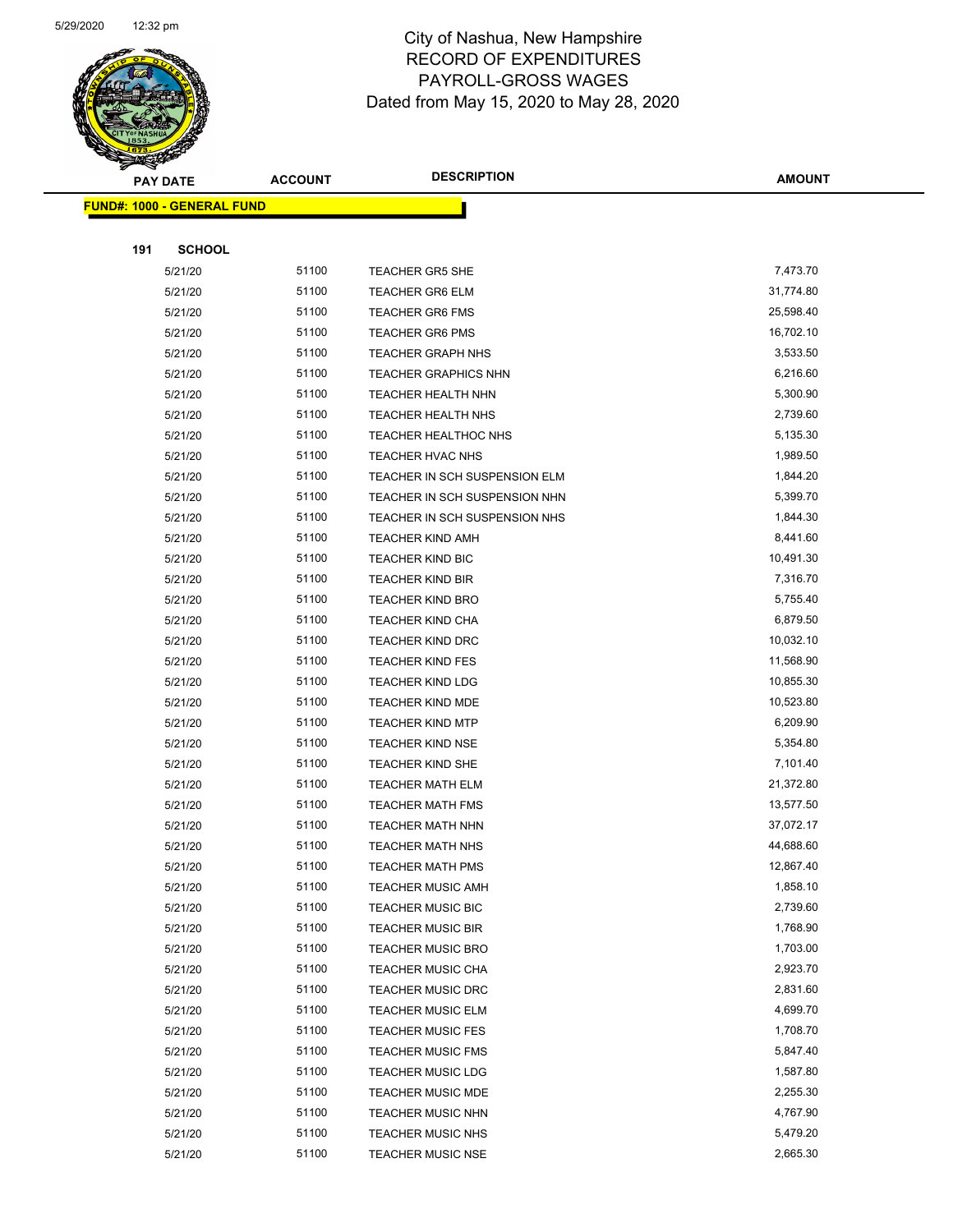# City of Nashua, New Hampshire
## RECORD OF EXPENDITURES
## PAYROLL-GROSS WAGES
### Dated from May 15, 2020 to May 28, 2020

| PAY DATE | ACCOUNT | DESCRIPTION | AMOUNT |
|---|---|---|---|

**FUND#: 1000 - GENERAL FUND**

**191 SCHOOL**

| PAY DATE | ACCOUNT | DESCRIPTION | AMOUNT |
|---|---|---|---|
| 5/21/20 | 51100 | TEACHER GR5 SHE | 7,473.70 |
| 5/21/20 | 51100 | TEACHER GR6 ELM | 31,774.80 |
| 5/21/20 | 51100 | TEACHER GR6 FMS | 25,598.40 |
| 5/21/20 | 51100 | TEACHER GR6 PMS | 16,702.10 |
| 5/21/20 | 51100 | TEACHER GRAPH NHS | 3,533.50 |
| 5/21/20 | 51100 | TEACHER GRAPHICS NHN | 6,216.60 |
| 5/21/20 | 51100 | TEACHER HEALTH NHN | 5,300.90 |
| 5/21/20 | 51100 | TEACHER HEALTH NHS | 2,739.60 |
| 5/21/20 | 51100 | TEACHER HEALTHOC NHS | 5,135.30 |
| 5/21/20 | 51100 | TEACHER HVAC NHS | 1,989.50 |
| 5/21/20 | 51100 | TEACHER IN SCH SUSPENSION ELM | 1,844.20 |
| 5/21/20 | 51100 | TEACHER IN SCH SUSPENSION NHN | 5,399.70 |
| 5/21/20 | 51100 | TEACHER IN SCH SUSPENSION NHS | 1,844.30 |
| 5/21/20 | 51100 | TEACHER KIND AMH | 8,441.60 |
| 5/21/20 | 51100 | TEACHER KIND BIC | 10,491.30 |
| 5/21/20 | 51100 | TEACHER KIND BIR | 7,316.70 |
| 5/21/20 | 51100 | TEACHER KIND BRO | 5,755.40 |
| 5/21/20 | 51100 | TEACHER KIND CHA | 6,879.50 |
| 5/21/20 | 51100 | TEACHER KIND DRC | 10,032.10 |
| 5/21/20 | 51100 | TEACHER KIND FES | 11,568.90 |
| 5/21/20 | 51100 | TEACHER KIND LDG | 10,855.30 |
| 5/21/20 | 51100 | TEACHER KIND MDE | 10,523.80 |
| 5/21/20 | 51100 | TEACHER KIND MTP | 6,209.90 |
| 5/21/20 | 51100 | TEACHER KIND NSE | 5,354.80 |
| 5/21/20 | 51100 | TEACHER KIND SHE | 7,101.40 |
| 5/21/20 | 51100 | TEACHER MATH ELM | 21,372.80 |
| 5/21/20 | 51100 | TEACHER MATH FMS | 13,577.50 |
| 5/21/20 | 51100 | TEACHER MATH NHN | 37,072.17 |
| 5/21/20 | 51100 | TEACHER MATH NHS | 44,688.60 |
| 5/21/20 | 51100 | TEACHER MATH PMS | 12,867.40 |
| 5/21/20 | 51100 | TEACHER MUSIC AMH | 1,858.10 |
| 5/21/20 | 51100 | TEACHER MUSIC BIC | 2,739.60 |
| 5/21/20 | 51100 | TEACHER MUSIC BIR | 1,768.90 |
| 5/21/20 | 51100 | TEACHER MUSIC BRO | 1,703.00 |
| 5/21/20 | 51100 | TEACHER MUSIC CHA | 2,923.70 |
| 5/21/20 | 51100 | TEACHER MUSIC DRC | 2,831.60 |
| 5/21/20 | 51100 | TEACHER MUSIC ELM | 4,699.70 |
| 5/21/20 | 51100 | TEACHER MUSIC FES | 1,708.70 |
| 5/21/20 | 51100 | TEACHER MUSIC FMS | 5,847.40 |
| 5/21/20 | 51100 | TEACHER MUSIC LDG | 1,587.80 |
| 5/21/20 | 51100 | TEACHER MUSIC MDE | 2,255.30 |
| 5/21/20 | 51100 | TEACHER MUSIC NHN | 4,767.90 |
| 5/21/20 | 51100 | TEACHER MUSIC NHS | 5,479.20 |
| 5/21/20 | 51100 | TEACHER MUSIC NSE | 2,665.30 |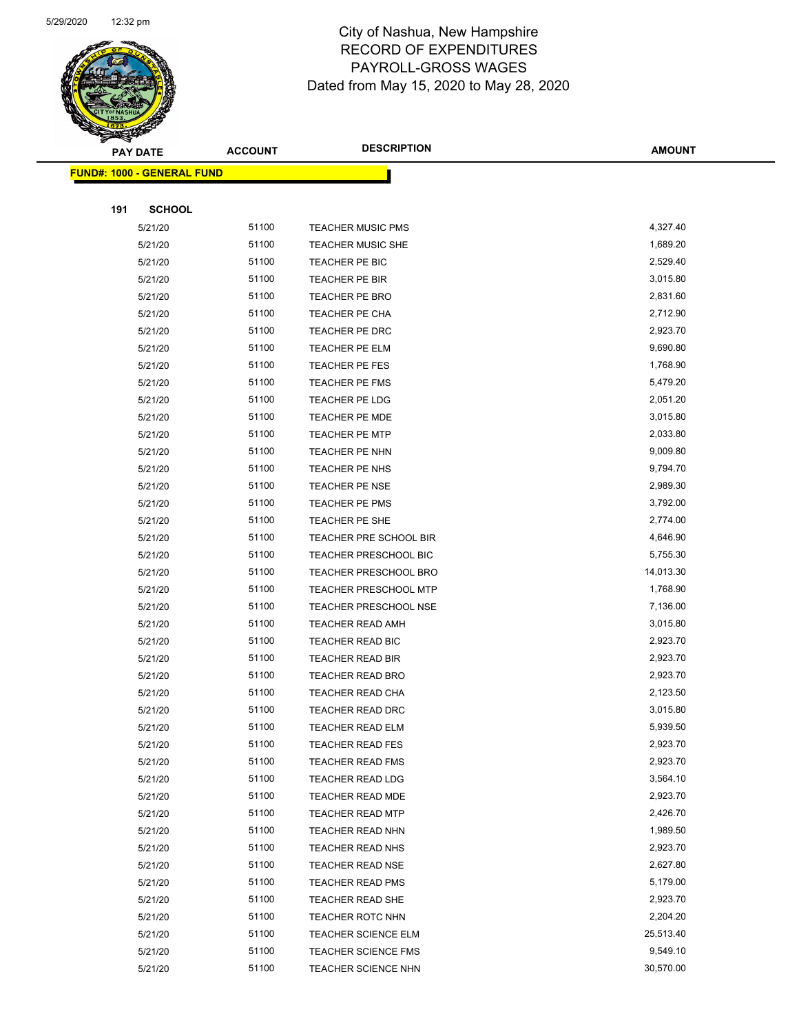# City of Nashua, New Hampshire
## RECORD OF EXPENDITURES
## PAYROLL-GROSS WAGES
### Dated from May 15, 2020 to May 28, 2020

**FUND#: 1000 - GENERAL FUND**

**191 SCHOOL**

| PAY DATE | ACCOUNT | DESCRIPTION | AMOUNT |
|---|---|---|---|
| 5/21/20 | 51100 | TEACHER MUSIC PMS | 4,327.40 |
| 5/21/20 | 51100 | TEACHER MUSIC SHE | 1,689.20 |
| 5/21/20 | 51100 | TEACHER PE BIC | 2,529.40 |
| 5/21/20 | 51100 | TEACHER PE BIR | 3,015.80 |
| 5/21/20 | 51100 | TEACHER PE BRO | 2,831.60 |
| 5/21/20 | 51100 | TEACHER PE CHA | 2,712.90 |
| 5/21/20 | 51100 | TEACHER PE DRC | 2,923.70 |
| 5/21/20 | 51100 | TEACHER PE ELM | 9,690.80 |
| 5/21/20 | 51100 | TEACHER PE FES | 1,768.90 |
| 5/21/20 | 51100 | TEACHER PE FMS | 5,479.20 |
| 5/21/20 | 51100 | TEACHER PE LDG | 2,051.20 |
| 5/21/20 | 51100 | TEACHER PE MDE | 3,015.80 |
| 5/21/20 | 51100 | TEACHER PE MTP | 2,033.80 |
| 5/21/20 | 51100 | TEACHER PE NHN | 9,009.80 |
| 5/21/20 | 51100 | TEACHER PE NHS | 9,794.70 |
| 5/21/20 | 51100 | TEACHER PE NSE | 2,989.30 |
| 5/21/20 | 51100 | TEACHER PE PMS | 3,792.00 |
| 5/21/20 | 51100 | TEACHER PE SHE | 2,774.00 |
| 5/21/20 | 51100 | TEACHER PRE SCHOOL BIR | 4,646.90 |
| 5/21/20 | 51100 | TEACHER PRESCHOOL BIC | 5,755.30 |
| 5/21/20 | 51100 | TEACHER PRESCHOOL BRO | 14,013.30 |
| 5/21/20 | 51100 | TEACHER PRESCHOOL MTP | 1,768.90 |
| 5/21/20 | 51100 | TEACHER PRESCHOOL NSE | 7,136.00 |
| 5/21/20 | 51100 | TEACHER READ AMH | 3,015.80 |
| 5/21/20 | 51100 | TEACHER READ BIC | 2,923.70 |
| 5/21/20 | 51100 | TEACHER READ BIR | 2,923.70 |
| 5/21/20 | 51100 | TEACHER READ BRO | 2,923.70 |
| 5/21/20 | 51100 | TEACHER READ CHA | 2,123.50 |
| 5/21/20 | 51100 | TEACHER READ DRC | 3,015.80 |
| 5/21/20 | 51100 | TEACHER READ ELM | 5,939.50 |
| 5/21/20 | 51100 | TEACHER READ FES | 2,923.70 |
| 5/21/20 | 51100 | TEACHER READ FMS | 2,923.70 |
| 5/21/20 | 51100 | TEACHER READ LDG | 3,564.10 |
| 5/21/20 | 51100 | TEACHER READ MDE | 2,923.70 |
| 5/21/20 | 51100 | TEACHER READ MTP | 2,426.70 |
| 5/21/20 | 51100 | TEACHER READ NHN | 1,989.50 |
| 5/21/20 | 51100 | TEACHER READ NHS | 2,923.70 |
| 5/21/20 | 51100 | TEACHER READ NSE | 2,627.80 |
| 5/21/20 | 51100 | TEACHER READ PMS | 5,179.00 |
| 5/21/20 | 51100 | TEACHER READ SHE | 2,923.70 |
| 5/21/20 | 51100 | TEACHER ROTC NHN | 2,204.20 |
| 5/21/20 | 51100 | TEACHER SCIENCE ELM | 25,513.40 |
| 5/21/20 | 51100 | TEACHER SCIENCE FMS | 9,549.10 |
| 5/21/20 | 51100 | TEACHER SCIENCE NHN | 30,570.00 |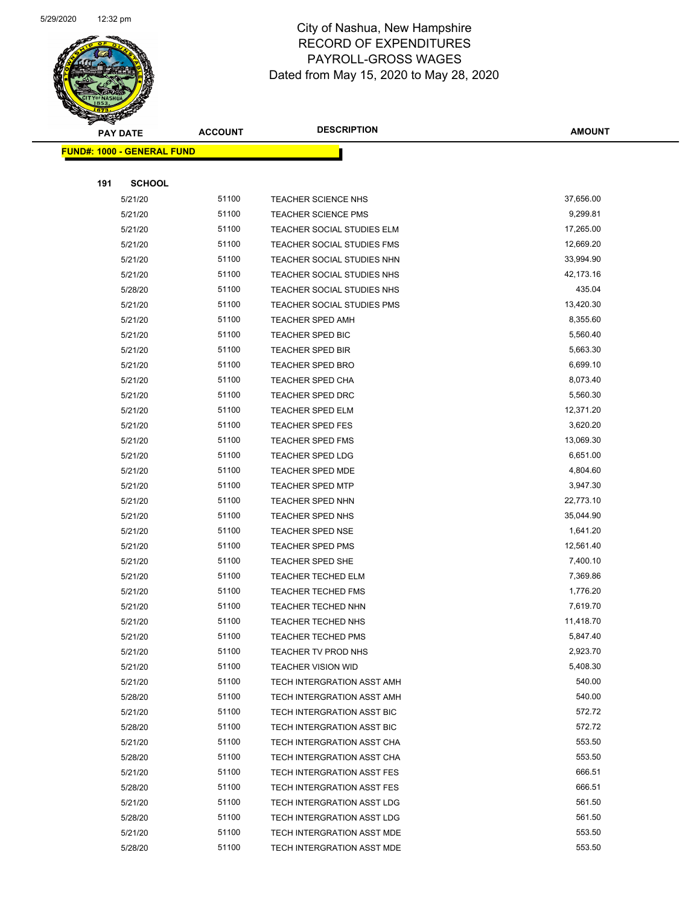City of Nashua, New Hampshire
RECORD OF EXPENDITURES
PAYROLL-GROSS WAGES
Dated from May 15, 2020 to May 28, 2020

**FUND#: 1000 - GENERAL FUND**

**191 SCHOOL**

| PAY DATE | ACCOUNT | DESCRIPTION | AMOUNT |
|---|---|---|---|
| 5/21/20 | 51100 | TEACHER SCIENCE NHS | 37,656.00 |
| 5/21/20 | 51100 | TEACHER SCIENCE PMS | 9,299.81 |
| 5/21/20 | 51100 | TEACHER SOCIAL STUDIES ELM | 17,265.00 |
| 5/21/20 | 51100 | TEACHER SOCIAL STUDIES FMS | 12,669.20 |
| 5/21/20 | 51100 | TEACHER SOCIAL STUDIES NHN | 33,994.90 |
| 5/21/20 | 51100 | TEACHER SOCIAL STUDIES NHS | 42,173.16 |
| 5/28/20 | 51100 | TEACHER SOCIAL STUDIES NHS | 435.04 |
| 5/21/20 | 51100 | TEACHER SOCIAL STUDIES PMS | 13,420.30 |
| 5/21/20 | 51100 | TEACHER SPED AMH | 8,355.60 |
| 5/21/20 | 51100 | TEACHER SPED BIC | 5,560.40 |
| 5/21/20 | 51100 | TEACHER SPED BIR | 5,663.30 |
| 5/21/20 | 51100 | TEACHER SPED BRO | 6,699.10 |
| 5/21/20 | 51100 | TEACHER SPED CHA | 8,073.40 |
| 5/21/20 | 51100 | TEACHER SPED DRC | 5,560.30 |
| 5/21/20 | 51100 | TEACHER SPED ELM | 12,371.20 |
| 5/21/20 | 51100 | TEACHER SPED FES | 3,620.20 |
| 5/21/20 | 51100 | TEACHER SPED FMS | 13,069.30 |
| 5/21/20 | 51100 | TEACHER SPED LDG | 6,651.00 |
| 5/21/20 | 51100 | TEACHER SPED MDE | 4,804.60 |
| 5/21/20 | 51100 | TEACHER SPED MTP | 3,947.30 |
| 5/21/20 | 51100 | TEACHER SPED NHN | 22,773.10 |
| 5/21/20 | 51100 | TEACHER SPED NHS | 35,044.90 |
| 5/21/20 | 51100 | TEACHER SPED NSE | 1,641.20 |
| 5/21/20 | 51100 | TEACHER SPED PMS | 12,561.40 |
| 5/21/20 | 51100 | TEACHER SPED SHE | 7,400.10 |
| 5/21/20 | 51100 | TEACHER TECHED ELM | 7,369.86 |
| 5/21/20 | 51100 | TEACHER TECHED FMS | 1,776.20 |
| 5/21/20 | 51100 | TEACHER TECHED NHN | 7,619.70 |
| 5/21/20 | 51100 | TEACHER TECHED NHS | 11,418.70 |
| 5/21/20 | 51100 | TEACHER TECHED PMS | 5,847.40 |
| 5/21/20 | 51100 | TEACHER TV PROD NHS | 2,923.70 |
| 5/21/20 | 51100 | TEACHER VISION WID | 5,408.30 |
| 5/21/20 | 51100 | TECH INTERGRATION ASST AMH | 540.00 |
| 5/28/20 | 51100 | TECH INTERGRATION ASST AMH | 540.00 |
| 5/21/20 | 51100 | TECH INTERGRATION ASST BIC | 572.72 |
| 5/28/20 | 51100 | TECH INTERGRATION ASST BIC | 572.72 |
| 5/21/20 | 51100 | TECH INTERGRATION ASST CHA | 553.50 |
| 5/28/20 | 51100 | TECH INTERGRATION ASST CHA | 553.50 |
| 5/21/20 | 51100 | TECH INTERGRATION ASST FES | 666.51 |
| 5/28/20 | 51100 | TECH INTERGRATION ASST FES | 666.51 |
| 5/21/20 | 51100 | TECH INTERGRATION ASST LDG | 561.50 |
| 5/28/20 | 51100 | TECH INTERGRATION ASST LDG | 561.50 |
| 5/21/20 | 51100 | TECH INTERGRATION ASST MDE | 553.50 |
| 5/28/20 | 51100 | TECH INTERGRATION ASST MDE | 553.50 |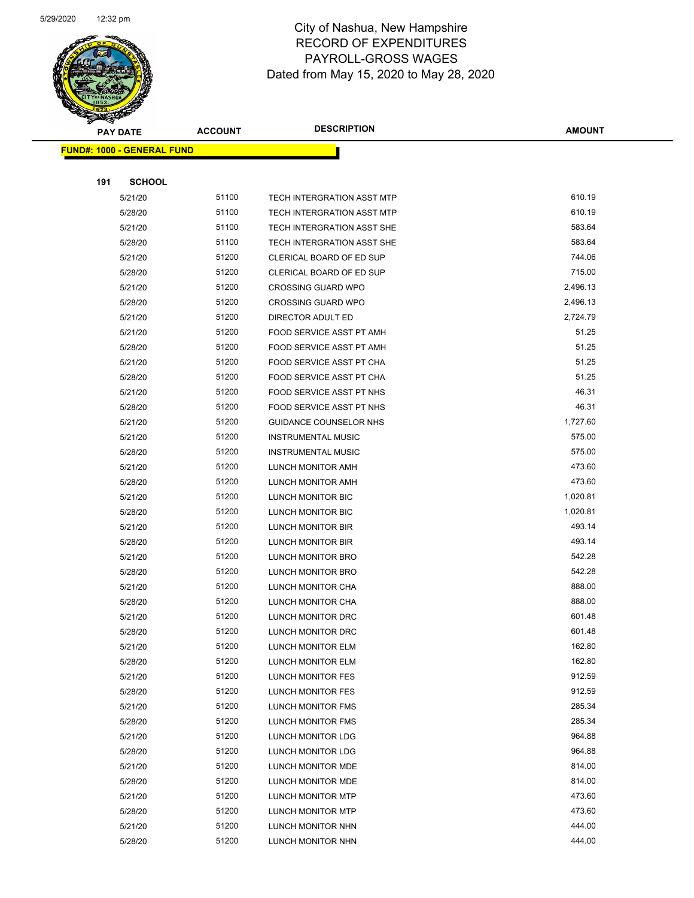# City of Nashua, New Hampshire
## RECORD OF EXPENDITURES
## PAYROLL-GROSS WAGES
### Dated from May 15, 2020 to May 28, 2020

| PAY DATE | ACCOUNT | DESCRIPTION | AMOUNT |
|---|---|---|---|

**FUND#: 1000 - GENERAL FUND**

**191 SCHOOL**

| PAY DATE | ACCOUNT | DESCRIPTION | AMOUNT |
|---|---|---|---|
| 5/21/20 | 51100 | TECH INTERGRATION ASST MTP | 610.19 |
| 5/28/20 | 51100 | TECH INTERGRATION ASST MTP | 610.19 |
| 5/21/20 | 51100 | TECH INTERGRATION ASST SHE | 583.64 |
| 5/28/20 | 51100 | TECH INTERGRATION ASST SHE | 583.64 |
| 5/21/20 | 51200 | CLERICAL BOARD OF ED SUP | 744.06 |
| 5/28/20 | 51200 | CLERICAL BOARD OF ED SUP | 715.00 |
| 5/21/20 | 51200 | CROSSING GUARD WPO | 2,496.13 |
| 5/28/20 | 51200 | CROSSING GUARD WPO | 2,496.13 |
| 5/21/20 | 51200 | DIRECTOR ADULT ED | 2,724.79 |
| 5/21/20 | 51200 | FOOD SERVICE ASST PT AMH | 51.25 |
| 5/28/20 | 51200 | FOOD SERVICE ASST PT AMH | 51.25 |
| 5/21/20 | 51200 | FOOD SERVICE ASST PT CHA | 51.25 |
| 5/28/20 | 51200 | FOOD SERVICE ASST PT CHA | 51.25 |
| 5/21/20 | 51200 | FOOD SERVICE ASST PT NHS | 46.31 |
| 5/28/20 | 51200 | FOOD SERVICE ASST PT NHS | 46.31 |
| 5/21/20 | 51200 | GUIDANCE COUNSELOR NHS | 1,727.60 |
| 5/21/20 | 51200 | INSTRUMENTAL MUSIC | 575.00 |
| 5/28/20 | 51200 | INSTRUMENTAL MUSIC | 575.00 |
| 5/21/20 | 51200 | LUNCH MONITOR AMH | 473.60 |
| 5/28/20 | 51200 | LUNCH MONITOR AMH | 473.60 |
| 5/21/20 | 51200 | LUNCH MONITOR BIC | 1,020.81 |
| 5/28/20 | 51200 | LUNCH MONITOR BIC | 1,020.81 |
| 5/21/20 | 51200 | LUNCH MONITOR BIR | 493.14 |
| 5/28/20 | 51200 | LUNCH MONITOR BIR | 493.14 |
| 5/21/20 | 51200 | LUNCH MONITOR BRO | 542.28 |
| 5/28/20 | 51200 | LUNCH MONITOR BRO | 542.28 |
| 5/21/20 | 51200 | LUNCH MONITOR CHA | 888.00 |
| 5/28/20 | 51200 | LUNCH MONITOR CHA | 888.00 |
| 5/21/20 | 51200 | LUNCH MONITOR DRC | 601.48 |
| 5/28/20 | 51200 | LUNCH MONITOR DRC | 601.48 |
| 5/21/20 | 51200 | LUNCH MONITOR ELM | 162.80 |
| 5/28/20 | 51200 | LUNCH MONITOR ELM | 162.80 |
| 5/21/20 | 51200 | LUNCH MONITOR FES | 912.59 |
| 5/28/20 | 51200 | LUNCH MONITOR FES | 912.59 |
| 5/21/20 | 51200 | LUNCH MONITOR FMS | 285.34 |
| 5/28/20 | 51200 | LUNCH MONITOR FMS | 285.34 |
| 5/21/20 | 51200 | LUNCH MONITOR LDG | 964.88 |
| 5/28/20 | 51200 | LUNCH MONITOR LDG | 964.88 |
| 5/21/20 | 51200 | LUNCH MONITOR MDE | 814.00 |
| 5/28/20 | 51200 | LUNCH MONITOR MDE | 814.00 |
| 5/21/20 | 51200 | LUNCH MONITOR MTP | 473.60 |
| 5/28/20 | 51200 | LUNCH MONITOR MTP | 473.60 |
| 5/21/20 | 51200 | LUNCH MONITOR NHN | 444.00 |
| 5/28/20 | 51200 | LUNCH MONITOR NHN | 444.00 |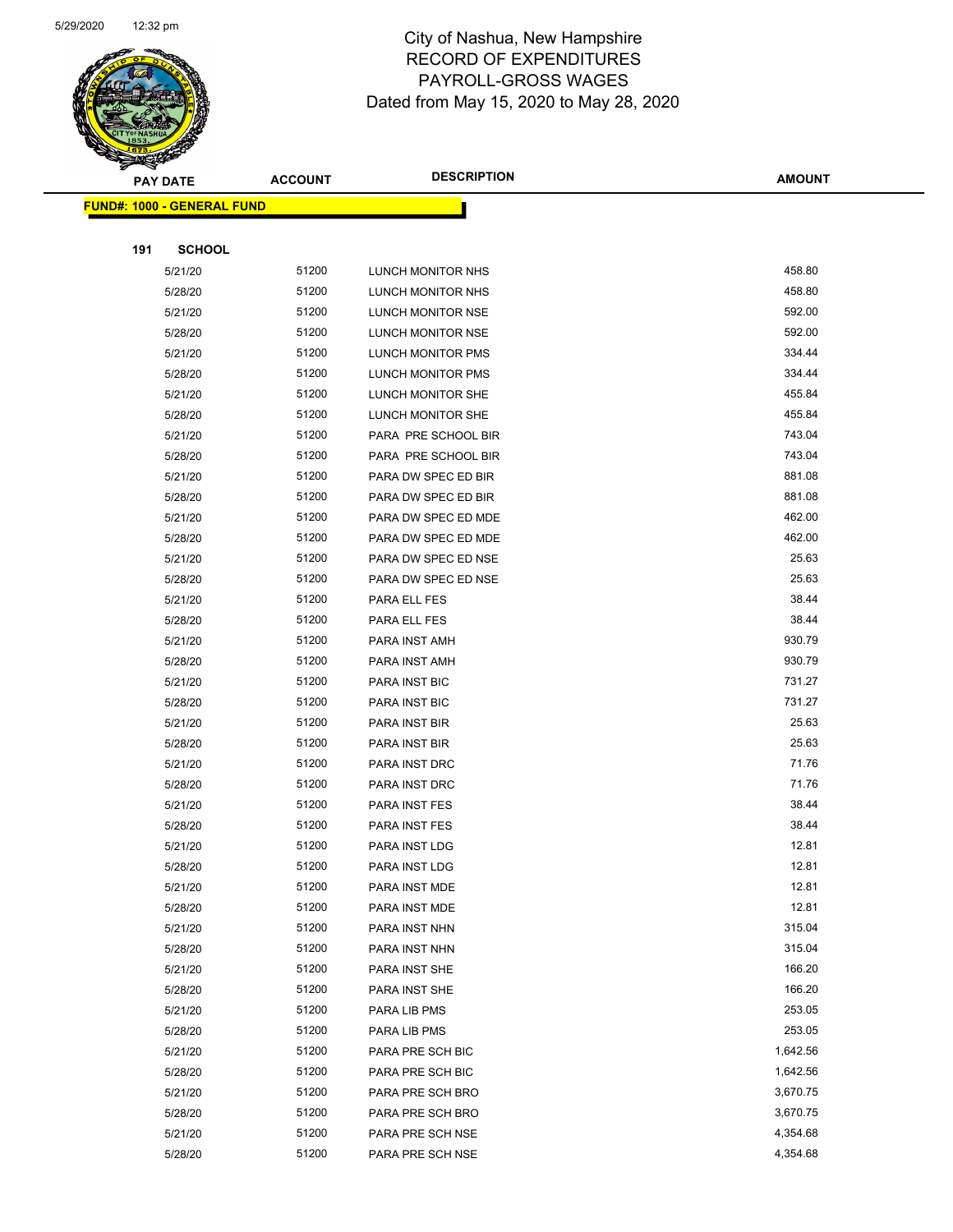# City of Nashua, New Hampshire
## RECORD OF EXPENDITURES
## PAYROLL-GROSS WAGES
## Dated from May 15, 2020 to May 28, 2020

**FUND#: 1000 - GENERAL FUND**

**191 SCHOOL**

| PAY DATE | ACCOUNT | DESCRIPTION | AMOUNT |
|---|---|---|---|
| 5/21/20 | 51200 | LUNCH MONITOR NHS | 458.80 |
| 5/28/20 | 51200 | LUNCH MONITOR NHS | 458.80 |
| 5/21/20 | 51200 | LUNCH MONITOR NSE | 592.00 |
| 5/28/20 | 51200 | LUNCH MONITOR NSE | 592.00 |
| 5/21/20 | 51200 | LUNCH MONITOR PMS | 334.44 |
| 5/28/20 | 51200 | LUNCH MONITOR PMS | 334.44 |
| 5/21/20 | 51200 | LUNCH MONITOR SHE | 455.84 |
| 5/28/20 | 51200 | LUNCH MONITOR SHE | 455.84 |
| 5/21/20 | 51200 | PARA PRE SCHOOL BIR | 743.04 |
| 5/28/20 | 51200 | PARA PRE SCHOOL BIR | 743.04 |
| 5/21/20 | 51200 | PARA DW SPEC ED BIR | 881.08 |
| 5/28/20 | 51200 | PARA DW SPEC ED BIR | 881.08 |
| 5/21/20 | 51200 | PARA DW SPEC ED MDE | 462.00 |
| 5/28/20 | 51200 | PARA DW SPEC ED MDE | 462.00 |
| 5/21/20 | 51200 | PARA DW SPEC ED NSE | 25.63 |
| 5/28/20 | 51200 | PARA DW SPEC ED NSE | 25.63 |
| 5/21/20 | 51200 | PARA ELL FES | 38.44 |
| 5/28/20 | 51200 | PARA ELL FES | 38.44 |
| 5/21/20 | 51200 | PARA INST AMH | 930.79 |
| 5/28/20 | 51200 | PARA INST AMH | 930.79 |
| 5/21/20 | 51200 | PARA INST BIC | 731.27 |
| 5/28/20 | 51200 | PARA INST BIC | 731.27 |
| 5/21/20 | 51200 | PARA INST BIR | 25.63 |
| 5/28/20 | 51200 | PARA INST BIR | 25.63 |
| 5/21/20 | 51200 | PARA INST DRC | 71.76 |
| 5/28/20 | 51200 | PARA INST DRC | 71.76 |
| 5/21/20 | 51200 | PARA INST FES | 38.44 |
| 5/28/20 | 51200 | PARA INST FES | 38.44 |
| 5/21/20 | 51200 | PARA INST LDG | 12.81 |
| 5/28/20 | 51200 | PARA INST LDG | 12.81 |
| 5/21/20 | 51200 | PARA INST MDE | 12.81 |
| 5/28/20 | 51200 | PARA INST MDE | 12.81 |
| 5/21/20 | 51200 | PARA INST NHN | 315.04 |
| 5/28/20 | 51200 | PARA INST NHN | 315.04 |
| 5/21/20 | 51200 | PARA INST SHE | 166.20 |
| 5/28/20 | 51200 | PARA INST SHE | 166.20 |
| 5/21/20 | 51200 | PARA LIB PMS | 253.05 |
| 5/28/20 | 51200 | PARA LIB PMS | 253.05 |
| 5/21/20 | 51200 | PARA PRE SCH BIC | 1,642.56 |
| 5/28/20 | 51200 | PARA PRE SCH BIC | 1,642.56 |
| 5/21/20 | 51200 | PARA PRE SCH BRO | 3,670.75 |
| 5/28/20 | 51200 | PARA PRE SCH BRO | 3,670.75 |
| 5/21/20 | 51200 | PARA PRE SCH NSE | 4,354.68 |
| 5/28/20 | 51200 | PARA PRE SCH NSE | 4,354.68 |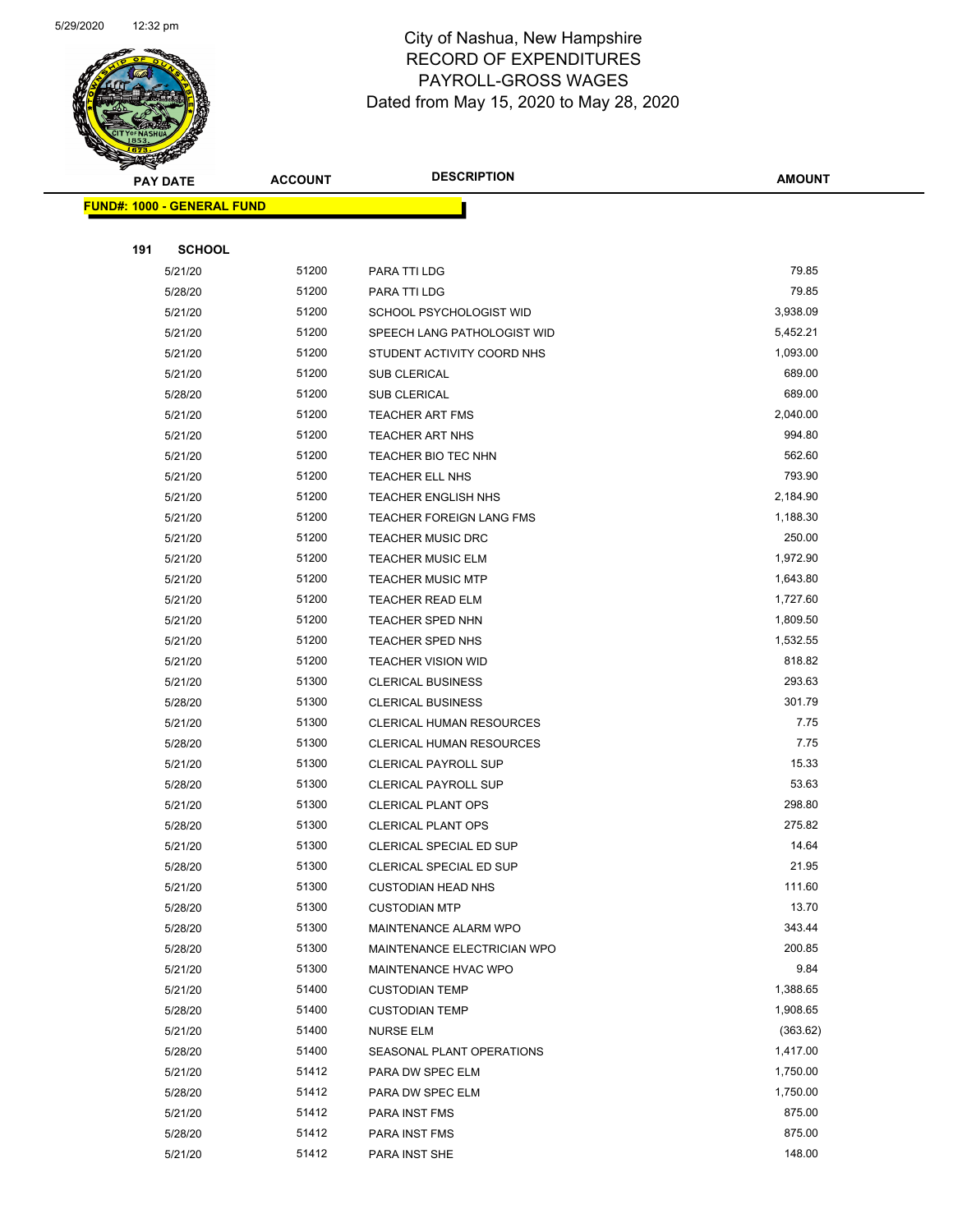# City of Nashua, New Hampshire
# RECORD OF EXPENDITURES
# PAYROLL-GROSS WAGES
# Dated from May 15, 2020 to May 28, 2020

| PAY DATE | ACCOUNT | DESCRIPTION | AMOUNT |
|---|---|---|---|

**FUND#: 1000 - GENERAL FUND**

**191 SCHOOL**

| PAY DATE | ACCOUNT | DESCRIPTION | AMOUNT |
|---|---|---|---|
| 5/21/20 | 51200 | PARA TTI LDG | 79.85 |
| 5/28/20 | 51200 | PARA TTI LDG | 79.85 |
| 5/21/20 | 51200 | SCHOOL PSYCHOLOGIST WID | 3,938.09 |
| 5/21/20 | 51200 | SPEECH LANG PATHOLOGIST WID | 5,452.21 |
| 5/21/20 | 51200 | STUDENT ACTIVITY COORD NHS | 1,093.00 |
| 5/21/20 | 51200 | SUB CLERICAL | 689.00 |
| 5/28/20 | 51200 | SUB CLERICAL | 689.00 |
| 5/21/20 | 51200 | TEACHER ART FMS | 2,040.00 |
| 5/21/20 | 51200 | TEACHER ART NHS | 994.80 |
| 5/21/20 | 51200 | TEACHER BIO TEC NHN | 562.60 |
| 5/21/20 | 51200 | TEACHER ELL NHS | 793.90 |
| 5/21/20 | 51200 | TEACHER ENGLISH NHS | 2,184.90 |
| 5/21/20 | 51200 | TEACHER FOREIGN LANG FMS | 1,188.30 |
| 5/21/20 | 51200 | TEACHER MUSIC DRC | 250.00 |
| 5/21/20 | 51200 | TEACHER MUSIC ELM | 1,972.90 |
| 5/21/20 | 51200 | TEACHER MUSIC MTP | 1,643.80 |
| 5/21/20 | 51200 | TEACHER READ ELM | 1,727.60 |
| 5/21/20 | 51200 | TEACHER SPED NHN | 1,809.50 |
| 5/21/20 | 51200 | TEACHER SPED NHS | 1,532.55 |
| 5/21/20 | 51200 | TEACHER VISION WID | 818.82 |
| 5/21/20 | 51300 | CLERICAL BUSINESS | 293.63 |
| 5/28/20 | 51300 | CLERICAL BUSINESS | 301.79 |
| 5/21/20 | 51300 | CLERICAL HUMAN RESOURCES | 7.75 |
| 5/28/20 | 51300 | CLERICAL HUMAN RESOURCES | 7.75 |
| 5/21/20 | 51300 | CLERICAL PAYROLL SUP | 15.33 |
| 5/28/20 | 51300 | CLERICAL PAYROLL SUP | 53.63 |
| 5/21/20 | 51300 | CLERICAL PLANT OPS | 298.80 |
| 5/28/20 | 51300 | CLERICAL PLANT OPS | 275.82 |
| 5/21/20 | 51300 | CLERICAL SPECIAL ED SUP | 14.64 |
| 5/28/20 | 51300 | CLERICAL SPECIAL ED SUP | 21.95 |
| 5/21/20 | 51300 | CUSTODIAN HEAD NHS | 111.60 |
| 5/28/20 | 51300 | CUSTODIAN MTP | 13.70 |
| 5/28/20 | 51300 | MAINTENANCE ALARM WPO | 343.44 |
| 5/28/20 | 51300 | MAINTENANCE ELECTRICIAN WPO | 200.85 |
| 5/21/20 | 51300 | MAINTENANCE HVAC WPO | 9.84 |
| 5/21/20 | 51400 | CUSTODIAN TEMP | 1,388.65 |
| 5/28/20 | 51400 | CUSTODIAN TEMP | 1,908.65 |
| 5/21/20 | 51400 | NURSE ELM | (363.62) |
| 5/28/20 | 51400 | SEASONAL PLANT OPERATIONS | 1,417.00 |
| 5/21/20 | 51412 | PARA DW SPEC ELM | 1,750.00 |
| 5/28/20 | 51412 | PARA DW SPEC ELM | 1,750.00 |
| 5/21/20 | 51412 | PARA INST FMS | 875.00 |
| 5/28/20 | 51412 | PARA INST FMS | 875.00 |
| 5/21/20 | 51412 | PARA INST SHE | 148.00 |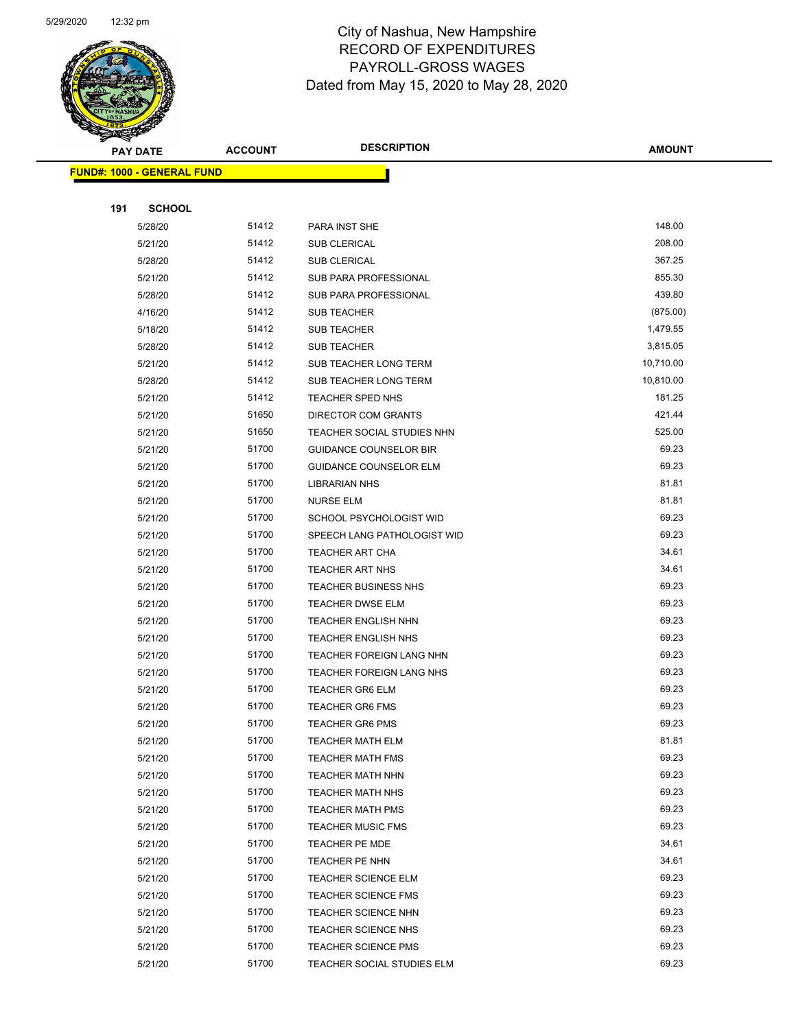City of Nashua, New Hampshire
RECORD OF EXPENDITURES
PAYROLL-GROSS WAGES
Dated from May 15, 2020 to May 28, 2020

| PAY DATE | ACCOUNT | DESCRIPTION | AMOUNT |
|---|---|---|---|

**FUND#: 1000 - GENERAL FUND**

**191 SCHOOL**

| PAY DATE | ACCOUNT | DESCRIPTION | AMOUNT |
|---|---|---|---|
| 5/28/20 | 51412 | PARA INST SHE | 148.00 |
| 5/21/20 | 51412 | SUB CLERICAL | 208.00 |
| 5/28/20 | 51412 | SUB CLERICAL | 367.25 |
| 5/21/20 | 51412 | SUB PARA PROFESSIONAL | 855.30 |
| 5/28/20 | 51412 | SUB PARA PROFESSIONAL | 439.80 |
| 4/16/20 | 51412 | SUB TEACHER | (875.00) |
| 5/18/20 | 51412 | SUB TEACHER | 1,479.55 |
| 5/28/20 | 51412 | SUB TEACHER | 3,815.05 |
| 5/21/20 | 51412 | SUB TEACHER LONG TERM | 10,710.00 |
| 5/28/20 | 51412 | SUB TEACHER LONG TERM | 10,810.00 |
| 5/21/20 | 51412 | TEACHER SPED NHS | 181.25 |
| 5/21/20 | 51650 | DIRECTOR COM GRANTS | 421.44 |
| 5/21/20 | 51650 | TEACHER SOCIAL STUDIES NHN | 525.00 |
| 5/21/20 | 51700 | GUIDANCE COUNSELOR BIR | 69.23 |
| 5/21/20 | 51700 | GUIDANCE COUNSELOR ELM | 69.23 |
| 5/21/20 | 51700 | LIBRARIAN NHS | 81.81 |
| 5/21/20 | 51700 | NURSE ELM | 81.81 |
| 5/21/20 | 51700 | SCHOOL PSYCHOLOGIST WID | 69.23 |
| 5/21/20 | 51700 | SPEECH LANG PATHOLOGIST WID | 69.23 |
| 5/21/20 | 51700 | TEACHER ART CHA | 34.61 |
| 5/21/20 | 51700 | TEACHER ART NHS | 34.61 |
| 5/21/20 | 51700 | TEACHER BUSINESS NHS | 69.23 |
| 5/21/20 | 51700 | TEACHER DWSE ELM | 69.23 |
| 5/21/20 | 51700 | TEACHER ENGLISH NHN | 69.23 |
| 5/21/20 | 51700 | TEACHER ENGLISH NHS | 69.23 |
| 5/21/20 | 51700 | TEACHER FOREIGN LANG NHN | 69.23 |
| 5/21/20 | 51700 | TEACHER FOREIGN LANG NHS | 69.23 |
| 5/21/20 | 51700 | TEACHER GR6 ELM | 69.23 |
| 5/21/20 | 51700 | TEACHER GR6 FMS | 69.23 |
| 5/21/20 | 51700 | TEACHER GR6 PMS | 69.23 |
| 5/21/20 | 51700 | TEACHER MATH ELM | 81.81 |
| 5/21/20 | 51700 | TEACHER MATH FMS | 69.23 |
| 5/21/20 | 51700 | TEACHER MATH NHN | 69.23 |
| 5/21/20 | 51700 | TEACHER MATH NHS | 69.23 |
| 5/21/20 | 51700 | TEACHER MATH PMS | 69.23 |
| 5/21/20 | 51700 | TEACHER MUSIC FMS | 69.23 |
| 5/21/20 | 51700 | TEACHER PE MDE | 34.61 |
| 5/21/20 | 51700 | TEACHER PE NHN | 34.61 |
| 5/21/20 | 51700 | TEACHER SCIENCE ELM | 69.23 |
| 5/21/20 | 51700 | TEACHER SCIENCE FMS | 69.23 |
| 5/21/20 | 51700 | TEACHER SCIENCE NHN | 69.23 |
| 5/21/20 | 51700 | TEACHER SCIENCE NHS | 69.23 |
| 5/21/20 | 51700 | TEACHER SCIENCE PMS | 69.23 |
| 5/21/20 | 51700 | TEACHER SOCIAL STUDIES ELM | 69.23 |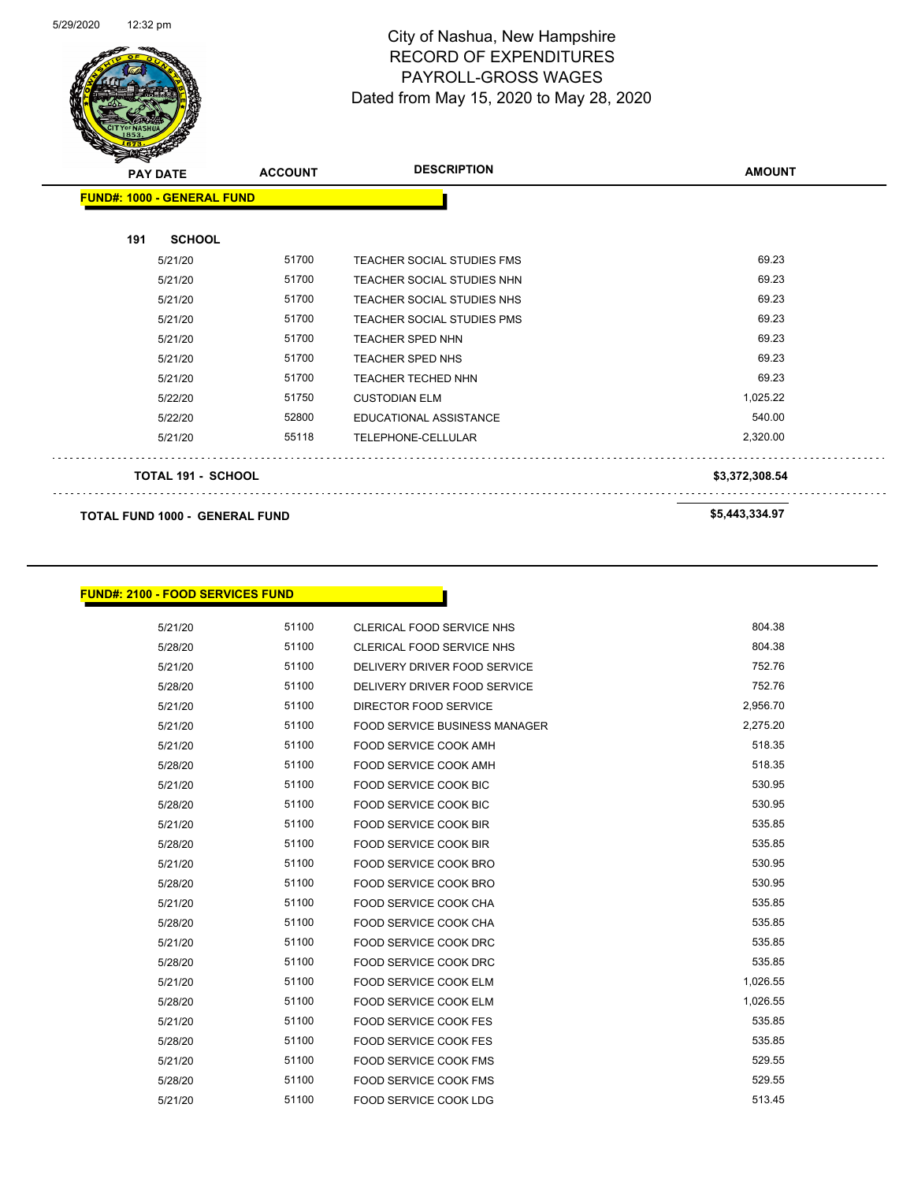# City of Nashua, New Hampshire
## RECORD OF EXPENDITURES
## PAYROLL-GROSS WAGES
### Dated from May 15, 2020 to May 28, 2020

| PAY DATE | ACCOUNT | DESCRIPTION | AMOUNT |
|---|---|---|---|
| **FUND#: 1000 - GENERAL FUND** | | | |
| **191 SCHOOL** | | | |
| 5/21/20 | 51700 | TEACHER SOCIAL STUDIES FMS | 69.23 |
| 5/21/20 | 51700 | TEACHER SOCIAL STUDIES NHN | 69.23 |
| 5/21/20 | 51700 | TEACHER SOCIAL STUDIES NHS | 69.23 |
| 5/21/20 | 51700 | TEACHER SOCIAL STUDIES PMS | 69.23 |
| 5/21/20 | 51700 | TEACHER SPED NHN | 69.23 |
| 5/21/20 | 51700 | TEACHER SPED NHS | 69.23 |
| 5/21/20 | 51700 | TEACHER TECHED NHN | 69.23 |
| 5/22/20 | 51750 | CUSTODIAN ELM | 1,025.22 |
| 5/22/20 | 52800 | EDUCATIONAL ASSISTANCE | 540.00 |
| 5/21/20 | 55118 | TELEPHONE-CELLULAR | 2,320.00 |
| **TOTAL 191 - SCHOOL** | | | **$3,372,308.54** |
| **TOTAL FUND 1000 - GENERAL FUND** | | | **$5,443,334.97** |

| PAY DATE | ACCOUNT | DESCRIPTION | AMOUNT |
|---|---|---|---|
| **FUND#: 2100 - FOOD SERVICES FUND** | | | |
| 5/21/20 | 51100 | CLERICAL FOOD SERVICE NHS | 804.38 |
| 5/28/20 | 51100 | CLERICAL FOOD SERVICE NHS | 804.38 |
| 5/21/20 | 51100 | DELIVERY DRIVER FOOD SERVICE | 752.76 |
| 5/28/20 | 51100 | DELIVERY DRIVER FOOD SERVICE | 752.76 |
| 5/21/20 | 51100 | DIRECTOR FOOD SERVICE | 2,956.70 |
| 5/21/20 | 51100 | FOOD SERVICE BUSINESS MANAGER | 2,275.20 |
| 5/21/20 | 51100 | FOOD SERVICE COOK AMH | 518.35 |
| 5/28/20 | 51100 | FOOD SERVICE COOK AMH | 518.35 |
| 5/21/20 | 51100 | FOOD SERVICE COOK BIC | 530.95 |
| 5/28/20 | 51100 | FOOD SERVICE COOK BIC | 530.95 |
| 5/21/20 | 51100 | FOOD SERVICE COOK BIR | 535.85 |
| 5/28/20 | 51100 | FOOD SERVICE COOK BIR | 535.85 |
| 5/21/20 | 51100 | FOOD SERVICE COOK BRO | 530.95 |
| 5/28/20 | 51100 | FOOD SERVICE COOK BRO | 530.95 |
| 5/21/20 | 51100 | FOOD SERVICE COOK CHA | 535.85 |
| 5/28/20 | 51100 | FOOD SERVICE COOK CHA | 535.85 |
| 5/21/20 | 51100 | FOOD SERVICE COOK DRC | 535.85 |
| 5/28/20 | 51100 | FOOD SERVICE COOK DRC | 535.85 |
| 5/21/20 | 51100 | FOOD SERVICE COOK ELM | 1,026.55 |
| 5/28/20 | 51100 | FOOD SERVICE COOK ELM | 1,026.55 |
| 5/21/20 | 51100 | FOOD SERVICE COOK FES | 535.85 |
| 5/28/20 | 51100 | FOOD SERVICE COOK FES | 535.85 |
| 5/21/20 | 51100 | FOOD SERVICE COOK FMS | 529.55 |
| 5/28/20 | 51100 | FOOD SERVICE COOK FMS | 529.55 |
| 5/21/20 | 51100 | FOOD SERVICE COOK LDG | 513.45 |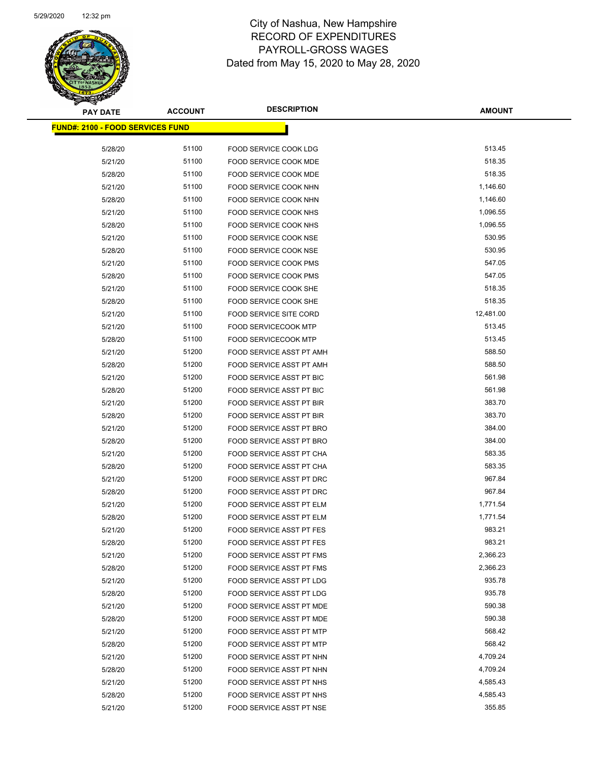# City of Nashua, New Hampshire
# RECORD OF EXPENDITURES
# PAYROLL-GROSS WAGES
# Dated from May 15, 2020 to May 28, 2020

| PAY DATE | ACCOUNT | DESCRIPTION | AMOUNT |
|---|---|---|---|
| **FUND#: 2100 - FOOD SERVICES FUND** | | | |
| 5/28/20 | 51100 | FOOD SERVICE COOK LDG | 513.45 |
| 5/21/20 | 51100 | FOOD SERVICE COOK MDE | 518.35 |
| 5/28/20 | 51100 | FOOD SERVICE COOK MDE | 518.35 |
| 5/21/20 | 51100 | FOOD SERVICE COOK NHN | 1,146.60 |
| 5/28/20 | 51100 | FOOD SERVICE COOK NHN | 1,146.60 |
| 5/21/20 | 51100 | FOOD SERVICE COOK NHS | 1,096.55 |
| 5/28/20 | 51100 | FOOD SERVICE COOK NHS | 1,096.55 |
| 5/21/20 | 51100 | FOOD SERVICE COOK NSE | 530.95 |
| 5/28/20 | 51100 | FOOD SERVICE COOK NSE | 530.95 |
| 5/21/20 | 51100 | FOOD SERVICE COOK PMS | 547.05 |
| 5/28/20 | 51100 | FOOD SERVICE COOK PMS | 547.05 |
| 5/21/20 | 51100 | FOOD SERVICE COOK SHE | 518.35 |
| 5/28/20 | 51100 | FOOD SERVICE COOK SHE | 518.35 |
| 5/21/20 | 51100 | FOOD SERVICE SITE CORD | 12,481.00 |
| 5/21/20 | 51100 | FOOD SERVICECOOK MTP | 513.45 |
| 5/28/20 | 51100 | FOOD SERVICECOOK MTP | 513.45 |
| 5/21/20 | 51200 | FOOD SERVICE ASST PT AMH | 588.50 |
| 5/28/20 | 51200 | FOOD SERVICE ASST PT AMH | 588.50 |
| 5/21/20 | 51200 | FOOD SERVICE ASST PT BIC | 561.98 |
| 5/28/20 | 51200 | FOOD SERVICE ASST PT BIC | 561.98 |
| 5/21/20 | 51200 | FOOD SERVICE ASST PT BIR | 383.70 |
| 5/28/20 | 51200 | FOOD SERVICE ASST PT BIR | 383.70 |
| 5/21/20 | 51200 | FOOD SERVICE ASST PT BRO | 384.00 |
| 5/28/20 | 51200 | FOOD SERVICE ASST PT BRO | 384.00 |
| 5/21/20 | 51200 | FOOD SERVICE ASST PT CHA | 583.35 |
| 5/28/20 | 51200 | FOOD SERVICE ASST PT CHA | 583.35 |
| 5/21/20 | 51200 | FOOD SERVICE ASST PT DRC | 967.84 |
| 5/28/20 | 51200 | FOOD SERVICE ASST PT DRC | 967.84 |
| 5/21/20 | 51200 | FOOD SERVICE ASST PT ELM | 1,771.54 |
| 5/28/20 | 51200 | FOOD SERVICE ASST PT ELM | 1,771.54 |
| 5/21/20 | 51200 | FOOD SERVICE ASST PT FES | 983.21 |
| 5/28/20 | 51200 | FOOD SERVICE ASST PT FES | 983.21 |
| 5/21/20 | 51200 | FOOD SERVICE ASST PT FMS | 2,366.23 |
| 5/28/20 | 51200 | FOOD SERVICE ASST PT FMS | 2,366.23 |
| 5/21/20 | 51200 | FOOD SERVICE ASST PT LDG | 935.78 |
| 5/28/20 | 51200 | FOOD SERVICE ASST PT LDG | 935.78 |
| 5/21/20 | 51200 | FOOD SERVICE ASST PT MDE | 590.38 |
| 5/28/20 | 51200 | FOOD SERVICE ASST PT MDE | 590.38 |
| 5/21/20 | 51200 | FOOD SERVICE ASST PT MTP | 568.42 |
| 5/28/20 | 51200 | FOOD SERVICE ASST PT MTP | 568.42 |
| 5/21/20 | 51200 | FOOD SERVICE ASST PT NHN | 4,709.24 |
| 5/28/20 | 51200 | FOOD SERVICE ASST PT NHN | 4,709.24 |
| 5/21/20 | 51200 | FOOD SERVICE ASST PT NHS | 4,585.43 |
| 5/28/20 | 51200 | FOOD SERVICE ASST PT NHS | 4,585.43 |
| 5/21/20 | 51200 | FOOD SERVICE ASST PT NSE | 355.85 |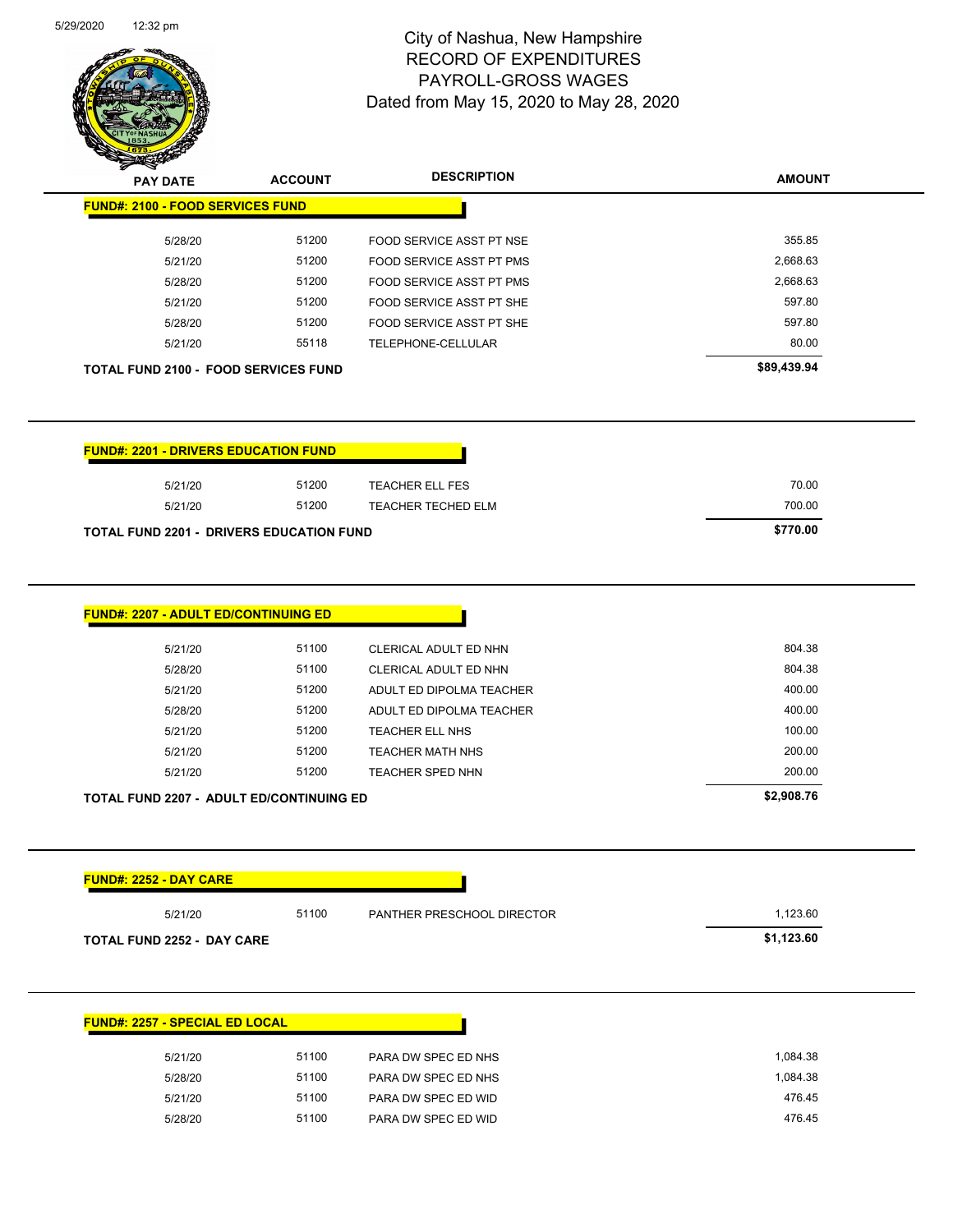# City of Nashua, New Hampshire
## RECORD OF EXPENDITURES
## PAYROLL-GROSS WAGES
### Dated from May 15, 2020 to May 28, 2020

| PAY DATE | ACCOUNT | DESCRIPTION | AMOUNT |
|---|---|---|---|
| **FUND#: 2100 - FOOD SERVICES FUND** | | | |
| 5/28/20 | 51200 | FOOD SERVICE ASST PT NSE | 355.85 |
| 5/21/20 | 51200 | FOOD SERVICE ASST PT PMS | 2,668.63 |
| 5/28/20 | 51200 | FOOD SERVICE ASST PT PMS | 2,668.63 |
| 5/21/20 | 51200 | FOOD SERVICE ASST PT SHE | 597.80 |
| 5/28/20 | 51200 | FOOD SERVICE ASST PT SHE | 597.80 |
| 5/21/20 | 55118 | TELEPHONE-CELLULAR | 80.00 |
| **TOTAL FUND 2100 - FOOD SERVICES FUND** | | | **$89,439.94** |

| PAY DATE | ACCOUNT | DESCRIPTION | AMOUNT |
|---|---|---|---|
| **FUND#: 2201 - DRIVERS EDUCATION FUND** | | | |
| 5/21/20 | 51200 | TEACHER ELL FES | 70.00 |
| 5/21/20 | 51200 | TEACHER TECHED ELM | 700.00 |
| **TOTAL FUND 2201 - DRIVERS EDUCATION FUND** | | | **$770.00** |

| PAY DATE | ACCOUNT | DESCRIPTION | AMOUNT |
|---|---|---|---|
| **FUND#: 2207 - ADULT ED/CONTINUING ED** | | | |
| 5/21/20 | 51100 | CLERICAL ADULT ED NHN | 804.38 |
| 5/28/20 | 51100 | CLERICAL ADULT ED NHN | 804.38 |
| 5/21/20 | 51200 | ADULT ED DIPOLMA TEACHER | 400.00 |
| 5/28/20 | 51200 | ADULT ED DIPOLMA TEACHER | 400.00 |
| 5/21/20 | 51200 | TEACHER ELL NHS | 100.00 |
| 5/21/20 | 51200 | TEACHER MATH NHS | 200.00 |
| 5/21/20 | 51200 | TEACHER SPED NHN | 200.00 |
| **TOTAL FUND 2207 - ADULT ED/CONTINUING ED** | | | **$2,908.76** |

| PAY DATE | ACCOUNT | DESCRIPTION | AMOUNT |
|---|---|---|---|
| **FUND#: 2252 - DAY CARE** | | | |
| 5/21/20 | 51100 | PANTHER PRESCHOOL DIRECTOR | 1,123.60 |
| **TOTAL FUND 2252 - DAY CARE** | | | **$1,123.60** |

| PAY DATE | ACCOUNT | DESCRIPTION | AMOUNT |
|---|---|---|---|
| **FUND#: 2257 - SPECIAL ED LOCAL** | | | |
| 5/21/20 | 51100 | PARA DW SPEC ED NHS | 1,084.38 |
| 5/28/20 | 51100 | PARA DW SPEC ED NHS | 1,084.38 |
| 5/21/20 | 51100 | PARA DW SPEC ED WID | 476.45 |
| 5/28/20 | 51100 | PARA DW SPEC ED WID | 476.45 |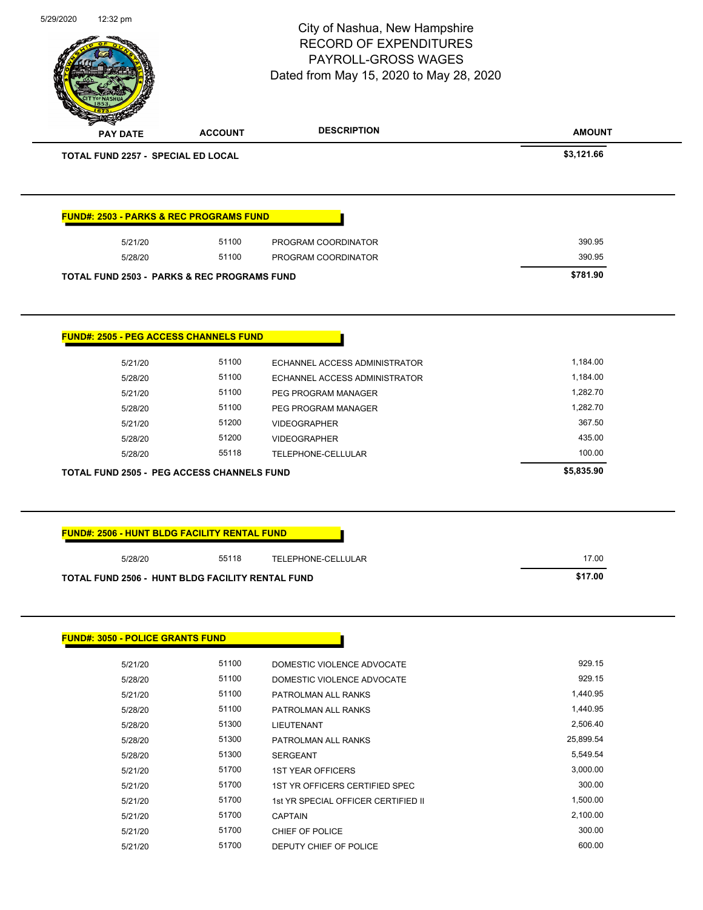# City of Nashua, New Hampshire
## RECORD OF EXPENDITURES
## PAYROLL-GROSS WAGES
## Dated from May 15, 2020 to May 28, 2020

| PAY DATE | ACCOUNT | DESCRIPTION | AMOUNT |
|---|---|---|---|
| **TOTAL FUND 2257 - SPECIAL ED LOCAL** | | | **$3,121.66** |

**FUND#: 2503 - PARKS & REC PROGRAMS FUND**

| PAY DATE | ACCOUNT | DESCRIPTION | AMOUNT |
|---|---|---|---|
| 5/21/20 | 51100 | PROGRAM COORDINATOR | 390.95 |
| 5/28/20 | 51100 | PROGRAM COORDINATOR | 390.95 |
| **TOTAL FUND 2503 - PARKS & REC PROGRAMS FUND** | | | **$781.90** |

**FUND#: 2505 - PEG ACCESS CHANNELS FUND**

| PAY DATE | ACCOUNT | DESCRIPTION | AMOUNT |
|---|---|---|---|
| 5/21/20 | 51100 | ECHANNEL ACCESS ADMINISTRATOR | 1,184.00 |
| 5/28/20 | 51100 | ECHANNEL ACCESS ADMINISTRATOR | 1,184.00 |
| 5/21/20 | 51100 | PEG PROGRAM MANAGER | 1,282.70 |
| 5/28/20 | 51100 | PEG PROGRAM MANAGER | 1,282.70 |
| 5/21/20 | 51200 | VIDEOGRAPHER | 367.50 |
| 5/28/20 | 51200 | VIDEOGRAPHER | 435.00 |
| 5/28/20 | 55118 | TELEPHONE-CELLULAR | 100.00 |
| **TOTAL FUND 2505 - PEG ACCESS CHANNELS FUND** | | | **$5,835.90** |

**FUND#: 2506 - HUNT BLDG FACILITY RENTAL FUND**

| PAY DATE | ACCOUNT | DESCRIPTION | AMOUNT |
|---|---|---|---|
| 5/28/20 | 55118 | TELEPHONE-CELLULAR | 17.00 |
| **TOTAL FUND 2506 - HUNT BLDG FACILITY RENTAL FUND** | | | **$17.00** |

**FUND#: 3050 - POLICE GRANTS FUND**

| PAY DATE | ACCOUNT | DESCRIPTION | AMOUNT |
|---|---|---|---|
| 5/21/20 | 51100 | DOMESTIC VIOLENCE ADVOCATE | 929.15 |
| 5/28/20 | 51100 | DOMESTIC VIOLENCE ADVOCATE | 929.15 |
| 5/21/20 | 51100 | PATROLMAN ALL RANKS | 1,440.95 |
| 5/28/20 | 51100 | PATROLMAN ALL RANKS | 1,440.95 |
| 5/28/20 | 51300 | LIEUTENANT | 2,506.40 |
| 5/28/20 | 51300 | PATROLMAN ALL RANKS | 25,899.54 |
| 5/28/20 | 51300 | SERGEANT | 5,549.54 |
| 5/21/20 | 51700 | 1ST YEAR OFFICERS | 3,000.00 |
| 5/21/20 | 51700 | 1ST YR OFFICERS CERTIFIED SPEC | 300.00 |
| 5/21/20 | 51700 | 1st YR SPECIAL OFFICER CERTIFIED II | 1,500.00 |
| 5/21/20 | 51700 | CAPTAIN | 2,100.00 |
| 5/21/20 | 51700 | CHIEF OF POLICE | 300.00 |
| 5/21/20 | 51700 | DEPUTY CHIEF OF POLICE | 600.00 |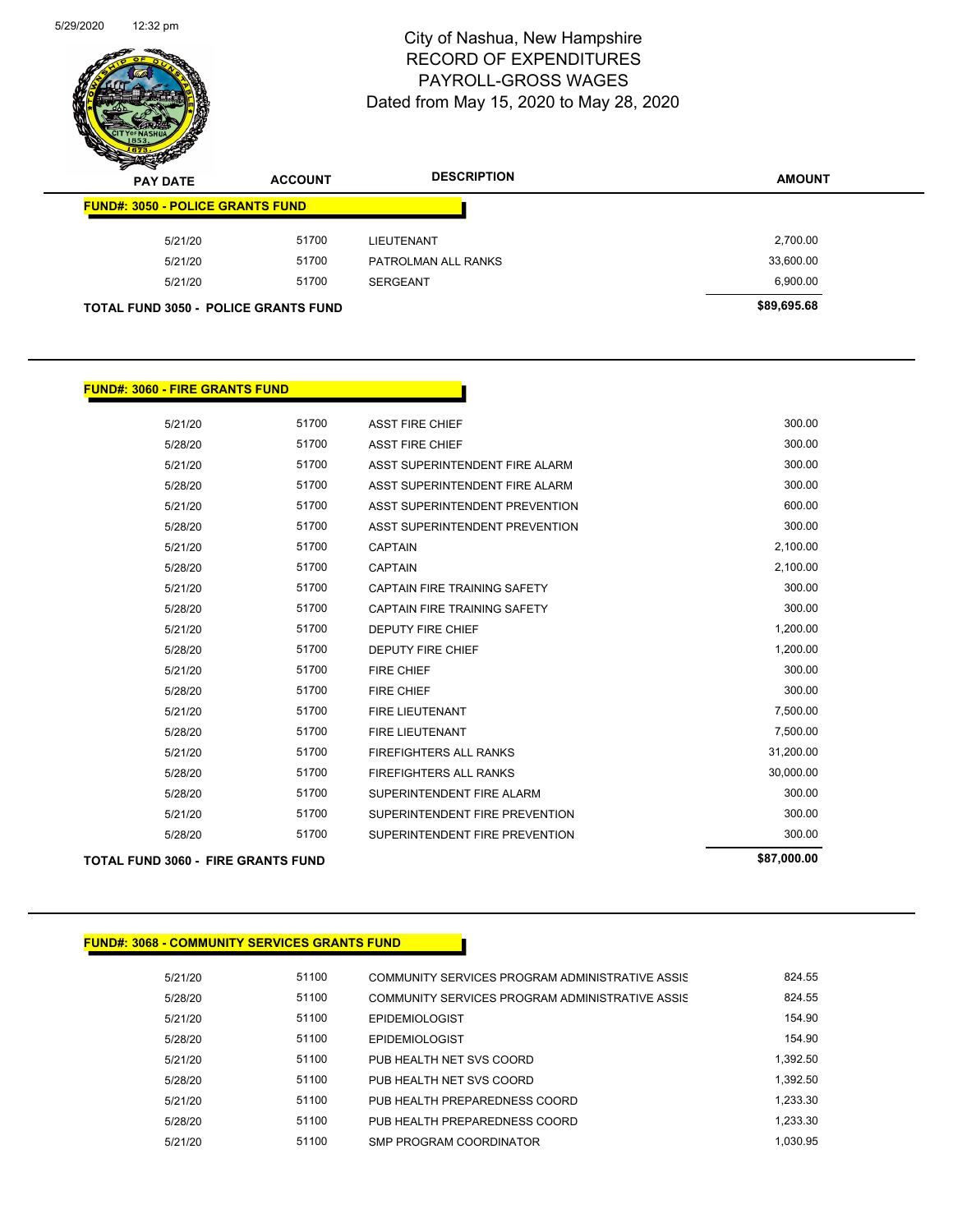# City of Nashua, New Hampshire
## RECORD OF EXPENDITURES
## PAYROLL-GROSS WAGES
### Dated from May 15, 2020 to May 28, 2020

| PAY DATE | ACCOUNT | DESCRIPTION | AMOUNT |
|---|---|---|---|
| **FUND#: 3050 - POLICE GRANTS FUND** | | | |
| 5/21/20 | 51700 | LIEUTENANT | 2,700.00 |
| 5/21/20 | 51700 | PATROLMAN ALL RANKS | 33,600.00 |
| 5/21/20 | 51700 | SERGEANT | 6,900.00 |
| **TOTAL FUND 3050 - POLICE GRANTS FUND** | | | **$89,695.68** |

**FUND#: 3060 - FIRE GRANTS FUND**

| PAY DATE | ACCOUNT | DESCRIPTION | AMOUNT |
|---|---|---|---|
| 5/21/20 | 51700 | ASST FIRE CHIEF | 300.00 |
| 5/28/20 | 51700 | ASST FIRE CHIEF | 300.00 |
| 5/21/20 | 51700 | ASST SUPERINTENDENT FIRE ALARM | 300.00 |
| 5/28/20 | 51700 | ASST SUPERINTENDENT FIRE ALARM | 300.00 |
| 5/21/20 | 51700 | ASST SUPERINTENDENT PREVENTION | 600.00 |
| 5/28/20 | 51700 | ASST SUPERINTENDENT PREVENTION | 300.00 |
| 5/21/20 | 51700 | CAPTAIN | 2,100.00 |
| 5/28/20 | 51700 | CAPTAIN | 2,100.00 |
| 5/21/20 | 51700 | CAPTAIN FIRE TRAINING SAFETY | 300.00 |
| 5/28/20 | 51700 | CAPTAIN FIRE TRAINING SAFETY | 300.00 |
| 5/21/20 | 51700 | DEPUTY FIRE CHIEF | 1,200.00 |
| 5/28/20 | 51700 | DEPUTY FIRE CHIEF | 1,200.00 |
| 5/21/20 | 51700 | FIRE CHIEF | 300.00 |
| 5/28/20 | 51700 | FIRE CHIEF | 300.00 |
| 5/21/20 | 51700 | FIRE LIEUTENANT | 7,500.00 |
| 5/28/20 | 51700 | FIRE LIEUTENANT | 7,500.00 |
| 5/21/20 | 51700 | FIREFIGHTERS ALL RANKS | 31,200.00 |
| 5/28/20 | 51700 | FIREFIGHTERS ALL RANKS | 30,000.00 |
| 5/28/20 | 51700 | SUPERINTENDENT FIRE ALARM | 300.00 |
| 5/21/20 | 51700 | SUPERINTENDENT FIRE PREVENTION | 300.00 |
| 5/28/20 | 51700 | SUPERINTENDENT FIRE PREVENTION | 300.00 |
| **TOTAL FUND 3060 - FIRE GRANTS FUND** | | | **$87,000.00** |

**FUND#: 3068 - COMMUNITY SERVICES GRANTS FUND**

| PAY DATE | ACCOUNT | DESCRIPTION | AMOUNT |
|---|---|---|---|
| 5/21/20 | 51100 | COMMUNITY SERVICES PROGRAM ADMINISTRATIVE ASSIS | 824.55 |
| 5/28/20 | 51100 | COMMUNITY SERVICES PROGRAM ADMINISTRATIVE ASSIS | 824.55 |
| 5/21/20 | 51100 | EPIDEMIOLOGIST | 154.90 |
| 5/28/20 | 51100 | EPIDEMIOLOGIST | 154.90 |
| 5/21/20 | 51100 | PUB HEALTH NET SVS COORD | 1,392.50 |
| 5/28/20 | 51100 | PUB HEALTH NET SVS COORD | 1,392.50 |
| 5/21/20 | 51100 | PUB HEALTH PREPAREDNESS COORD | 1,233.30 |
| 5/28/20 | 51100 | PUB HEALTH PREPAREDNESS COORD | 1,233.30 |
| 5/21/20 | 51100 | SMP PROGRAM COORDINATOR | 1,030.95 |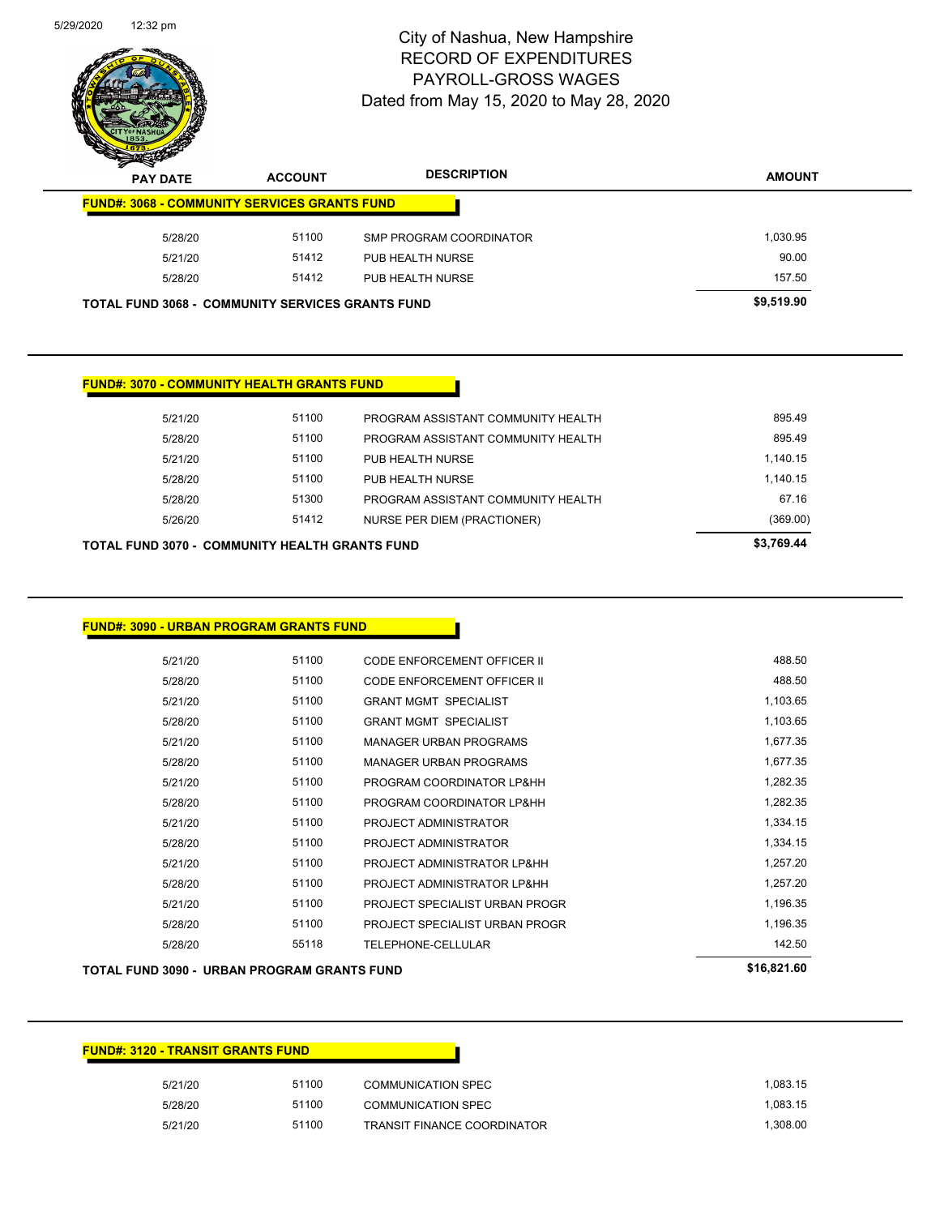# City of Nashua, New Hampshire
## RECORD OF EXPENDITURES
## PAYROLL-GROSS WAGES
### Dated from May 15, 2020 to May 28, 2020

| PAY DATE | ACCOUNT | DESCRIPTION | AMOUNT |
|---|---|---|---|
| **FUND#: 3068 - COMMUNITY SERVICES GRANTS FUND** | | | |
| 5/28/20 | 51100 | SMP PROGRAM COORDINATOR | 1,030.95 |
| 5/21/20 | 51412 | PUB HEALTH NURSE | 90.00 |
| 5/28/20 | 51412 | PUB HEALTH NURSE | 157.50 |
| **TOTAL FUND 3068 - COMMUNITY SERVICES GRANTS FUND** | | | **$9,519.90** |

| PAY DATE | ACCOUNT | DESCRIPTION | AMOUNT |
|---|---|---|---|
| **FUND#: 3070 - COMMUNITY HEALTH GRANTS FUND** | | | |
| 5/21/20 | 51100 | PROGRAM ASSISTANT COMMUNITY HEALTH | 895.49 |
| 5/28/20 | 51100 | PROGRAM ASSISTANT COMMUNITY HEALTH | 895.49 |
| 5/21/20 | 51100 | PUB HEALTH NURSE | 1,140.15 |
| 5/28/20 | 51100 | PUB HEALTH NURSE | 1,140.15 |
| 5/28/20 | 51300 | PROGRAM ASSISTANT COMMUNITY HEALTH | 67.16 |
| 5/26/20 | 51412 | NURSE PER DIEM (PRACTIONER) | (369.00) |
| **TOTAL FUND 3070 - COMMUNITY HEALTH GRANTS FUND** | | | **$3,769.44** |

| PAY DATE | ACCOUNT | DESCRIPTION | AMOUNT |
|---|---|---|---|
| **FUND#: 3090 - URBAN PROGRAM GRANTS FUND** | | | |
| 5/21/20 | 51100 | CODE ENFORCEMENT OFFICER II | 488.50 |
| 5/28/20 | 51100 | CODE ENFORCEMENT OFFICER II | 488.50 |
| 5/21/20 | 51100 | GRANT MGMT SPECIALIST | 1,103.65 |
| 5/28/20 | 51100 | GRANT MGMT SPECIALIST | 1,103.65 |
| 5/21/20 | 51100 | MANAGER URBAN PROGRAMS | 1,677.35 |
| 5/28/20 | 51100 | MANAGER URBAN PROGRAMS | 1,677.35 |
| 5/21/20 | 51100 | PROGRAM COORDINATOR LP&HH | 1,282.35 |
| 5/28/20 | 51100 | PROGRAM COORDINATOR LP&HH | 1,282.35 |
| 5/21/20 | 51100 | PROJECT ADMINISTRATOR | 1,334.15 |
| 5/28/20 | 51100 | PROJECT ADMINISTRATOR | 1,334.15 |
| 5/21/20 | 51100 | PROJECT ADMINISTRATOR LP&HH | 1,257.20 |
| 5/28/20 | 51100 | PROJECT ADMINISTRATOR LP&HH | 1,257.20 |
| 5/21/20 | 51100 | PROJECT SPECIALIST URBAN PROGR | 1,196.35 |
| 5/28/20 | 51100 | PROJECT SPECIALIST URBAN PROGR | 1,196.35 |
| 5/28/20 | 55118 | TELEPHONE-CELLULAR | 142.50 |
| **TOTAL FUND 3090 - URBAN PROGRAM GRANTS FUND** | | | **$16,821.60** |

| PAY DATE | ACCOUNT | DESCRIPTION | AMOUNT |
|---|---|---|---|
| **FUND#: 3120 - TRANSIT GRANTS FUND** | | | |
| 5/21/20 | 51100 | COMMUNICATION SPEC | 1,083.15 |
| 5/28/20 | 51100 | COMMUNICATION SPEC | 1,083.15 |
| 5/21/20 | 51100 | TRANSIT FINANCE COORDINATOR | 1,308.00 |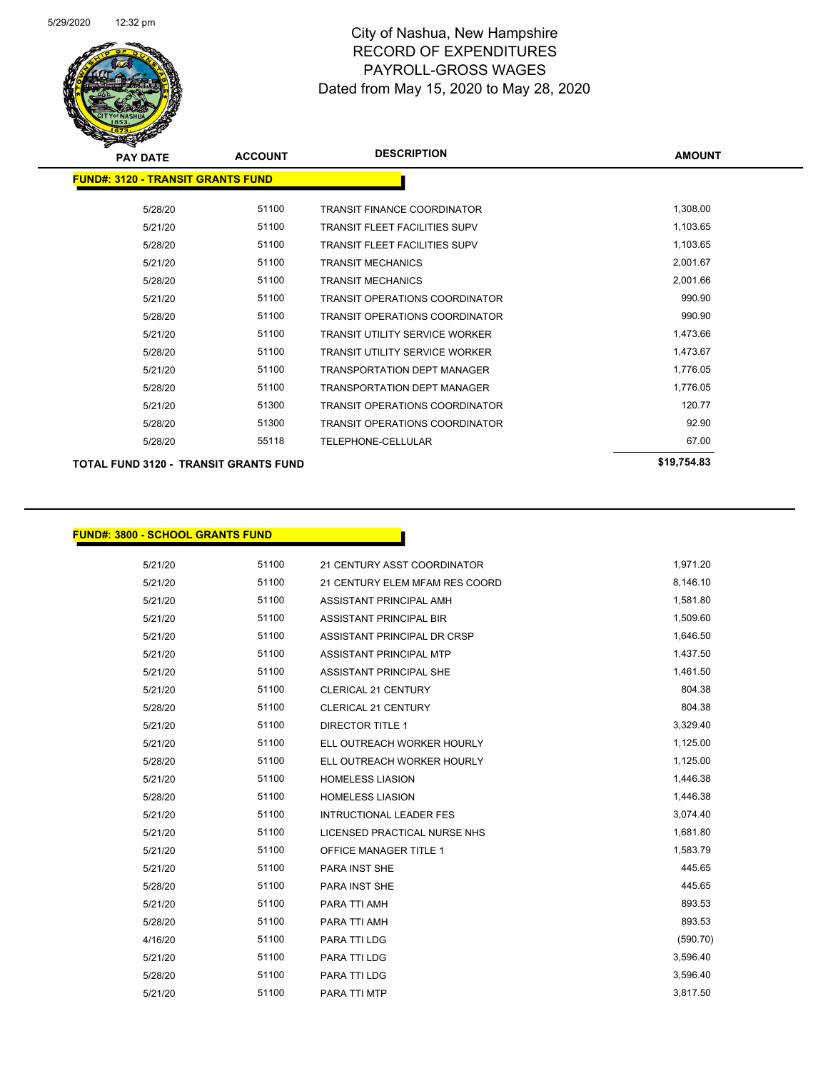# City of Nashua, New Hampshire
## RECORD OF EXPENDITURES
## PAYROLL-GROSS WAGES
## Dated from May 15, 2020 to May 28, 2020

| PAY DATE | ACCOUNT | DESCRIPTION | AMOUNT |
|---|---|---|---|
| **FUND#: 3120 - TRANSIT GRANTS FUND** | | | |
| 5/28/20 | 51100 | TRANSIT FINANCE COORDINATOR | 1,308.00 |
| 5/21/20 | 51100 | TRANSIT FLEET FACILITIES SUPV | 1,103.65 |
| 5/28/20 | 51100 | TRANSIT FLEET FACILITIES SUPV | 1,103.65 |
| 5/21/20 | 51100 | TRANSIT MECHANICS | 2,001.67 |
| 5/28/20 | 51100 | TRANSIT MECHANICS | 2,001.66 |
| 5/21/20 | 51100 | TRANSIT OPERATIONS COORDINATOR | 990.90 |
| 5/28/20 | 51100 | TRANSIT OPERATIONS COORDINATOR | 990.90 |
| 5/21/20 | 51100 | TRANSIT UTILITY SERVICE WORKER | 1,473.66 |
| 5/28/20 | 51100 | TRANSIT UTILITY SERVICE WORKER | 1,473.67 |
| 5/21/20 | 51100 | TRANSPORTATION DEPT MANAGER | 1,776.05 |
| 5/28/20 | 51100 | TRANSPORTATION DEPT MANAGER | 1,776.05 |
| 5/21/20 | 51300 | TRANSIT OPERATIONS COORDINATOR | 120.77 |
| 5/28/20 | 51300 | TRANSIT OPERATIONS COORDINATOR | 92.90 |
| 5/28/20 | 55118 | TELEPHONE-CELLULAR | 67.00 |
| **TOTAL FUND 3120 - TRANSIT GRANTS FUND** | | | **$19,754.83** |

| PAY DATE | ACCOUNT | DESCRIPTION | AMOUNT |
|---|---|---|---|
| **FUND#: 3800 - SCHOOL GRANTS FUND** | | | |
| 5/21/20 | 51100 | 21 CENTURY ASST COORDINATOR | 1,971.20 |
| 5/21/20 | 51100 | 21 CENTURY ELEM MFAM RES COORD | 8,146.10 |
| 5/21/20 | 51100 | ASSISTANT PRINCIPAL AMH | 1,581.80 |
| 5/21/20 | 51100 | ASSISTANT PRINCIPAL BIR | 1,509.60 |
| 5/21/20 | 51100 | ASSISTANT PRINCIPAL DR CRSP | 1,646.50 |
| 5/21/20 | 51100 | ASSISTANT PRINCIPAL MTP | 1,437.50 |
| 5/21/20 | 51100 | ASSISTANT PRINCIPAL SHE | 1,461.50 |
| 5/21/20 | 51100 | CLERICAL 21 CENTURY | 804.38 |
| 5/28/20 | 51100 | CLERICAL 21 CENTURY | 804.38 |
| 5/21/20 | 51100 | DIRECTOR TITLE 1 | 3,329.40 |
| 5/21/20 | 51100 | ELL OUTREACH WORKER HOURLY | 1,125.00 |
| 5/28/20 | 51100 | ELL OUTREACH WORKER HOURLY | 1,125.00 |
| 5/21/20 | 51100 | HOMELESS LIASION | 1,446.38 |
| 5/28/20 | 51100 | HOMELESS LIASION | 1,446.38 |
| 5/21/20 | 51100 | INTRUCTIONAL LEADER FES | 3,074.40 |
| 5/21/20 | 51100 | LICENSED PRACTICAL NURSE NHS | 1,681.80 |
| 5/21/20 | 51100 | OFFICE MANAGER TITLE 1 | 1,583.79 |
| 5/21/20 | 51100 | PARA INST SHE | 445.65 |
| 5/28/20 | 51100 | PARA INST SHE | 445.65 |
| 5/21/20 | 51100 | PARA TTI AMH | 893.53 |
| 5/28/20 | 51100 | PARA TTI AMH | 893.53 |
| 4/16/20 | 51100 | PARA TTI LDG | (590.70) |
| 5/21/20 | 51100 | PARA TTI LDG | 3,596.40 |
| 5/28/20 | 51100 | PARA TTI LDG | 3,596.40 |
| 5/21/20 | 51100 | PARA TTI MTP | 3,817.50 |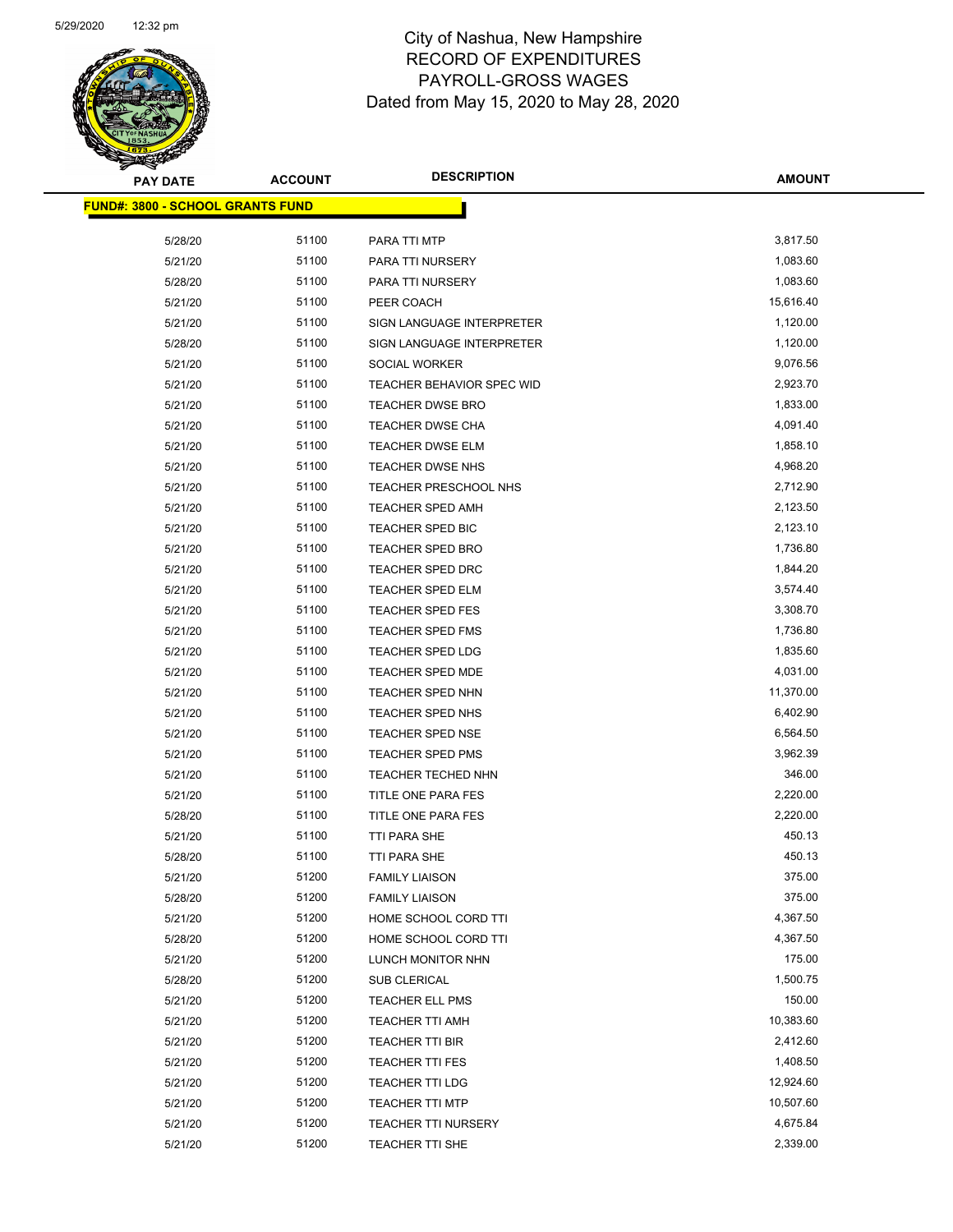# City of Nashua, New Hampshire
# RECORD OF EXPENDITURES
# PAYROLL-GROSS WAGES
## Dated from May 15, 2020 to May 28, 2020

**FUND#: 3800 - SCHOOL GRANTS FUND**

| PAY DATE | ACCOUNT | DESCRIPTION | AMOUNT |
|---|---|---|---|
| 5/28/20 | 51100 | PARA TTI MTP | 3,817.50 |
| 5/21/20 | 51100 | PARA TTI NURSERY | 1,083.60 |
| 5/28/20 | 51100 | PARA TTI NURSERY | 1,083.60 |
| 5/21/20 | 51100 | PEER COACH | 15,616.40 |
| 5/21/20 | 51100 | SIGN LANGUAGE INTERPRETER | 1,120.00 |
| 5/28/20 | 51100 | SIGN LANGUAGE INTERPRETER | 1,120.00 |
| 5/21/20 | 51100 | SOCIAL WORKER | 9,076.56 |
| 5/21/20 | 51100 | TEACHER BEHAVIOR SPEC WID | 2,923.70 |
| 5/21/20 | 51100 | TEACHER DWSE BRO | 1,833.00 |
| 5/21/20 | 51100 | TEACHER DWSE CHA | 4,091.40 |
| 5/21/20 | 51100 | TEACHER DWSE ELM | 1,858.10 |
| 5/21/20 | 51100 | TEACHER DWSE NHS | 4,968.20 |
| 5/21/20 | 51100 | TEACHER PRESCHOOL NHS | 2,712.90 |
| 5/21/20 | 51100 | TEACHER SPED AMH | 2,123.50 |
| 5/21/20 | 51100 | TEACHER SPED BIC | 2,123.10 |
| 5/21/20 | 51100 | TEACHER SPED BRO | 1,736.80 |
| 5/21/20 | 51100 | TEACHER SPED DRC | 1,844.20 |
| 5/21/20 | 51100 | TEACHER SPED ELM | 3,574.40 |
| 5/21/20 | 51100 | TEACHER SPED FES | 3,308.70 |
| 5/21/20 | 51100 | TEACHER SPED FMS | 1,736.80 |
| 5/21/20 | 51100 | TEACHER SPED LDG | 1,835.60 |
| 5/21/20 | 51100 | TEACHER SPED MDE | 4,031.00 |
| 5/21/20 | 51100 | TEACHER SPED NHN | 11,370.00 |
| 5/21/20 | 51100 | TEACHER SPED NHS | 6,402.90 |
| 5/21/20 | 51100 | TEACHER SPED NSE | 6,564.50 |
| 5/21/20 | 51100 | TEACHER SPED PMS | 3,962.39 |
| 5/21/20 | 51100 | TEACHER TECHED NHN | 346.00 |
| 5/21/20 | 51100 | TITLE ONE PARA FES | 2,220.00 |
| 5/28/20 | 51100 | TITLE ONE PARA FES | 2,220.00 |
| 5/21/20 | 51100 | TTI PARA SHE | 450.13 |
| 5/28/20 | 51100 | TTI PARA SHE | 450.13 |
| 5/21/20 | 51200 | FAMILY LIAISON | 375.00 |
| 5/28/20 | 51200 | FAMILY LIAISON | 375.00 |
| 5/21/20 | 51200 | HOME SCHOOL CORD TTI | 4,367.50 |
| 5/28/20 | 51200 | HOME SCHOOL CORD TTI | 4,367.50 |
| 5/21/20 | 51200 | LUNCH MONITOR NHN | 175.00 |
| 5/28/20 | 51200 | SUB CLERICAL | 1,500.75 |
| 5/21/20 | 51200 | TEACHER ELL PMS | 150.00 |
| 5/21/20 | 51200 | TEACHER TTI AMH | 10,383.60 |
| 5/21/20 | 51200 | TEACHER TTI BIR | 2,412.60 |
| 5/21/20 | 51200 | TEACHER TTI FES | 1,408.50 |
| 5/21/20 | 51200 | TEACHER TTI LDG | 12,924.60 |
| 5/21/20 | 51200 | TEACHER TTI MTP | 10,507.60 |
| 5/21/20 | 51200 | TEACHER TTI NURSERY | 4,675.84 |
| 5/21/20 | 51200 | TEACHER TTI SHE | 2,339.00 |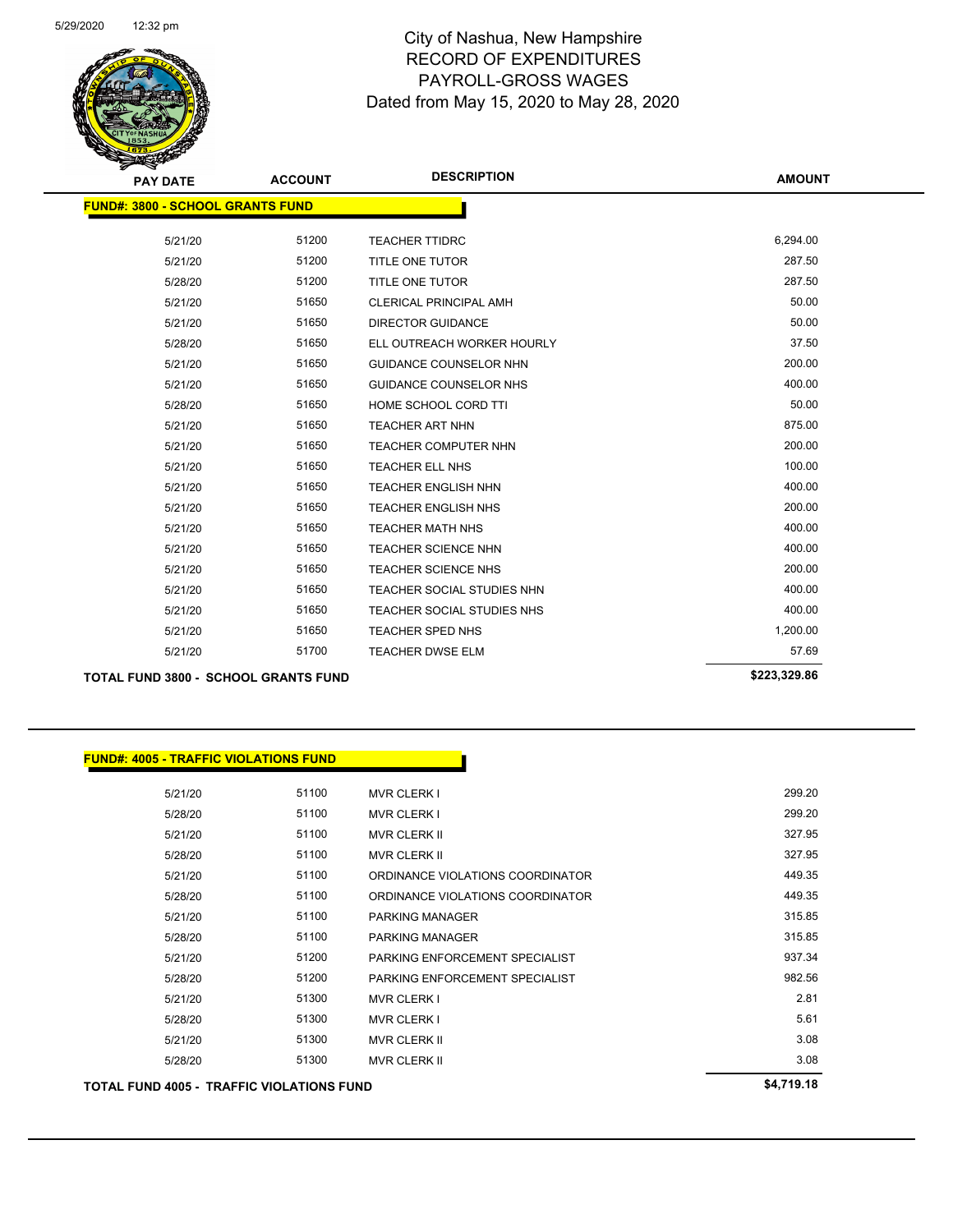# City of Nashua, New Hampshire
## RECORD OF EXPENDITURES
## PAYROLL-GROSS WAGES
### Dated from May 15, 2020 to May 28, 2020

| PAY DATE | ACCOUNT | DESCRIPTION | AMOUNT |
|---|---|---|---|
| **FUND#: 3800 - SCHOOL GRANTS FUND** | | | |
| 5/21/20 | 51200 | TEACHER TTIDRC | 6,294.00 |
| 5/21/20 | 51200 | TITLE ONE TUTOR | 287.50 |
| 5/28/20 | 51200 | TITLE ONE TUTOR | 287.50 |
| 5/21/20 | 51650 | CLERICAL PRINCIPAL AMH | 50.00 |
| 5/21/20 | 51650 | DIRECTOR GUIDANCE | 50.00 |
| 5/28/20 | 51650 | ELL OUTREACH WORKER HOURLY | 37.50 |
| 5/21/20 | 51650 | GUIDANCE COUNSELOR NHN | 200.00 |
| 5/21/20 | 51650 | GUIDANCE COUNSELOR NHS | 400.00 |
| 5/28/20 | 51650 | HOME SCHOOL CORD TTI | 50.00 |
| 5/21/20 | 51650 | TEACHER ART NHN | 875.00 |
| 5/21/20 | 51650 | TEACHER COMPUTER NHN | 200.00 |
| 5/21/20 | 51650 | TEACHER ELL NHS | 100.00 |
| 5/21/20 | 51650 | TEACHER ENGLISH NHN | 400.00 |
| 5/21/20 | 51650 | TEACHER ENGLISH NHS | 200.00 |
| 5/21/20 | 51650 | TEACHER MATH NHS | 400.00 |
| 5/21/20 | 51650 | TEACHER SCIENCE NHN | 400.00 |
| 5/21/20 | 51650 | TEACHER SCIENCE NHS | 200.00 |
| 5/21/20 | 51650 | TEACHER SOCIAL STUDIES NHN | 400.00 |
| 5/21/20 | 51650 | TEACHER SOCIAL STUDIES NHS | 400.00 |
| 5/21/20 | 51650 | TEACHER SPED NHS | 1,200.00 |
| 5/21/20 | 51700 | TEACHER DWSE ELM | 57.69 |
| **TOTAL FUND 3800 - SCHOOL GRANTS FUND** | | | **$223,329.86** |

| PAY DATE | ACCOUNT | DESCRIPTION | AMOUNT |
|---|---|---|---|
| **FUND#: 4005 - TRAFFIC VIOLATIONS FUND** | | | |
| 5/21/20 | 51100 | MVR CLERK I | 299.20 |
| 5/28/20 | 51100 | MVR CLERK I | 299.20 |
| 5/21/20 | 51100 | MVR CLERK II | 327.95 |
| 5/28/20 | 51100 | MVR CLERK II | 327.95 |
| 5/21/20 | 51100 | ORDINANCE VIOLATIONS COORDINATOR | 449.35 |
| 5/28/20 | 51100 | ORDINANCE VIOLATIONS COORDINATOR | 449.35 |
| 5/21/20 | 51100 | PARKING MANAGER | 315.85 |
| 5/28/20 | 51100 | PARKING MANAGER | 315.85 |
| 5/21/20 | 51200 | PARKING ENFORCEMENT SPECIALIST | 937.34 |
| 5/28/20 | 51200 | PARKING ENFORCEMENT SPECIALIST | 982.56 |
| 5/21/20 | 51300 | MVR CLERK I | 2.81 |
| 5/28/20 | 51300 | MVR CLERK I | 5.61 |
| 5/21/20 | 51300 | MVR CLERK II | 3.08 |
| 5/28/20 | 51300 | MVR CLERK II | 3.08 |
| **TOTAL FUND 4005 - TRAFFIC VIOLATIONS FUND** | | | **$4,719.18** |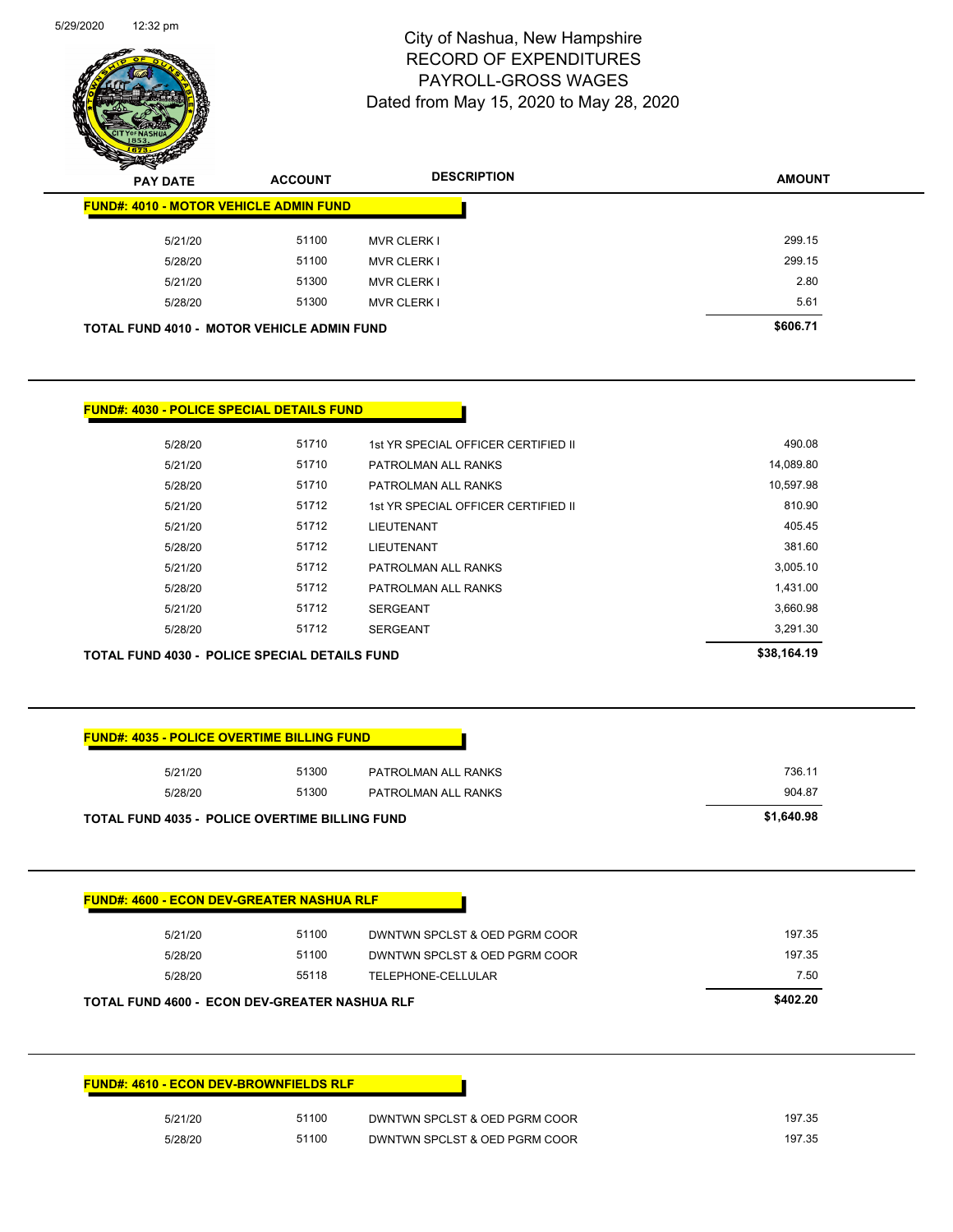# City of Nashua, New Hampshire
## RECORD OF EXPENDITURES
## PAYROLL-GROSS WAGES
## Dated from May 15, 2020 to May 28, 2020

| PAY DATE | ACCOUNT | DESCRIPTION | AMOUNT |
|---|---|---|---|
| **FUND#: 4010 - MOTOR VEHICLE ADMIN FUND** | | | |
| 5/21/20 | 51100 | MVR CLERK I | 299.15 |
| 5/28/20 | 51100 | MVR CLERK I | 299.15 |
| 5/21/20 | 51300 | MVR CLERK I | 2.80 |
| 5/28/20 | 51300 | MVR CLERK I | 5.61 |
| **TOTAL FUND 4010 - MOTOR VEHICLE ADMIN FUND** | | | **$606.71** |

| PAY DATE | ACCOUNT | DESCRIPTION | AMOUNT |
|---|---|---|---|
| **FUND#: 4030 - POLICE SPECIAL DETAILS FUND** | | | |
| 5/28/20 | 51710 | 1st YR SPECIAL OFFICER CERTIFIED II | 490.08 |
| 5/21/20 | 51710 | PATROLMAN ALL RANKS | 14,089.80 |
| 5/28/20 | 51710 | PATROLMAN ALL RANKS | 10,597.98 |
| 5/21/20 | 51712 | 1st YR SPECIAL OFFICER CERTIFIED II | 810.90 |
| 5/21/20 | 51712 | LIEUTENANT | 405.45 |
| 5/28/20 | 51712 | LIEUTENANT | 381.60 |
| 5/21/20 | 51712 | PATROLMAN ALL RANKS | 3,005.10 |
| 5/28/20 | 51712 | PATROLMAN ALL RANKS | 1,431.00 |
| 5/21/20 | 51712 | SERGEANT | 3,660.98 |
| 5/28/20 | 51712 | SERGEANT | 3,291.30 |
| **TOTAL FUND 4030 - POLICE SPECIAL DETAILS FUND** | | | **$38,164.19** |

| PAY DATE | ACCOUNT | DESCRIPTION | AMOUNT |
|---|---|---|---|
| **FUND#: 4035 - POLICE OVERTIME BILLING FUND** | | | |
| 5/21/20 | 51300 | PATROLMAN ALL RANKS | 736.11 |
| 5/28/20 | 51300 | PATROLMAN ALL RANKS | 904.87 |
| **TOTAL FUND 4035 - POLICE OVERTIME BILLING FUND** | | | **$1,640.98** |

| PAY DATE | ACCOUNT | DESCRIPTION | AMOUNT |
|---|---|---|---|
| **FUND#: 4600 - ECON DEV-GREATER NASHUA RLF** | | | |
| 5/21/20 | 51100 | DWNTWN SPCLST & OED PGRM COOR | 197.35 |
| 5/28/20 | 51100 | DWNTWN SPCLST & OED PGRM COOR | 197.35 |
| 5/28/20 | 55118 | TELEPHONE-CELLULAR | 7.50 |
| **TOTAL FUND 4600 - ECON DEV-GREATER NASHUA RLF** | | | **$402.20** |

| PAY DATE | ACCOUNT | DESCRIPTION | AMOUNT |
|---|---|---|---|
| **FUND#: 4610 - ECON DEV-BROWNFIELDS RLF** | | | |
| 5/21/20 | 51100 | DWNTWN SPCLST & OED PGRM COOR | 197.35 |
| 5/28/20 | 51100 | DWNTWN SPCLST & OED PGRM COOR | 197.35 |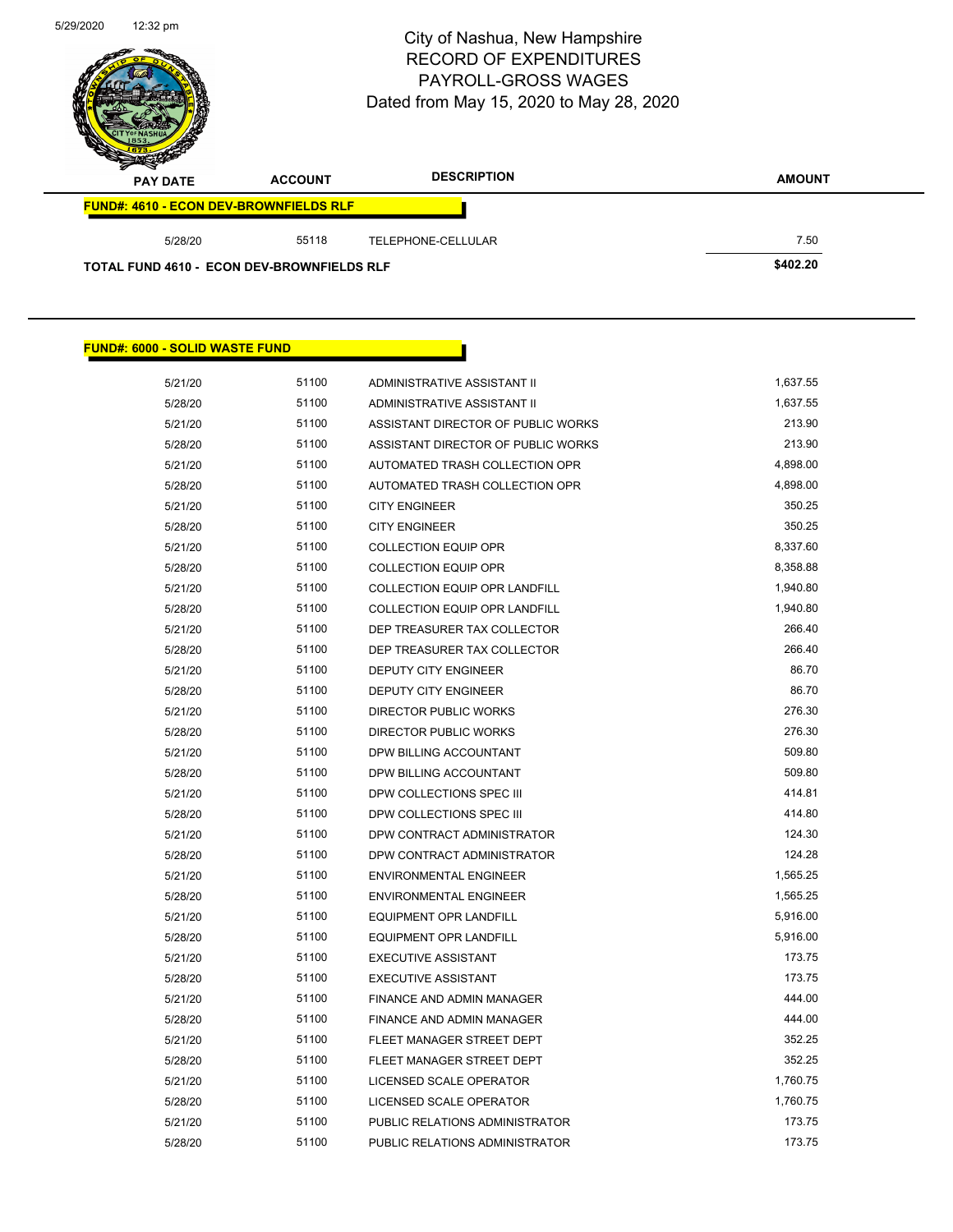# City of Nashua, New Hampshire
## RECORD OF EXPENDITURES
## PAYROLL-GROSS WAGES
### Dated from May 15, 2020 to May 28, 2020

| PAY DATE | ACCOUNT | DESCRIPTION | AMOUNT |
|---|---|---|---|
| **FUND#: 4610 - ECON DEV-BROWNFIELDS RLF** | | | |
| 5/28/20 | 55118 | TELEPHONE-CELLULAR | 7.50 |
| **TOTAL FUND 4610 - ECON DEV-BROWNFIELDS RLF** | | | **$402.20** |

**FUND#: 6000 - SOLID WASTE FUND**

| PAY DATE | ACCOUNT | DESCRIPTION | AMOUNT |
|---|---|---|---|
| 5/21/20 | 51100 | ADMINISTRATIVE ASSISTANT II | 1,637.55 |
| 5/28/20 | 51100 | ADMINISTRATIVE ASSISTANT II | 1,637.55 |
| 5/21/20 | 51100 | ASSISTANT DIRECTOR OF PUBLIC WORKS | 213.90 |
| 5/28/20 | 51100 | ASSISTANT DIRECTOR OF PUBLIC WORKS | 213.90 |
| 5/21/20 | 51100 | AUTOMATED TRASH COLLECTION OPR | 4,898.00 |
| 5/28/20 | 51100 | AUTOMATED TRASH COLLECTION OPR | 4,898.00 |
| 5/21/20 | 51100 | CITY ENGINEER | 350.25 |
| 5/28/20 | 51100 | CITY ENGINEER | 350.25 |
| 5/21/20 | 51100 | COLLECTION EQUIP OPR | 8,337.60 |
| 5/28/20 | 51100 | COLLECTION EQUIP OPR | 8,358.88 |
| 5/21/20 | 51100 | COLLECTION EQUIP OPR LANDFILL | 1,940.80 |
| 5/28/20 | 51100 | COLLECTION EQUIP OPR LANDFILL | 1,940.80 |
| 5/21/20 | 51100 | DEP TREASURER TAX COLLECTOR | 266.40 |
| 5/28/20 | 51100 | DEP TREASURER TAX COLLECTOR | 266.40 |
| 5/21/20 | 51100 | DEPUTY CITY ENGINEER | 86.70 |
| 5/28/20 | 51100 | DEPUTY CITY ENGINEER | 86.70 |
| 5/21/20 | 51100 | DIRECTOR PUBLIC WORKS | 276.30 |
| 5/28/20 | 51100 | DIRECTOR PUBLIC WORKS | 276.30 |
| 5/21/20 | 51100 | DPW BILLING ACCOUNTANT | 509.80 |
| 5/28/20 | 51100 | DPW BILLING ACCOUNTANT | 509.80 |
| 5/21/20 | 51100 | DPW COLLECTIONS SPEC III | 414.81 |
| 5/28/20 | 51100 | DPW COLLECTIONS SPEC III | 414.80 |
| 5/21/20 | 51100 | DPW CONTRACT ADMINISTRATOR | 124.30 |
| 5/28/20 | 51100 | DPW CONTRACT ADMINISTRATOR | 124.28 |
| 5/21/20 | 51100 | ENVIRONMENTAL ENGINEER | 1,565.25 |
| 5/28/20 | 51100 | ENVIRONMENTAL ENGINEER | 1,565.25 |
| 5/21/20 | 51100 | EQUIPMENT OPR LANDFILL | 5,916.00 |
| 5/28/20 | 51100 | EQUIPMENT OPR LANDFILL | 5,916.00 |
| 5/21/20 | 51100 | EXECUTIVE ASSISTANT | 173.75 |
| 5/28/20 | 51100 | EXECUTIVE ASSISTANT | 173.75 |
| 5/21/20 | 51100 | FINANCE AND ADMIN MANAGER | 444.00 |
| 5/28/20 | 51100 | FINANCE AND ADMIN MANAGER | 444.00 |
| 5/21/20 | 51100 | FLEET MANAGER STREET DEPT | 352.25 |
| 5/28/20 | 51100 | FLEET MANAGER STREET DEPT | 352.25 |
| 5/21/20 | 51100 | LICENSED SCALE OPERATOR | 1,760.75 |
| 5/28/20 | 51100 | LICENSED SCALE OPERATOR | 1,760.75 |
| 5/21/20 | 51100 | PUBLIC RELATIONS ADMINISTRATOR | 173.75 |
| 5/28/20 | 51100 | PUBLIC RELATIONS ADMINISTRATOR | 173.75 |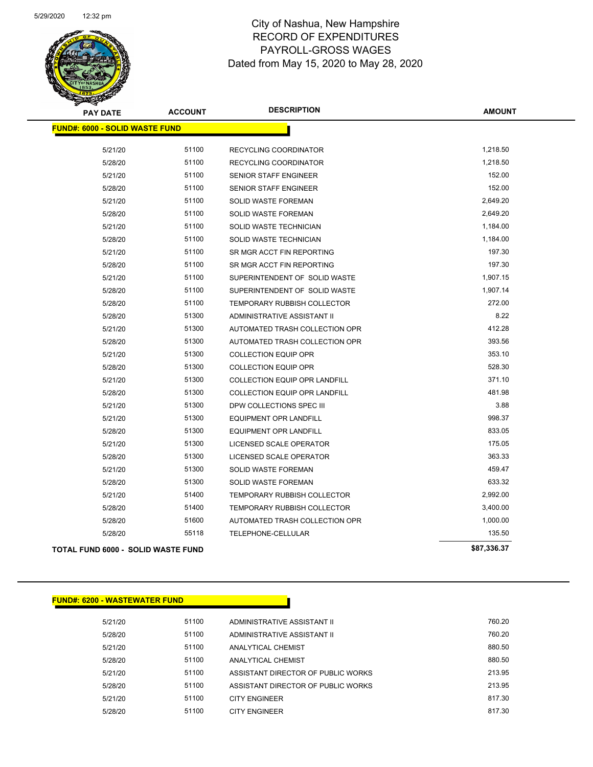# City of Nashua, New Hampshire
## RECORD OF EXPENDITURES
## PAYROLL-GROSS WAGES
### Dated from May 15, 2020 to May 28, 2020

| PAY DATE | ACCOUNT | DESCRIPTION | AMOUNT |
|---|---|---|---|
| **FUND#: 6000 - SOLID WASTE FUND** | | | |
| 5/21/20 | 51100 | RECYCLING COORDINATOR | 1,218.50 |
| 5/28/20 | 51100 | RECYCLING COORDINATOR | 1,218.50 |
| 5/21/20 | 51100 | SENIOR STAFF ENGINEER | 152.00 |
| 5/28/20 | 51100 | SENIOR STAFF ENGINEER | 152.00 |
| 5/21/20 | 51100 | SOLID WASTE FOREMAN | 2,649.20 |
| 5/28/20 | 51100 | SOLID WASTE FOREMAN | 2,649.20 |
| 5/21/20 | 51100 | SOLID WASTE TECHNICIAN | 1,184.00 |
| 5/28/20 | 51100 | SOLID WASTE TECHNICIAN | 1,184.00 |
| 5/21/20 | 51100 | SR MGR ACCT FIN REPORTING | 197.30 |
| 5/28/20 | 51100 | SR MGR ACCT FIN REPORTING | 197.30 |
| 5/21/20 | 51100 | SUPERINTENDENT OF SOLID WASTE | 1,907.15 |
| 5/28/20 | 51100 | SUPERINTENDENT OF SOLID WASTE | 1,907.14 |
| 5/28/20 | 51100 | TEMPORARY RUBBISH COLLECTOR | 272.00 |
| 5/28/20 | 51300 | ADMINISTRATIVE ASSISTANT II | 8.22 |
| 5/21/20 | 51300 | AUTOMATED TRASH COLLECTION OPR | 412.28 |
| 5/28/20 | 51300 | AUTOMATED TRASH COLLECTION OPR | 393.56 |
| 5/21/20 | 51300 | COLLECTION EQUIP OPR | 353.10 |
| 5/28/20 | 51300 | COLLECTION EQUIP OPR | 528.30 |
| 5/21/20 | 51300 | COLLECTION EQUIP OPR LANDFILL | 371.10 |
| 5/28/20 | 51300 | COLLECTION EQUIP OPR LANDFILL | 481.98 |
| 5/21/20 | 51300 | DPW COLLECTIONS SPEC III | 3.88 |
| 5/21/20 | 51300 | EQUIPMENT OPR LANDFILL | 998.37 |
| 5/28/20 | 51300 | EQUIPMENT OPR LANDFILL | 833.05 |
| 5/21/20 | 51300 | LICENSED SCALE OPERATOR | 175.05 |
| 5/28/20 | 51300 | LICENSED SCALE OPERATOR | 363.33 |
| 5/21/20 | 51300 | SOLID WASTE FOREMAN | 459.47 |
| 5/28/20 | 51300 | SOLID WASTE FOREMAN | 633.32 |
| 5/21/20 | 51400 | TEMPORARY RUBBISH COLLECTOR | 2,992.00 |
| 5/28/20 | 51400 | TEMPORARY RUBBISH COLLECTOR | 3,400.00 |
| 5/28/20 | 51600 | AUTOMATED TRASH COLLECTION OPR | 1,000.00 |
| 5/28/20 | 55118 | TELEPHONE-CELLULAR | 135.50 |
| **TOTAL FUND 6000 - SOLID WASTE FUND** | | | **$87,336.37** |

| PAY DATE | ACCOUNT | DESCRIPTION | AMOUNT |
|---|---|---|---|
| **FUND#: 6200 - WASTEWATER FUND** | | | |
| 5/21/20 | 51100 | ADMINISTRATIVE ASSISTANT II | 760.20 |
| 5/28/20 | 51100 | ADMINISTRATIVE ASSISTANT II | 760.20 |
| 5/21/20 | 51100 | ANALYTICAL CHEMIST | 880.50 |
| 5/28/20 | 51100 | ANALYTICAL CHEMIST | 880.50 |
| 5/21/20 | 51100 | ASSISTANT DIRECTOR OF PUBLIC WORKS | 213.95 |
| 5/28/20 | 51100 | ASSISTANT DIRECTOR OF PUBLIC WORKS | 213.95 |
| 5/21/20 | 51100 | CITY ENGINEER | 817.30 |
| 5/28/20 | 51100 | CITY ENGINEER | 817.30 |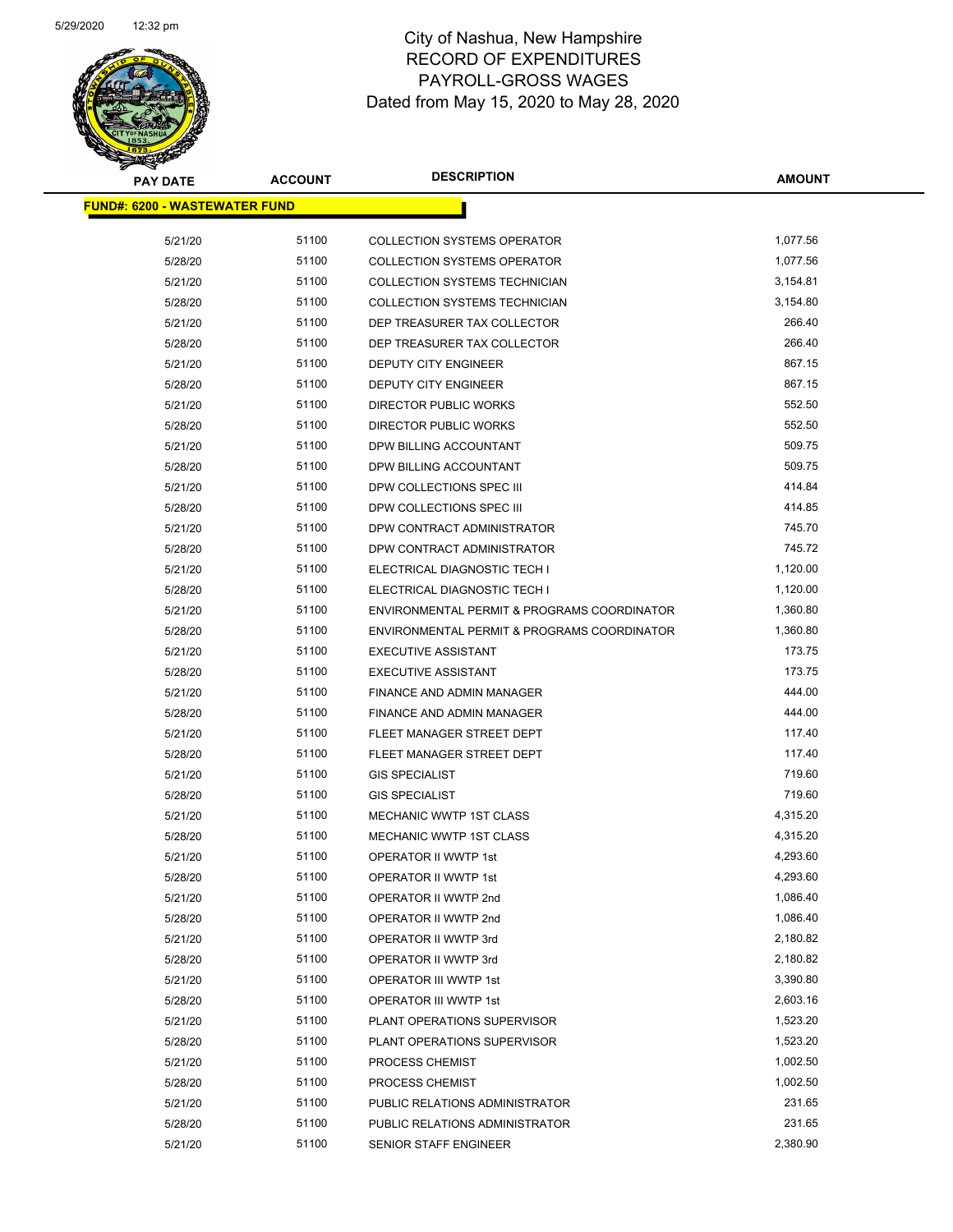# City of Nashua, New Hampshire
## RECORD OF EXPENDITURES
## PAYROLL-GROSS WAGES
## Dated from May 15, 2020 to May 28, 2020

| PAY DATE | ACCOUNT | DESCRIPTION | AMOUNT |
|---|---|---|---|
| **FUND#: 6200 - WASTEWATER FUND** | | | |
| 5/21/20 | 51100 | COLLECTION SYSTEMS OPERATOR | 1,077.56 |
| 5/28/20 | 51100 | COLLECTION SYSTEMS OPERATOR | 1,077.56 |
| 5/21/20 | 51100 | COLLECTION SYSTEMS TECHNICIAN | 3,154.81 |
| 5/28/20 | 51100 | COLLECTION SYSTEMS TECHNICIAN | 3,154.80 |
| 5/21/20 | 51100 | DEP TREASURER TAX COLLECTOR | 266.40 |
| 5/28/20 | 51100 | DEP TREASURER TAX COLLECTOR | 266.40 |
| 5/21/20 | 51100 | DEPUTY CITY ENGINEER | 867.15 |
| 5/28/20 | 51100 | DEPUTY CITY ENGINEER | 867.15 |
| 5/21/20 | 51100 | DIRECTOR PUBLIC WORKS | 552.50 |
| 5/28/20 | 51100 | DIRECTOR PUBLIC WORKS | 552.50 |
| 5/21/20 | 51100 | DPW BILLING ACCOUNTANT | 509.75 |
| 5/28/20 | 51100 | DPW BILLING ACCOUNTANT | 509.75 |
| 5/21/20 | 51100 | DPW COLLECTIONS SPEC III | 414.84 |
| 5/28/20 | 51100 | DPW COLLECTIONS SPEC III | 414.85 |
| 5/21/20 | 51100 | DPW CONTRACT ADMINISTRATOR | 745.70 |
| 5/28/20 | 51100 | DPW CONTRACT ADMINISTRATOR | 745.72 |
| 5/21/20 | 51100 | ELECTRICAL DIAGNOSTIC TECH I | 1,120.00 |
| 5/28/20 | 51100 | ELECTRICAL DIAGNOSTIC TECH I | 1,120.00 |
| 5/21/20 | 51100 | ENVIRONMENTAL PERMIT & PROGRAMS COORDINATOR | 1,360.80 |
| 5/28/20 | 51100 | ENVIRONMENTAL PERMIT & PROGRAMS COORDINATOR | 1,360.80 |
| 5/21/20 | 51100 | EXECUTIVE ASSISTANT | 173.75 |
| 5/28/20 | 51100 | EXECUTIVE ASSISTANT | 173.75 |
| 5/21/20 | 51100 | FINANCE AND ADMIN MANAGER | 444.00 |
| 5/28/20 | 51100 | FINANCE AND ADMIN MANAGER | 444.00 |
| 5/21/20 | 51100 | FLEET MANAGER STREET DEPT | 117.40 |
| 5/28/20 | 51100 | FLEET MANAGER STREET DEPT | 117.40 |
| 5/21/20 | 51100 | GIS SPECIALIST | 719.60 |
| 5/28/20 | 51100 | GIS SPECIALIST | 719.60 |
| 5/21/20 | 51100 | MECHANIC WWTP 1ST CLASS | 4,315.20 |
| 5/28/20 | 51100 | MECHANIC WWTP 1ST CLASS | 4,315.20 |
| 5/21/20 | 51100 | OPERATOR II WWTP 1st | 4,293.60 |
| 5/28/20 | 51100 | OPERATOR II WWTP 1st | 4,293.60 |
| 5/21/20 | 51100 | OPERATOR II WWTP 2nd | 1,086.40 |
| 5/28/20 | 51100 | OPERATOR II WWTP 2nd | 1,086.40 |
| 5/21/20 | 51100 | OPERATOR II WWTP 3rd | 2,180.82 |
| 5/28/20 | 51100 | OPERATOR II WWTP 3rd | 2,180.82 |
| 5/21/20 | 51100 | OPERATOR III WWTP 1st | 3,390.80 |
| 5/28/20 | 51100 | OPERATOR III WWTP 1st | 2,603.16 |
| 5/21/20 | 51100 | PLANT OPERATIONS SUPERVISOR | 1,523.20 |
| 5/28/20 | 51100 | PLANT OPERATIONS SUPERVISOR | 1,523.20 |
| 5/21/20 | 51100 | PROCESS CHEMIST | 1,002.50 |
| 5/28/20 | 51100 | PROCESS CHEMIST | 1,002.50 |
| 5/21/20 | 51100 | PUBLIC RELATIONS ADMINISTRATOR | 231.65 |
| 5/28/20 | 51100 | PUBLIC RELATIONS ADMINISTRATOR | 231.65 |
| 5/21/20 | 51100 | SENIOR STAFF ENGINEER | 2,380.90 |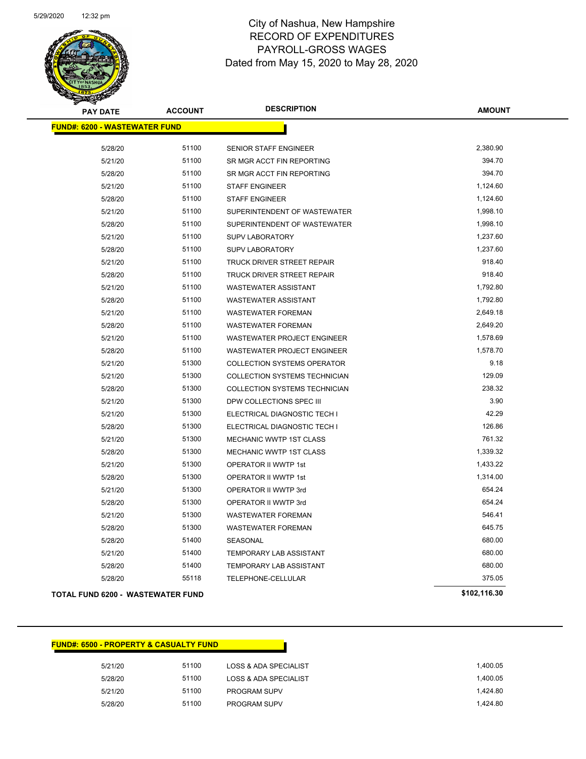City of Nashua, New Hampshire
RECORD OF EXPENDITURES
PAYROLL-GROSS WAGES
Dated from May 15, 2020 to May 28, 2020

| PAY DATE | ACCOUNT | DESCRIPTION | AMOUNT |
|---|---|---|---|
| **FUND#: 6200 - WASTEWATER FUND** | | | |
| 5/28/20 | 51100 | SENIOR STAFF ENGINEER | 2,380.90 |
| 5/21/20 | 51100 | SR MGR ACCT FIN REPORTING | 394.70 |
| 5/28/20 | 51100 | SR MGR ACCT FIN REPORTING | 394.70 |
| 5/21/20 | 51100 | STAFF ENGINEER | 1,124.60 |
| 5/28/20 | 51100 | STAFF ENGINEER | 1,124.60 |
| 5/21/20 | 51100 | SUPERINTENDENT OF WASTEWATER | 1,998.10 |
| 5/28/20 | 51100 | SUPERINTENDENT OF WASTEWATER | 1,998.10 |
| 5/21/20 | 51100 | SUPV LABORATORY | 1,237.60 |
| 5/28/20 | 51100 | SUPV LABORATORY | 1,237.60 |
| 5/21/20 | 51100 | TRUCK DRIVER STREET REPAIR | 918.40 |
| 5/28/20 | 51100 | TRUCK DRIVER STREET REPAIR | 918.40 |
| 5/21/20 | 51100 | WASTEWATER ASSISTANT | 1,792.80 |
| 5/28/20 | 51100 | WASTEWATER ASSISTANT | 1,792.80 |
| 5/21/20 | 51100 | WASTEWATER FOREMAN | 2,649.18 |
| 5/28/20 | 51100 | WASTEWATER FOREMAN | 2,649.20 |
| 5/21/20 | 51100 | WASTEWATER PROJECT ENGINEER | 1,578.69 |
| 5/28/20 | 51100 | WASTEWATER PROJECT ENGINEER | 1,578.70 |
| 5/21/20 | 51300 | COLLECTION SYSTEMS OPERATOR | 9.18 |
| 5/21/20 | 51300 | COLLECTION SYSTEMS TECHNICIAN | 129.09 |
| 5/28/20 | 51300 | COLLECTION SYSTEMS TECHNICIAN | 238.32 |
| 5/21/20 | 51300 | DPW COLLECTIONS SPEC III | 3.90 |
| 5/21/20 | 51300 | ELECTRICAL DIAGNOSTIC TECH I | 42.29 |
| 5/28/20 | 51300 | ELECTRICAL DIAGNOSTIC TECH I | 126.86 |
| 5/21/20 | 51300 | MECHANIC WWTP 1ST CLASS | 761.32 |
| 5/28/20 | 51300 | MECHANIC WWTP 1ST CLASS | 1,339.32 |
| 5/21/20 | 51300 | OPERATOR II WWTP 1st | 1,433.22 |
| 5/28/20 | 51300 | OPERATOR II WWTP 1st | 1,314.00 |
| 5/21/20 | 51300 | OPERATOR II WWTP 3rd | 654.24 |
| 5/28/20 | 51300 | OPERATOR II WWTP 3rd | 654.24 |
| 5/21/20 | 51300 | WASTEWATER FOREMAN | 546.41 |
| 5/28/20 | 51300 | WASTEWATER FOREMAN | 645.75 |
| 5/28/20 | 51400 | SEASONAL | 680.00 |
| 5/21/20 | 51400 | TEMPORARY LAB ASSISTANT | 680.00 |
| 5/28/20 | 51400 | TEMPORARY LAB ASSISTANT | 680.00 |
| 5/28/20 | 55118 | TELEPHONE-CELLULAR | 375.05 |
| **TOTAL FUND 6200 - WASTEWATER FUND** | | | **$102,116.30** |

| PAY DATE | ACCOUNT | DESCRIPTION | AMOUNT |
|---|---|---|---|
| **FUND#: 6500 - PROPERTY & CASUALTY FUND** | | | |
| 5/21/20 | 51100 | LOSS & ADA SPECIALIST | 1,400.05 |
| 5/28/20 | 51100 | LOSS & ADA SPECIALIST | 1,400.05 |
| 5/21/20 | 51100 | PROGRAM SUPV | 1,424.80 |
| 5/28/20 | 51100 | PROGRAM SUPV | 1,424.80 |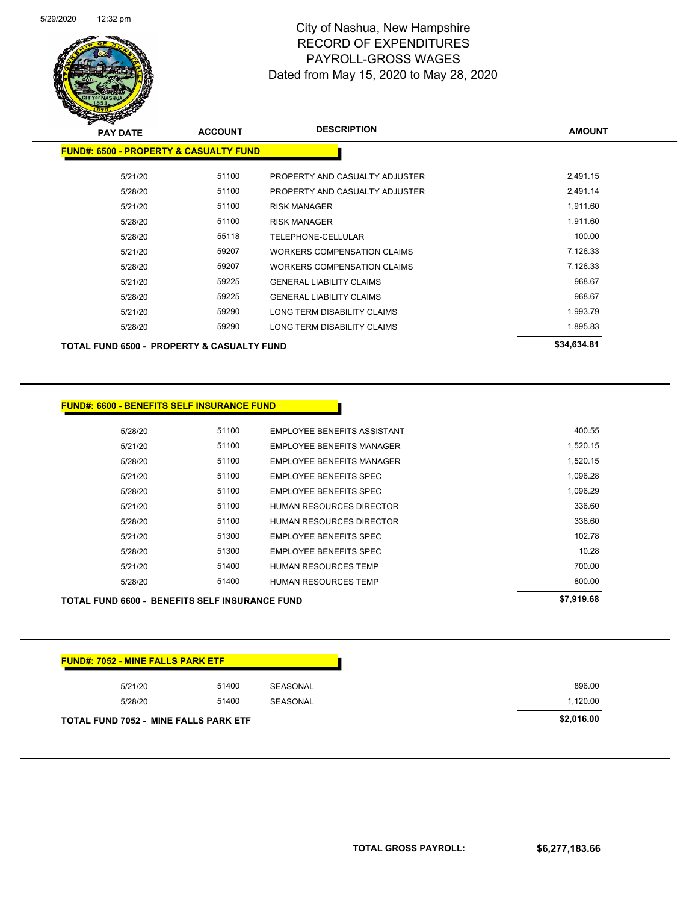# City of Nashua, New Hampshire
## RECORD OF EXPENDITURES
## PAYROLL-GROSS WAGES
### Dated from May 15, 2020 to May 28, 2020

| PAY DATE | ACCOUNT | DESCRIPTION | AMOUNT |
|---|---|---|---|
| **FUND#: 6500 - PROPERTY & CASUALTY FUND** | | | |
| 5/21/20 | 51100 | PROPERTY AND CASUALTY ADJUSTER | 2,491.15 |
| 5/28/20 | 51100 | PROPERTY AND CASUALTY ADJUSTER | 2,491.14 |
| 5/21/20 | 51100 | RISK MANAGER | 1,911.60 |
| 5/28/20 | 51100 | RISK MANAGER | 1,911.60 |
| 5/28/20 | 55118 | TELEPHONE-CELLULAR | 100.00 |
| 5/21/20 | 59207 | WORKERS COMPENSATION CLAIMS | 7,126.33 |
| 5/28/20 | 59207 | WORKERS COMPENSATION CLAIMS | 7,126.33 |
| 5/21/20 | 59225 | GENERAL LIABILITY CLAIMS | 968.67 |
| 5/28/20 | 59225 | GENERAL LIABILITY CLAIMS | 968.67 |
| 5/21/20 | 59290 | LONG TERM DISABILITY CLAIMS | 1,993.79 |
| 5/28/20 | 59290 | LONG TERM DISABILITY CLAIMS | 1,895.83 |
| **TOTAL FUND 6500 - PROPERTY & CASUALTY FUND** | | | **$34,634.81** |

| PAY DATE | ACCOUNT | DESCRIPTION | AMOUNT |
|---|---|---|---|
| **FUND#: 6600 - BENEFITS SELF INSURANCE FUND** | | | |
| 5/28/20 | 51100 | EMPLOYEE BENEFITS ASSISTANT | 400.55 |
| 5/21/20 | 51100 | EMPLOYEE BENEFITS MANAGER | 1,520.15 |
| 5/28/20 | 51100 | EMPLOYEE BENEFITS MANAGER | 1,520.15 |
| 5/21/20 | 51100 | EMPLOYEE BENEFITS SPEC | 1,096.28 |
| 5/28/20 | 51100 | EMPLOYEE BENEFITS SPEC | 1,096.29 |
| 5/21/20 | 51100 | HUMAN RESOURCES DIRECTOR | 336.60 |
| 5/28/20 | 51100 | HUMAN RESOURCES DIRECTOR | 336.60 |
| 5/21/20 | 51300 | EMPLOYEE BENEFITS SPEC | 102.78 |
| 5/28/20 | 51300 | EMPLOYEE BENEFITS SPEC | 10.28 |
| 5/21/20 | 51400 | HUMAN RESOURCES TEMP | 700.00 |
| 5/28/20 | 51400 | HUMAN RESOURCES TEMP | 800.00 |
| **TOTAL FUND 6600 - BENEFITS SELF INSURANCE FUND** | | | **$7,919.68** |

| PAY DATE | ACCOUNT | DESCRIPTION | AMOUNT |
|---|---|---|---|
| **FUND#: 7052 - MINE FALLS PARK ETF** | | | |
| 5/21/20 | 51400 | SEASONAL | 896.00 |
| 5/28/20 | 51400 | SEASONAL | 1,120.00 |
| **TOTAL FUND 7052 - MINE FALLS PARK ETF** | | | **$2,016.00** |

**TOTAL GROSS PAYROLL: $6,277,183.66**